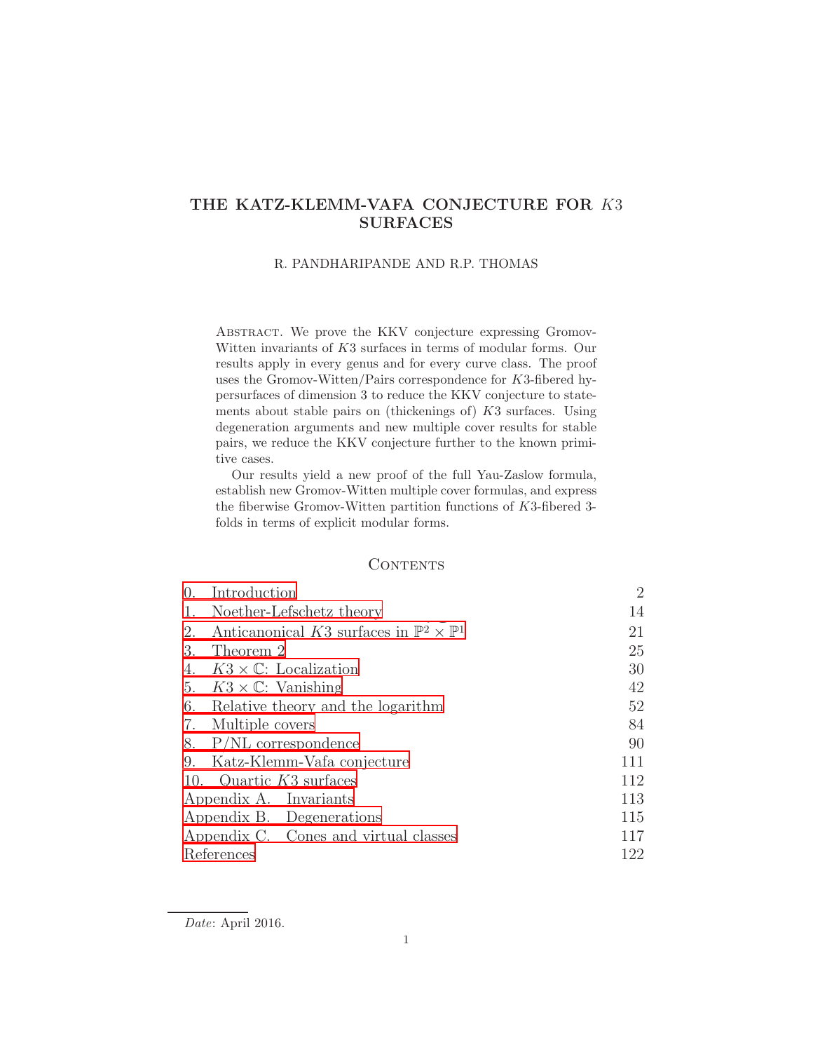# THE KATZ-KLEMM-VAFA CONJECTURE FOR $K3$ SURFACES

R. PANDHARIPANDE AND R.P. THOMAS

Abstract. We prove the KKV conjecture expressing Gromov-Witten invariants of $K3$ surfaces in terms of modular forms. Our results apply in every genus and for every curve class. The proof uses the Gromov-Witten/Pairs correspondence for $K3$-fibered hypersurfaces of dimension 3 to reduce the KKV conjecture to statements about stable pairs on (thickenings of) $K3$ surfaces. Using degeneration arguments and new multiple cover results for stable pairs, we reduce the KKV conjecture further to the known primitive cases.

Our results yield a new proof of the full Yau-Zaslow formula, establish new Gromov-Witten multiple cover formulas, and express the fiberwise Gromov-Witten partition functions of $K3$-fibered 3-folds in terms of explicit modular forms.

## Contents

| | |
|---|---|
| 0. Introduction | 2 |
| 1. Noether-Lefschetz theory | 14 |
| 2. Anticanonical $K3$ surfaces in $\mathbb{P}^2 \times \mathbb{P}^1$ | 21 |
| 3. Theorem 2 | 25 |
| 4. $K3 \times \mathbb{C}$: Localization | 30 |
| 5. $K3 \times \mathbb{C}$: Vanishing | 42 |
| 6. Relative theory and the logarithm | 52 |
| 7. Multiple covers | 84 |
| 8. P/NL correspondence | 90 |
| 9. Katz-Klemm-Vafa conjecture | 111 |
| 10. Quartic $K3$ surfaces | 112 |
| Appendix A. Invariants | 113 |
| Appendix B. Degenerations | 115 |
| Appendix C. Cones and virtual classes | 117 |
| References | 122 |

*Date*: April 2016.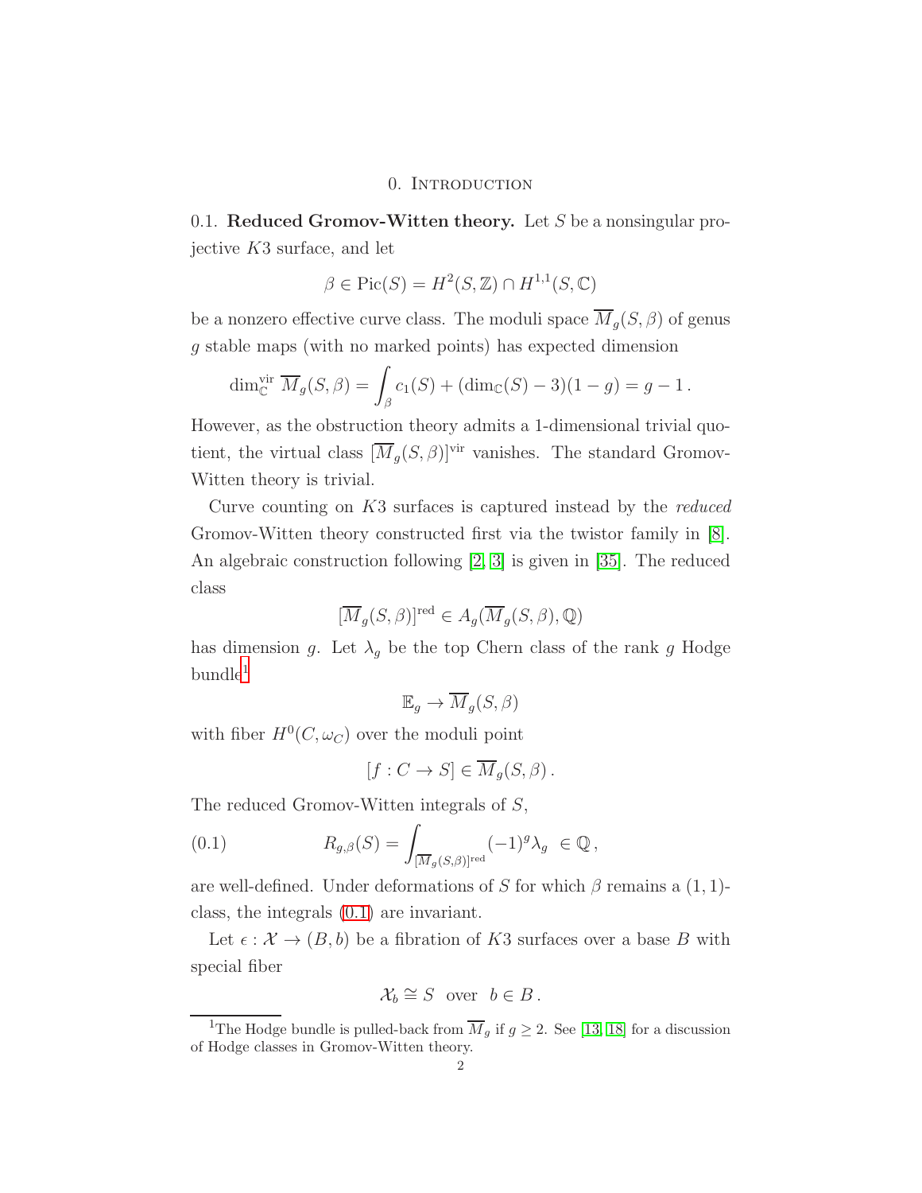## 0. Introduction

0.1. **Reduced Gromov-Witten theory.** Let $S$ be a nonsingular projective $K3$ surface, and let

$$\beta \in \mathrm{Pic}(S) = H^2(S, \mathbb{Z}) \cap H^{1,1}(S, \mathbb{C})$$

be a nonzero effective curve class. The moduli space $\overline{M}_g(S, \beta)$ of genus $g$ stable maps (with no marked points) has expected dimension

$$\dim_{\mathbb{C}}^{\mathrm{vir}} \overline{M}_g(S, \beta) = \int_\beta c_1(S) + (\dim_{\mathbb{C}}(S) - 3)(1 - g) = g - 1 \,.$$

However, as the obstruction theory admits a 1-dimensional trivial quotient, the virtual class $[\overline{M}_g(S, \beta)]^{\mathrm{vir}}$ vanishes. The standard Gromov-Witten theory is trivial.

Curve counting on $K3$ surfaces is captured instead by the *reduced* Gromov-Witten theory constructed first via the twistor family in [8]. An algebraic construction following [2, 3] is given in [35]. The reduced class

$$[\overline{M}_g(S, \beta)]^{\mathrm{red}} \in A_g(\overline{M}_g(S, \beta), \mathbb{Q})$$

has dimension $g$. Let $\lambda_g$ be the top Chern class of the rank $g$ Hodge bundle[1]

$$\mathbb{E}_g \to \overline{M}_g(S, \beta)$$

with fiber $H^0(C, \omega_C)$ over the moduli point

$$[f : C \to S] \in \overline{M}_g(S, \beta) \,.$$

The reduced Gromov-Witten integrals of $S$,

$$R_{g,\beta}(S) = \int_{[\overline{M}_g(S,\beta)]^{\mathrm{red}}} (-1)^g \lambda_g \ \in \mathbb{Q} \,, \tag{0.1}$$

are well-defined. Under deformations of $S$ for which $\beta$ remains a $(1,1)$-class, the integrals (0.1) are invariant.

Let $\epsilon : \mathcal{X} \to (B, b)$ be a fibration of $K3$ surfaces over a base $B$ with special fiber

$$\mathcal{X}_b \cong S \ \text{ over } \ b \in B \,.$$

[1] The Hodge bundle is pulled-back from $\overline{M}_g$ if $g \geq 2$. See [13, 18] for a discussion of Hodge classes in Gromov-Witten theory.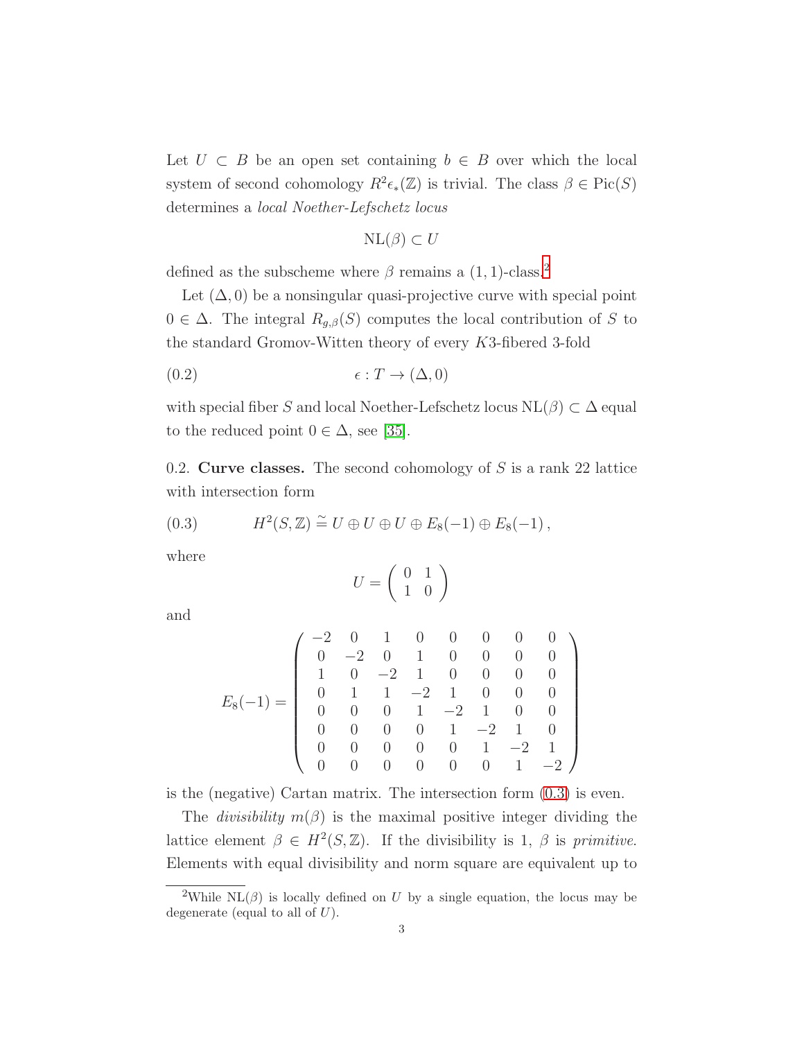Let $U \subset B$ be an open set containing $b \in B$ over which the local system of second cohomology $R^2\epsilon_*(\mathbb{Z})$ is trivial. The class $\beta \in \text{Pic}(S)$ determines a *local Noether-Lefschetz locus*

$$\text{NL}(\beta) \subset U$$

defined as the subscheme where $\beta$ remains a $(1,1)$-class.[2]

Let $(\Delta, 0)$ be a nonsingular quasi-projective curve with special point $0 \in \Delta$. The integral $R_{g,\beta}(S)$ computes the local contribution of $S$ to the standard Gromov-Witten theory of every $K3$-fibered 3-fold

$$\epsilon : T \to (\Delta, 0) \tag{0.2}$$

with special fiber $S$ and local Noether-Lefschetz locus $\text{NL}(\beta) \subset \Delta$ equal to the reduced point $0 \in \Delta$, see [35].

0.2. **Curve classes.** The second cohomology of $S$ is a rank 22 lattice with intersection form

$$H^2(S, \mathbb{Z}) \stackrel{\sim}{=} U \oplus U \oplus U \oplus E_8(-1) \oplus E_8(-1)\,, \tag{0.3}$$

where

$$U = \begin{pmatrix} 0 & 1 \\ 1 & 0 \end{pmatrix}$$

and

$$E_8(-1) = \begin{pmatrix} -2 & 0 & 1 & 0 & 0 & 0 & 0 & 0 \\ 0 & -2 & 0 & 1 & 0 & 0 & 0 & 0 \\ 1 & 0 & -2 & 1 & 0 & 0 & 0 & 0 \\ 0 & 1 & 1 & -2 & 1 & 0 & 0 & 0 \\ 0 & 0 & 0 & 1 & -2 & 1 & 0 & 0 \\ 0 & 0 & 0 & 0 & 1 & -2 & 1 & 0 \\ 0 & 0 & 0 & 0 & 0 & 1 & -2 & 1 \\ 0 & 0 & 0 & 0 & 0 & 0 & 1 & -2 \end{pmatrix}$$

is the (negative) Cartan matrix. The intersection form (0.3) is even.

The *divisibility* $m(\beta)$ is the maximal positive integer dividing the lattice element $\beta \in H^2(S, \mathbb{Z})$. If the divisibility is 1, $\beta$ is *primitive*. Elements with equal divisibility and norm square are equivalent up to

[2]While $\text{NL}(\beta)$ is locally defined on $U$ by a single equation, the locus may be degenerate (equal to all of $U$).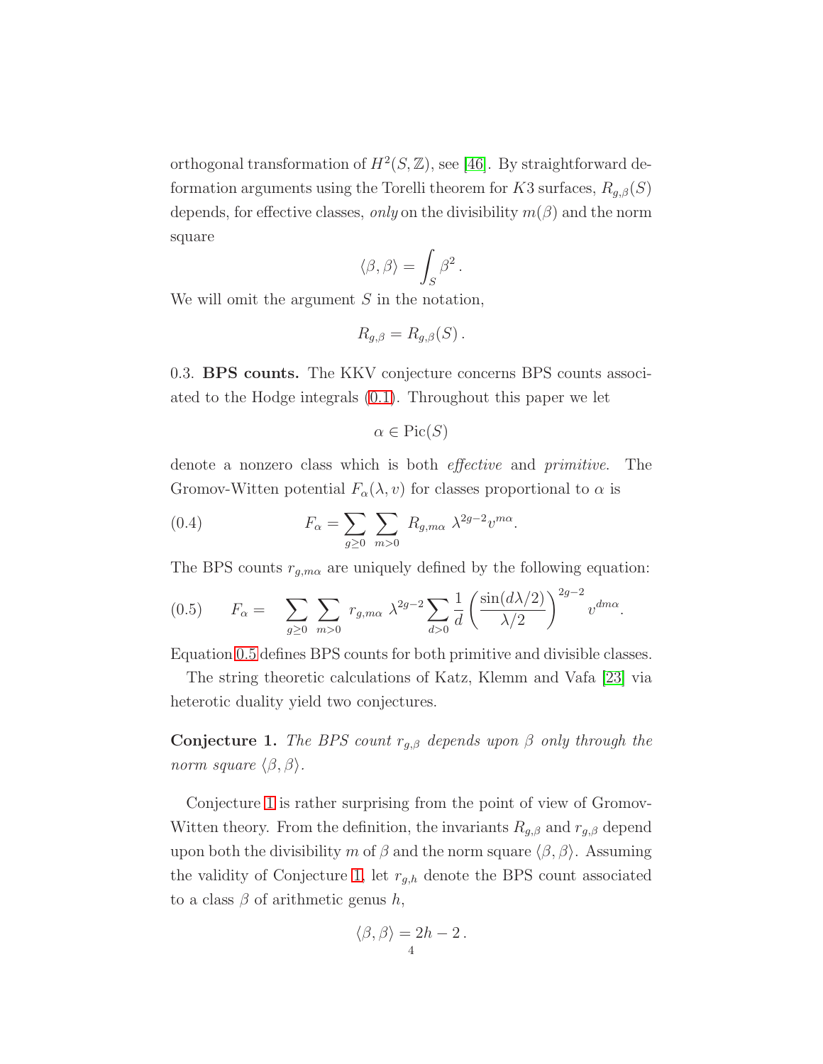orthogonal transformation of $H^2(S,\mathbb{Z})$, see [46]. By straightforward deformation arguments using the Torelli theorem for $K3$ surfaces, $R_{g,\beta}(S)$ depends, for effective classes, *only* on the divisibility $m(\beta)$ and the norm square

$$\langle \beta, \beta \rangle = \int_S \beta^2 \,.$$

We will omit the argument $S$ in the notation,

$$R_{g,\beta} = R_{g,\beta}(S)\,.$$

0.3. **BPS counts.** The KKV conjecture concerns BPS counts associated to the Hodge integrals (0.1). Throughout this paper we let

$$\alpha \in \mathrm{Pic}(S)$$

denote a nonzero class which is both *effective* and *primitive*. The Gromov-Witten potential $F_\alpha(\lambda, v)$ for classes proportional to $\alpha$ is

$$F_\alpha = \sum_{g\geq 0} \sum_{m>0} R_{g,m\alpha}\ \lambda^{2g-2} v^{m\alpha}. \tag{0.4}$$

The BPS counts $r_{g,m\alpha}$ are uniquely defined by the following equation:

$$F_\alpha = \sum_{g\geq 0} \sum_{m>0} r_{g,m\alpha}\ \lambda^{2g-2} \sum_{d>0} \frac{1}{d} \left( \frac{\sin(d\lambda/2)}{\lambda/2} \right)^{2g-2} v^{dm\alpha}. \tag{0.5}$$

Equation 0.5 defines BPS counts for both primitive and divisible classes.

The string theoretic calculations of Katz, Klemm and Vafa [23] via heterotic duality yield two conjectures.

**Conjecture 1.** *The BPS count $r_{g,\beta}$ depends upon $\beta$ only through the norm square $\langle \beta, \beta \rangle$.*

Conjecture 1 is rather surprising from the point of view of Gromov-Witten theory. From the definition, the invariants $R_{g,\beta}$ and $r_{g,\beta}$ depend upon both the divisibility $m$ of $\beta$ and the norm square $\langle \beta, \beta \rangle$. Assuming the validity of Conjecture 1, let $r_{g,h}$ denote the BPS count associated to a class $\beta$ of arithmetic genus $h$,

$$\langle \beta, \beta \rangle = 2h - 2\,.$$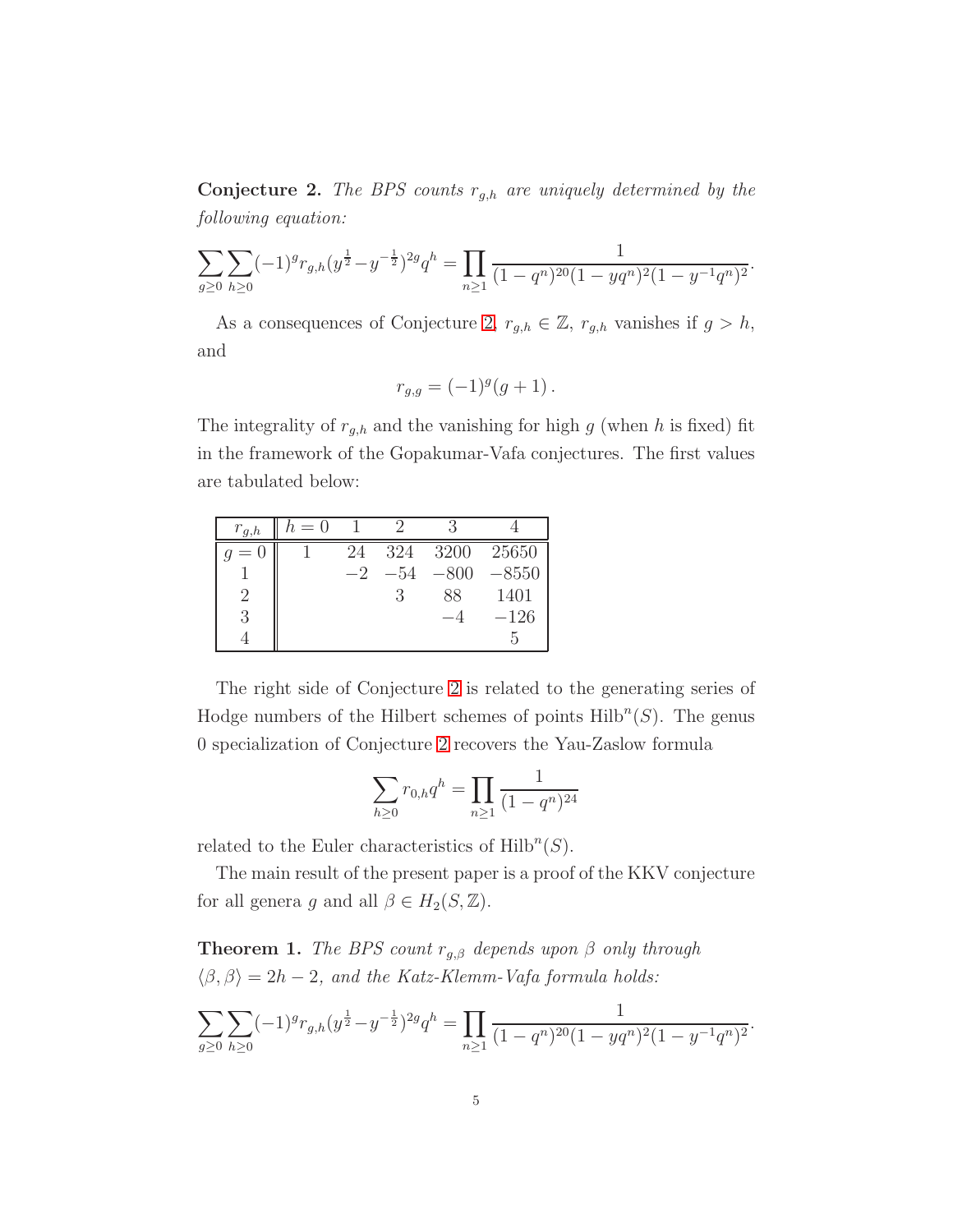**Conjecture 2.** *The BPS counts $r_{g,h}$ are uniquely determined by the following equation:*

$$\sum_{g\geq 0}\sum_{h\geq 0}(-1)^g r_{g,h}(y^{\frac{1}{2}}-y^{-\frac{1}{2}})^{2g}q^h = \prod_{n\geq 1}\frac{1}{(1-q^n)^{20}(1-yq^n)^2(1-y^{-1}q^n)^2}.$$

As a consequences of Conjecture 2, $r_{g,h}\in\mathbb{Z}$, $r_{g,h}$ vanishes if $g>h$, and

$$r_{g,g}=(-1)^g(g+1)\,.$$

The integrality of $r_{g,h}$ and the vanishing for high $g$ (when $h$ is fixed) fit in the framework of the Gopakumar-Vafa conjectures. The first values are tabulated below:

| $r_{g,h}$ | $h=0$ | 1 | 2 | 3 | 4 |
|---|---|---|---|---|---|
| $g=0$ | 1 | 24 | 324 | 3200 | 25650 |
| 1 | | $-2$ | $-54$ | $-800$ | $-8550$ |
| 2 | | | 3 | 88 | 1401 |
| 3 | | | | $-4$ | $-126$ |
| 4 | | | | | 5 |

The right side of Conjecture 2 is related to the generating series of Hodge numbers of the Hilbert schemes of points $\mathrm{Hilb}^n(S)$. The genus 0 specialization of Conjecture 2 recovers the Yau-Zaslow formula

$$\sum_{h\geq 0} r_{0,h}q^h = \prod_{n\geq 1}\frac{1}{(1-q^n)^{24}}$$

related to the Euler characteristics of $\mathrm{Hilb}^n(S)$.

The main result of the present paper is a proof of the KKV conjecture for all genera $g$ and all $\beta\in H_2(S,\mathbb{Z})$.

**Theorem 1.** *The BPS count $r_{g,\beta}$ depends upon $\beta$ only through $\langle\beta,\beta\rangle = 2h-2$, and the Katz-Klemm-Vafa formula holds:*

$$\sum_{g\geq 0}\sum_{h\geq 0}(-1)^g r_{g,h}(y^{\frac{1}{2}}-y^{-\frac{1}{2}})^{2g}q^h = \prod_{n\geq 1}\frac{1}{(1-q^n)^{20}(1-yq^n)^2(1-y^{-1}q^n)^2}.$$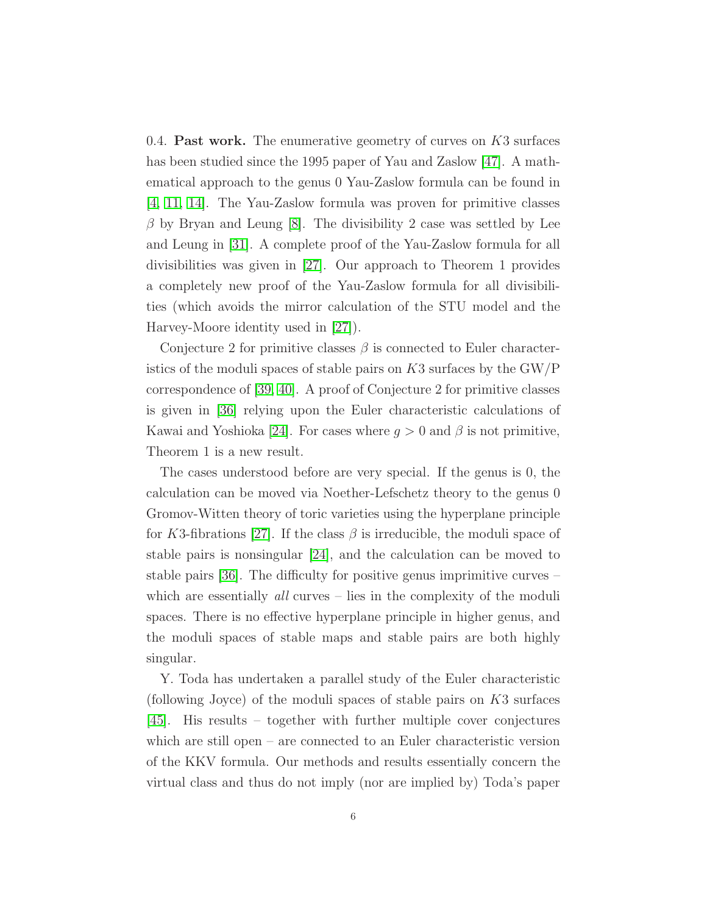0.4. **Past work.** The enumerative geometry of curves on $K3$ surfaces has been studied since the 1995 paper of Yau and Zaslow [47]. A mathematical approach to the genus 0 Yau-Zaslow formula can be found in [4, 11, 14]. The Yau-Zaslow formula was proven for primitive classes $\beta$ by Bryan and Leung [8]. The divisibility 2 case was settled by Lee and Leung in [31]. A complete proof of the Yau-Zaslow formula for all divisibilities was given in [27]. Our approach to Theorem 1 provides a completely new proof of the Yau-Zaslow formula for all divisibilities (which avoids the mirror calculation of the STU model and the Harvey-Moore identity used in [27]).

Conjecture 2 for primitive classes $\beta$ is connected to Euler characteristics of the moduli spaces of stable pairs on $K3$ surfaces by the GW/P correspondence of [39, 40]. A proof of Conjecture 2 for primitive classes is given in [36] relying upon the Euler characteristic calculations of Kawai and Yoshioka [24]. For cases where $g > 0$ and $\beta$ is not primitive, Theorem 1 is a new result.

The cases understood before are very special. If the genus is 0, the calculation can be moved via Noether-Lefschetz theory to the genus 0 Gromov-Witten theory of toric varieties using the hyperplane principle for $K3$-fibrations [27]. If the class $\beta$ is irreducible, the moduli space of stable pairs is nonsingular [24], and the calculation can be moved to stable pairs [36]. The difficulty for positive genus imprimitive curves – which are essentially *all* curves – lies in the complexity of the moduli spaces. There is no effective hyperplane principle in higher genus, and the moduli spaces of stable maps and stable pairs are both highly singular.

Y. Toda has undertaken a parallel study of the Euler characteristic (following Joyce) of the moduli spaces of stable pairs on $K3$ surfaces [45]. His results – together with further multiple cover conjectures which are still open – are connected to an Euler characteristic version of the KKV formula. Our methods and results essentially concern the virtual class and thus do not imply (nor are implied by) Toda's paper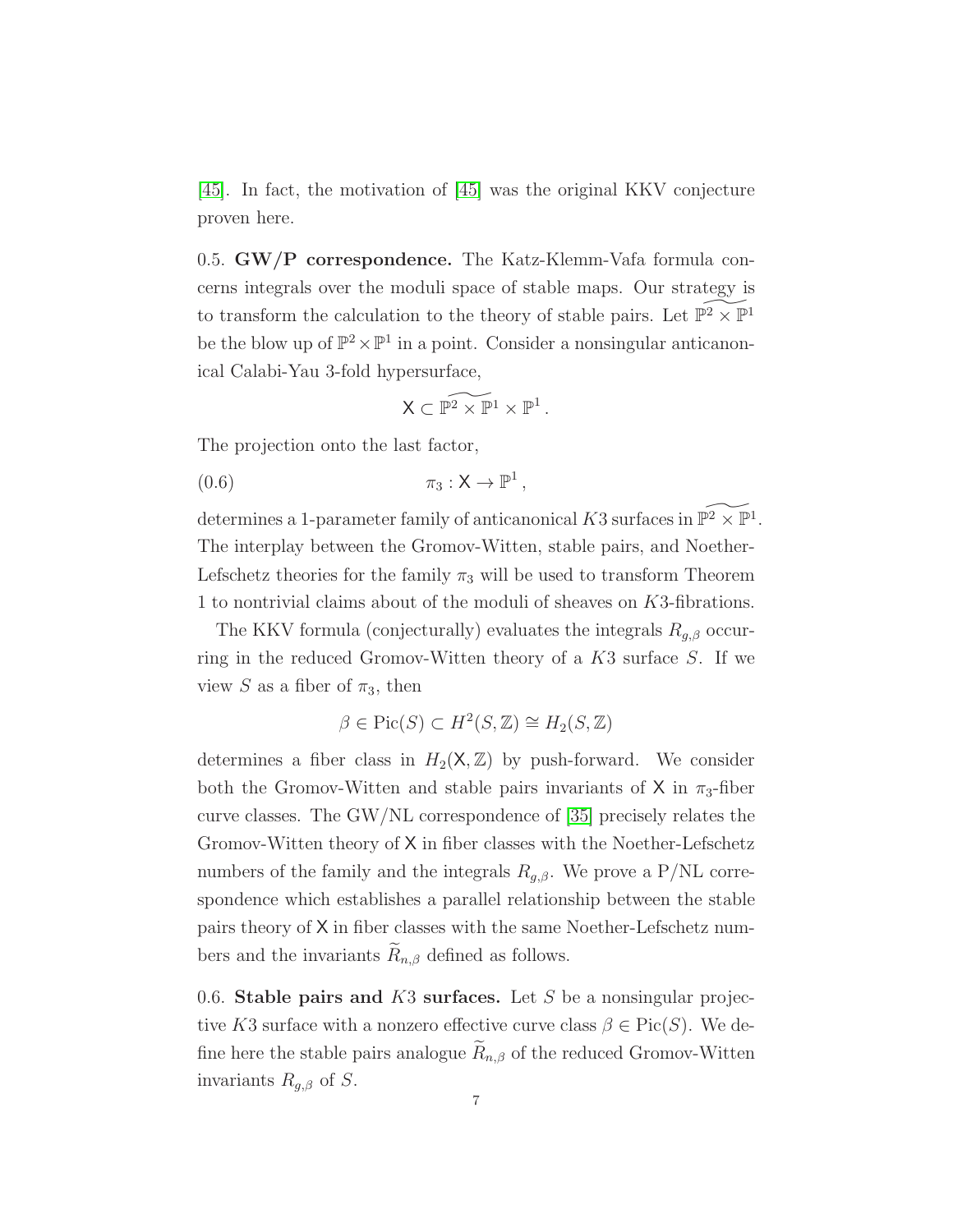[45]. In fact, the motivation of [45] was the original KKV conjecture proven here.

0.5. **GW/P correspondence.** The Katz-Klemm-Vafa formula concerns integrals over the moduli space of stable maps. Our strategy is to transform the calculation to the theory of stable pairs. Let $\widetilde{\mathbb{P}^2 \times \mathbb{P}^1}$ be the blow up of $\mathbb{P}^2 \times \mathbb{P}^1$ in a point. Consider a nonsingular anticanonical Calabi-Yau 3-fold hypersurface,

$$\mathsf{X} \subset \widetilde{\mathbb{P}^2 \times \mathbb{P}^1} \times \mathbb{P}^1 \,.$$

The projection onto the last factor,

$$\pi_3 : \mathsf{X} \to \mathbb{P}^1 \,, \tag{0.6}$$

determines a 1-parameter family of anticanonical $K3$ surfaces in $\widetilde{\mathbb{P}^2 \times \mathbb{P}^1}$. The interplay between the Gromov-Witten, stable pairs, and Noether-Lefschetz theories for the family $\pi_3$ will be used to transform Theorem 1 to nontrivial claims about of the moduli of sheaves on $K3$-fibrations.

The KKV formula (conjecturally) evaluates the integrals $R_{g,\beta}$ occurring in the reduced Gromov-Witten theory of a $K3$ surface $S$. If we view $S$ as a fiber of $\pi_3$, then

$$\beta \in \text{Pic}(S) \subset H^2(S, \mathbb{Z}) \cong H_2(S, \mathbb{Z})$$

determines a fiber class in $H_2(\mathsf{X}, \mathbb{Z})$ by push-forward. We consider both the Gromov-Witten and stable pairs invariants of $\mathsf{X}$ in $\pi_3$-fiber curve classes. The GW/NL correspondence of [35] precisely relates the Gromov-Witten theory of $\mathsf{X}$ in fiber classes with the Noether-Lefschetz numbers of the family and the integrals $R_{g,\beta}$. We prove a P/NL correspondence which establishes a parallel relationship between the stable pairs theory of $\mathsf{X}$ in fiber classes with the same Noether-Lefschetz numbers and the invariants $\widetilde{R}_{n,\beta}$ defined as follows.

0.6. **Stable pairs and $K3$ surfaces.** Let $S$ be a nonsingular projective $K3$ surface with a nonzero effective curve class $\beta \in \text{Pic}(S)$. We define here the stable pairs analogue $\widetilde{R}_{n,\beta}$ of the reduced Gromov-Witten invariants $R_{g,\beta}$ of $S$.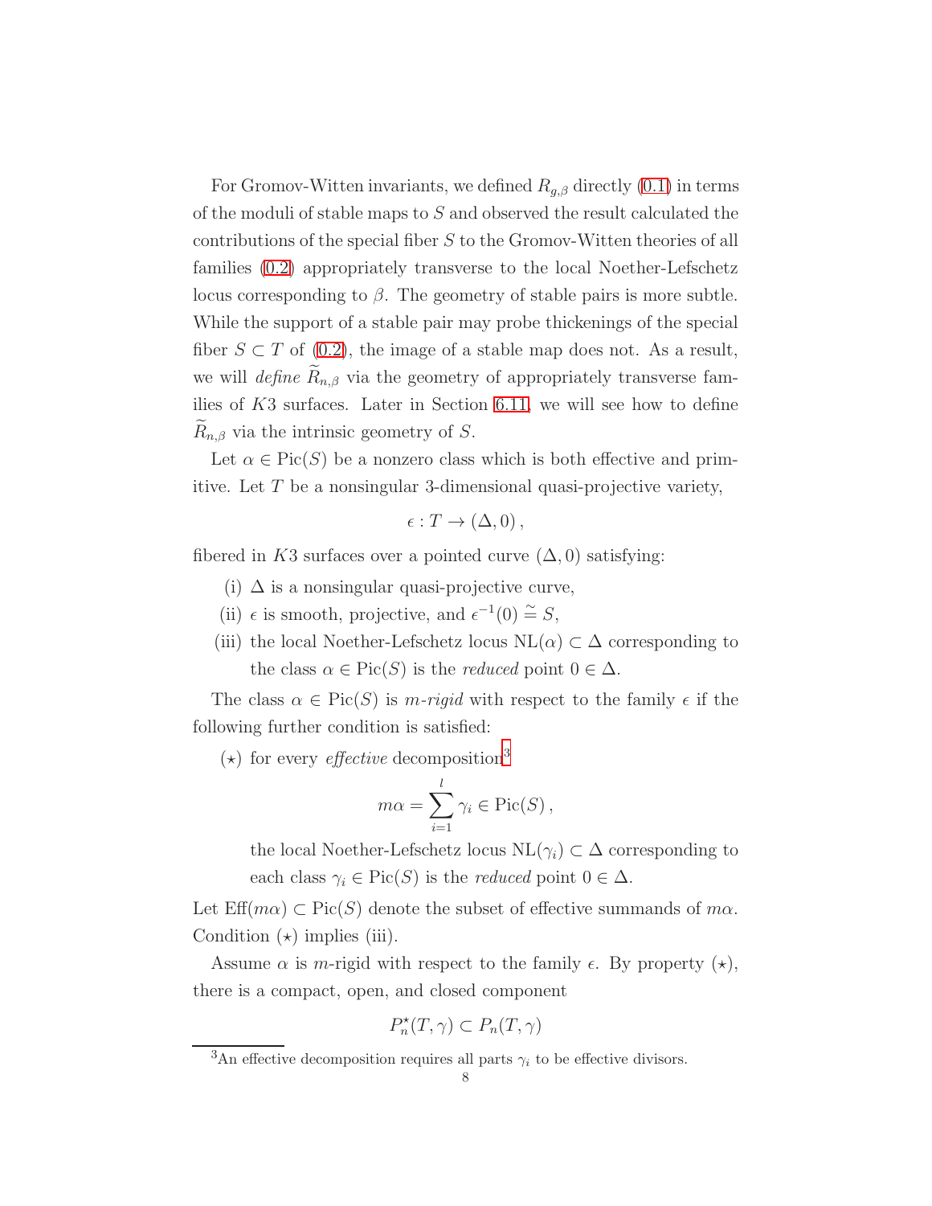For Gromov-Witten invariants, we defined $R_{g,\beta}$ directly (0.1) in terms of the moduli of stable maps to $S$ and observed the result calculated the contributions of the special fiber $S$ to the Gromov-Witten theories of all families (0.2) appropriately transverse to the local Noether-Lefschetz locus corresponding to $\beta$. The geometry of stable pairs is more subtle. While the support of a stable pair may probe thickenings of the special fiber $S \subset T$ of (0.2), the image of a stable map does not. As a result, we will *define* $\widetilde{R}_{n,\beta}$ via the geometry of appropriately transverse families of $K3$ surfaces. Later in Section 6.11, we will see how to define $\widetilde{R}_{n,\beta}$ via the intrinsic geometry of $S$.

Let $\alpha \in \mathrm{Pic}(S)$ be a nonzero class which is both effective and primitive. Let $T$ be a nonsingular 3-dimensional quasi-projective variety,

$$\epsilon : T \to (\Delta, 0)\,,$$

fibered in $K3$ surfaces over a pointed curve $(\Delta, 0)$ satisfying:

(i) $\Delta$ is a nonsingular quasi-projective curve,

(ii) $\epsilon$ is smooth, projective, and $\epsilon^{-1}(0) \stackrel{\sim}{=} S$,

(iii) the local Noether-Lefschetz locus $\mathrm{NL}(\alpha) \subset \Delta$ corresponding to the class $\alpha \in \mathrm{Pic}(S)$ is the *reduced* point $0 \in \Delta$.

The class $\alpha \in \mathrm{Pic}(S)$ is *$m$-rigid* with respect to the family $\epsilon$ if the following further condition is satisfied:

($\star$) for every *effective* decomposition[3]

$$m\alpha = \sum_{i=1}^{l} \gamma_i \in \mathrm{Pic}(S)\,,$$

the local Noether-Lefschetz locus $\mathrm{NL}(\gamma_i) \subset \Delta$ corresponding to each class $\gamma_i \in \mathrm{Pic}(S)$ is the *reduced* point $0 \in \Delta$.

Let $\mathrm{Eff}(m\alpha) \subset \mathrm{Pic}(S)$ denote the subset of effective summands of $m\alpha$. Condition ($\star$) implies (iii).

Assume $\alpha$ is $m$-rigid with respect to the family $\epsilon$. By property ($\star$), there is a compact, open, and closed component

$$P^\star_n(T, \gamma) \subset P_n(T, \gamma)$$

[3]An effective decomposition requires all parts $\gamma_i$ to be effective divisors.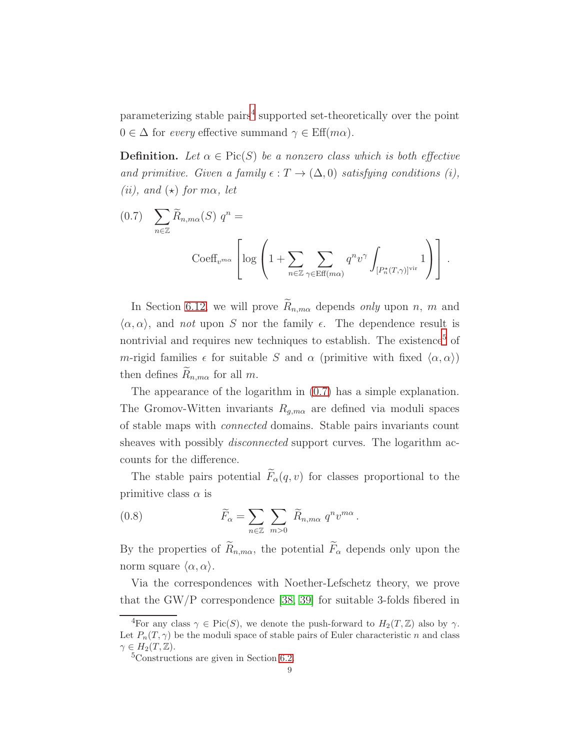parameterizing stable pairs[4] supported set-theoretically over the point $0 \in \Delta$ for *every* effective summand $\gamma \in \text{Eff}(m\alpha)$.

**Definition.** *Let $\alpha \in \text{Pic}(S)$ be a nonzero class which is both effective and primitive. Given a family $\epsilon : T \to (\Delta, 0)$ satisfying conditions (i), (ii), and $(\star)$ for $m\alpha$, let*

$$
(0.7) \quad \sum_{n\in\mathbb{Z}} \widetilde{R}_{n,m\alpha}(S)\ q^n = \text{Coeff}_{v^{m\alpha}} \left[ \log\left(1 + \sum_{n\in\mathbb{Z}} \sum_{\gamma\in \text{Eff}(m\alpha)} q^n v^\gamma \int_{[P_n^\star(T,\gamma)]^{\text{vir}}} 1 \right)\right].
$$

In Section 6.12, we will prove $\widetilde{R}_{n,m\alpha}$ depends *only* upon $n$, $m$ and $\langle \alpha, \alpha\rangle$, and *not* upon $S$ nor the family $\epsilon$. The dependence result is nontrivial and requires new techniques to establish. The existence[5] of $m$-rigid families $\epsilon$ for suitable $S$ and $\alpha$ (primitive with fixed $\langle \alpha, \alpha\rangle$) then defines $\widetilde{R}_{n,m\alpha}$ for all $m$.

The appearance of the logarithm in (0.7) has a simple explanation. The Gromov-Witten invariants $R_{g,m\alpha}$ are defined via moduli spaces of stable maps with *connected* domains. Stable pairs invariants count sheaves with possibly *disconnected* support curves. The logarithm accounts for the difference.

The stable pairs potential $\widetilde{F}_\alpha(q,v)$ for classes proportional to the primitive class $\alpha$ is

$$
(0.8) \qquad \widetilde{F}_\alpha = \sum_{n\in\mathbb{Z}} \sum_{m>0} \widetilde{R}_{n,m\alpha}\ q^n v^{m\alpha}\,.
$$

By the properties of $\widetilde{R}_{n,m\alpha}$, the potential $\widetilde{F}_\alpha$ depends only upon the norm square $\langle \alpha, \alpha\rangle$.

Via the correspondences with Noether-Lefschetz theory, we prove that the GW/P correspondence [38, 39] for suitable 3-folds fibered in

---

[4] For any class $\gamma \in \text{Pic}(S)$, we denote the push-forward to $H_2(T,\mathbb{Z})$ also by $\gamma$. Let $P_n(T,\gamma)$ be the moduli space of stable pairs of Euler characteristic $n$ and class $\gamma \in H_2(T,\mathbb{Z})$.

[5] Constructions are given in Section 6.2.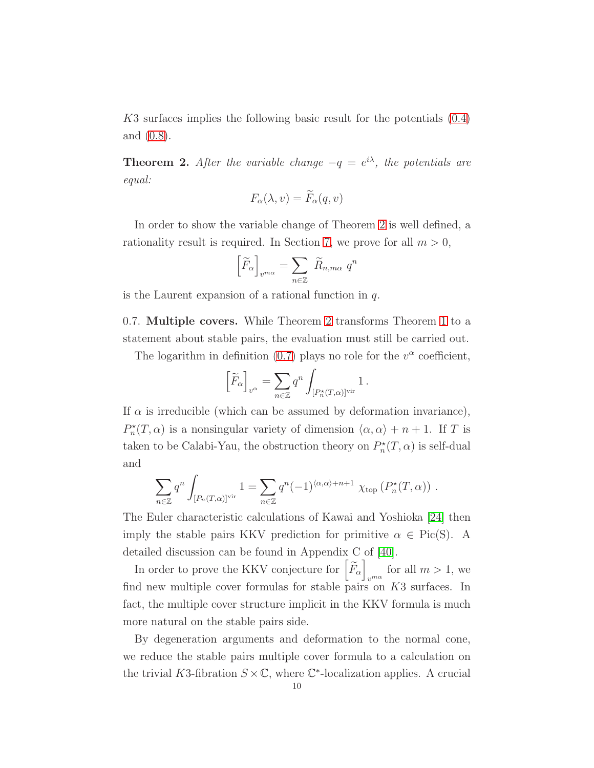$K3$ surfaces implies the following basic result for the potentials (0.4) and (0.8).

**Theorem 2.** *After the variable change $-q = e^{i\lambda}$, the potentials are equal:*

$$F_\alpha(\lambda, v) = \widetilde{F}_\alpha(q, v)$$

In order to show the variable change of Theorem 2 is well defined, a rationality result is required. In Section 7, we prove for all $m > 0$,

$$\left[\widetilde{F}_\alpha\right]_{v^{m\alpha}} = \sum_{n\in\mathbb{Z}} \widetilde{R}_{n,m\alpha}\ q^n$$

is the Laurent expansion of a rational function in $q$.

0.7. **Multiple covers.** While Theorem 2 transforms Theorem 1 to a statement about stable pairs, the evaluation must still be carried out.

The logarithm in definition (0.7) plays no role for the $v^\alpha$ coefficient,

$$\left[\widetilde{F}_\alpha\right]_{v^\alpha} = \sum_{n\in\mathbb{Z}} q^n \int_{[P_n^\star(T,\alpha)]^{\text{vir}}} 1\,.$$

If $\alpha$ is irreducible (which can be assumed by deformation invariance), $P_n^\star(T, \alpha)$ is a nonsingular variety of dimension $\langle\alpha, \alpha\rangle + n + 1$. If $T$ is taken to be Calabi-Yau, the obstruction theory on $P_n^\star(T, \alpha)$ is self-dual and

$$\sum_{n\in\mathbb{Z}} q^n \int_{[P_n(T,\alpha)]^{\text{vir}}} 1 = \sum_{n\in\mathbb{Z}} q^n (-1)^{\langle\alpha,\alpha\rangle+n+1}\ \chi_{\text{top}}\left(P_n^\star(T,\alpha)\right)\,.$$

The Euler characteristic calculations of Kawai and Yoshioka [24] then imply the stable pairs KKV prediction for primitive $\alpha \in \text{Pic(S)}$. A detailed discussion can be found in Appendix C of [40].

In order to prove the KKV conjecture for $\left[\widetilde{F}_\alpha\right]_{v^{m\alpha}}$ for all $m > 1$, we find new multiple cover formulas for stable pairs on $K3$ surfaces. In fact, the multiple cover structure implicit in the KKV formula is much more natural on the stable pairs side.

By degeneration arguments and deformation to the normal cone, we reduce the stable pairs multiple cover formula to a calculation on the trivial $K3$-fibration $S \times \mathbb{C}$, where $\mathbb{C}^*$-localization applies. A crucial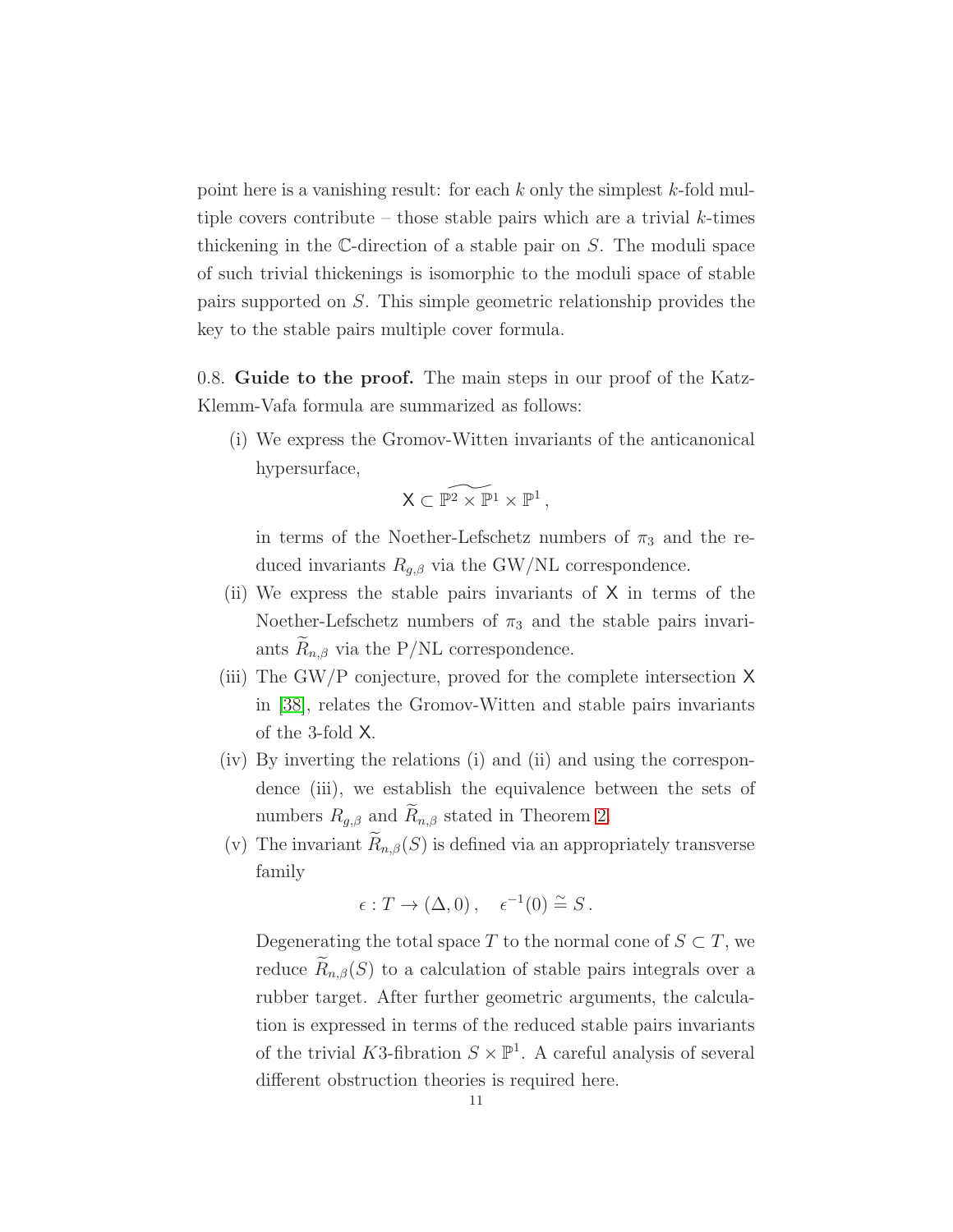point here is a vanishing result: for each $k$ only the simplest $k$-fold multiple covers contribute – those stable pairs which are a trivial $k$-times thickening in the $\mathbb{C}$-direction of a stable pair on $S$. The moduli space of such trivial thickenings is isomorphic to the moduli space of stable pairs supported on $S$. This simple geometric relationship provides the key to the stable pairs multiple cover formula.

0.8. **Guide to the proof.** The main steps in our proof of the Katz-Klemm-Vafa formula are summarized as follows:

(i) We express the Gromov-Witten invariants of the anticanonical hypersurface,

$$\mathsf{X} \subset \widetilde{\mathbb{P}^2 \times \mathbb{P}^1} \times \mathbb{P}^1 \,,$$

in terms of the Noether-Lefschetz numbers of $\pi_3$ and the reduced invariants $R_{g,\beta}$ via the GW/NL correspondence.

(ii) We express the stable pairs invariants of $\mathsf{X}$ in terms of the Noether-Lefschetz numbers of $\pi_3$ and the stable pairs invariants $\widetilde{R}_{n,\beta}$ via the P/NL correspondence.

(iii) The GW/P conjecture, proved for the complete intersection $\mathsf{X}$ in [38], relates the Gromov-Witten and stable pairs invariants of the 3-fold $\mathsf{X}$.

(iv) By inverting the relations (i) and (ii) and using the correspondence (iii), we establish the equivalence between the sets of numbers $R_{g,\beta}$ and $\widetilde{R}_{n,\beta}$ stated in Theorem 2.

(v) The invariant $\widetilde{R}_{n,\beta}(S)$ is defined via an appropriately transverse family

$$\epsilon : T \to (\Delta, 0)\,, \quad \epsilon^{-1}(0) \cong S\,.$$

Degenerating the total space $T$ to the normal cone of $S \subset T$, we reduce $\widetilde{R}_{n,\beta}(S)$ to a calculation of stable pairs integrals over a rubber target. After further geometric arguments, the calculation is expressed in terms of the reduced stable pairs invariants of the trivial $K3$-fibration $S \times \mathbb{P}^1$. A careful analysis of several different obstruction theories is required here.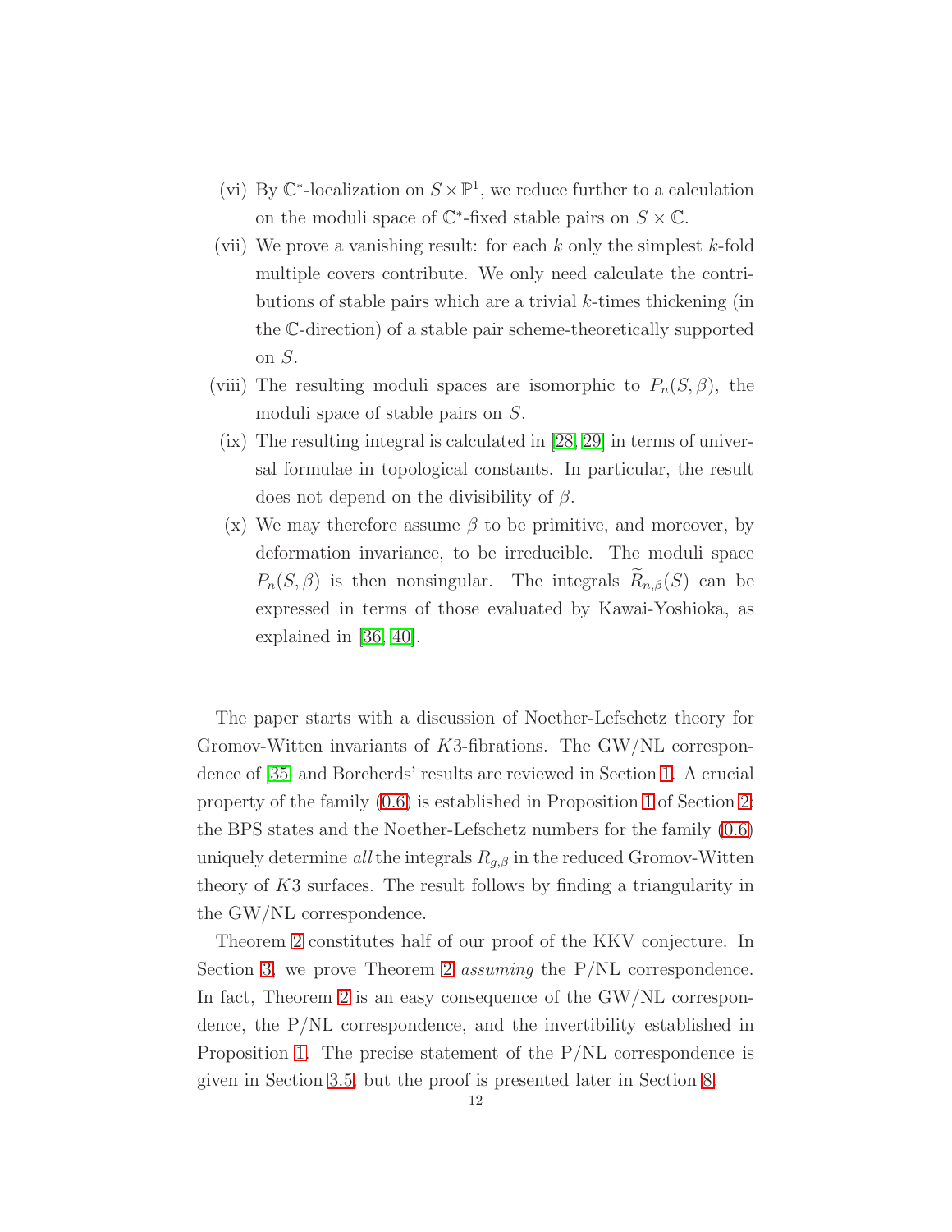(vi) By $\mathbb{C}^*$-localization on $S \times \mathbb{P}^1$, we reduce further to a calculation on the moduli space of $\mathbb{C}^*$-fixed stable pairs on $S \times \mathbb{C}$.

(vii) We prove a vanishing result: for each $k$ only the simplest $k$-fold multiple covers contribute. We only need calculate the contributions of stable pairs which are a trivial $k$-times thickening (in the $\mathbb{C}$-direction) of a stable pair scheme-theoretically supported on $S$.

(viii) The resulting moduli spaces are isomorphic to $P_n(S, \beta)$, the moduli space of stable pairs on $S$.

(ix) The resulting integral is calculated in [28, 29] in terms of universal formulae in topological constants. In particular, the result does not depend on the divisibility of $\beta$.

(x) We may therefore assume $\beta$ to be primitive, and moreover, by deformation invariance, to be irreducible. The moduli space $P_n(S, \beta)$ is then nonsingular. The integrals $\widetilde{R}_{n,\beta}(S)$ can be expressed in terms of those evaluated by Kawai-Yoshioka, as explained in [36, 40].

The paper starts with a discussion of Noether-Lefschetz theory for Gromov-Witten invariants of $K3$-fibrations. The GW/NL correspondence of [35] and Borcherds' results are reviewed in Section 1. A crucial property of the family (0.6) is established in Proposition 1 of Section 2: the BPS states and the Noether-Lefschetz numbers for the family (0.6) uniquely determine *all* the integrals $R_{g,\beta}$ in the reduced Gromov-Witten theory of $K3$ surfaces. The result follows by finding a triangularity in the GW/NL correspondence.

Theorem 2 constitutes half of our proof of the KKV conjecture. In Section 3, we prove Theorem 2 *assuming* the P/NL correspondence. In fact, Theorem 2 is an easy consequence of the GW/NL correspondence, the P/NL correspondence, and the invertibility established in Proposition 1. The precise statement of the P/NL correspondence is given in Section 3.5, but the proof is presented later in Section 8.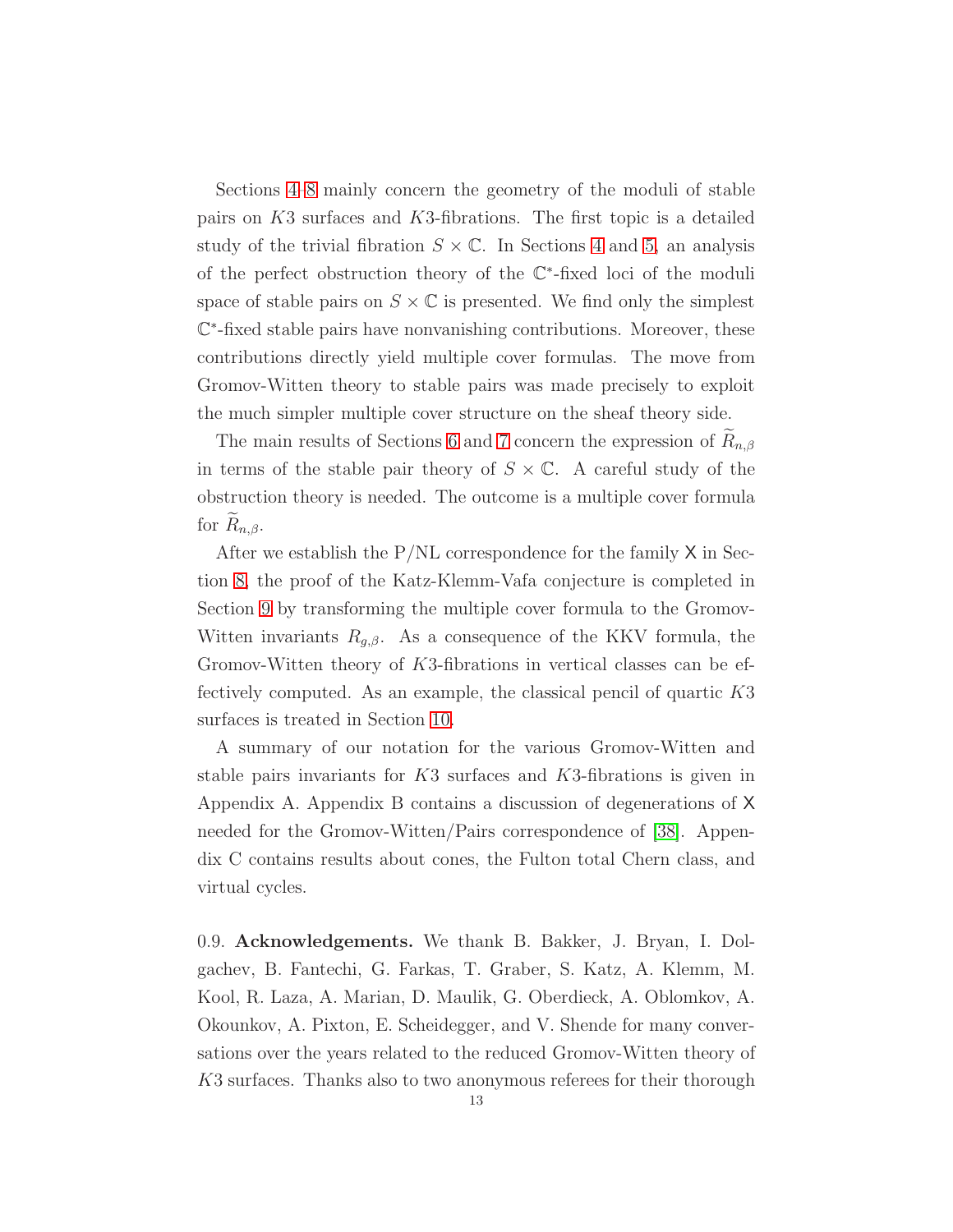Sections 4–8 mainly concern the geometry of the moduli of stable pairs on $K3$ surfaces and $K3$-fibrations. The first topic is a detailed study of the trivial fibration $S \times \mathbb{C}$. In Sections 4 and 5, an analysis of the perfect obstruction theory of the $\mathbb{C}^*$-fixed loci of the moduli space of stable pairs on $S \times \mathbb{C}$ is presented. We find only the simplest $\mathbb{C}^*$-fixed stable pairs have nonvanishing contributions. Moreover, these contributions directly yield multiple cover formulas. The move from Gromov-Witten theory to stable pairs was made precisely to exploit the much simpler multiple cover structure on the sheaf theory side.

The main results of Sections 6 and 7 concern the expression of $\widetilde{R}_{n,\beta}$ in terms of the stable pair theory of $S \times \mathbb{C}$. A careful study of the obstruction theory is needed. The outcome is a multiple cover formula for $\widetilde{R}_{n,\beta}$.

After we establish the P/NL correspondence for the family $\mathsf{X}$ in Section 8, the proof of the Katz-Klemm-Vafa conjecture is completed in Section 9 by transforming the multiple cover formula to the Gromov-Witten invariants $R_{g,\beta}$. As a consequence of the KKV formula, the Gromov-Witten theory of $K3$-fibrations in vertical classes can be effectively computed. As an example, the classical pencil of quartic $K3$ surfaces is treated in Section 10.

A summary of our notation for the various Gromov-Witten and stable pairs invariants for $K3$ surfaces and $K3$-fibrations is given in Appendix A. Appendix B contains a discussion of degenerations of $\mathsf{X}$ needed for the Gromov-Witten/Pairs correspondence of [38]. Appendix C contains results about cones, the Fulton total Chern class, and virtual cycles.

0.9. **Acknowledgements.** We thank B. Bakker, J. Bryan, I. Dolgachev, B. Fantechi, G. Farkas, T. Graber, S. Katz, A. Klemm, M. Kool, R. Laza, A. Marian, D. Maulik, G. Oberdieck, A. Oblomkov, A. Okounkov, A. Pixton, E. Scheidegger, and V. Shende for many conversations over the years related to the reduced Gromov-Witten theory of $K3$ surfaces. Thanks also to two anonymous referees for their thorough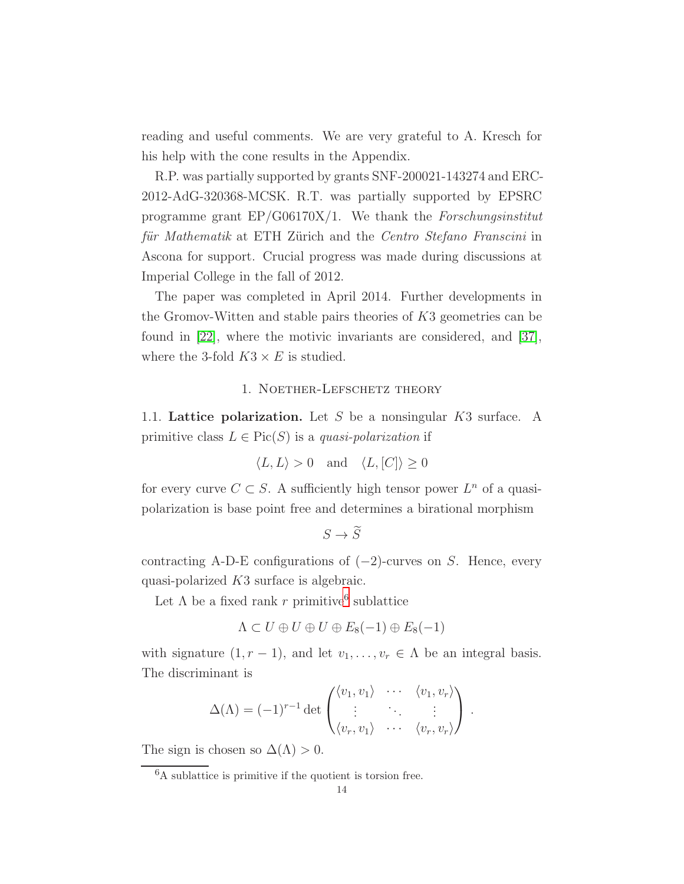reading and useful comments. We are very grateful to A. Kresch for his help with the cone results in the Appendix.

R.P. was partially supported by grants SNF-200021-143274 and ERC-2012-AdG-320368-MCSK. R.T. was partially supported by EPSRC programme grant EP/G06170X/1. We thank the *Forschungsinstitut für Mathematik* at ETH Zürich and the *Centro Stefano Franscini* in Ascona for support. Crucial progress was made during discussions at Imperial College in the fall of 2012.

The paper was completed in April 2014. Further developments in the Gromov-Witten and stable pairs theories of $K3$ geometries can be found in [22], where the motivic invariants are considered, and [37], where the 3-fold $K3 \times E$ is studied.

## 1. Noether-Lefschetz theory

**1.1. Lattice polarization.** Let $S$ be a nonsingular $K3$ surface. A primitive class $L \in \mathrm{Pic}(S)$ is a *quasi-polarization* if

$$\langle L, L \rangle > 0 \quad \text{and} \quad \langle L, [C] \rangle \geq 0$$

for every curve $C \subset S$. A sufficiently high tensor power $L^n$ of a quasi-polarization is base point free and determines a birational morphism

$$S \to \widetilde{S}$$

contracting A-D-E configurations of $(-2)$-curves on $S$. Hence, every quasi-polarized $K3$ surface is algebraic.

Let $\Lambda$ be a fixed rank $r$ primitive[6] sublattice

$$\Lambda \subset U \oplus U \oplus U \oplus E_8(-1) \oplus E_8(-1)$$

with signature $(1, r-1)$, and let $v_1, \ldots, v_r \in \Lambda$ be an integral basis. The discriminant is

$$\Delta(\Lambda) = (-1)^{r-1} \det \begin{pmatrix} \langle v_1, v_1 \rangle & \cdots & \langle v_1, v_r \rangle \\ \vdots & \ddots & \vdots \\ \langle v_r, v_1 \rangle & \cdots & \langle v_r, v_r \rangle \end{pmatrix} .$$

The sign is chosen so $\Delta(\Lambda) > 0$.

[6] A sublattice is primitive if the quotient is torsion free.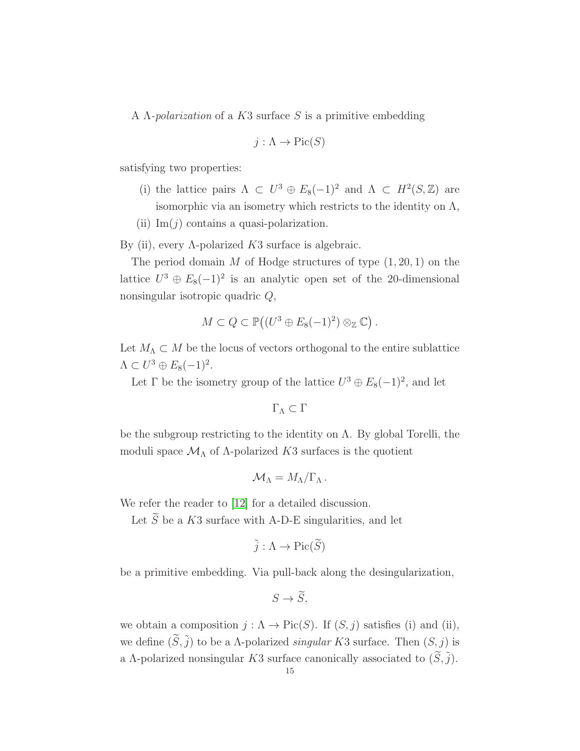A $\Lambda$-*polarization* of a $K3$ surface $S$ is a primitive embedding

$$j : \Lambda \to \mathrm{Pic}(S)$$

satisfying two properties:

- (i) the lattice pairs $\Lambda \subset U^3 \oplus E_8(-1)^2$ and $\Lambda \subset H^2(S, \mathbb{Z})$ are isomorphic via an isometry which restricts to the identity on $\Lambda$,
- (ii) $\mathrm{Im}(j)$ contains a quasi-polarization.

By (ii), every $\Lambda$-polarized $K3$ surface is algebraic.

The period domain $M$ of Hodge structures of type $(1, 20, 1)$ on the lattice $U^3 \oplus E_8(-1)^2$ is an analytic open set of the 20-dimensional nonsingular isotropic quadric $Q$,

$$M \subset Q \subset \mathbb{P}\big((U^3 \oplus E_8(-1)^2) \otimes_{\mathbb{Z}} \mathbb{C}\big) .$$

Let $M_\Lambda \subset M$ be the locus of vectors orthogonal to the entire sublattice $\Lambda \subset U^3 \oplus E_8(-1)^2$.

Let $\Gamma$ be the isometry group of the lattice $U^3 \oplus E_8(-1)^2$, and let

$$\Gamma_\Lambda \subset \Gamma$$

be the subgroup restricting to the identity on $\Lambda$. By global Torelli, the moduli space $\mathcal{M}_\Lambda$ of $\Lambda$-polarized $K3$ surfaces is the quotient

$$\mathcal{M}_\Lambda = M_\Lambda / \Gamma_\Lambda .$$

We refer the reader to [12] for a detailed discussion.

Let $\widetilde{S}$ be a $K3$ surface with A-D-E singularities, and let

$$\tilde{j} : \Lambda \to \mathrm{Pic}(\widetilde{S})$$

be a primitive embedding. Via pull-back along the desingularization,

$$S \to \widetilde{S},$$

we obtain a composition $j : \Lambda \to \mathrm{Pic}(S)$. If $(S, j)$ satisfies (i) and (ii), we define $(\widetilde{S}, \tilde{j})$ to be a $\Lambda$-polarized *singular* $K3$ surface. Then $(S, j)$ is a $\Lambda$-polarized nonsingular $K3$ surface canonically associated to $(\widetilde{S}, \tilde{j})$.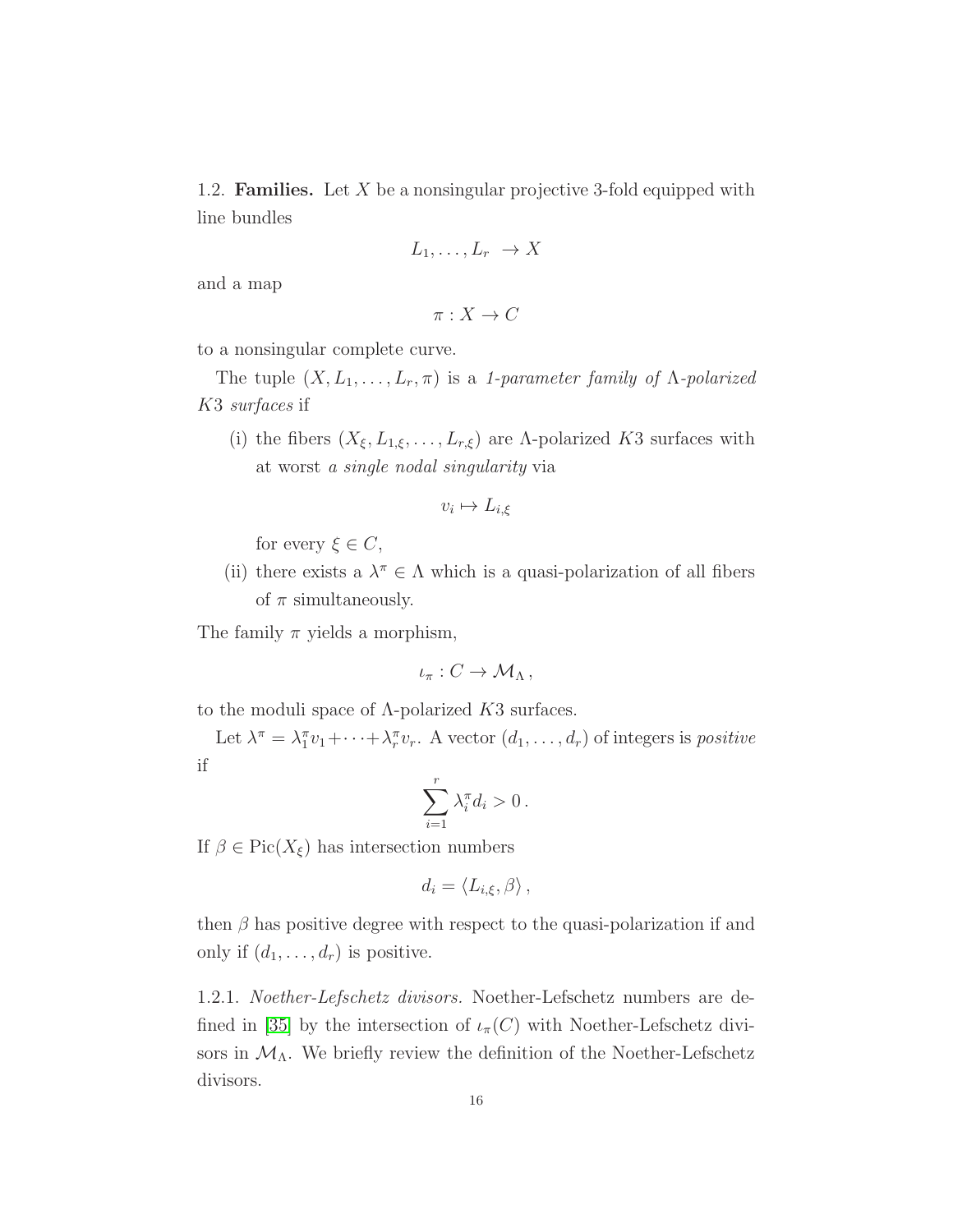1.2. **Families.** Let $X$ be a nonsingular projective 3-fold equipped with line bundles

$$L_1, \ldots, L_r \ \rightarrow X$$

and a map

$$\pi : X \rightarrow C$$

to a nonsingular complete curve.

The tuple $(X, L_1, \ldots, L_r, \pi)$ is a *1-parameter family of* $\Lambda$*-polarized* $K3$ *surfaces* if

(i) the fibers $(X_\xi, L_{1,\xi}, \ldots, L_{r,\xi})$ are $\Lambda$-polarized $K3$ surfaces with at worst *a single nodal singularity* via

$$v_i \mapsto L_{i,\xi}$$

for every $\xi \in C$,

(ii) there exists a $\lambda^\pi \in \Lambda$ which is a quasi-polarization of all fibers of $\pi$ simultaneously.

The family $\pi$ yields a morphism,

$$\iota_\pi : C \rightarrow \mathcal{M}_\Lambda \,,$$

to the moduli space of $\Lambda$-polarized $K3$ surfaces.

Let $\lambda^\pi = \lambda_1^\pi v_1 + \cdots + \lambda_r^\pi v_r$. A vector $(d_1, \ldots, d_r)$ of integers is *positive* if

$$\sum_{i=1}^{r} \lambda_i^\pi d_i > 0 \,.$$

If $\beta \in \mathrm{Pic}(X_\xi)$ has intersection numbers

$$d_i = \langle L_{i,\xi}, \beta \rangle \,,$$

then $\beta$ has positive degree with respect to the quasi-polarization if and only if $(d_1, \ldots, d_r)$ is positive.

1.2.1. *Noether-Lefschetz divisors.* Noether-Lefschetz numbers are defined in [35] by the intersection of $\iota_\pi(C)$ with Noether-Lefschetz divisors in $\mathcal{M}_\Lambda$. We briefly review the definition of the Noether-Lefschetz divisors.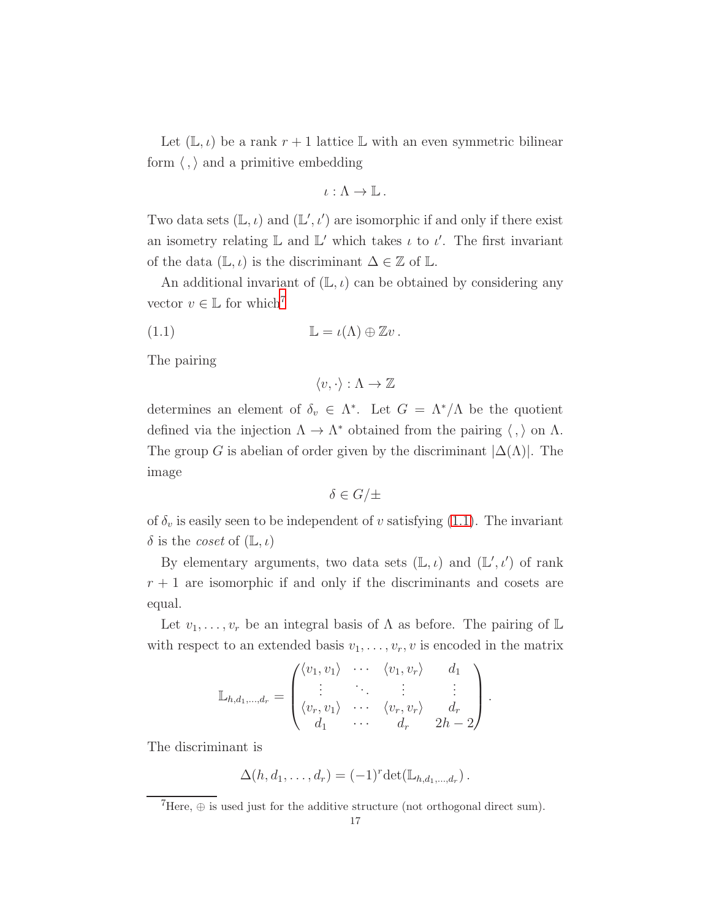Let $(\mathbb{L}, \iota)$ be a rank $r+1$ lattice $\mathbb{L}$ with an even symmetric bilinear form $\langle \, , \rangle$ and a primitive embedding

$$\iota : \Lambda \to \mathbb{L} \, .$$

Two data sets $(\mathbb{L}, \iota)$ and $(\mathbb{L}', \iota')$ are isomorphic if and only if there exist an isometry relating $\mathbb{L}$ and $\mathbb{L}'$ which takes $\iota$ to $\iota'$. The first invariant of the data $(\mathbb{L}, \iota)$ is the discriminant $\Delta \in \mathbb{Z}$ of $\mathbb{L}$.

An additional invariant of $(\mathbb{L}, \iota)$ can be obtained by considering any vector $v \in \mathbb{L}$ for which[7]

$$\mathbb{L} = \iota(\Lambda) \oplus \mathbb{Z}v \, . \tag{1.1}$$

The pairing

$$\langle v, \cdot \rangle : \Lambda \to \mathbb{Z}$$

determines an element of $\delta_v \in \Lambda^*$. Let $G = \Lambda^*/\Lambda$ be the quotient defined via the injection $\Lambda \to \Lambda^*$ obtained from the pairing $\langle \, , \rangle$ on $\Lambda$. The group $G$ is abelian of order given by the discriminant $|\Delta(\Lambda)|$. The image

$$\delta \in G/\pm$$

of $\delta_v$ is easily seen to be independent of $v$ satisfying (1.1). The invariant $\delta$ is the *coset* of $(\mathbb{L}, \iota)$

By elementary arguments, two data sets $(\mathbb{L}, \iota)$ and $(\mathbb{L}', \iota')$ of rank $r+1$ are isomorphic if and only if the discriminants and cosets are equal.

Let $v_1, \ldots, v_r$ be an integral basis of $\Lambda$ as before. The pairing of $\mathbb{L}$ with respect to an extended basis $v_1, \ldots, v_r, v$ is encoded in the matrix

$$\mathbb{L}_{h,d_1,\ldots,d_r} = \begin{pmatrix} \langle v_1, v_1 \rangle & \cdots & \langle v_1, v_r \rangle & d_1 \\ \vdots & \ddots & \vdots & \vdots \\ \langle v_r, v_1 \rangle & \cdots & \langle v_r, v_r \rangle & d_r \\ d_1 & \cdots & d_r & 2h-2 \end{pmatrix} .$$

The discriminant is

$$\Delta(h, d_1, \ldots, d_r) = (-1)^r \det(\mathbb{L}_{h,d_1,\ldots,d_r}) \, .$$

[7] Here, $\oplus$ is used just for the additive structure (not orthogonal direct sum).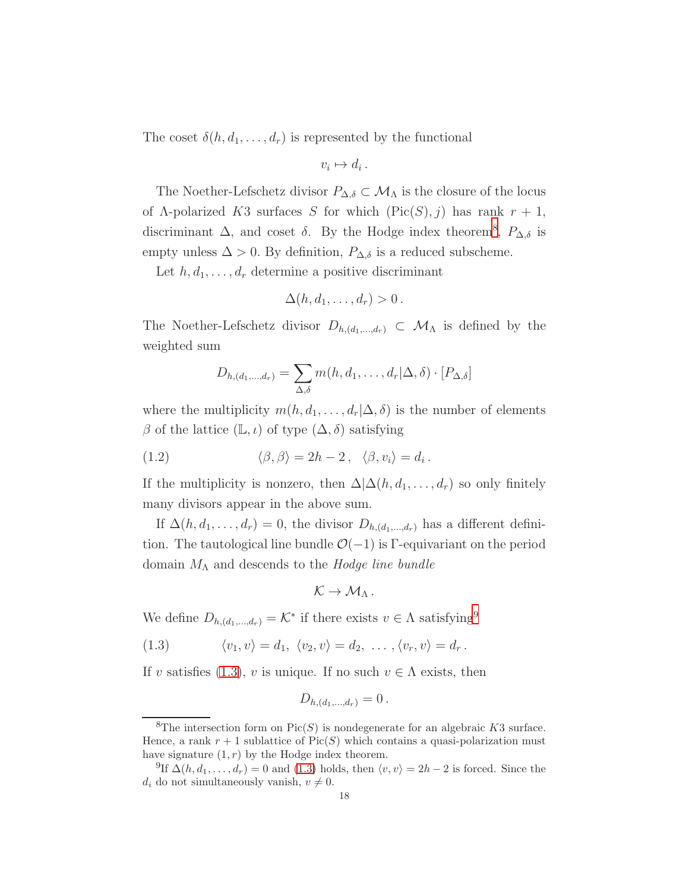The coset $\delta(h, d_1, \ldots, d_r)$ is represented by the functional

$$v_i \mapsto d_i\,.$$

The Noether-Lefschetz divisor $P_{\Delta,\delta} \subset \mathcal{M}_\Lambda$ is the closure of the locus of $\Lambda$-polarized $K3$ surfaces $S$ for which $(\text{Pic}(S), j)$ has rank $r+1$, discriminant $\Delta$, and coset $\delta$. By the Hodge index theorem[8], $P_{\Delta,\delta}$ is empty unless $\Delta > 0$. By definition, $P_{\Delta,\delta}$ is a reduced subscheme.

Let $h, d_1, \ldots, d_r$ determine a positive discriminant

$$\Delta(h, d_1, \ldots, d_r) > 0\,.$$

The Noether-Lefschetz divisor $D_{h,(d_1,\ldots,d_r)} \subset \mathcal{M}_\Lambda$ is defined by the weighted sum

$$D_{h,(d_1,\ldots,d_r)} = \sum_{\Delta,\delta} m(h, d_1, \ldots, d_r | \Delta, \delta) \cdot [P_{\Delta,\delta}]$$

where the multiplicity $m(h, d_1, \ldots, d_r | \Delta, \delta)$ is the number of elements $\beta$ of the lattice $(\mathbb{L}, \iota)$ of type $(\Delta, \delta)$ satisfying

$$\langle \beta, \beta \rangle = 2h - 2\,, \quad \langle \beta, v_i \rangle = d_i\,. \tag{1.2}$$

If the multiplicity is nonzero, then $\Delta | \Delta(h, d_1, \ldots, d_r)$ so only finitely many divisors appear in the above sum.

If $\Delta(h, d_1, \ldots, d_r) = 0$, the divisor $D_{h,(d_1,\ldots,d_r)}$ has a different definition. The tautological line bundle $\mathcal{O}(-1)$ is $\Gamma$-equivariant on the period domain $M_\Lambda$ and descends to the *Hodge line bundle*

$$\mathcal{K} \to \mathcal{M}_\Lambda\,.$$

We define $D_{h,(d_1,\ldots,d_r)} = \mathcal{K}^*$ if there exists $v \in \Lambda$ satisfying[9]

$$\langle v_1, v \rangle = d_1,\ \langle v_2, v \rangle = d_2,\ \ldots, \langle v_r, v \rangle = d_r\,. \tag{1.3}$$

If $v$ satisfies (1.3), $v$ is unique. If no such $v \in \Lambda$ exists, then

$$D_{h,(d_1,\ldots,d_r)} = 0\,.$$

---

[8] The intersection form on $\text{Pic}(S)$ is nondegenerate for an algebraic $K3$ surface. Hence, a rank $r+1$ sublattice of $\text{Pic}(S)$ which contains a quasi-polarization must have signature $(1, r)$ by the Hodge index theorem.

[9] If $\Delta(h, d_1, \ldots, d_r) = 0$ and (1.3) holds, then $\langle v, v \rangle = 2h - 2$ is forced. Since the $d_i$ do not simultaneously vanish, $v \neq 0$.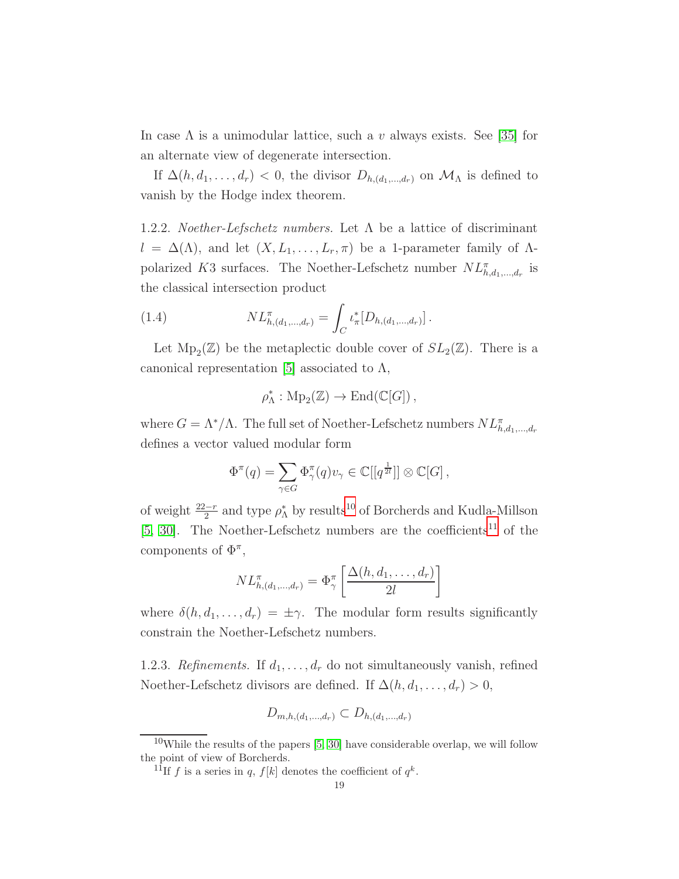In case $\Lambda$ is a unimodular lattice, such a $v$ always exists. See [35] for an alternate view of degenerate intersection.

If $\Delta(h, d_1, \ldots, d_r) < 0$, the divisor $D_{h,(d_1,\ldots,d_r)}$ on $\mathcal{M}_\Lambda$ is defined to vanish by the Hodge index theorem.

1.2.2. *Noether-Lefschetz numbers.* Let $\Lambda$ be a lattice of discriminant $l = \Delta(\Lambda)$, and let $(X, L_1, \ldots, L_r, \pi)$ be a 1-parameter family of $\Lambda$-polarized $K3$ surfaces. The Noether-Lefschetz number $NL^\pi_{h,d_1,\ldots,d_r}$ is the classical intersection product

$$NL^\pi_{h,(d_1,\ldots,d_r)} = \int_C \iota_\pi^*[D_{h,(d_1,\ldots,d_r)}]\,. \tag{1.4}$$

Let $\mathrm{Mp}_2(\mathbb{Z})$ be the metaplectic double cover of $SL_2(\mathbb{Z})$. There is a canonical representation [5] associated to $\Lambda$,

$$\rho^*_\Lambda : \mathrm{Mp}_2(\mathbb{Z}) \to \mathrm{End}(\mathbb{C}[G])\,,$$

where $G = \Lambda^*/\Lambda$. The full set of Noether-Lefschetz numbers $NL^\pi_{h,d_1,\ldots,d_r}$ defines a vector valued modular form

$$\Phi^\pi(q) = \sum_{\gamma \in G} \Phi^\pi_\gamma(q) v_\gamma \in \mathbb{C}[[q^{\frac{1}{2l}}]] \otimes \mathbb{C}[G]\,,$$

of weight $\frac{22-r}{2}$ and type $\rho^*_\Lambda$ by results[10] of Borcherds and Kudla-Millson [5, 30]. The Noether-Lefschetz numbers are the coefficients[11] of the components of $\Phi^\pi$,

$$NL^\pi_{h,(d_1,\ldots,d_r)} = \Phi^\pi_\gamma\left[\frac{\Delta(h, d_1, \ldots, d_r)}{2l}\right]$$

where $\delta(h, d_1, \ldots, d_r) = \pm\gamma$. The modular form results significantly constrain the Noether-Lefschetz numbers.

1.2.3. *Refinements.* If $d_1, \ldots, d_r$ do not simultaneously vanish, refined Noether-Lefschetz divisors are defined. If $\Delta(h, d_1, \ldots, d_r) > 0$,

$$D_{m,h,(d_1,\ldots,d_r)} \subset D_{h,(d_1,\ldots,d_r)}$$

[10] While the results of the papers [5, 30] have considerable overlap, we will follow the point of view of Borcherds.

[11] If $f$ is a series in $q$, $f[k]$ denotes the coefficient of $q^k$.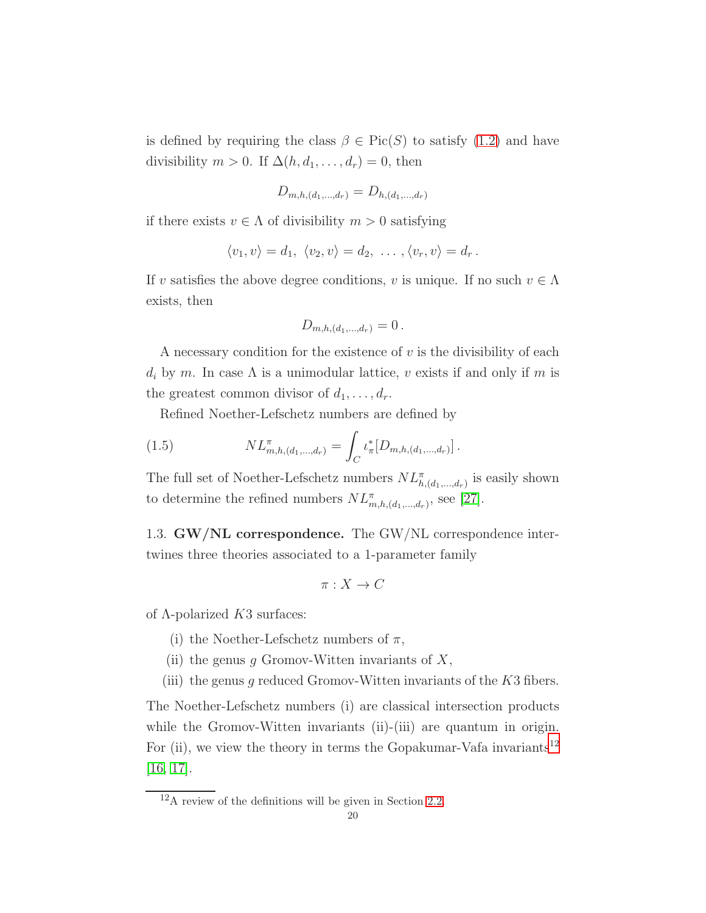is defined by requiring the class $\beta \in \text{Pic}(S)$ to satisfy (1.2) and have divisibility $m > 0$. If $\Delta(h, d_1, \ldots, d_r) = 0$, then

$$D_{m,h,(d_1,\ldots,d_r)} = D_{h,(d_1,\ldots,d_r)}$$

if there exists $v \in \Lambda$ of divisibility $m > 0$ satisfying

$$\langle v_1, v \rangle = d_1, \ \langle v_2, v \rangle = d_2, \ \ldots, \langle v_r, v \rangle = d_r \,.$$

If $v$ satisfies the above degree conditions, $v$ is unique. If no such $v \in \Lambda$ exists, then

$$D_{m,h,(d_1,\ldots,d_r)} = 0 \,.$$

A necessary condition for the existence of $v$ is the divisibility of each $d_i$ by $m$. In case $\Lambda$ is a unimodular lattice, $v$ exists if and only if $m$ is the greatest common divisor of $d_1, \ldots, d_r$.

Refined Noether-Lefschetz numbers are defined by

$$NL^{\pi}_{m,h,(d_1,\ldots,d_r)} = \int_C \iota^*_\pi [D_{m,h,(d_1,\ldots,d_r)}] \,. \tag{1.5}$$

The full set of Noether-Lefschetz numbers $NL^{\pi}_{h,(d_1,\ldots,d_r)}$ is easily shown to determine the refined numbers $NL^{\pi}_{m,h,(d_1,\ldots,d_r)}$, see [27].

1.3. **GW/NL correspondence.** The GW/NL correspondence intertwines three theories associated to a 1-parameter family

$$\pi : X \to C$$

of $\Lambda$-polarized $K3$ surfaces:

(i) the Noether-Lefschetz numbers of $\pi$,

(ii) the genus $g$ Gromov-Witten invariants of $X$,

(iii) the genus $g$ reduced Gromov-Witten invariants of the $K3$ fibers.

The Noether-Lefschetz numbers (i) are classical intersection products while the Gromov-Witten invariants (ii)-(iii) are quantum in origin. For (ii), we view the theory in terms the Gopakumar-Vafa invariants[12] [16, 17].

[12] A review of the definitions will be given in Section 2.2.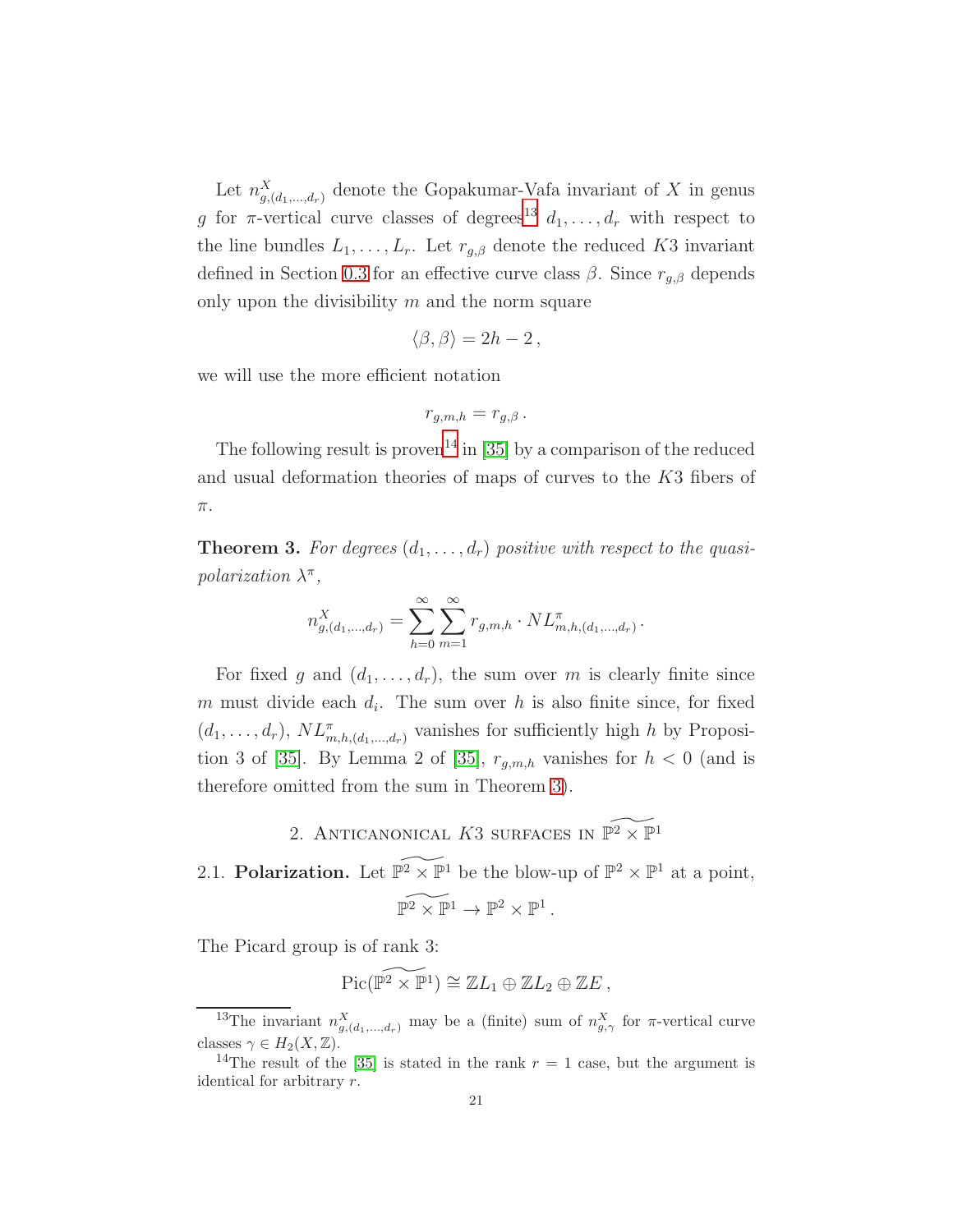Let $n^X_{g,(d_1,\ldots,d_r)}$ denote the Gopakumar-Vafa invariant of $X$ in genus $g$ for $\pi$-vertical curve classes of degrees[13] $d_1, \ldots, d_r$ with respect to the line bundles $L_1, \ldots, L_r$. Let $r_{g,\beta}$ denote the reduced $K3$ invariant defined in Section 0.3 for an effective curve class $\beta$. Since $r_{g,\beta}$ depends only upon the divisibility $m$ and the norm square

$$\langle \beta, \beta \rangle = 2h - 2\,,$$

we will use the more efficient notation

$$r_{g,m,h} = r_{g,\beta}\,.$$

The following result is proven[14] in [35] by a comparison of the reduced and usual deformation theories of maps of curves to the $K3$ fibers of $\pi$.

**Theorem 3.** *For degrees $(d_1, \ldots, d_r)$ positive with respect to the quasi-polarization $\lambda^\pi$,*

$$n^X_{g,(d_1,\ldots,d_r)} = \sum_{h=0}^{\infty} \sum_{m=1}^{\infty} r_{g,m,h} \cdot NL^{\pi}_{m,h,(d_1,\ldots,d_r)}\,.$$

For fixed $g$ and $(d_1, \ldots, d_r)$, the sum over $m$ is clearly finite since $m$ must divide each $d_i$. The sum over $h$ is also finite since, for fixed $(d_1, \ldots, d_r)$, $NL^{\pi}_{m,h,(d_1,\ldots,d_r)}$ vanishes for sufficiently high $h$ by Proposition 3 of [35]. By Lemma 2 of [35], $r_{g,m,h}$ vanishes for $h < 0$ (and is therefore omitted from the sum in Theorem 3).

## 2. Anticanonical $K3$ surfaces in $\widetilde{\mathbb{P}^2 \times \mathbb{P}^1}$

### 2.1. Polarization.

**2.1. Polarization.** Let $\widetilde{\mathbb{P}^2 \times \mathbb{P}^1}$ be the blow-up of $\mathbb{P}^2 \times \mathbb{P}^1$ at a point,

$$\widetilde{\mathbb{P}^2 \times \mathbb{P}^1} \to \mathbb{P}^2 \times \mathbb{P}^1\,.$$

The Picard group is of rank 3:

$$\text{Pic}(\widetilde{\mathbb{P}^2 \times \mathbb{P}^1}) \cong \mathbb{Z}L_1 \oplus \mathbb{Z}L_2 \oplus \mathbb{Z}E\,,$$

---

[13] The invariant $n^X_{g,(d_1,\ldots,d_r)}$ may be a (finite) sum of $n^X_{g,\gamma}$ for $\pi$-vertical curve classes $\gamma \in H_2(X, \mathbb{Z})$.

[14] The result of the [35] is stated in the rank $r = 1$ case, but the argument is identical for arbitrary $r$.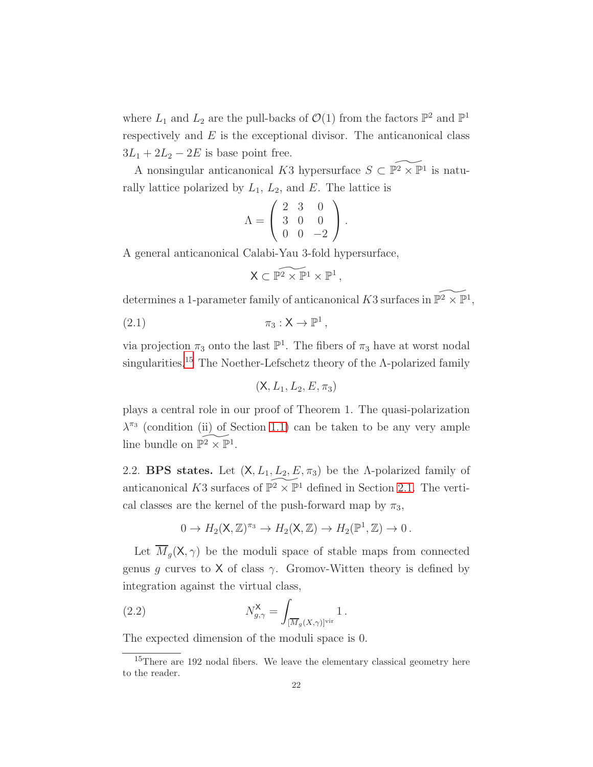where $L_1$ and $L_2$ are the pull-backs of $\mathcal{O}(1)$ from the factors $\mathbb{P}^2$ and $\mathbb{P}^1$ respectively and $E$ is the exceptional divisor. The anticanonical class $3L_1 + 2L_2 - 2E$ is base point free.

A nonsingular anticanonical $K3$ hypersurface $S \subset \widetilde{\mathbb{P}^2 \times \mathbb{P}^1}$ is naturally lattice polarized by $L_1$, $L_2$, and $E$. The lattice is

$$\Lambda = \begin{pmatrix} 2 & 3 & 0 \\ 3 & 0 & 0 \\ 0 & 0 & -2 \end{pmatrix}.$$

A general anticanonical Calabi-Yau 3-fold hypersurface,

$$\mathsf{X} \subset \widetilde{\mathbb{P}^2 \times \mathbb{P}^1} \times \mathbb{P}^1,$$

determines a 1-parameter family of anticanonical $K3$ surfaces in $\widetilde{\mathbb{P}^2 \times \mathbb{P}^1}$,

$$\pi_3 : \mathsf{X} \to \mathbb{P}^1, \tag{2.1}$$

via projection $\pi_3$ onto the last $\mathbb{P}^1$. The fibers of $\pi_3$ have at worst nodal singularities.[15] The Noether-Lefschetz theory of the $\Lambda$-polarized family

$$(\mathsf{X}, L_1, L_2, E, \pi_3)$$

plays a central role in our proof of Theorem 1. The quasi-polarization $\lambda^{\pi_3}$ (condition (ii) of Section 1.1) can be taken to be any very ample line bundle on $\widetilde{\mathbb{P}^2 \times \mathbb{P}^1}$.

2.2. **BPS states.** Let $(\mathsf{X}, L_1, L_2, E, \pi_3)$ be the $\Lambda$-polarized family of anticanonical $K3$ surfaces of $\widetilde{\mathbb{P}^2 \times \mathbb{P}^1}$ defined in Section 2.1. The vertical classes are the kernel of the push-forward map by $\pi_3$,

$$0 \to H_2(\mathsf{X}, \mathbb{Z})^{\pi_3} \to H_2(\mathsf{X}, \mathbb{Z}) \to H_2(\mathbb{P}^1, \mathbb{Z}) \to 0\,.$$

Let $\overline{M}_g(\mathsf{X}, \gamma)$ be the moduli space of stable maps from connected genus $g$ curves to $\mathsf{X}$ of class $\gamma$. Gromov-Witten theory is defined by integration against the virtual class,

$$N^{\mathsf{X}}_{g,\gamma} = \int_{[\overline{M}_g(X,\gamma)]^{\text{vir}}} 1\,. \tag{2.2}$$

The expected dimension of the moduli space is 0.

[15] There are 192 nodal fibers. We leave the elementary classical geometry here to the reader.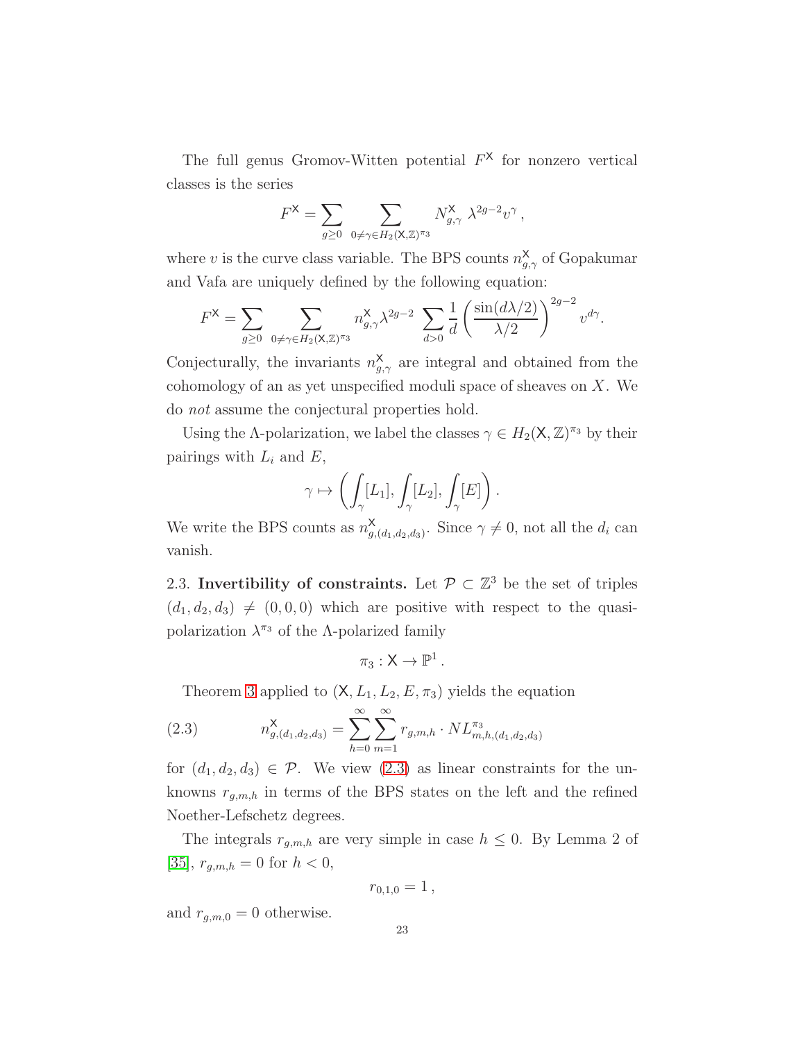The full genus Gromov-Witten potential $F^{\mathsf{X}}$ for nonzero vertical classes is the series

$$F^{\mathsf{X}} = \sum_{g \geq 0} \sum_{0 \neq \gamma \in H_2(\mathsf{X},\mathbb{Z})^{\pi_3}} N^{\mathsf{X}}_{g,\gamma} \ \lambda^{2g-2} v^{\gamma} \,,$$

where $v$ is the curve class variable. The BPS counts $n^{\mathsf{X}}_{g,\gamma}$ of Gopakumar and Vafa are uniquely defined by the following equation:

$$F^{\mathsf{X}} = \sum_{g \geq 0} \sum_{0 \neq \gamma \in H_2(\mathsf{X},\mathbb{Z})^{\pi_3}} n^{\mathsf{X}}_{g,\gamma} \lambda^{2g-2} \ \sum_{d > 0} \frac{1}{d} \left( \frac{\sin(d\lambda/2)}{\lambda/2} \right)^{2g-2} \ v^{d\gamma}.$$

Conjecturally, the invariants $n^{\mathsf{X}}_{g,\gamma}$ are integral and obtained from the cohomology of an as yet unspecified moduli space of sheaves on $X$. We do *not* assume the conjectural properties hold.

Using the $\Lambda$-polarization, we label the classes $\gamma \in H_2(\mathsf{X},\mathbb{Z})^{\pi_3}$ by their pairings with $L_i$ and $E$,

$$\gamma \mapsto \left( \int_\gamma [L_1], \int_\gamma [L_2], \int_\gamma [E] \right).$$

We write the BPS counts as $n^{\mathsf{X}}_{g,(d_1,d_2,d_3)}$. Since $\gamma \neq 0$, not all the $d_i$ can vanish.

2.3. **Invertibility of constraints.** Let $\mathcal{P} \subset \mathbb{Z}^3$ be the set of triples $(d_1, d_2, d_3) \neq (0, 0, 0)$ which are positive with respect to the quasi-polarization $\lambda^{\pi_3}$ of the $\Lambda$-polarized family

$$\pi_3 : \mathsf{X} \to \mathbb{P}^1 \,.$$

Theorem 3 applied to $(\mathsf{X}, L_1, L_2, E, \pi_3)$ yields the equation

$$n^{\mathsf{X}}_{g,(d_1,d_2,d_3)} = \sum_{h=0}^{\infty} \sum_{m=1}^{\infty} r_{g,m,h} \cdot NL^{\pi_3}_{m,h,(d_1,d_2,d_3)} \tag{2.3}$$

for $(d_1, d_2, d_3) \in \mathcal{P}$. We view (2.3) as linear constraints for the unknowns $r_{g,m,h}$ in terms of the BPS states on the left and the refined Noether-Lefschetz degrees.

The integrals $r_{g,m,h}$ are very simple in case $h \leq 0$. By Lemma 2 of [35], $r_{g,m,h} = 0$ for $h < 0$,

$$r_{0,1,0} = 1 \,,$$

and $r_{g,m,0} = 0$ otherwise.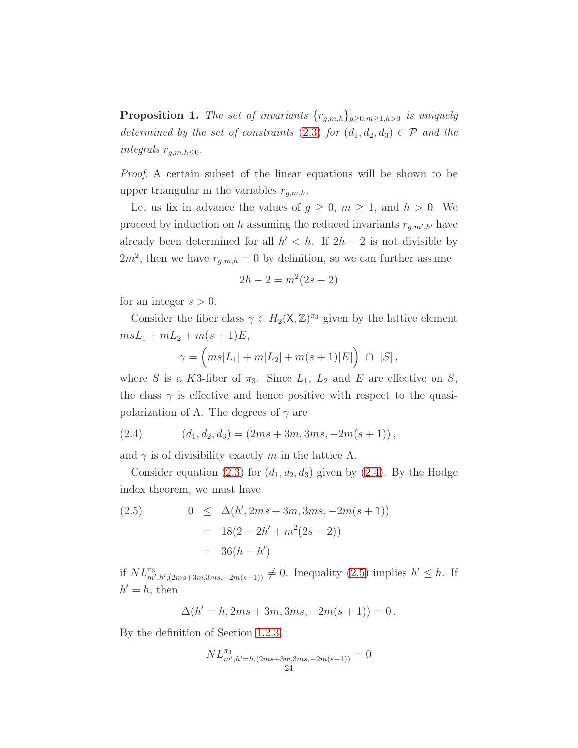**Proposition 1.** *The set of invariants $\{r_{g,m,h}\}_{g\geq 0, m\geq 1, h>0}$ is uniquely determined by the set of constraints (2.3) for $(d_1, d_2, d_3) \in \mathcal{P}$ and the integrals $r_{g,m,h\leq 0}$.*

*Proof.* A certain subset of the linear equations will be shown to be upper triangular in the variables $r_{g,m,h}$.

Let us fix in advance the values of $g \geq 0$, $m \geq 1$, and $h > 0$. We proceed by induction on $h$ assuming the reduced invariants $r_{g,m',h'}$ have already been determined for all $h' < h$. If $2h - 2$ is not divisible by $2m^2$, then we have $r_{g,m,h} = 0$ by definition, so we can further assume

$$2h - 2 = m^2(2s - 2)$$

for an integer $s > 0$.

Consider the fiber class $\gamma \in H_2(\mathsf{X}, \mathbb{Z})^{\pi_3}$ given by the lattice element $msL_1 + mL_2 + m(s+1)E$,

$$\gamma = \Big(ms[L_1] + m[L_2] + m(s+1)[E]\Big) \cap [S],$$

where $S$ is a $K3$-fiber of $\pi_3$. Since $L_1$, $L_2$ and $E$ are effective on $S$, the class $\gamma$ is effective and hence positive with respect to the quasi-polarization of $\Lambda$. The degrees of $\gamma$ are

$$(d_1, d_2, d_3) = (2ms + 3m, 3ms, -2m(s+1)), \tag{2.4}$$

and $\gamma$ is of divisibility exactly $m$ in the lattice $\Lambda$.

Consider equation (2.3) for $(d_1, d_2, d_3)$ given by (2.4). By the Hodge index theorem, we must have

$$\begin{aligned} 0 &\leq \Delta(h', 2ms + 3m, 3ms, -2m(s+1)) \\ &= 18(2 - 2h' + m^2(2s - 2)) \\ &= 36(h - h') \end{aligned} \tag{2.5}$$

if $NL^{\pi_3}_{m',h',(2ms+3m,3ms,-2m(s+1))} \neq 0$. Inequality (2.5) implies $h' \leq h$. If $h' = h$, then

$$\Delta(h' = h, 2ms + 3m, 3ms, -2m(s+1)) = 0.$$

By the definition of Section 1.2.3,

$$NL^{\pi_3}_{m',h'=h,(2ms+3m,3ms,-2m(s+1))} = 0$$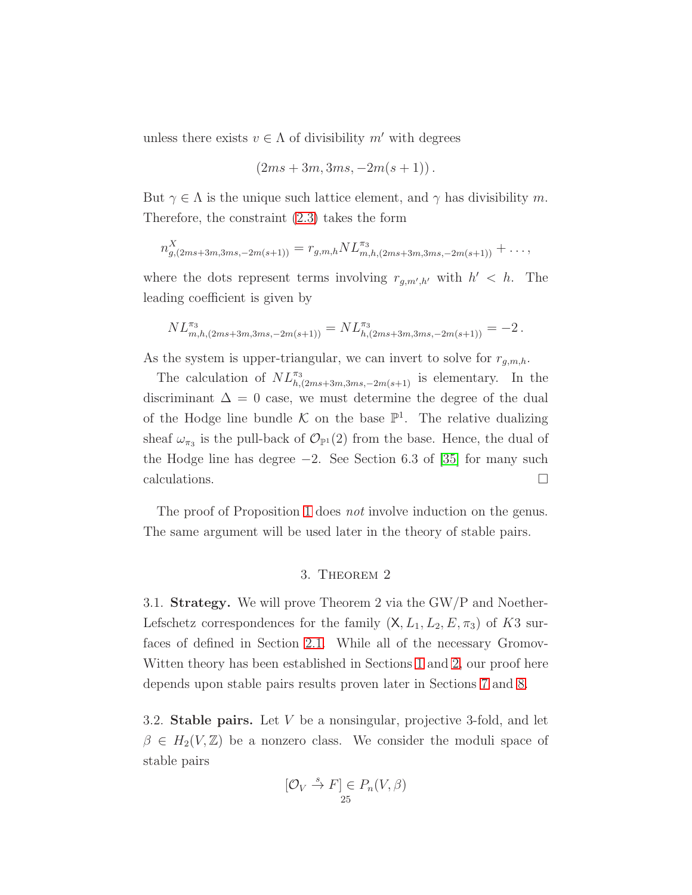unless there exists $v \in \Lambda$ of divisibility $m'$ with degrees

$$(2ms + 3m, 3ms, -2m(s+1))\,.$$

But $\gamma \in \Lambda$ is the unique such lattice element, and $\gamma$ has divisibility $m$. Therefore, the constraint (2.3) takes the form

$$n^X_{g,(2ms+3m,3ms,-2m(s+1))} = r_{g,m,h} NL^{\pi_3}_{m,h,(2ms+3m,3ms,-2m(s+1))} + \ldots,$$

where the dots represent terms involving $r_{g,m',h'}$ with $h' < h$. The leading coefficient is given by

$$NL^{\pi_3}_{m,h,(2ms+3m,3ms,-2m(s+1))} = NL^{\pi_3}_{h,(2ms+3m,3ms,-2m(s+1))} = -2\,.$$

As the system is upper-triangular, we can invert to solve for $r_{g,m,h}$.

The calculation of $NL^{\pi_3}_{h,(2ms+3m,3ms,-2m(s+1)}$ is elementary. In the discriminant $\Delta = 0$ case, we must determine the degree of the dual of the Hodge line bundle $\mathcal{K}$ on the base $\mathbb{P}^1$. The relative dualizing sheaf $\omega_{\pi_3}$ is the pull-back of $\mathcal{O}_{\mathbb{P}^1}(2)$ from the base. Hence, the dual of the Hodge line has degree $-2$. See Section 6.3 of [35] for many such calculations. □

The proof of Proposition 1 does *not* involve induction on the genus. The same argument will be used later in the theory of stable pairs.

## 3. Theorem 2

**3.1. Strategy.** We will prove Theorem 2 via the GW/P and Noether-Lefschetz correspondences for the family $(\mathsf{X}, L_1, L_2, E, \pi_3)$ of $K3$ surfaces of defined in Section 2.1. While all of the necessary Gromov-Witten theory has been established in Sections 1 and 2, our proof here depends upon stable pairs results proven later in Sections 7 and 8.

**3.2. Stable pairs.** Let $V$ be a nonsingular, projective 3-fold, and let $\beta \in H_2(V, \mathbb{Z})$ be a nonzero class. We consider the moduli space of stable pairs

$$[\mathcal{O}_V \xrightarrow{s} F] \in P_n(V, \beta)$$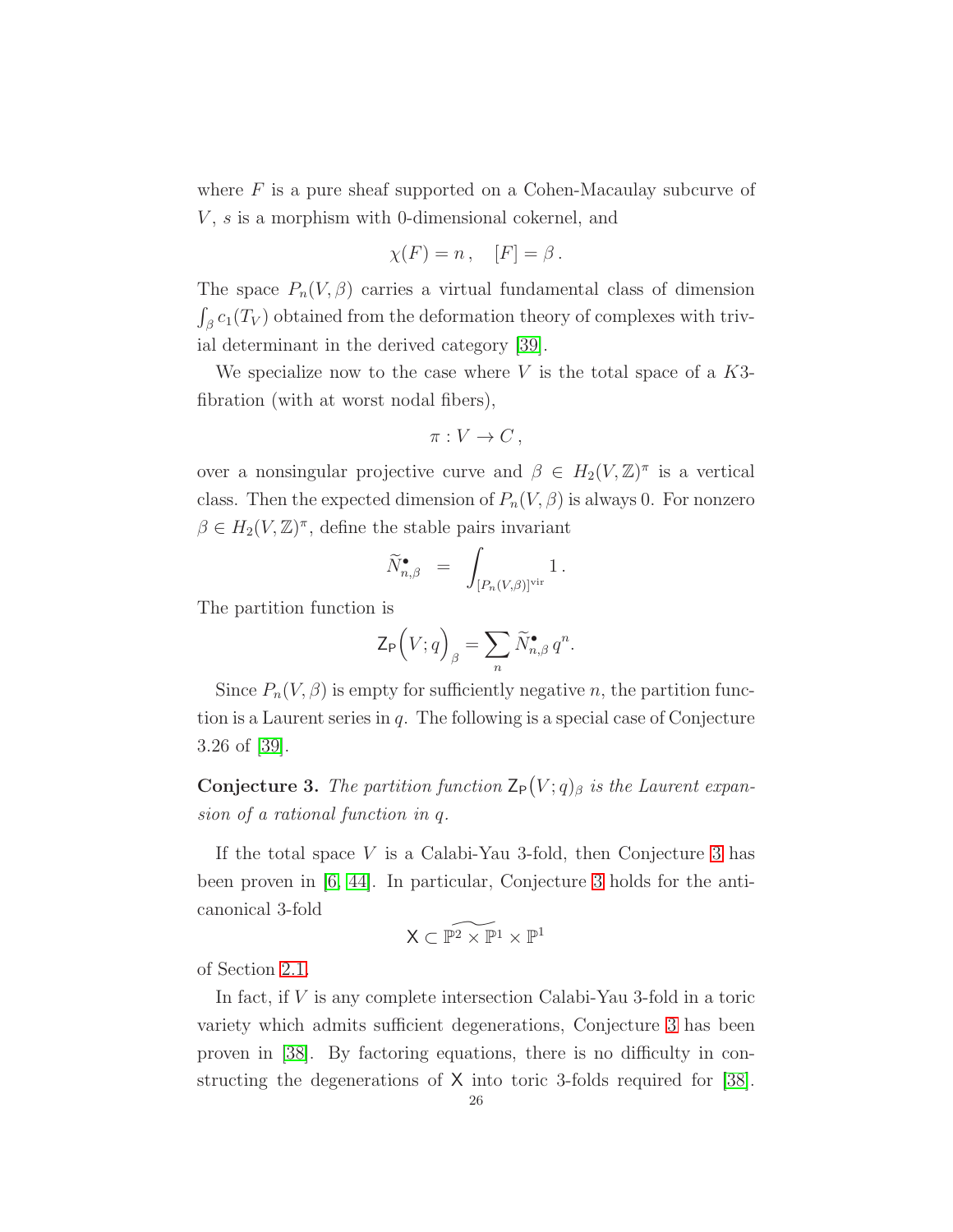where $F$ is a pure sheaf supported on a Cohen-Macaulay subcurve of $V$, $s$ is a morphism with 0-dimensional cokernel, and

$$\chi(F) = n\,, \quad [F] = \beta\,.$$

The space $P_n(V,\beta)$ carries a virtual fundamental class of dimension $\int_\beta c_1(T_V)$ obtained from the deformation theory of complexes with trivial determinant in the derived category [39].

We specialize now to the case where $V$ is the total space of a $K3$-fibration (with at worst nodal fibers),

$$\pi : V \to C\,,$$

over a nonsingular projective curve and $\beta \in H_2(V,\mathbb{Z})^\pi$ is a vertical class. Then the expected dimension of $P_n(V,\beta)$ is always 0. For nonzero $\beta \in H_2(V,\mathbb{Z})^\pi$, define the stable pairs invariant

$$\widetilde{N}^\bullet_{n,\beta} \;\;=\;\; \int_{[P_n(V,\beta)]^{\text{vir}}} 1\,.$$

The partition function is

$$\mathsf{Z}_{\mathsf{P}}\Big(V;q\Big)_\beta = \sum_n \widetilde{N}^\bullet_{n,\beta}\, q^n.$$

Since $P_n(V,\beta)$ is empty for sufficiently negative $n$, the partition function is a Laurent series in $q$. The following is a special case of Conjecture 3.26 of [39].

**Conjecture 3.** *The partition function $\mathsf{Z}_{\mathsf{P}}\big(V;q\big)_\beta$ is the Laurent expansion of a rational function in $q$.*

If the total space $V$ is a Calabi-Yau 3-fold, then Conjecture 3 has been proven in [6, 44]. In particular, Conjecture 3 holds for the anti-canonical 3-fold

$$\mathsf{X} \subset \widetilde{\mathbb{P}^2 \times \mathbb{P}^1} \times \mathbb{P}^1$$

of Section 2.1.

In fact, if $V$ is any complete intersection Calabi-Yau 3-fold in a toric variety which admits sufficient degenerations, Conjecture 3 has been proven in [38]. By factoring equations, there is no difficulty in constructing the degenerations of $\mathsf{X}$ into toric 3-folds required for [38].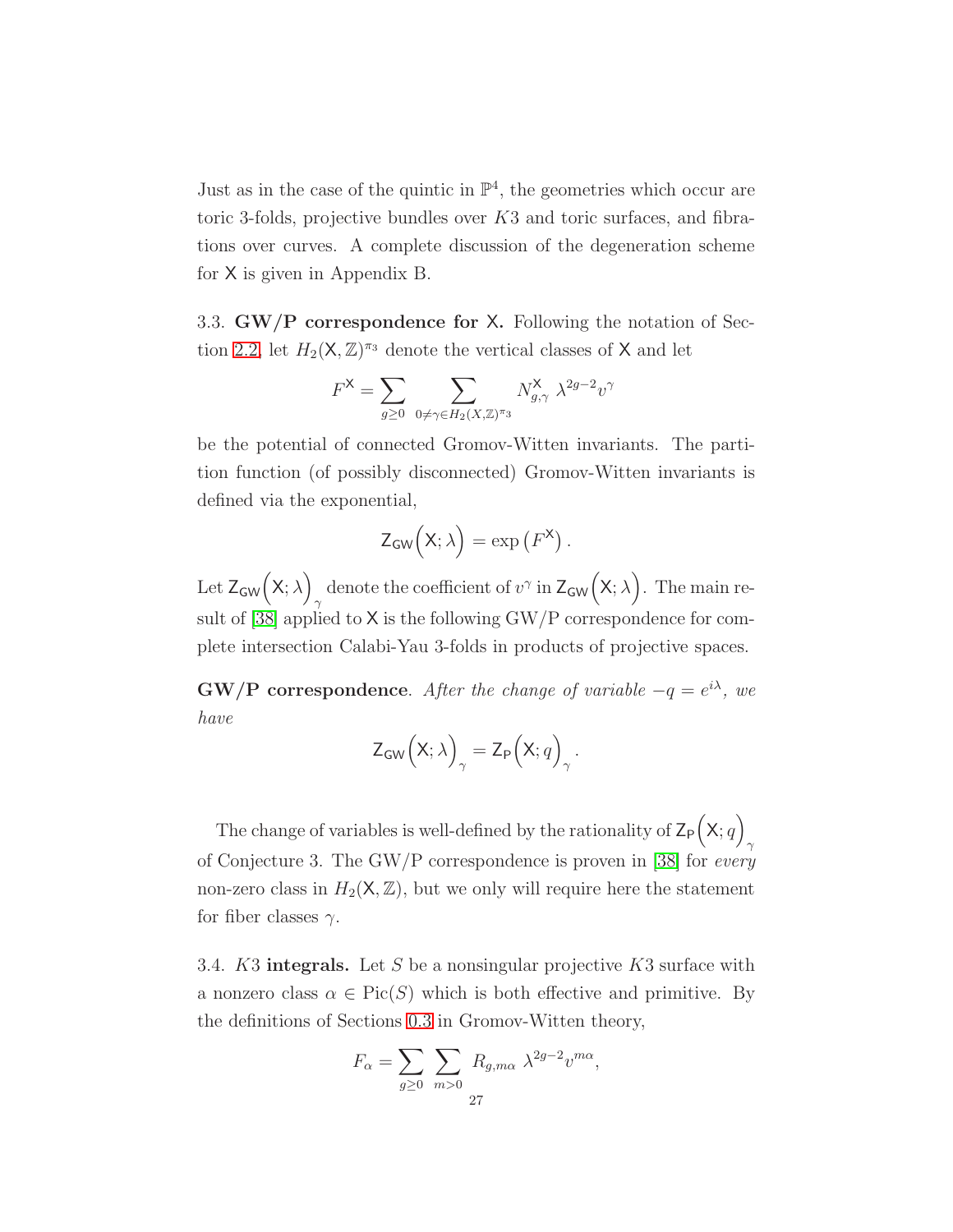Just as in the case of the quintic in $\mathbb{P}^4$, the geometries which occur are toric 3-folds, projective bundles over $K3$ and toric surfaces, and fibrations over curves. A complete discussion of the degeneration scheme for $\mathsf{X}$ is given in Appendix B.

3.3. **GW/P correspondence for** $\mathsf{X}$**.** Following the notation of Section 2.2, let $H_2(\mathsf{X},\mathbb{Z})^{\pi_3}$ denote the vertical classes of $\mathsf{X}$ and let

$$F^{\mathsf{X}} = \sum_{g\geq 0} \sum_{0\neq\gamma\in H_2(X,\mathbb{Z})^{\pi_3}} N^{\mathsf{X}}_{g,\gamma}\ \lambda^{2g-2} v^{\gamma}$$

be the potential of connected Gromov-Witten invariants. The partition function (of possibly disconnected) Gromov-Witten invariants is defined via the exponential,

$$\mathsf{Z}_{\mathsf{GW}}\Big(\mathsf{X};\lambda\Big) = \exp\left(F^{\mathsf{X}}\right).$$

Let $\mathsf{Z}_{\mathsf{GW}}\Big(\mathsf{X};\lambda\Big)_\gamma$ denote the coefficient of $v^\gamma$ in $\mathsf{Z}_{\mathsf{GW}}\Big(\mathsf{X};\lambda\Big)$. The main result of [38] applied to $\mathsf{X}$ is the following GW/P correspondence for complete intersection Calabi-Yau 3-folds in products of projective spaces.

**GW/P correspondence**. *After the change of variable $-q = e^{i\lambda}$, we have*

$$\mathsf{Z}_{\mathsf{GW}}\Big(\mathsf{X};\lambda\Big)_\gamma = \mathsf{Z}_{\mathsf{P}}\Big(\mathsf{X};q\Big)_\gamma .$$

The change of variables is well-defined by the rationality of $\mathsf{Z}_{\mathsf{P}}\Big(\mathsf{X};q\Big)_\gamma$ of Conjecture 3. The GW/P correspondence is proven in [38] for *every* non-zero class in $H_2(\mathsf{X},\mathbb{Z})$, but we only will require here the statement for fiber classes $\gamma$.

3.4. $K3$ **integrals.** Let $S$ be a nonsingular projective $K3$ surface with a nonzero class $\alpha\in \text{Pic}(S)$ which is both effective and primitive. By the definitions of Sections 0.3 in Gromov-Witten theory,

$$F_\alpha = \sum_{g\geq 0}\sum_{m>0} R_{g,m\alpha}\ \lambda^{2g-2} v^{m\alpha},$$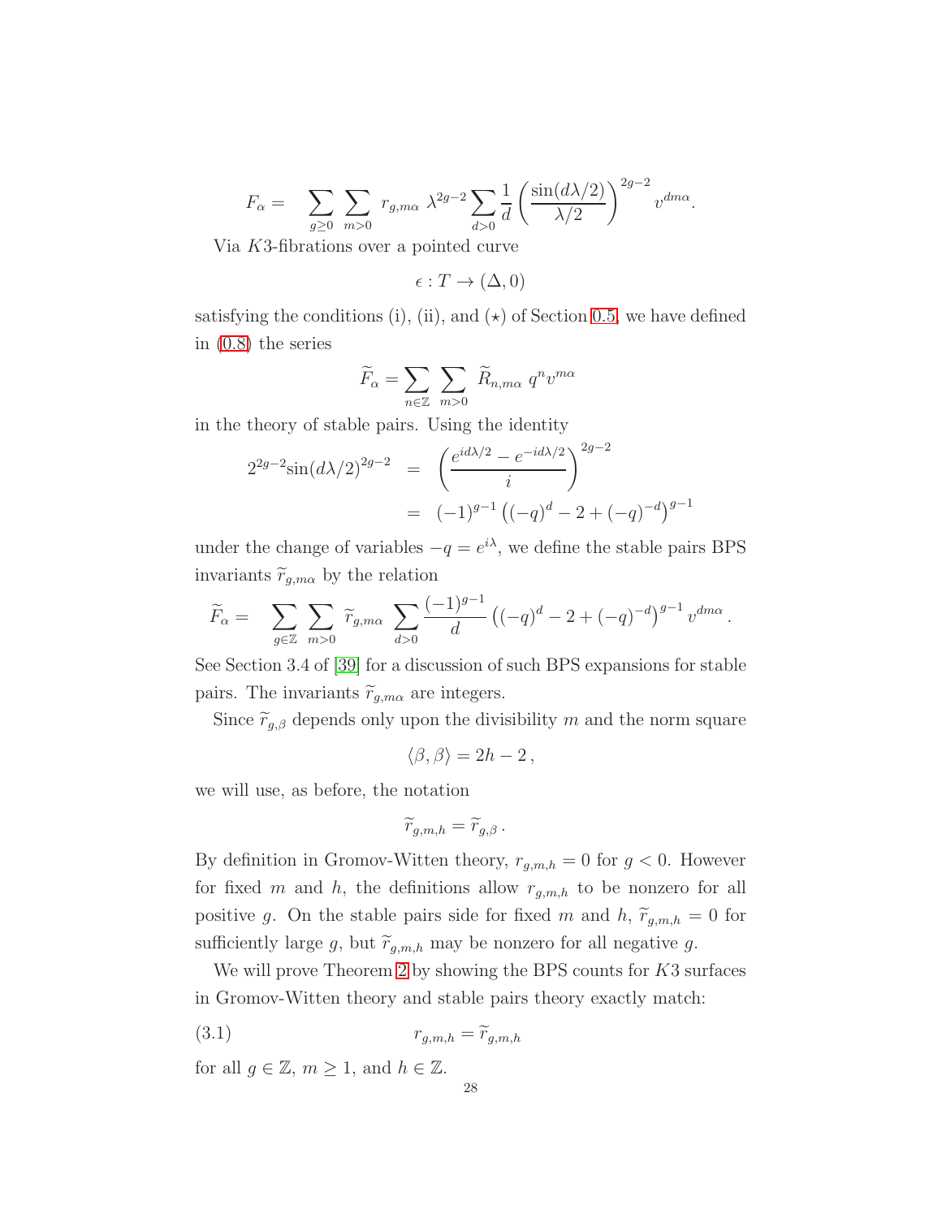$$F_\alpha = \sum_{g\geq 0} \sum_{m>0} r_{g,m\alpha}\, \lambda^{2g-2} \sum_{d>0} \frac{1}{d} \left(\frac{\sin(d\lambda/2)}{\lambda/2}\right)^{2g-2} v^{dm\alpha}.$$

Via $K3$-fibrations over a pointed curve

$$\epsilon : T \to (\Delta, 0)$$

satisfying the conditions (i), (ii), and $(\star)$ of Section 0.5, we have defined in (0.8) the series

$$\widetilde{F}_\alpha = \sum_{n\in\mathbb{Z}} \sum_{m>0} \widetilde{R}_{n,m\alpha}\, q^n v^{m\alpha}$$

in the theory of stable pairs. Using the identity

$$\begin{aligned} 2^{2g-2}\sin(d\lambda/2)^{2g-2} &= \left(\frac{e^{id\lambda/2} - e^{-id\lambda/2}}{i}\right)^{2g-2} \\ &= (-1)^{g-1}\left((-q)^d - 2 + (-q)^{-d}\right)^{g-1} \end{aligned}$$

under the change of variables $-q = e^{i\lambda}$, we define the stable pairs BPS invariants $\widetilde{r}_{g,m\alpha}$ by the relation

$$\widetilde{F}_\alpha = \sum_{g\in\mathbb{Z}} \sum_{m>0} \widetilde{r}_{g,m\alpha} \sum_{d>0} \frac{(-1)^{g-1}}{d} \left((-q)^d - 2 + (-q)^{-d}\right)^{g-1} v^{dm\alpha}.$$

See Section 3.4 of [39] for a discussion of such BPS expansions for stable pairs. The invariants $\widetilde{r}_{g,m\alpha}$ are integers.

Since $\widetilde{r}_{g,\beta}$ depends only upon the divisibility $m$ and the norm square

$$\langle \beta, \beta \rangle = 2h - 2\,,$$

we will use, as before, the notation

$$\widetilde{r}_{g,m,h} = \widetilde{r}_{g,\beta}\,.$$

By definition in Gromov-Witten theory, $r_{g,m,h} = 0$ for $g < 0$. However for fixed $m$ and $h$, the definitions allow $r_{g,m,h}$ to be nonzero for all positive $g$. On the stable pairs side for fixed $m$ and $h$, $\widetilde{r}_{g,m,h} = 0$ for sufficiently large $g$, but $\widetilde{r}_{g,m,h}$ may be nonzero for all negative $g$.

We will prove Theorem 2 by showing the BPS counts for $K3$ surfaces in Gromov-Witten theory and stable pairs theory exactly match:

$$r_{g,m,h} = \widetilde{r}_{g,m,h} \tag{3.1}$$

for all $g \in \mathbb{Z}$, $m \geq 1$, and $h \in \mathbb{Z}$.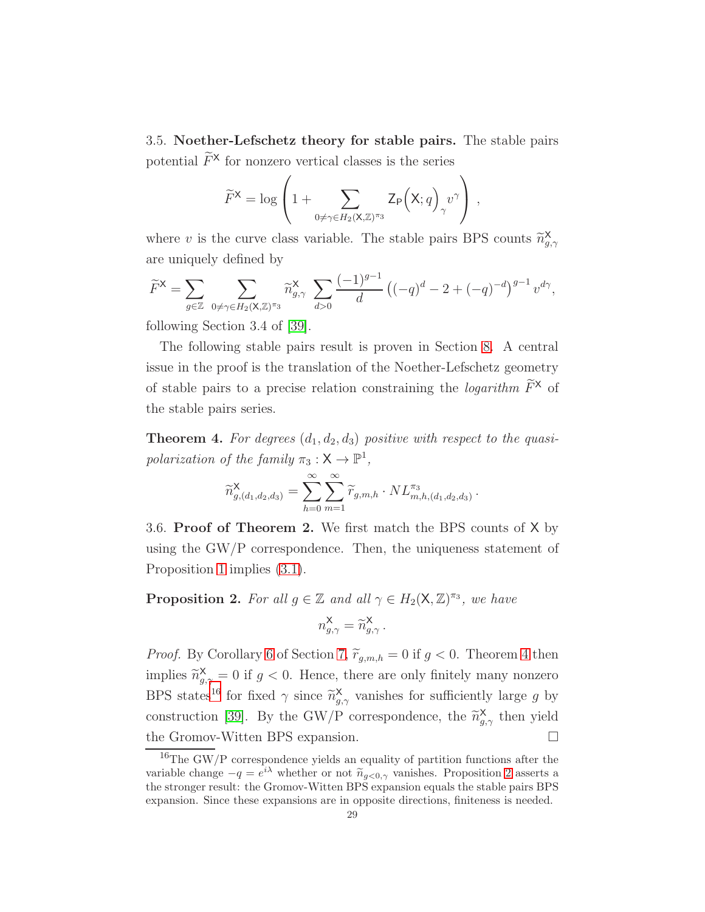3.5. **Noether-Lefschetz theory for stable pairs.** The stable pairs potential $\widetilde{F}^{\mathsf{X}}$ for nonzero vertical classes is the series

$$\widetilde{F}^{\mathsf{X}} = \log \left( 1 + \sum_{0 \neq \gamma \in H_2(\mathsf{X},\mathbb{Z})^{\pi_3}} \mathsf{Z}_{\mathsf{P}}\Big(\mathsf{X};q\Big)_{\gamma} v^{\gamma} \right) ,$$

where $v$ is the curve class variable. The stable pairs BPS counts $\widetilde{n}^{\mathsf{X}}_{g,\gamma}$ are uniquely defined by

$$\widetilde{F}^{\mathsf{X}} = \sum_{g \in \mathbb{Z}} \sum_{0 \neq \gamma \in H_2(\mathsf{X},\mathbb{Z})^{\pi_3}} \widetilde{n}^{\mathsf{X}}_{g,\gamma} \sum_{d>0} \frac{(-1)^{g-1}}{d} \left((-q)^d - 2 + (-q)^{-d}\right)^{g-1} v^{d\gamma},$$

following Section 3.4 of [39].

The following stable pairs result is proven in Section 8. A central issue in the proof is the translation of the Noether-Lefschetz geometry of stable pairs to a precise relation constraining the *logarithm* $\widetilde{F}^{\mathsf{X}}$ of the stable pairs series.

**Theorem 4.** *For degrees $(d_1,d_2,d_3)$ positive with respect to the quasi-polarization of the family $\pi_3 : \mathsf{X} \to \mathbb{P}^1$,*

$$\widetilde{n}^{\mathsf{X}}_{g,(d_1,d_2,d_3)} = \sum_{h=0}^{\infty} \sum_{m=1}^{\infty} \widetilde{r}_{g,m,h} \cdot NL^{\pi_3}_{m,h,(d_1,d_2,d_3)} \, .$$

3.6. **Proof of Theorem 2.** We first match the BPS counts of $\mathsf{X}$ by using the GW/P correspondence. Then, the uniqueness statement of Proposition 1 implies (3.1).

**Proposition 2.** *For all $g \in \mathbb{Z}$ and all $\gamma \in H_2(\mathsf{X},\mathbb{Z})^{\pi_3}$, we have*

$$n^{\mathsf{X}}_{g,\gamma} = \widetilde{n}^{\mathsf{X}}_{g,\gamma} \, .$$

*Proof.* By Corollary 6 of Section 7, $\widetilde{r}_{g,m,h} = 0$ if $g < 0$. Theorem 4 then implies $\widetilde{n}^{\mathsf{X}}_{g,\gamma} = 0$ if $g < 0$. Hence, there are only finitely many nonzero BPS states[16] for fixed $\gamma$ since $\widetilde{n}^{\mathsf{X}}_{g,\gamma}$ vanishes for sufficiently large $g$ by construction [39]. By the GW/P correspondence, the $\widetilde{n}^{\mathsf{X}}_{g,\gamma}$ then yield the Gromov-Witten BPS expansion. □

[16] The GW/P correspondence yields an equality of partition functions after the variable change $-q = e^{i\lambda}$ whether or not $\widetilde{n}_{g<0,\gamma}$ vanishes. Proposition 2 asserts a the stronger result: the Gromov-Witten BPS expansion equals the stable pairs BPS expansion. Since these expansions are in opposite directions, finiteness is needed.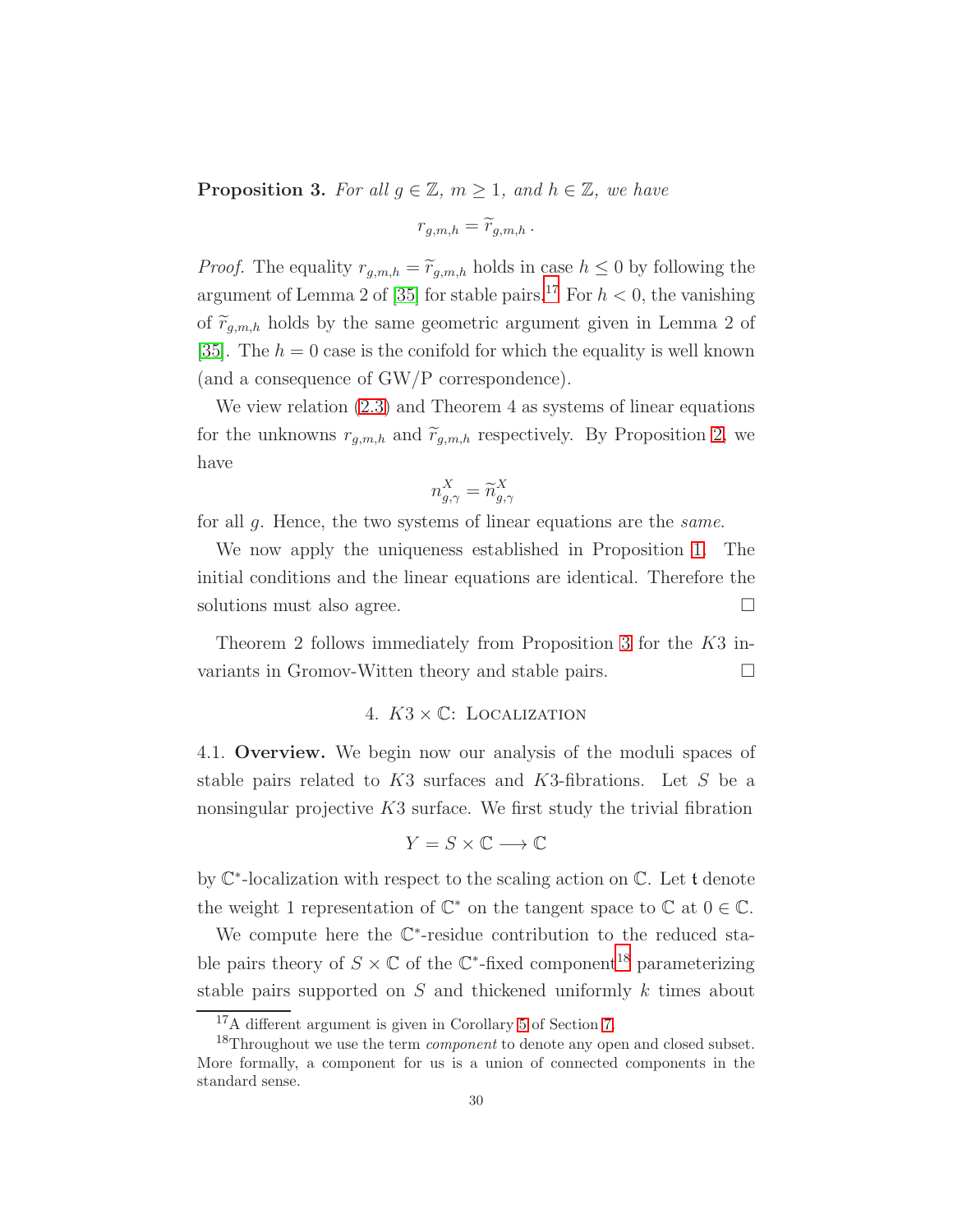**Proposition 3.** *For all $g \in \mathbb{Z}$, $m \geq 1$, and $h \in \mathbb{Z}$, we have*

$$r_{g,m,h} = \widetilde{r}_{g,m,h} \,.$$

*Proof.* The equality $r_{g,m,h} = \widetilde{r}_{g,m,h}$ holds in case $h \leq 0$ by following the argument of Lemma 2 of [35] for stable pairs.[17] For $h < 0$, the vanishing of $\widetilde{r}_{g,m,h}$ holds by the same geometric argument given in Lemma 2 of [35]. The $h = 0$ case is the conifold for which the equality is well known (and a consequence of GW/P correspondence).

We view relation (2.3) and Theorem 4 as systems of linear equations for the unknowns $r_{g,m,h}$ and $\widetilde{r}_{g,m,h}$ respectively. By Proposition 2, we have

$$n^X_{g,\gamma} = \widetilde{n}^X_{g,\gamma}$$

for all $g$. Hence, the two systems of linear equations are the *same*.

We now apply the uniqueness established in Proposition 1. The initial conditions and the linear equations are identical. Therefore the solutions must also agree. □

Theorem 2 follows immediately from Proposition 3 for the $K3$ invariants in Gromov-Witten theory and stable pairs. □

## 4. $K3 \times \mathbb{C}$: Localization

4.1. **Overview.** We begin now our analysis of the moduli spaces of stable pairs related to $K3$ surfaces and $K3$-fibrations. Let $S$ be a nonsingular projective $K3$ surface. We first study the trivial fibration

$$Y = S \times \mathbb{C} \longrightarrow \mathbb{C}$$

by $\mathbb{C}^*$-localization with respect to the scaling action on $\mathbb{C}$. Let $\mathfrak{t}$ denote the weight 1 representation of $\mathbb{C}^*$ on the tangent space to $\mathbb{C}$ at $0 \in \mathbb{C}$.

We compute here the $\mathbb{C}^*$-residue contribution to the reduced stable pairs theory of $S \times \mathbb{C}$ of the $\mathbb{C}^*$-fixed component[18] parameterizing stable pairs supported on $S$ and thickened uniformly $k$ times about

[17] A different argument is given in Corollary 5 of Section 7.

[18] Throughout we use the term *component* to denote any open and closed subset. More formally, a component for us is a union of connected components in the standard sense.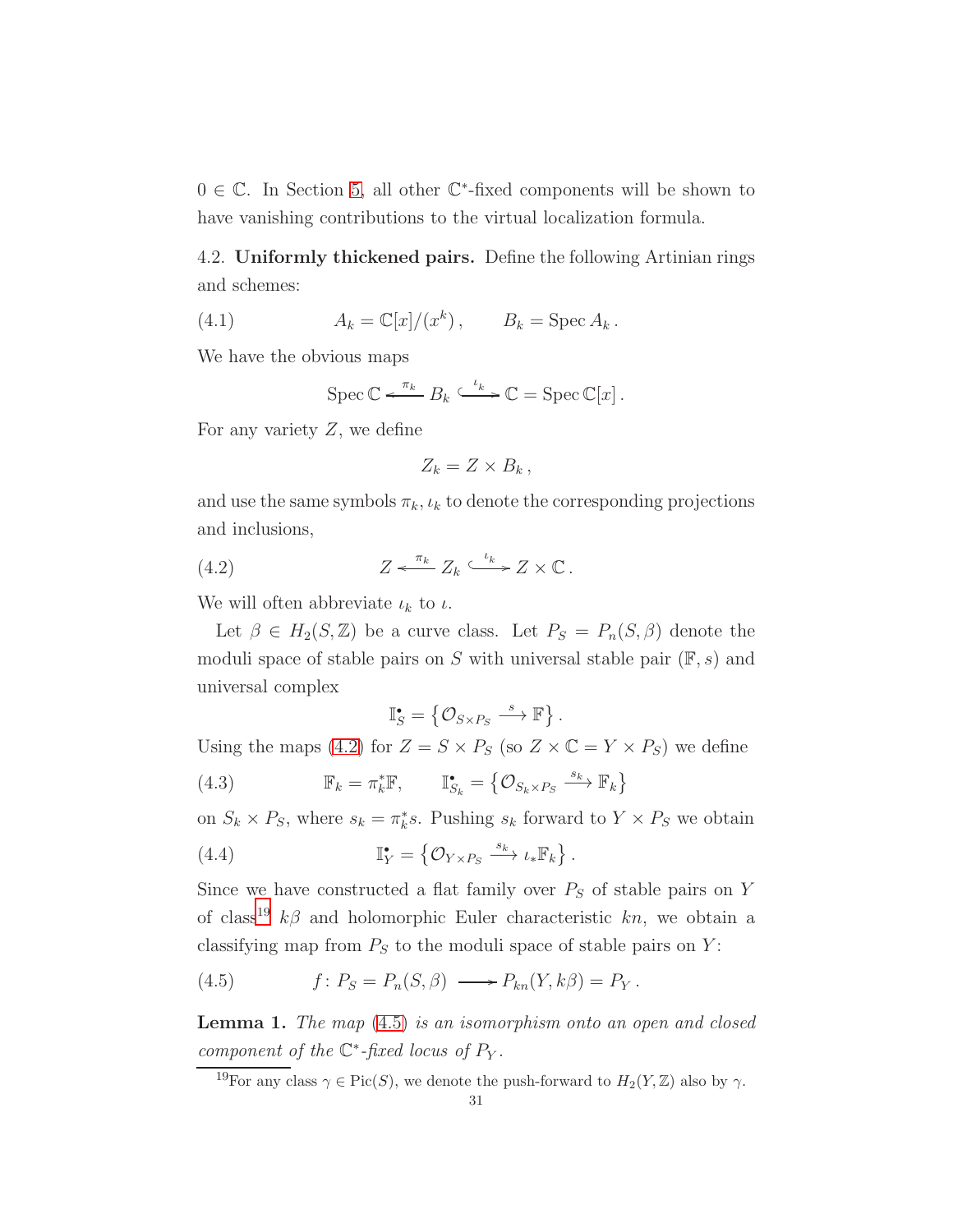$0 \in \mathbb{C}$. In Section 5, all other $\mathbb{C}^*$-fixed components will be shown to have vanishing contributions to the virtual localization formula.

## 4.2. Uniformly thickened pairs.

Define the following Artinian rings and schemes:

$$A_k = \mathbb{C}[x]/(x^k)\,, \qquad B_k = \operatorname{Spec} A_k\,. \tag{4.1}$$

We have the obvious maps

$$\operatorname{Spec}\mathbb{C} \xleftarrow{\ \pi_k\ } B_k \xhookrightarrow{\ \iota_k\ } \mathbb{C} = \operatorname{Spec}\mathbb{C}[x]\,.$$

For any variety $Z$, we define

$$Z_k = Z \times B_k\,,$$

and use the same symbols $\pi_k, \iota_k$ to denote the corresponding projections and inclusions,

$$Z \xleftarrow{\ \pi_k\ } Z_k \xhookrightarrow{\ \iota_k\ } Z \times \mathbb{C}\,. \tag{4.2}$$

We will often abbreviate $\iota_k$ to $\iota$.

Let $\beta \in H_2(S,\mathbb{Z})$ be a curve class. Let $P_S = P_n(S,\beta)$ denote the moduli space of stable pairs on $S$ with universal stable pair $(\mathbb{F}, s)$ and universal complex

$$\mathbb{I}^\bullet_S = \left\{\mathcal{O}_{S\times P_S} \xrightarrow{\ s\ } \mathbb{F}\right\}.$$

Using the maps (4.2) for $Z = S \times P_S$ (so $Z \times \mathbb{C} = Y \times P_S$) we define

$$\mathbb{F}_k = \pi_k^*\mathbb{F}, \qquad \mathbb{I}^\bullet_{S_k} = \left\{\mathcal{O}_{S_k\times P_S} \xrightarrow{\ s_k\ } \mathbb{F}_k\right\} \tag{4.3}$$

on $S_k \times P_S$, where $s_k = \pi_k^* s$. Pushing $s_k$ forward to $Y \times P_S$ we obtain

$$\mathbb{I}^\bullet_Y = \left\{\mathcal{O}_{Y\times P_S} \xrightarrow{\ s_k\ } \iota_*\mathbb{F}_k\right\}. \tag{4.4}$$

Since we have constructed a flat family over $P_S$ of stable pairs on $Y$ of class[19] $k\beta$ and holomorphic Euler characteristic $kn$, we obtain a classifying map from $P_S$ to the moduli space of stable pairs on $Y$:

$$f\colon P_S = P_n(S,\beta) \longrightarrow P_{kn}(Y, k\beta) = P_Y\,. \tag{4.5}$$

**Lemma 1.** *The map (4.5) is an isomorphism onto an open and closed component of the $\mathbb{C}^*$-fixed locus of $P_Y$.*

[19] For any class $\gamma \in \operatorname{Pic}(S)$, we denote the push-forward to $H_2(Y,\mathbb{Z})$ also by $\gamma$.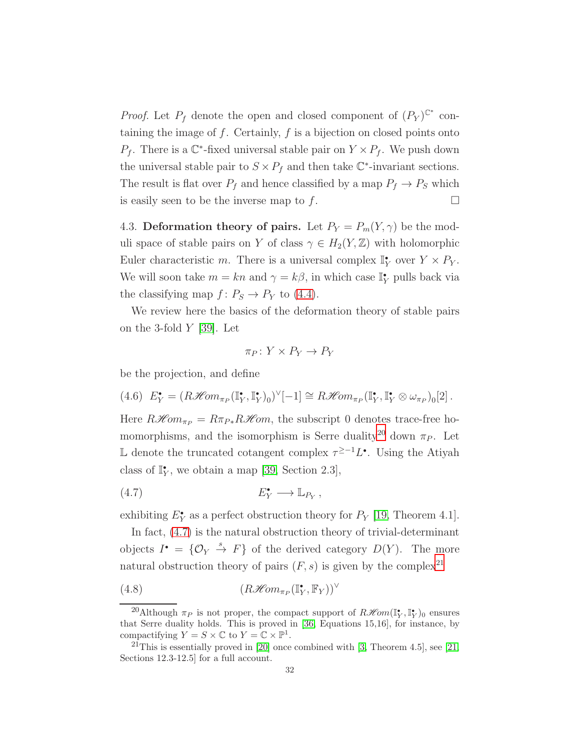*Proof.* Let $P_f$ denote the open and closed component of $(P_Y)^{\mathbb{C}^*}$ containing the image of $f$. Certainly, $f$ is a bijection on closed points onto $P_f$. There is a $\mathbb{C}^*$-fixed universal stable pair on $Y \times P_f$. We push down the universal stable pair to $S \times P_f$ and then take $\mathbb{C}^*$-invariant sections. The result is flat over $P_f$ and hence classified by a map $P_f \to P_S$ which is easily seen to be the inverse map to $f$. $\square$

4.3. **Deformation theory of pairs.** Let $P_Y = P_m(Y, \gamma)$ be the moduli space of stable pairs on $Y$ of class $\gamma \in H_2(Y, \mathbb{Z})$ with holomorphic Euler characteristic $m$. There is a universal complex $\mathbb{I}_Y^\bullet$ over $Y \times P_Y$. We will soon take $m = kn$ and $\gamma = k\beta$, in which case $\mathbb{I}_Y^\bullet$ pulls back via the classifying map $f \colon P_S \to P_Y$ to (4.4).

We review here the basics of the deformation theory of stable pairs on the 3-fold $Y$ [39]. Let

$$\pi_P \colon Y \times P_Y \to P_Y$$

be the projection, and define

$$(4.6)\quad E_Y^\bullet = (R\mathscr{H}om_{\pi_P}(\mathbb{I}_Y^\bullet, \mathbb{I}_Y^\bullet)_0)^\vee[-1] \cong R\mathscr{H}om_{\pi_P}(\mathbb{I}_Y^\bullet, \mathbb{I}_Y^\bullet \otimes \omega_{\pi_P})_0[2]\,.$$

Here $R\mathscr{H}om_{\pi_P} = R\pi_{P*}R\mathscr{H}om$, the subscript 0 denotes trace-free homomorphisms, and the isomorphism is Serre duality[20] down $\pi_P$. Let $\mathbb{L}$ denote the truncated cotangent complex $\tau^{\geq -1}L^\bullet$. Using the Atiyah class of $\mathbb{I}_Y^\bullet$, we obtain a map [39, Section 2.3],

$$(4.7)\qquad E_Y^\bullet \longrightarrow \mathbb{L}_{P_Y}\,,$$

exhibiting $E_Y^\bullet$ as a perfect obstruction theory for $P_Y$ [19, Theorem 4.1].

In fact, (4.7) is the natural obstruction theory of trivial-determinant objects $I^\bullet = \{\mathcal{O}_Y \xrightarrow{s} F\}$ of the derived category $D(Y)$. The more natural obstruction theory of pairs $(F, s)$ is given by the complex[21]

$$(4.8)\qquad (R\mathscr{H}om_{\pi_P}(\mathbb{I}_Y^\bullet, \mathbb{F}_Y))^\vee$$

---

[20] Although $\pi_P$ is not proper, the compact support of $R\mathscr{H}om(\mathbb{I}_Y^\bullet, \mathbb{I}_Y^\bullet)_0$ ensures that Serre duality holds. This is proved in [36, Equations 15,16], for instance, by compactifying $Y = S \times \mathbb{C}$ to $Y = \mathbb{C} \times \mathbb{P}^1$.

[21] This is essentially proved in [20] once combined with [3, Theorem 4.5], see [21, Sections 12.3-12.5] for a full account.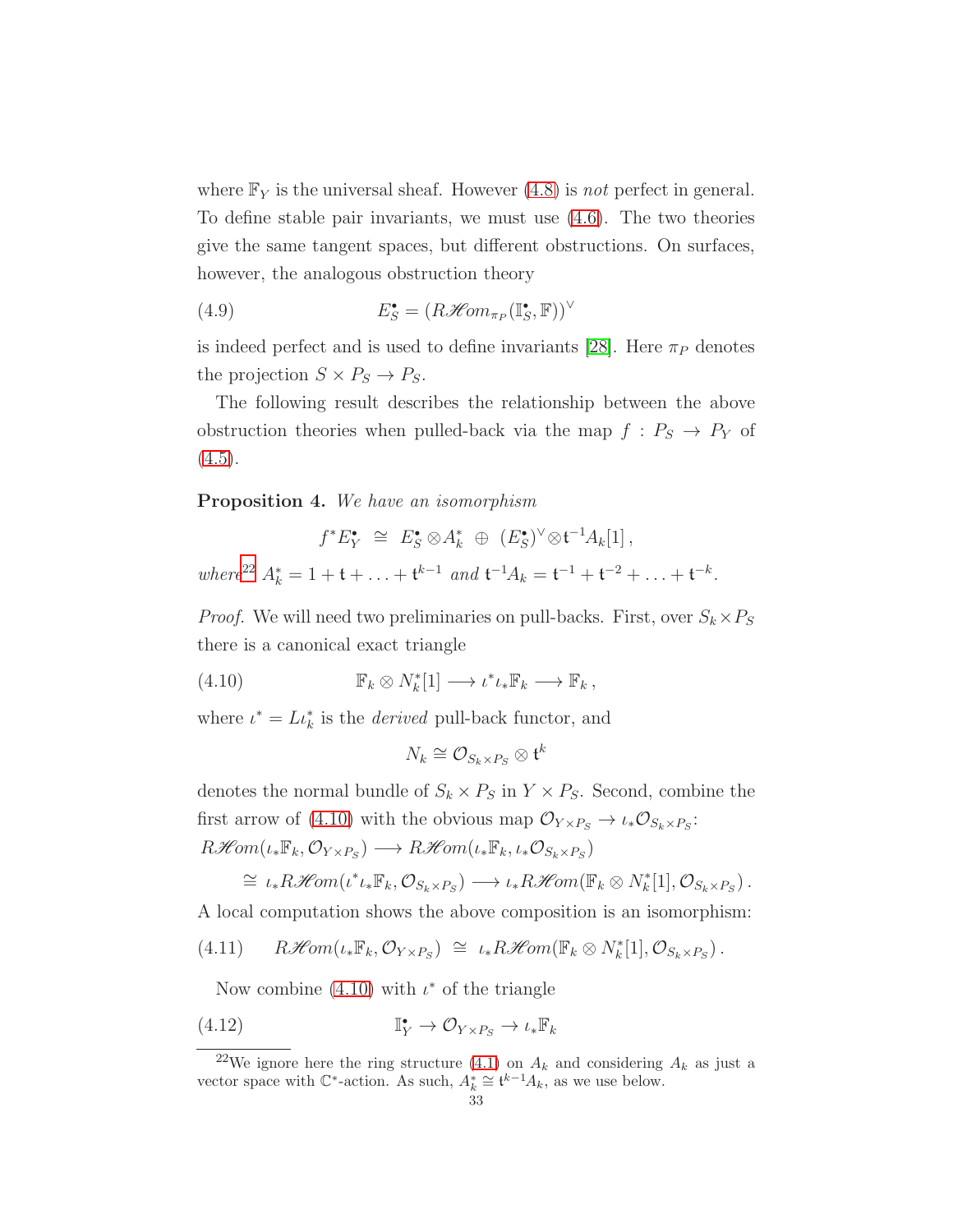where $\mathbb{F}_Y$ is the universal sheaf. However (4.8) is *not* perfect in general. To define stable pair invariants, we must use (4.6). The two theories give the same tangent spaces, but different obstructions. On surfaces, however, the analogous obstruction theory

$$E_S^\bullet = \left(R\mathscr{H}om_{\pi_P}(\mathbb{I}_S^\bullet, \mathbb{F})\right)^\vee \tag{4.9}$$

is indeed perfect and is used to define invariants [28]. Here $\pi_P$ denotes the projection $S \times P_S \to P_S$.

The following result describes the relationship between the above obstruction theories when pulled-back via the map $f : P_S \to P_Y$ of (4.5).

**Proposition 4.** *We have an isomorphism*

$$f^* E_Y^\bullet \;\cong\; E_S^\bullet \otimes A_k^* \;\oplus\; (E_S^\bullet)^\vee \otimes \mathfrak{t}^{-1} A_k[1]\,,$$

*where*[22] $A_k^* = 1 + \mathfrak{t} + \ldots + \mathfrak{t}^{k-1}$ *and* $\mathfrak{t}^{-1} A_k = \mathfrak{t}^{-1} + \mathfrak{t}^{-2} + \ldots + \mathfrak{t}^{-k}$.

*Proof.* We will need two preliminaries on pull-backs. First, over $S_k \times P_S$ there is a canonical exact triangle

$$\mathbb{F}_k \otimes N_k^*[1] \longrightarrow \iota^* \iota_* \mathbb{F}_k \longrightarrow \mathbb{F}_k\,, \tag{4.10}$$

where $\iota^* = L\iota_k^*$ is the *derived* pull-back functor, and

$$N_k \cong \mathcal{O}_{S_k \times P_S} \otimes \mathfrak{t}^k$$

denotes the normal bundle of $S_k \times P_S$ in $Y \times P_S$. Second, combine the first arrow of (4.10) with the obvious map $\mathcal{O}_{Y \times P_S} \to \iota_* \mathcal{O}_{S_k \times P_S}$:

$$R\mathscr{H}om(\iota_* \mathbb{F}_k, \mathcal{O}_{Y \times P_S}) \longrightarrow R\mathscr{H}om(\iota_* \mathbb{F}_k, \iota_* \mathcal{O}_{S_k \times P_S})$$

$$\cong \iota_* R\mathscr{H}om(\iota^* \iota_* \mathbb{F}_k, \mathcal{O}_{S_k \times P_S}) \longrightarrow \iota_* R\mathscr{H}om(\mathbb{F}_k \otimes N_k^*[1], \mathcal{O}_{S_k \times P_S})\,.$$

A local computation shows the above composition is an isomorphism:

$$R\mathscr{H}om(\iota_* \mathbb{F}_k, \mathcal{O}_{Y \times P_S}) \;\cong\; \iota_* R\mathscr{H}om(\mathbb{F}_k \otimes N_k^*[1], \mathcal{O}_{S_k \times P_S})\,. \tag{4.11}$$

Now combine (4.10) with $\iota^*$ of the triangle

$$\mathbb{I}_Y^\bullet \to \mathcal{O}_{Y \times P_S} \to \iota_* \mathbb{F}_k \tag{4.12}$$

[22] We ignore here the ring structure (4.1) on $A_k$ and considering $A_k$ as just a vector space with $\mathbb{C}^*$-action. As such, $A_k^* \cong \mathfrak{t}^{k-1} A_k$, as we use below.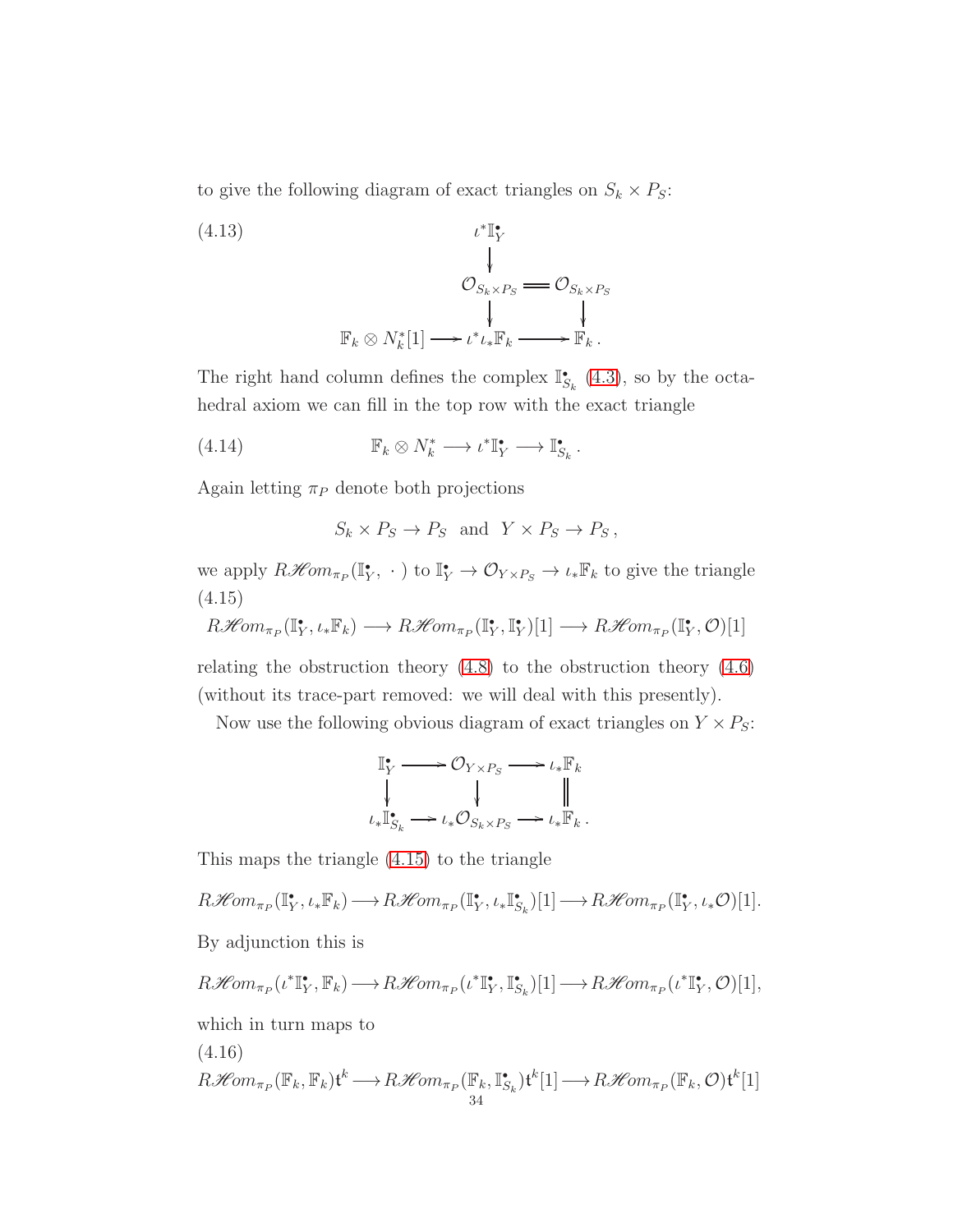to give the following diagram of exact triangles on $S_k \times P_S$:

$$
\begin{array}{ccccc}
 & & \iota^*\mathbb{I}^\bullet_Y & & \\
 & & \downarrow & & \\
 & & \mathcal{O}_{S_k\times P_S} & = & \mathcal{O}_{S_k\times P_S} \\
 & & \downarrow & & \downarrow \\
\mathbb{F}_k\otimes N_k^*[1] & \longrightarrow & \iota^*\iota_*\mathbb{F}_k & \longrightarrow & \mathbb{F}_k\,.
\end{array}
\tag{4.13}
$$

The right hand column defines the complex $\mathbb{I}^\bullet_{S_k}$ (4.3), so by the octahedral axiom we can fill in the top row with the exact triangle

$$
\mathbb{F}_k\otimes N_k^* \longrightarrow \iota^*\mathbb{I}^\bullet_Y \longrightarrow \mathbb{I}^\bullet_{S_k}\,. \tag{4.14}
$$

Again letting $\pi_P$ denote both projections

$$
S_k\times P_S\to P_S \ \text{ and } \ Y\times P_S\to P_S\,,
$$

we apply $R\mathscr{H}om_{\pi_P}(\mathbb{I}^\bullet_Y,\ \cdot\ )$ to $\mathbb{I}^\bullet_Y\to\mathcal{O}_{Y\times P_S}\to\iota_*\mathbb{F}_k$ to give the triangle

$$
R\mathscr{H}om_{\pi_P}(\mathbb{I}^\bullet_Y,\iota_*\mathbb{F}_k)\longrightarrow R\mathscr{H}om_{\pi_P}(\mathbb{I}^\bullet_Y,\mathbb{I}^\bullet_Y)[1]\longrightarrow R\mathscr{H}om_{\pi_P}(\mathbb{I}^\bullet_Y,\mathcal{O})[1] \tag{4.15}
$$

relating the obstruction theory (4.8) to the obstruction theory (4.6) (without its trace-part removed: we will deal with this presently).

Now use the following obvious diagram of exact triangles on $Y\times P_S$:

$$
\begin{array}{ccccc}
\mathbb{I}^\bullet_Y & \longrightarrow & \mathcal{O}_{Y\times P_S} & \longrightarrow & \iota_*\mathbb{F}_k \\
\downarrow & & \downarrow & & \| \\
\iota_*\mathbb{I}^\bullet_{S_k} & \longrightarrow & \iota_*\mathcal{O}_{S_k\times P_S} & \longrightarrow & \iota_*\mathbb{F}_k\,.
\end{array}
$$

This maps the triangle (4.15) to the triangle

$$
R\mathscr{H}om_{\pi_P}(\mathbb{I}^\bullet_Y,\iota_*\mathbb{F}_k)\longrightarrow R\mathscr{H}om_{\pi_P}(\mathbb{I}^\bullet_Y,\iota_*\mathbb{I}^\bullet_{S_k})[1]\longrightarrow R\mathscr{H}om_{\pi_P}(\mathbb{I}^\bullet_Y,\iota_*\mathcal{O})[1].
$$

By adjunction this is

$$
R\mathscr{H}om_{\pi_P}(\iota^*\mathbb{I}^\bullet_Y,\mathbb{F}_k)\longrightarrow R\mathscr{H}om_{\pi_P}(\iota^*\mathbb{I}^\bullet_Y,\mathbb{I}^\bullet_{S_k})[1]\longrightarrow R\mathscr{H}om_{\pi_P}(\iota^*\mathbb{I}^\bullet_Y,\mathcal{O})[1],
$$

which in turn maps to

$$
R\mathscr{H}om_{\pi_P}(\mathbb{F}_k,\mathbb{F}_k)\mathfrak{t}^k\longrightarrow R\mathscr{H}om_{\pi_P}(\mathbb{F}_k,\mathbb{I}^\bullet_{S_k})\mathfrak{t}^k[1]\longrightarrow R\mathscr{H}om_{\pi_P}(\mathbb{F}_k,\mathcal{O})\mathfrak{t}^k[1] \tag{4.16}
$$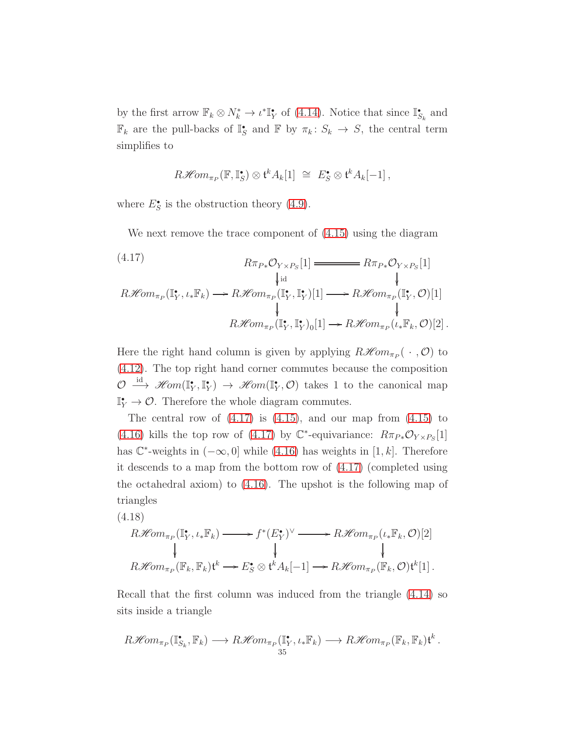by the first arrow $\mathbb{F}_k \otimes N_k^* \to \iota^* \mathbb{I}_Y^\bullet$ of (4.14). Notice that since $\mathbb{I}_{S_k}^\bullet$ and $\mathbb{F}_k$ are the pull-backs of $\mathbb{I}_S^\bullet$ and $\mathbb{F}$ by $\pi_k \colon S_k \to S$, the central term simplifies to

$$R\mathscr{H}om_{\pi_P}(\mathbb{F}, \mathbb{I}_S^\bullet) \otimes \mathfrak{t}^k A_k[1] \;\cong\; E_S^\bullet \otimes \mathfrak{t}^k A_k[-1]\,,$$

where $E_S^\bullet$ is the obstruction theory (4.9).

We next remove the trace component of (4.15) using the diagram

(4.17)
$$\begin{array}{ccccc}
 & & R\pi_{P*}\mathcal{O}_{Y\times P_S}[1] & = & R\pi_{P*}\mathcal{O}_{Y\times P_S}[1] \\
 & & \big\downarrow{\scriptstyle \mathrm{id}} & & \big\downarrow \\
R\mathscr{H}om_{\pi_P}(\mathbb{I}_Y^\bullet, \iota_*\mathbb{F}_k) & \longrightarrow & R\mathscr{H}om_{\pi_P}(\mathbb{I}_Y^\bullet, \mathbb{I}_Y^\bullet)[1] & \longrightarrow & R\mathscr{H}om_{\pi_P}(\mathbb{I}_Y^\bullet, \mathcal{O})[1] \\
 & & \big\downarrow & & \big\downarrow \\
 & & R\mathscr{H}om_{\pi_P}(\mathbb{I}_Y^\bullet, \mathbb{I}_Y^\bullet)_0[1] & \longrightarrow & R\mathscr{H}om_{\pi_P}(\iota_*\mathbb{F}_k, \mathcal{O})[2]\,.
\end{array}$$

Here the right hand column is given by applying $R\mathscr{H}om_{\pi_P}(\,\cdot\,, \mathcal{O})$ to (4.12). The top right hand corner commutes because the composition $\mathcal{O} \xrightarrow{\mathrm{id}} \mathscr{H}om(\mathbb{I}_Y^\bullet, \mathbb{I}_Y^\bullet) \to \mathscr{H}om(\mathbb{I}_Y^\bullet, \mathcal{O})$ takes 1 to the canonical map $\mathbb{I}_Y^\bullet \to \mathcal{O}$. Therefore the whole diagram commutes.

The central row of (4.17) is (4.15), and our map from (4.15) to (4.16) kills the top row of (4.17) by $\mathbb{C}^*$-equivariance: $R\pi_{P*}\mathcal{O}_{Y\times P_S}[1]$ has $\mathbb{C}^*$-weights in $(-\infty, 0]$ while (4.16) has weights in $[1, k]$. Therefore it descends to a map from the bottom row of (4.17) (completed using the octahedral axiom) to (4.16). The upshot is the following map of triangles

(4.18)
$$\begin{array}{ccccc}
R\mathscr{H}om_{\pi_P}(\mathbb{I}_Y^\bullet, \iota_*\mathbb{F}_k) & \longrightarrow & f^*(E_Y^\bullet)^\vee & \longrightarrow & R\mathscr{H}om_{\pi_P}(\iota_*\mathbb{F}_k, \mathcal{O})[2] \\
\big\downarrow & & \big\downarrow & & \big\downarrow \\
R\mathscr{H}om_{\pi_P}(\mathbb{F}_k, \mathbb{F}_k)\mathfrak{t}^k & \longrightarrow & E_S^\bullet \otimes \mathfrak{t}^k A_k[-1] & \longrightarrow & R\mathscr{H}om_{\pi_P}(\mathbb{F}_k, \mathcal{O})\mathfrak{t}^k[1]\,.
\end{array}$$

Recall that the first column was induced from the triangle (4.14) so sits inside a triangle

$$R\mathscr{H}om_{\pi_P}(\mathbb{I}_{S_k}^\bullet, \mathbb{F}_k) \longrightarrow R\mathscr{H}om_{\pi_P}(\mathbb{I}_Y^\bullet, \iota_*\mathbb{F}_k) \longrightarrow R\mathscr{H}om_{\pi_P}(\mathbb{F}_k, \mathbb{F}_k)\mathfrak{t}^k\,.$$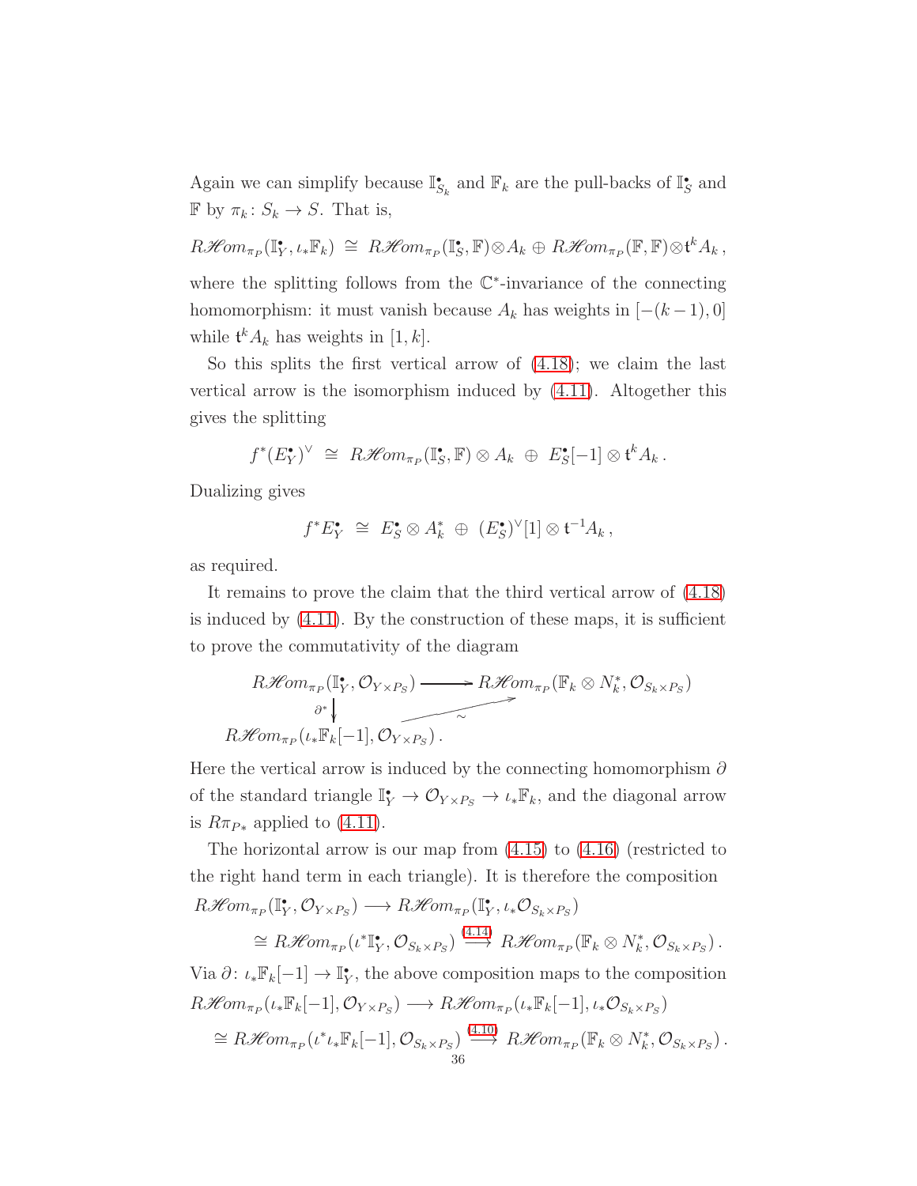Again we can simplify because $\mathbb{I}^\bullet_{S_k}$ and $\mathbb{F}_k$ are the pull-backs of $\mathbb{I}^\bullet_S$ and $\mathbb{F}$ by $\pi_k\colon S_k \to S$. That is,

$$R\mathscr{H}om_{\pi_P}(\mathbb{I}^\bullet_Y, \iota_*\mathbb{F}_k) \;\cong\; R\mathscr{H}om_{\pi_P}(\mathbb{I}^\bullet_S, \mathbb{F})\otimes A_k \oplus R\mathscr{H}om_{\pi_P}(\mathbb{F}, \mathbb{F})\otimes \mathfrak{t}^k A_k\,,$$

where the splitting follows from the $\mathbb{C}^*$-invariance of the connecting homomorphism: it must vanish because $A_k$ has weights in $[-(k-1), 0]$ while $\mathfrak{t}^k A_k$ has weights in $[1, k]$.

So this splits the first vertical arrow of (4.18); we claim the last vertical arrow is the isomorphism induced by (4.11). Altogether this gives the splitting

$$f^*(E^\bullet_Y)^\vee \;\cong\; R\mathscr{H}om_{\pi_P}(\mathbb{I}^\bullet_S, \mathbb{F}) \otimes A_k \;\oplus\; E^\bullet_S[-1] \otimes \mathfrak{t}^k A_k\,.$$

Dualizing gives

$$f^* E^\bullet_Y \;\cong\; E^\bullet_S \otimes A^*_k \;\oplus\; (E^\bullet_S)^\vee[1] \otimes \mathfrak{t}^{-1} A_k\,,$$

as required.

It remains to prove the claim that the third vertical arrow of (4.18) is induced by (4.11). By the construction of these maps, it is sufficient to prove the commutativity of the diagram

$$\begin{array}{ccc}
R\mathscr{H}om_{\pi_P}(\mathbb{I}^\bullet_Y, \mathcal{O}_{Y\times P_S}) & \longrightarrow & R\mathscr{H}om_{\pi_P}(\mathbb{F}_k \otimes N_k^*, \mathcal{O}_{S_k \times P_S}) \\
\Big\downarrow \partial^* & \nearrow_{\sim} & \\
R\mathscr{H}om_{\pi_P}(\iota_*\mathbb{F}_k[-1], \mathcal{O}_{Y\times P_S})\,. & &
\end{array}$$

Here the vertical arrow is induced by the connecting homomorphism $\partial$ of the standard triangle $\mathbb{I}^\bullet_Y \to \mathcal{O}_{Y\times P_S} \to \iota_*\mathbb{F}_k$, and the diagonal arrow is $R\pi_{P*}$ applied to (4.11).

The horizontal arrow is our map from (4.15) to (4.16) (restricted to the right hand term in each triangle). It is therefore the composition

$$R\mathscr{H}om_{\pi_P}(\mathbb{I}^\bullet_Y, \mathcal{O}_{Y\times P_S}) \longrightarrow R\mathscr{H}om_{\pi_P}(\mathbb{I}^\bullet_Y, \iota_*\mathcal{O}_{S_k\times P_S})$$

$$\cong R\mathscr{H}om_{\pi_P}(\iota^*\mathbb{I}^\bullet_Y, \mathcal{O}_{S_k\times P_S}) \stackrel{(4.14)}{\longrightarrow} R\mathscr{H}om_{\pi_P}(\mathbb{F}_k \otimes N_k^*, \mathcal{O}_{S_k\times P_S})\,.$$

Via $\partial\colon \iota_*\mathbb{F}_k[-1] \to \mathbb{I}^\bullet_Y$, the above composition maps to the composition

$$R\mathscr{H}om_{\pi_P}(\iota_*\mathbb{F}_k[-1], \mathcal{O}_{Y\times P_S}) \longrightarrow R\mathscr{H}om_{\pi_P}(\iota_*\mathbb{F}_k[-1], \iota_*\mathcal{O}_{S_k\times P_S})$$

$$\cong R\mathscr{H}om_{\pi_P}(\iota^*\iota_*\mathbb{F}_k[-1], \mathcal{O}_{S_k\times P_S}) \stackrel{(4.10)}{\longrightarrow} R\mathscr{H}om_{\pi_P}(\mathbb{F}_k \otimes N_k^*, \mathcal{O}_{S_k\times P_S})\,.$$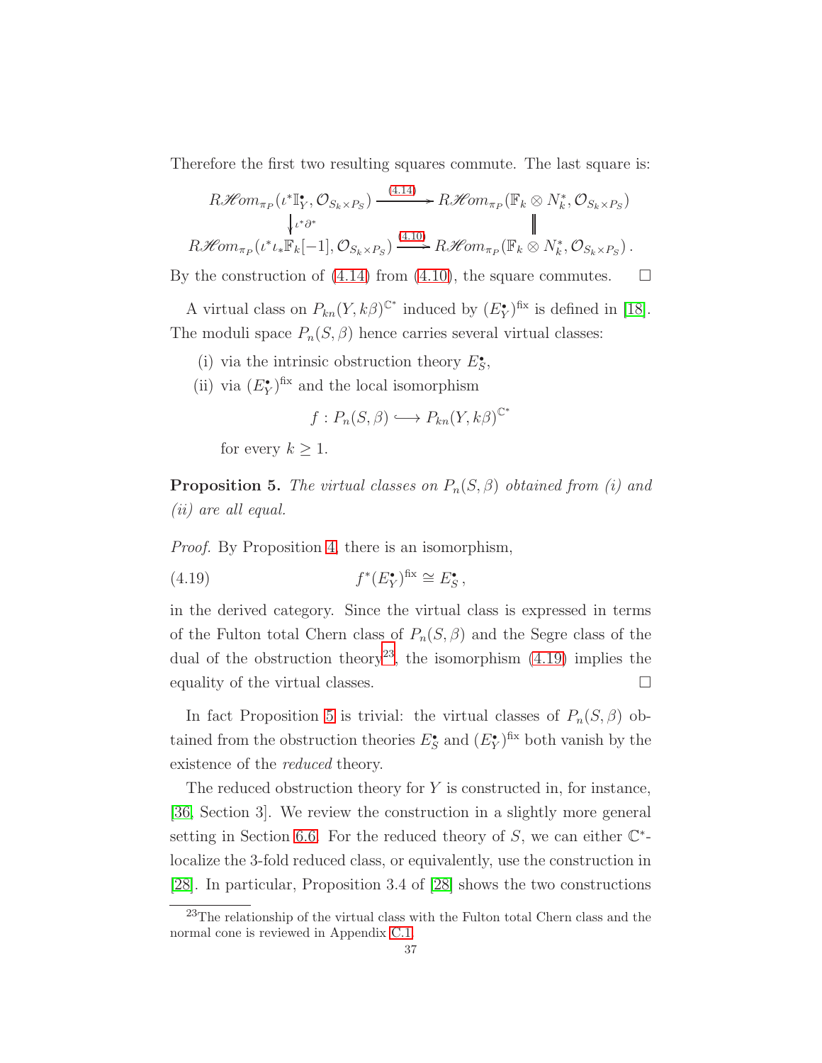Therefore the first two resulting squares commute. The last square is:

$$\begin{array}{ccc} R\mathscr{H}om_{\pi_P}(\iota^*\mathbb{I}_Y^\bullet, \mathcal{O}_{S_k\times P_S}) & \xrightarrow{(4.14)} & R\mathscr{H}om_{\pi_P}(\mathbb{F}_k\otimes N_k^*, \mathcal{O}_{S_k\times P_S}) \\ \big\downarrow{\scriptstyle \iota^*\partial^*} & & \big\| \\ R\mathscr{H}om_{\pi_P}(\iota^*\iota_*\mathbb{F}_k[-1], \mathcal{O}_{S_k\times P_S}) & \xrightarrow{(4.10)} & R\mathscr{H}om_{\pi_P}(\mathbb{F}_k\otimes N_k^*, \mathcal{O}_{S_k\times P_S})\,. \end{array}$$

By the construction of (4.14) from (4.10), the square commutes. $\square$

A virtual class on $P_{kn}(Y,k\beta)^{\mathbb{C}^*}$ induced by $(E_Y^\bullet)^{\mathrm{fix}}$ is defined in [18]. The moduli space $P_n(S,\beta)$ hence carries several virtual classes:

(i) via the intrinsic obstruction theory $E_S^\bullet$,

(ii) via $(E_Y^\bullet)^{\mathrm{fix}}$ and the local isomorphism

$$f : P_n(S,\beta) \longrightarrow P_{kn}(Y,k\beta)^{\mathbb{C}^*}$$

for every $k\geq 1$.

**Proposition 5.** *The virtual classes on $P_n(S,\beta)$ obtained from (i) and (ii) are all equal.*

*Proof.* By Proposition 4, there is an isomorphism,

$$f^*(E_Y^\bullet)^{\mathrm{fix}} \cong E_S^\bullet\,, \tag{4.19}$$

in the derived category. Since the virtual class is expressed in terms of the Fulton total Chern class of $P_n(S,\beta)$ and the Segre class of the dual of the obstruction theory[23], the isomorphism (4.19) implies the equality of the virtual classes. $\square$

In fact Proposition 5 is trivial: the virtual classes of $P_n(S,\beta)$ obtained from the obstruction theories $E_S^\bullet$ and $(E_Y^\bullet)^{\mathrm{fix}}$ both vanish by the existence of the *reduced* theory.

The reduced obstruction theory for $Y$ is constructed in, for instance, [36, Section 3]. We review the construction in a slightly more general setting in Section 6.6. For the reduced theory of $S$, we can either $\mathbb{C}^*$-localize the 3-fold reduced class, or equivalently, use the construction in [28]. In particular, Proposition 3.4 of [28] shows the two constructions

[23] The relationship of the virtual class with the Fulton total Chern class and the normal cone is reviewed in Appendix C.1.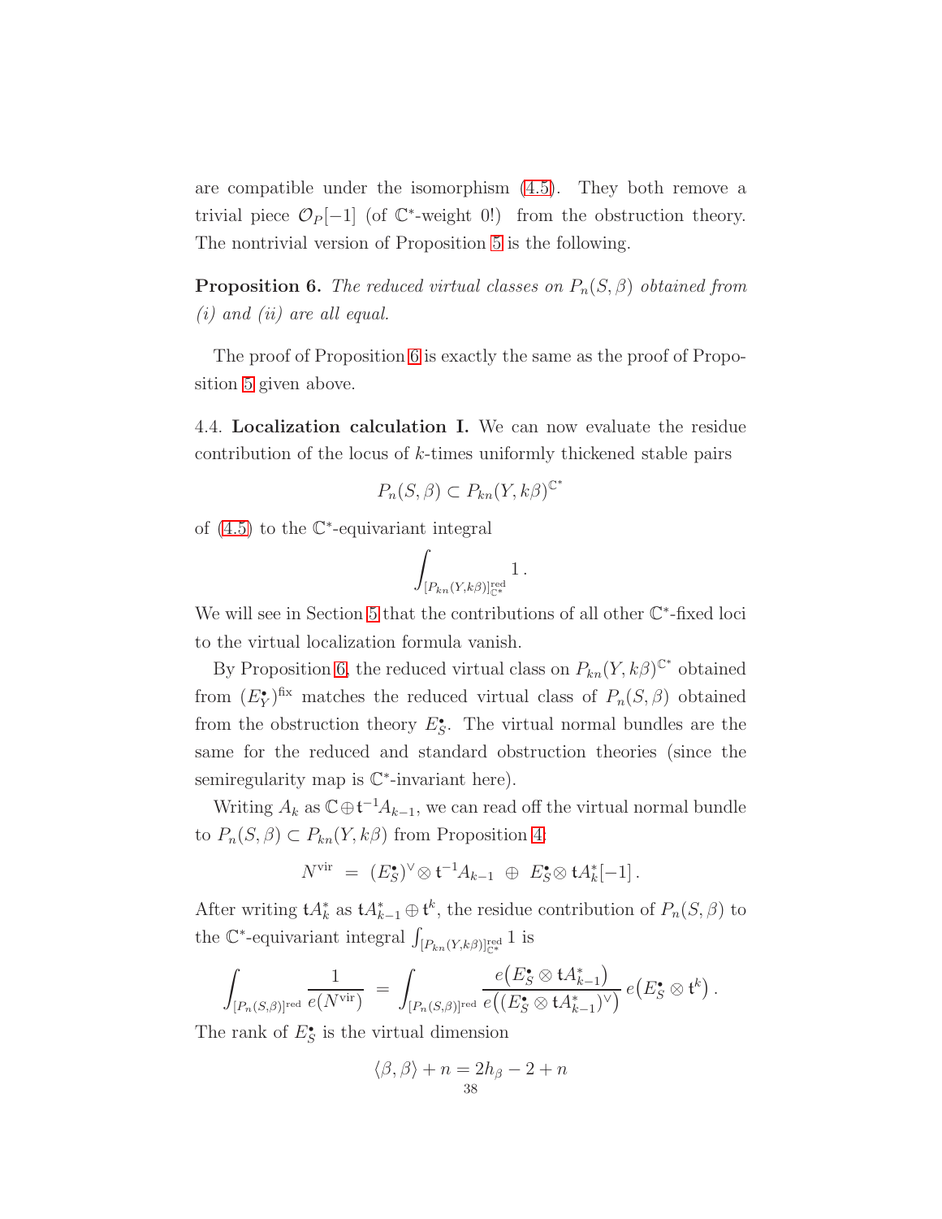are compatible under the isomorphism (4.5). They both remove a trivial piece $\mathcal{O}_P[-1]$ (of $\mathbb{C}^*$-weight 0!) from the obstruction theory. The nontrivial version of Proposition 5 is the following.

**Proposition 6.** *The reduced virtual classes on $P_n(S,\beta)$ obtained from (i) and (ii) are all equal.*

The proof of Proposition 6 is exactly the same as the proof of Proposition 5 given above.

4.4. **Localization calculation I.** We can now evaluate the residue contribution of the locus of $k$-times uniformly thickened stable pairs

$$P_n(S,\beta) \subset P_{kn}(Y,k\beta)^{\mathbb{C}^*}$$

of (4.5) to the $\mathbb{C}^*$-equivariant integral

$$\int_{[P_{kn}(Y,k\beta)]^{\mathrm{red}}_{\mathbb{C}^*}} 1\,.$$

We will see in Section 5 that the contributions of all other $\mathbb{C}^*$-fixed loci to the virtual localization formula vanish.

By Proposition 6, the reduced virtual class on $P_{kn}(Y,k\beta)^{\mathbb{C}^*}$ obtained from $(E^\bullet_Y)^{\mathrm{fix}}$ matches the reduced virtual class of $P_n(S,\beta)$ obtained from the obstruction theory $E^\bullet_S$. The virtual normal bundles are the same for the reduced and standard obstruction theories (since the semiregularity map is $\mathbb{C}^*$-invariant here).

Writing $A_k$ as $\mathbb{C}\oplus\mathfrak{t}^{-1}A_{k-1}$, we can read off the virtual normal bundle to $P_n(S,\beta)\subset P_{kn}(Y,k\beta)$ from Proposition 4:

$$N^{\mathrm{vir}} \;=\; (E^\bullet_S)^\vee\otimes \mathfrak{t}^{-1}A_{k-1} \;\oplus\; E^\bullet_S\otimes \mathfrak{t}A^*_k[-1]\,.$$

After writing $\mathfrak{t}A^*_k$ as $\mathfrak{t}A^*_{k-1}\oplus\mathfrak{t}^k$, the residue contribution of $P_n(S,\beta)$ to the $\mathbb{C}^*$-equivariant integral $\int_{[P_{kn}(Y,k\beta)]^{\mathrm{red}}_{\mathbb{C}^*}} 1$ is

$$\int_{[P_n(S,\beta)]^{\mathrm{red}}}\frac{1}{e(N^{\mathrm{vir}})} \;=\; \int_{[P_n(S,\beta)]^{\mathrm{red}}}\frac{e\big(E^\bullet_S\otimes\mathfrak{t}A^*_{k-1}\big)}{e\big((E^\bullet_S\otimes\mathfrak{t}A^*_{k-1})^\vee\big)}\,e\big(E^\bullet_S\otimes\mathfrak{t}^k\big)\,.$$

The rank of $E^\bullet_S$ is the virtual dimension

$$\langle\beta,\beta\rangle + n = 2h_\beta - 2 + n$$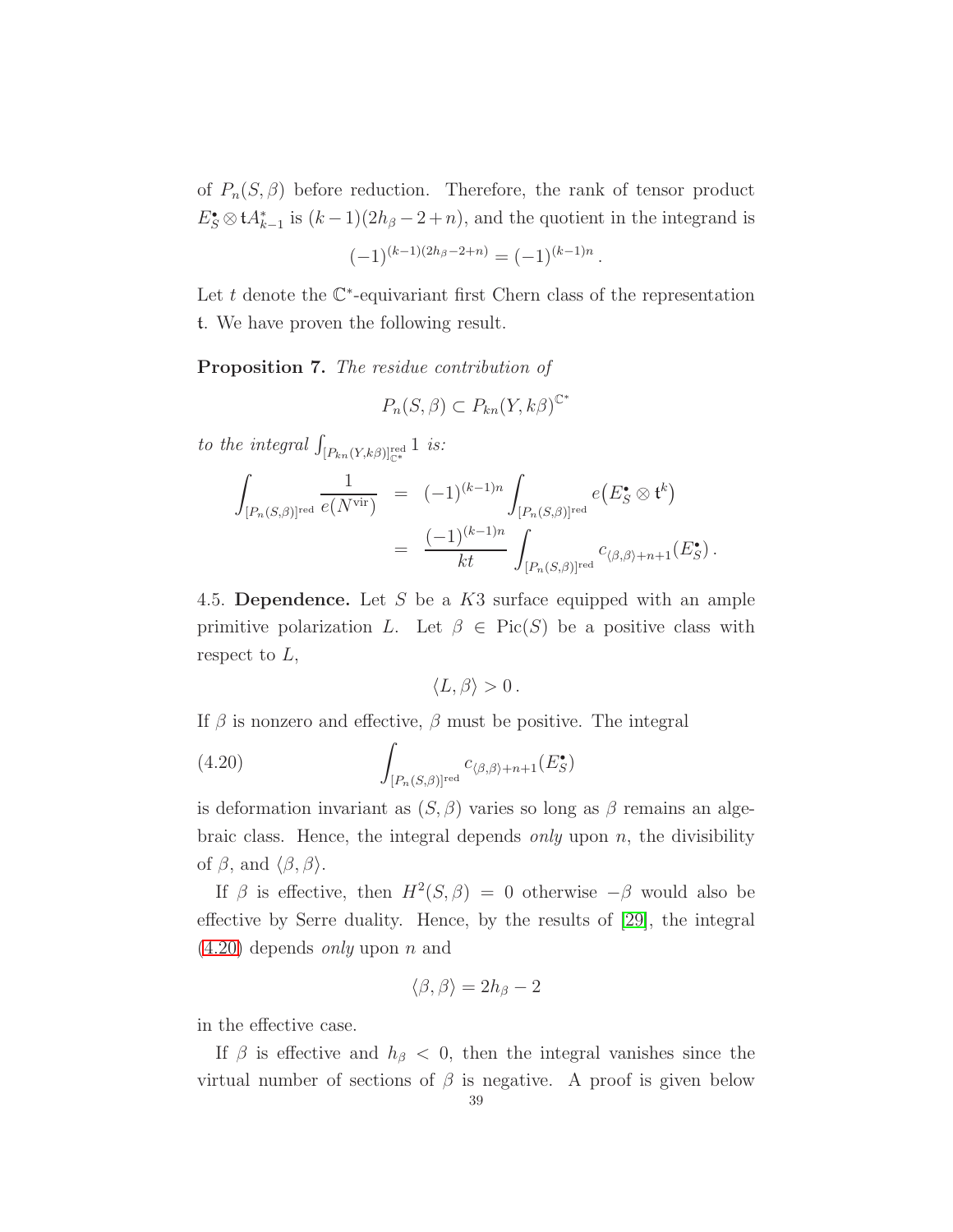of $P_n(S,\beta)$ before reduction. Therefore, the rank of tensor product $E_S^\bullet \otimes \mathfrak{t}A_{k-1}^*$ is $(k-1)(2h_\beta - 2 + n)$, and the quotient in the integrand is

$$(-1)^{(k-1)(2h_\beta-2+n)} = (-1)^{(k-1)n}\,.$$

Let $t$ denote the $\mathbb{C}^*$-equivariant first Chern class of the representation $\mathfrak{t}$. We have proven the following result.

**Proposition 7.** *The residue contribution of*

$$P_n(S,\beta) \subset P_{kn}(Y,k\beta)^{\mathbb{C}^*}$$

*to the integral* $\int_{[P_{kn}(Y,k\beta)]^{\mathrm{red}}_{\mathbb{C}^*}} 1$ *is:*

$$\begin{aligned}
\int_{[P_n(S,\beta)]^{\mathrm{red}}} \frac{1}{e(N^{\mathrm{vir}})} &= (-1)^{(k-1)n} \int_{[P_n(S,\beta)]^{\mathrm{red}}} e\big(E_S^\bullet \otimes \mathfrak{t}^k\big) \\
&= \frac{(-1)^{(k-1)n}}{kt} \int_{[P_n(S,\beta)]^{\mathrm{red}}} c_{\langle \beta,\beta\rangle + n+1}(E_S^\bullet)\,.
\end{aligned}$$

4.5. **Dependence.** Let $S$ be a $K3$ surface equipped with an ample primitive polarization $L$. Let $\beta \in \mathrm{Pic}(S)$ be a positive class with respect to $L$,

$$\langle L, \beta\rangle > 0\,.$$

If $\beta$ is nonzero and effective, $\beta$ must be positive. The integral

$$\int_{[P_n(S,\beta)]^{\mathrm{red}}} c_{\langle \beta,\beta\rangle + n+1}(E_S^\bullet) \tag{4.20}$$

is deformation invariant as $(S,\beta)$ varies so long as $\beta$ remains an algebraic class. Hence, the integral depends *only* upon $n$, the divisibility of $\beta$, and $\langle\beta,\beta\rangle$.

If $\beta$ is effective, then $H^2(S,\beta) = 0$ otherwise $-\beta$ would also be effective by Serre duality. Hence, by the results of [29], the integral (4.20) depends *only* upon $n$ and

$$\langle \beta,\beta\rangle = 2h_\beta - 2$$

in the effective case.

If $\beta$ is effective and $h_\beta < 0$, then the integral vanishes since the virtual number of sections of $\beta$ is negative. A proof is given below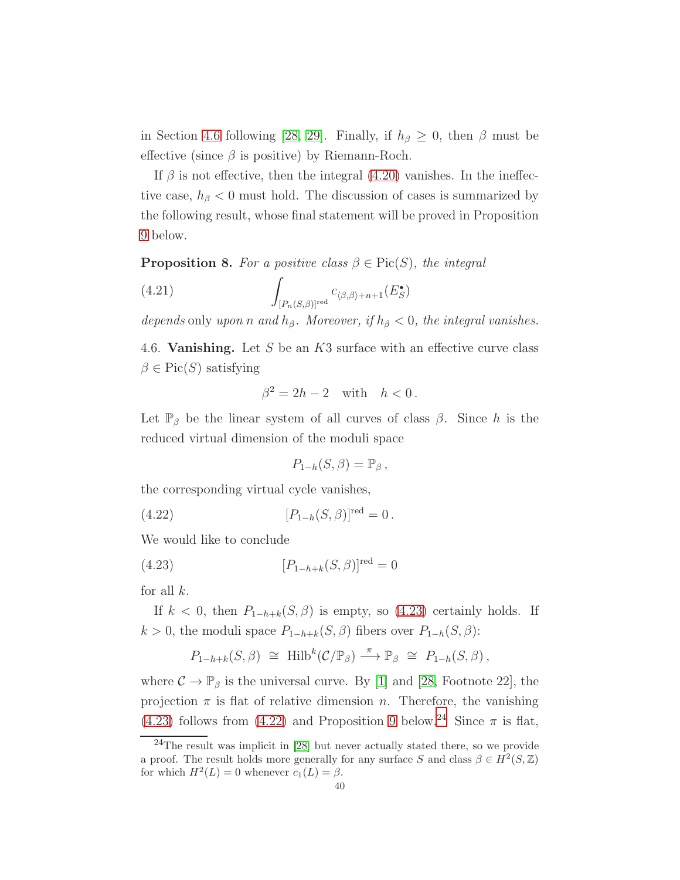in Section 4.6 following [28, 29]. Finally, if $h_\beta \geq 0$, then $\beta$ must be effective (since $\beta$ is positive) by Riemann-Roch.

If $\beta$ is not effective, then the integral (4.20) vanishes. In the ineffective case, $h_\beta < 0$ must hold. The discussion of cases is summarized by the following result, whose final statement will be proved in Proposition 9 below.

**Proposition 8.** *For a positive class $\beta \in \mathrm{Pic}(S)$, the integral*

$$\int_{[P_n(S,\beta)]^{\mathrm{red}}} c_{\langle \beta,\beta\rangle+n+1}(E_S^\bullet) \tag{4.21}$$

*depends* only *upon $n$ and $h_\beta$. Moreover, if $h_\beta < 0$, the integral vanishes.*

4.6. **Vanishing.** Let $S$ be an $K3$ surface with an effective curve class $\beta \in \mathrm{Pic}(S)$ satisfying

$$\beta^2 = 2h - 2 \quad \text{with} \quad h < 0\,.$$

Let $\mathbb{P}_\beta$ be the linear system of all curves of class $\beta$. Since $h$ is the reduced virtual dimension of the moduli space

$$P_{1-h}(S,\beta) = \mathbb{P}_\beta\,,$$

the corresponding virtual cycle vanishes,

$$[P_{1-h}(S,\beta)]^{\mathrm{red}} = 0\,. \tag{4.22}$$

We would like to conclude

$$[P_{1-h+k}(S,\beta)]^{\mathrm{red}} = 0 \tag{4.23}$$

for all $k$.

If $k < 0$, then $P_{1-h+k}(S,\beta)$ is empty, so (4.23) certainly holds. If $k > 0$, the moduli space $P_{1-h+k}(S,\beta)$ fibers over $P_{1-h}(S,\beta)$:

$$P_{1-h+k}(S,\beta) \;\cong\; \mathrm{Hilb}^k(\mathcal{C}/\mathbb{P}_\beta) \xrightarrow{\;\pi\;} \mathbb{P}_\beta \;\cong\; P_{1-h}(S,\beta)\,,$$

where $\mathcal{C} \to \mathbb{P}_\beta$ is the universal curve. By [1] and [28, Footnote 22], the projection $\pi$ is flat of relative dimension $n$. Therefore, the vanishing (4.23) follows from (4.22) and Proposition 9 below.[24] Since $\pi$ is flat,

[24] The result was implicit in [28] but never actually stated there, so we provide a proof. The result holds more generally for any surface $S$ and class $\beta \in H^2(S,\mathbb{Z})$ for which $H^2(L) = 0$ whenever $c_1(L) = \beta$.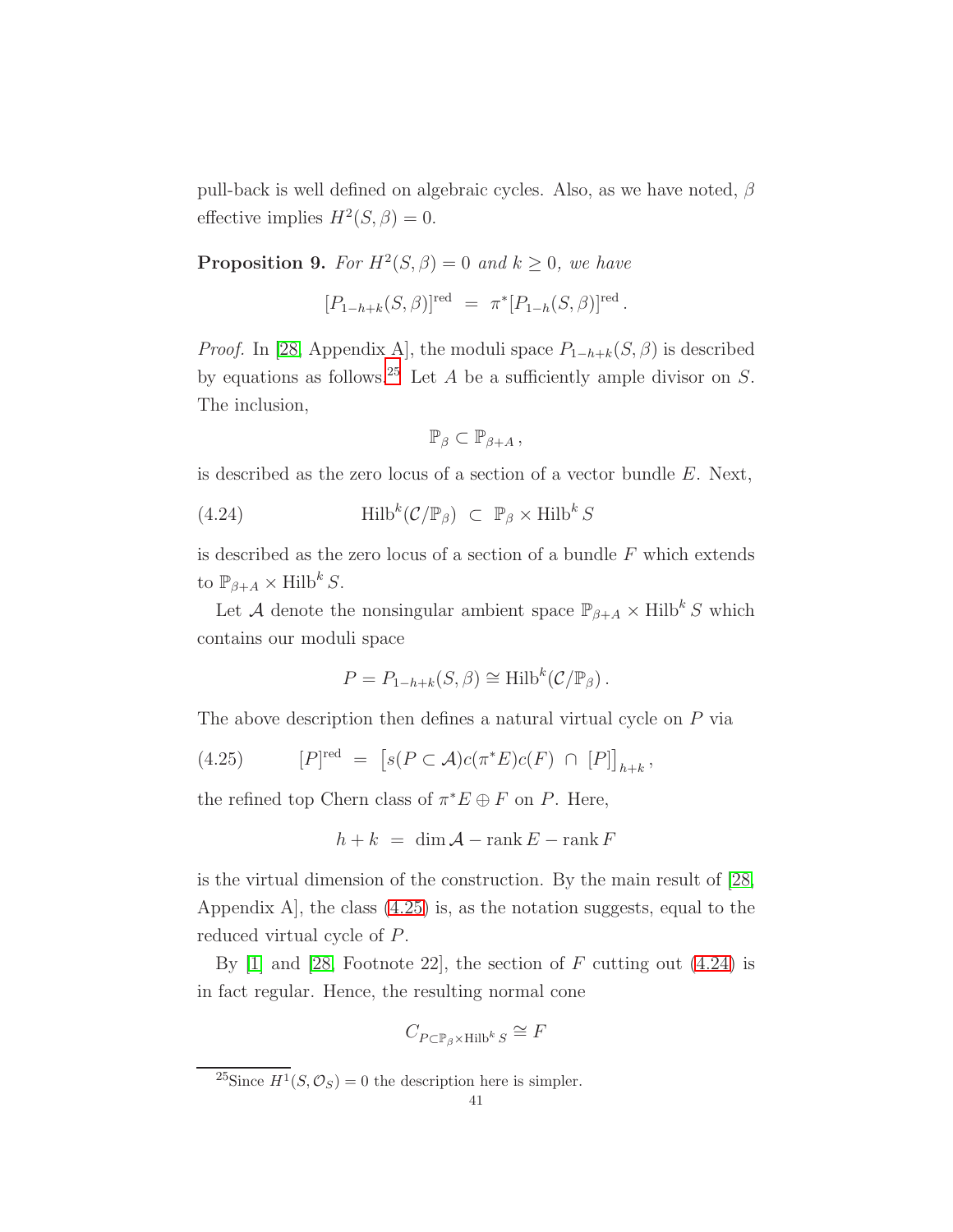pull-back is well defined on algebraic cycles. Also, as we have noted, $\beta$ effective implies $H^2(S,\beta)=0$.

**Proposition 9.** *For $H^2(S,\beta)=0$ and $k \geq 0$, we have*

$$[P_{1-h+k}(S,\beta)]^{\mathrm{red}} \;=\; \pi^*[P_{1-h}(S,\beta)]^{\mathrm{red}}\,.$$

*Proof.* In [28, Appendix A], the moduli space $P_{1-h+k}(S,\beta)$ is described by equations as follows.[25] Let $A$ be a sufficiently ample divisor on $S$. The inclusion,

$$\mathbb{P}_\beta \subset \mathbb{P}_{\beta+A}\,,$$

is described as the zero locus of a section of a vector bundle $E$. Next,

$$\mathrm{Hilb}^k(\mathcal{C}/\mathbb{P}_\beta) \;\subset\; \mathbb{P}_\beta \times \mathrm{Hilb}^k S \tag{4.24}$$

is described as the zero locus of a section of a bundle $F$ which extends to $\mathbb{P}_{\beta+A}\times \mathrm{Hilb}^k S$.

Let $\mathcal{A}$ denote the nonsingular ambient space $\mathbb{P}_{\beta+A}\times\mathrm{Hilb}^k S$ which contains our moduli space

$$P = P_{1-h+k}(S,\beta) \cong \mathrm{Hilb}^k(\mathcal{C}/\mathbb{P}_\beta)\,.$$

The above description then defines a natural virtual cycle on $P$ via

$$[P]^{\mathrm{red}} \;=\; \big[s(P\subset\mathcal{A})c(\pi^*E)c(F)\;\cap\;[P]\big]_{h+k}\,, \tag{4.25}$$

the refined top Chern class of $\pi^*E\oplus F$ on $P$. Here,

$$h+k \;=\; \dim\mathcal{A} - \mathrm{rank}\,E - \mathrm{rank}\,F$$

is the virtual dimension of the construction. By the main result of [28, Appendix A], the class (4.25) is, as the notation suggests, equal to the reduced virtual cycle of $P$.

By [1] and [28, Footnote 22], the section of $F$ cutting out (4.24) is in fact regular. Hence, the resulting normal cone

$$C_{P\subset\mathbb{P}_\beta\times\mathrm{Hilb}^k S}\cong F$$

[25] Since $H^1(S,\mathcal{O}_S)=0$ the description here is simpler.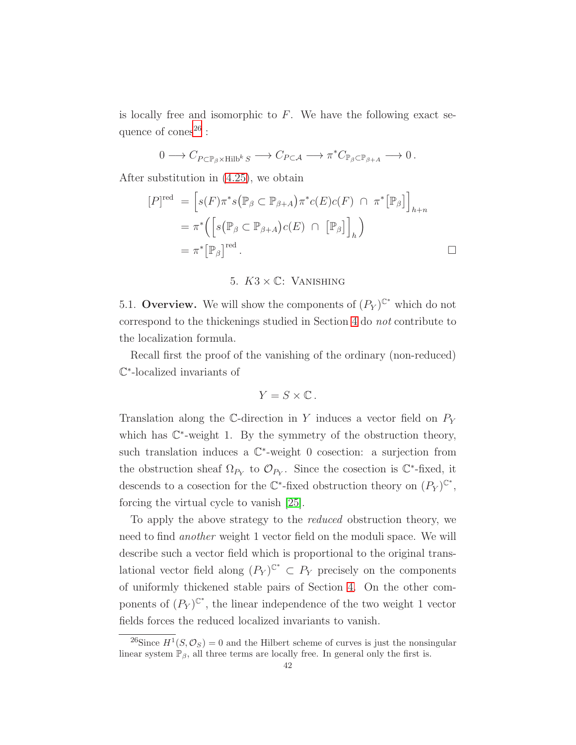is locally free and isomorphic to $F$. We have the following exact sequence of cones[26] :

$$0 \longrightarrow C_{P \subset \mathbb{P}_\beta \times \mathrm{Hilb}^k S} \longrightarrow C_{P \subset \mathcal{A}} \longrightarrow \pi^* C_{\mathbb{P}_\beta \subset \mathbb{P}_{\beta+A}} \longrightarrow 0\,.$$

After substitution in (4.25), we obtain

$$\begin{aligned}
[P]^{\mathrm{red}} &= \Big[ s(F) \pi^* s\big(\mathbb{P}_\beta \subset \mathbb{P}_{\beta+A}\big) \pi^* c(E) c(F) \;\cap\; \pi^* \big[\mathbb{P}_\beta\big] \Big]_{h+n} \\
&= \pi^* \Big( \Big[ s\big(\mathbb{P}_\beta \subset \mathbb{P}_{\beta+A}\big) c(E) \;\cap\; \big[\mathbb{P}_\beta\big] \Big]_h \Big) \\
&= \pi^* \big[\mathbb{P}_\beta\big]^{\mathrm{red}}. 
\end{aligned}$$

□

## 5. $K3 \times \mathbb{C}$: Vanishing

5.1. **Overview.** We will show the components of $(P_Y)^{\mathbb{C}^*}$ which do not correspond to the thickenings studied in Section 4 do *not* contribute to the localization formula.

Recall first the proof of the vanishing of the ordinary (non-reduced) $\mathbb{C}^*$-localized invariants of

$$Y = S \times \mathbb{C}\,.$$

Translation along the $\mathbb{C}$-direction in $Y$ induces a vector field on $P_Y$ which has $\mathbb{C}^*$-weight 1. By the symmetry of the obstruction theory, such translation induces a $\mathbb{C}^*$-weight 0 cosection: a surjection from the obstruction sheaf $\Omega_{P_Y}$ to $\mathcal{O}_{P_Y}$. Since the cosection is $\mathbb{C}^*$-fixed, it descends to a cosection for the $\mathbb{C}^*$-fixed obstruction theory on $(P_Y)^{\mathbb{C}^*}$, forcing the virtual cycle to vanish [25].

To apply the above strategy to the *reduced* obstruction theory, we need to find *another* weight 1 vector field on the moduli space. We will describe such a vector field which is proportional to the original translational vector field along $(P_Y)^{\mathbb{C}^*} \subset P_Y$ precisely on the components of uniformly thickened stable pairs of Section 4. On the other components of $(P_Y)^{\mathbb{C}^*}$, the linear independence of the two weight 1 vector fields forces the reduced localized invariants to vanish.

[26] Since $H^1(S, \mathcal{O}_S) = 0$ and the Hilbert scheme of curves is just the nonsingular linear system $\mathbb{P}_\beta$, all three terms are locally free. In general only the first is.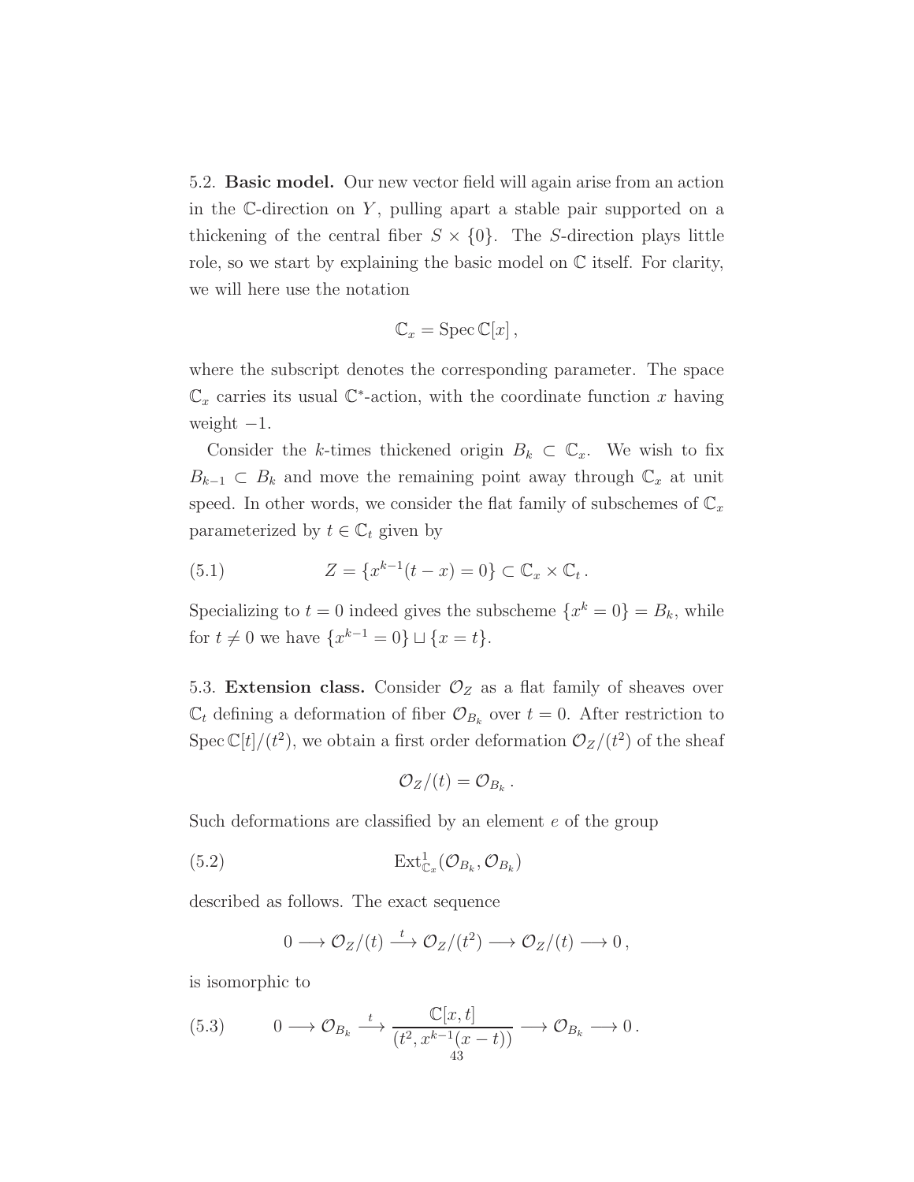5.2. **Basic model.** Our new vector field will again arise from an action in the $\mathbb{C}$-direction on $Y$, pulling apart a stable pair supported on a thickening of the central fiber $S \times \{0\}$. The $S$-direction plays little role, so we start by explaining the basic model on $\mathbb{C}$ itself. For clarity, we will here use the notation

$$\mathbb{C}_x = \operatorname{Spec} \mathbb{C}[x]\,,$$

where the subscript denotes the corresponding parameter. The space $\mathbb{C}_x$ carries its usual $\mathbb{C}^*$-action, with the coordinate function $x$ having weight $-1$.

Consider the $k$-times thickened origin $B_k \subset \mathbb{C}_x$. We wish to fix $B_{k-1} \subset B_k$ and move the remaining point away through $\mathbb{C}_x$ at unit speed. In other words, we consider the flat family of subschemes of $\mathbb{C}_x$ parameterized by $t \in \mathbb{C}_t$ given by

$$Z = \{x^{k-1}(t-x) = 0\} \subset \mathbb{C}_x \times \mathbb{C}_t\,. \tag{5.1}$$

Specializing to $t = 0$ indeed gives the subscheme $\{x^k = 0\} = B_k$, while for $t \neq 0$ we have $\{x^{k-1} = 0\} \sqcup \{x = t\}$.

5.3. **Extension class.** Consider $\mathcal{O}_Z$ as a flat family of sheaves over $\mathbb{C}_t$ defining a deformation of fiber $\mathcal{O}_{B_k}$ over $t = 0$. After restriction to $\operatorname{Spec} \mathbb{C}[t]/(t^2)$, we obtain a first order deformation $\mathcal{O}_Z/(t^2)$ of the sheaf

$$\mathcal{O}_Z/(t) = \mathcal{O}_{B_k}\,.$$

Such deformations are classified by an element $e$ of the group

$$\operatorname{Ext}^1_{\mathbb{C}_x}(\mathcal{O}_{B_k}, \mathcal{O}_{B_k}) \tag{5.2}$$

described as follows. The exact sequence

$$0 \longrightarrow \mathcal{O}_Z/(t) \xrightarrow{\ t\ } \mathcal{O}_Z/(t^2) \longrightarrow \mathcal{O}_Z/(t) \longrightarrow 0\,,$$

is isomorphic to

$$0 \longrightarrow \mathcal{O}_{B_k} \xrightarrow{\ t\ } \frac{\mathbb{C}[x,t]}{(t^2, x^{k-1}(x-t))} \longrightarrow \mathcal{O}_{B_k} \longrightarrow 0\,. \tag{5.3}$$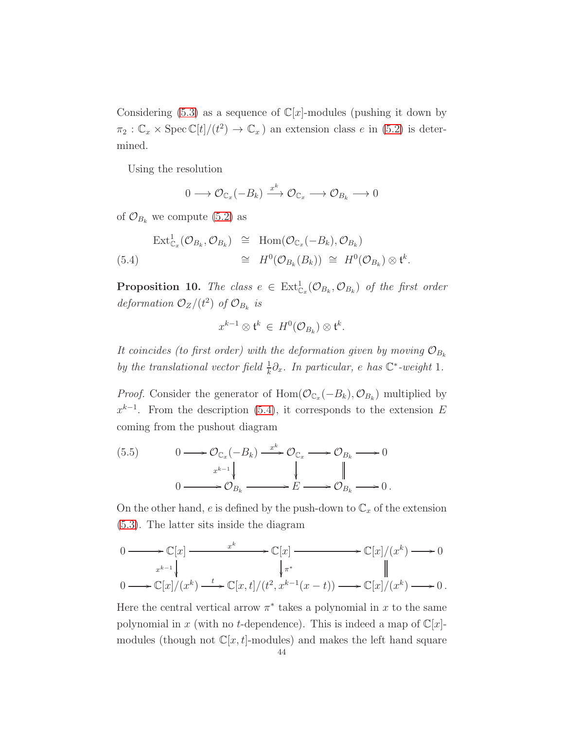Considering (5.3) as a sequence of $\mathbb{C}[x]$-modules (pushing it down by $\pi_2 : \mathbb{C}_x \times \operatorname{Spec} \mathbb{C}[t]/(t^2) \to \mathbb{C}_x$ ) an extension class $e$ in (5.2) is determined.

Using the resolution

$$0 \longrightarrow \mathcal{O}_{\mathbb{C}_x}(-B_k) \xrightarrow{x^k} \mathcal{O}_{\mathbb{C}_x} \longrightarrow \mathcal{O}_{B_k} \longrightarrow 0$$

of $\mathcal{O}_{B_k}$ we compute (5.2) as

$$\begin{aligned} \operatorname{Ext}^1_{\mathbb{C}_x}(\mathcal{O}_{B_k}, \mathcal{O}_{B_k}) &\cong \operatorname{Hom}(\mathcal{O}_{\mathbb{C}_x}(-B_k), \mathcal{O}_{B_k}) \\ &\cong H^0(\mathcal{O}_{B_k}(B_k)) \cong H^0(\mathcal{O}_{B_k}) \otimes \mathfrak{t}^k. \end{aligned} \tag{5.4}$$

**Proposition 10.** *The class $e \in \operatorname{Ext}^1_{\mathbb{C}_x}(\mathcal{O}_{B_k}, \mathcal{O}_{B_k})$ of the first order deformation $\mathcal{O}_Z/(t^2)$ of $\mathcal{O}_{B_k}$ is*

$$x^{k-1} \otimes \mathfrak{t}^k \in H^0(\mathcal{O}_{B_k}) \otimes \mathfrak{t}^k.$$

*It coincides (to first order) with the deformation given by moving $\mathcal{O}_{B_k}$ by the translational vector field $\frac{1}{k}\partial_x$. In particular, $e$ has $\mathbb{C}^*$-weight 1.*

*Proof.* Consider the generator of $\operatorname{Hom}(\mathcal{O}_{\mathbb{C}_x}(-B_k), \mathcal{O}_{B_k})$ multiplied by $x^{k-1}$. From the description (5.4), it corresponds to the extension $E$ coming from the pushout diagram

$$\begin{array}{ccccccccc} 0 & \longrightarrow & \mathcal{O}_{\mathbb{C}_x}(-B_k) & \xrightarrow{x^k} & \mathcal{O}_{\mathbb{C}_x} & \longrightarrow & \mathcal{O}_{B_k} & \longrightarrow & 0 \\ & & \downarrow{\scriptstyle x^{k-1}} & & \downarrow & & \| & & \\ 0 & \longrightarrow & \mathcal{O}_{B_k} & \longrightarrow & E & \longrightarrow & \mathcal{O}_{B_k} & \longrightarrow & 0\,. \end{array} \tag{5.5}$$

On the other hand, $e$ is defined by the push-down to $\mathbb{C}_x$ of the extension (5.3). The latter sits inside the diagram

$$\begin{array}{ccccccccc} 0 & \longrightarrow & \mathbb{C}[x] & \xrightarrow{x^k} & \mathbb{C}[x] & \longrightarrow & \mathbb{C}[x]/(x^k) & \longrightarrow & 0 \\ & & \downarrow{\scriptstyle x^{k-1}} & & \downarrow{\scriptstyle \pi^*} & & \| & & \\ 0 & \longrightarrow & \mathbb{C}[x]/(x^k) & \xrightarrow{t} & \mathbb{C}[x,t]/(t^2, x^{k-1}(x-t)) & \longrightarrow & \mathbb{C}[x]/(x^k) & \longrightarrow & 0\,. \end{array}$$

Here the central vertical arrow $\pi^*$ takes a polynomial in $x$ to the same polynomial in $x$ (with no $t$-dependence). This is indeed a map of $\mathbb{C}[x]$-modules (though not $\mathbb{C}[x,t]$-modules) and makes the left hand square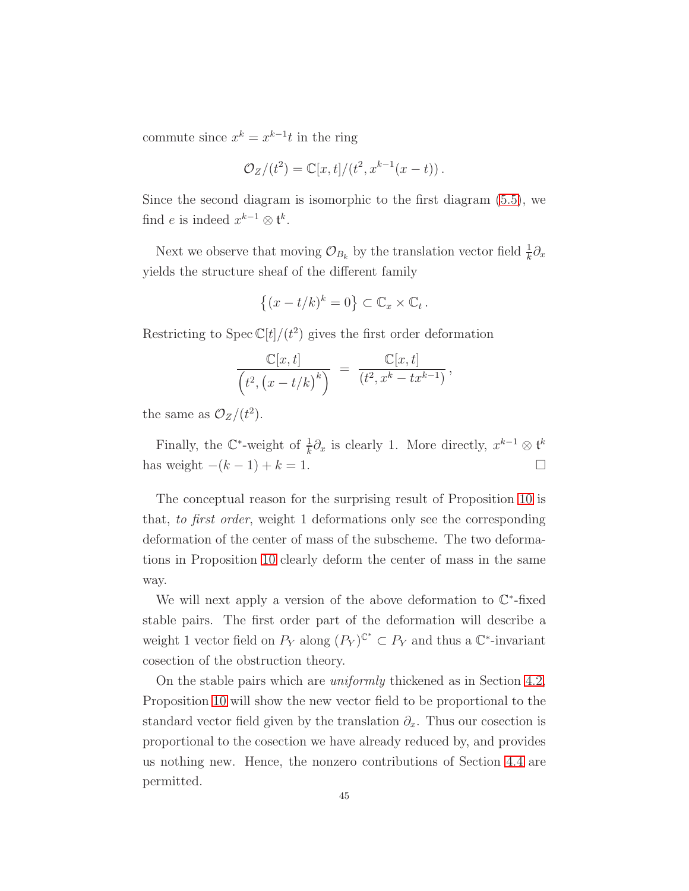commute since $x^k = x^{k-1}t$ in the ring

$$\mathcal{O}_Z/(t^2) = \mathbb{C}[x,t]/(t^2, x^{k-1}(x-t))\,.$$

Since the second diagram is isomorphic to the first diagram (5.5), we find $e$ is indeed $x^{k-1} \otimes \mathfrak{t}^k$.

Next we observe that moving $\mathcal{O}_{B_k}$ by the translation vector field $\frac{1}{k}\partial_x$ yields the structure sheaf of the different family

$$\left\{(x - t/k)^k = 0\right\} \subset \mathbb{C}_x \times \mathbb{C}_t\,.$$

Restricting to $\operatorname{Spec} \mathbb{C}[t]/(t^2)$ gives the first order deformation

$$\frac{\mathbb{C}[x,t]}{\left(t^2, \left(x - t/k\right)^k\right)} \;=\; \frac{\mathbb{C}[x,t]}{(t^2, x^k - tx^{k-1})}\,,$$

the same as $\mathcal{O}_Z/(t^2)$.

Finally, the $\mathbb{C}^*$-weight of $\frac{1}{k}\partial_x$ is clearly 1. More directly, $x^{k-1} \otimes \mathfrak{t}^k$ has weight $-(k-1) + k = 1$. $\square$

The conceptual reason for the surprising result of Proposition 10 is that, *to first order*, weight 1 deformations only see the corresponding deformation of the center of mass of the subscheme. The two deformations in Proposition 10 clearly deform the center of mass in the same way.

We will next apply a version of the above deformation to $\mathbb{C}^*$-fixed stable pairs. The first order part of the deformation will describe a weight 1 vector field on $P_Y$ along $(P_Y)^{\mathbb{C}^*} \subset P_Y$ and thus a $\mathbb{C}^*$-invariant cosection of the obstruction theory.

On the stable pairs which are *uniformly* thickened as in Section 4.2, Proposition 10 will show the new vector field to be proportional to the standard vector field given by the translation $\partial_x$. Thus our cosection is proportional to the cosection we have already reduced by, and provides us nothing new. Hence, the nonzero contributions of Section 4.4 are permitted.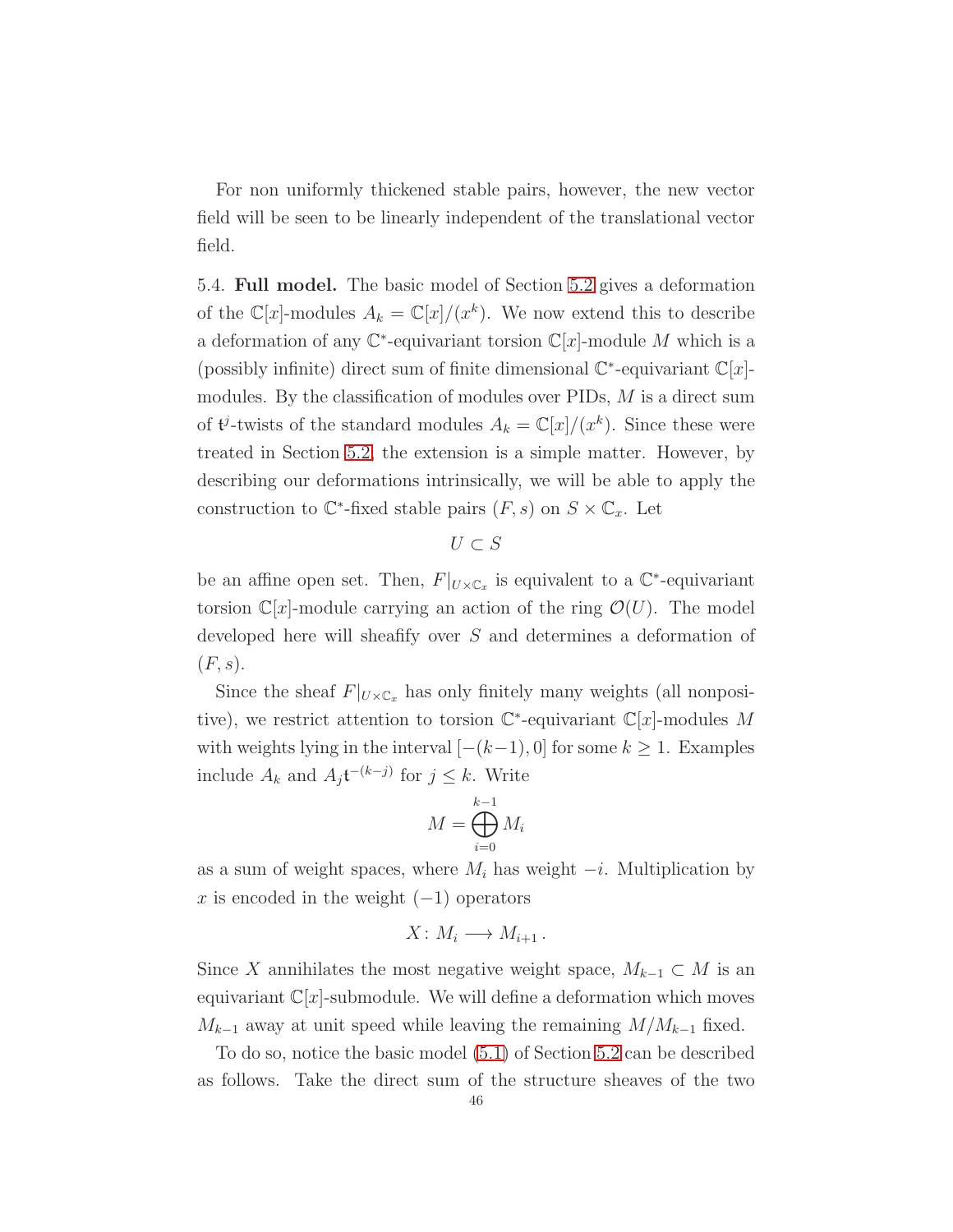For non uniformly thickened stable pairs, however, the new vector field will be seen to be linearly independent of the translational vector field.

5.4. **Full model.** The basic model of Section 5.2 gives a deformation of the $\mathbb{C}[x]$-modules $A_k = \mathbb{C}[x]/(x^k)$. We now extend this to describe a deformation of any $\mathbb{C}^*$-equivariant torsion $\mathbb{C}[x]$-module $M$ which is a (possibly infinite) direct sum of finite dimensional $\mathbb{C}^*$-equivariant $\mathbb{C}[x]$-modules. By the classification of modules over PIDs, $M$ is a direct sum of $\mathfrak{t}^j$-twists of the standard modules $A_k = \mathbb{C}[x]/(x^k)$. Since these were treated in Section 5.2, the extension is a simple matter. However, by describing our deformations intrinsically, we will be able to apply the construction to $\mathbb{C}^*$-fixed stable pairs $(F, s)$ on $S \times \mathbb{C}_x$. Let

$$U \subset S$$

be an affine open set. Then, $F|_{U \times \mathbb{C}_x}$ is equivalent to a $\mathbb{C}^*$-equivariant torsion $\mathbb{C}[x]$-module carrying an action of the ring $\mathcal{O}(U)$. The model developed here will sheafify over $S$ and determines a deformation of $(F, s)$.

Since the sheaf $F|_{U \times \mathbb{C}_x}$ has only finitely many weights (all nonpositive), we restrict attention to torsion $\mathbb{C}^*$-equivariant $\mathbb{C}[x]$-modules $M$ with weights lying in the interval $[-(k-1), 0]$ for some $k \geq 1$. Examples include $A_k$ and $A_j \mathfrak{t}^{-(k-j)}$ for $j \leq k$. Write

$$M = \bigoplus_{i=0}^{k-1} M_i$$

as a sum of weight spaces, where $M_i$ has weight $-i$. Multiplication by $x$ is encoded in the weight $(-1)$ operators

$$X \colon M_i \longrightarrow M_{i+1} \,.$$

Since $X$ annihilates the most negative weight space, $M_{k-1} \subset M$ is an equivariant $\mathbb{C}[x]$-submodule. We will define a deformation which moves $M_{k-1}$ away at unit speed while leaving the remaining $M/M_{k-1}$ fixed.

To do so, notice the basic model (5.1) of Section 5.2 can be described as follows. Take the direct sum of the structure sheaves of the two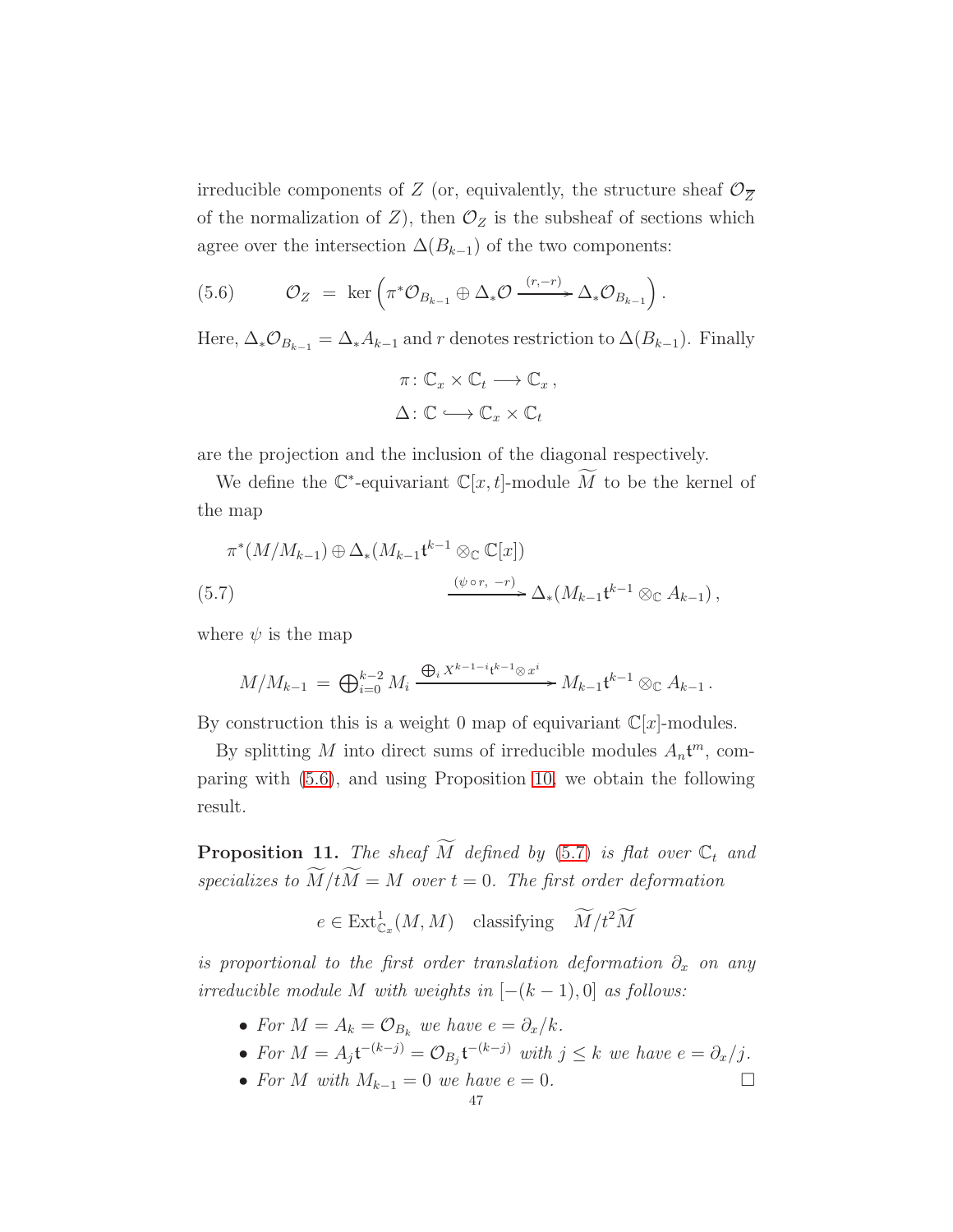irreducible components of $Z$ (or, equivalently, the structure sheaf $\mathcal{O}_{\overline{Z}}$ of the normalization of $Z$), then $\mathcal{O}_Z$ is the subsheaf of sections which agree over the intersection $\Delta(B_{k-1})$ of the two components:

$$\mathcal{O}_Z = \ker\left(\pi^*\mathcal{O}_{B_{k-1}} \oplus \Delta_*\mathcal{O} \xrightarrow{(r,-r)} \Delta_*\mathcal{O}_{B_{k-1}}\right). \tag{5.6}$$

Here, $\Delta_*\mathcal{O}_{B_{k-1}} = \Delta_* A_{k-1}$ and $r$ denotes restriction to $\Delta(B_{k-1})$. Finally

$$\pi\colon \mathbb{C}_x \times \mathbb{C}_t \longrightarrow \mathbb{C}_x\,,$$
$$\Delta\colon \mathbb{C} \hookrightarrow \mathbb{C}_x \times \mathbb{C}_t$$

are the projection and the inclusion of the diagonal respectively.

We define the $\mathbb{C}^*$-equivariant $\mathbb{C}[x,t]$-module $\widetilde{M}$ to be the kernel of the map

$$\begin{aligned}
&\pi^*(M/M_{k-1}) \oplus \Delta_*(M_{k-1}\mathfrak{t}^{k-1} \otimes_{\mathbb{C}} \mathbb{C}[x]) \\
&\qquad\qquad\qquad \xrightarrow{(\psi\circ r,\ -r)} \Delta_*(M_{k-1}\mathfrak{t}^{k-1} \otimes_{\mathbb{C}} A_{k-1})\,,
\end{aligned} \tag{5.7}$$

where $\psi$ is the map

$$M/M_{k-1} = \bigoplus_{i=0}^{k-2} M_i \xrightarrow{\bigoplus_i X^{k-1-i}\mathfrak{t}^{k-1}\otimes x^i} M_{k-1}\mathfrak{t}^{k-1} \otimes_{\mathbb{C}} A_{k-1}\,.$$

By construction this is a weight 0 map of equivariant $\mathbb{C}[x]$-modules.

By splitting $M$ into direct sums of irreducible modules $A_n\mathfrak{t}^m$, comparing with (5.6), and using Proposition 10, we obtain the following result.

**Proposition 11.** *The sheaf $\widetilde{M}$ defined by (5.7) is flat over $\mathbb{C}_t$ and specializes to $\widetilde{M}/t\widetilde{M} = M$ over $t = 0$. The first order deformation*

$$e \in \operatorname{Ext}^1_{\mathbb{C}_x}(M, M) \quad \text{classifying} \quad \widetilde{M}/t^2\widetilde{M}$$

*is proportional to the first order translation deformation $\partial_x$ on any irreducible module $M$ with weights in $[-(k-1), 0]$ as follows:*

- *For $M = A_k = \mathcal{O}_{B_k}$ we have $e = \partial_x/k$.*
- *For $M = A_j\mathfrak{t}^{-(k-j)} = \mathcal{O}_{B_j}\mathfrak{t}^{-(k-j)}$ with $j \le k$ we have $e = \partial_x/j$.*
- *For $M$ with $M_{k-1} = 0$ we have $e = 0$.* □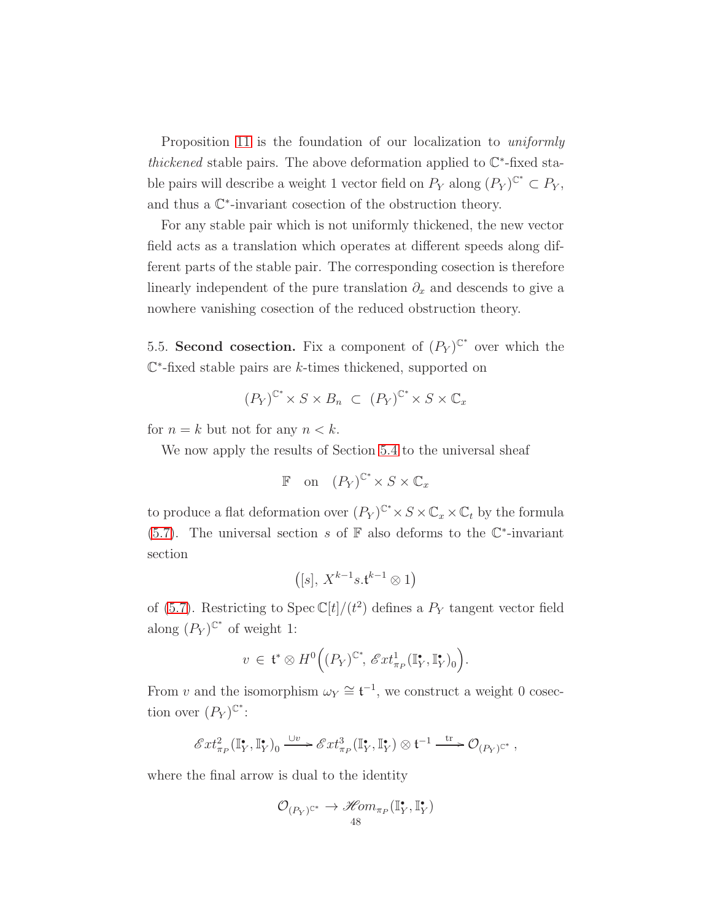Proposition 11 is the foundation of our localization to *uniformly thickened* stable pairs. The above deformation applied to $\mathbb{C}^*$-fixed stable pairs will describe a weight 1 vector field on $P_Y$ along $(P_Y)^{\mathbb{C}^*} \subset P_Y$, and thus a $\mathbb{C}^*$-invariant cosection of the obstruction theory.

For any stable pair which is not uniformly thickened, the new vector field acts as a translation which operates at different speeds along different parts of the stable pair. The corresponding cosection is therefore linearly independent of the pure translation $\partial_x$ and descends to give a nowhere vanishing cosection of the reduced obstruction theory.

5.5. **Second cosection.** Fix a component of $(P_Y)^{\mathbb{C}^*}$ over which the $\mathbb{C}^*$-fixed stable pairs are $k$-times thickened, supported on

$$(P_Y)^{\mathbb{C}^*} \times S \times B_n \;\subset\; (P_Y)^{\mathbb{C}^*} \times S \times \mathbb{C}_x$$

for $n = k$ but not for any $n < k$.

We now apply the results of Section 5.4 to the universal sheaf

$$\mathbb{F} \quad \text{on} \quad (P_Y)^{\mathbb{C}^*} \times S \times \mathbb{C}_x$$

to produce a flat deformation over $(P_Y)^{\mathbb{C}^*} \times S \times \mathbb{C}_x \times \mathbb{C}_t$ by the formula (5.7). The universal section $s$ of $\mathbb{F}$ also deforms to the $\mathbb{C}^*$-invariant section

$$\big([s],\, X^{k-1}s.\mathfrak{t}^{k-1} \otimes 1\big)$$

of (5.7). Restricting to $\operatorname{Spec} \mathbb{C}[t]/(t^2)$ defines a $P_Y$ tangent vector field along $(P_Y)^{\mathbb{C}^*}$ of weight 1:

$$v \,\in\, \mathfrak{t}^* \otimes H^0\Big((P_Y)^{\mathbb{C}^*},\, \mathscr{E}xt^1_{\pi_P}(\mathbb{I}^\bullet_Y, \mathbb{I}^\bullet_Y)_0\Big).$$

From $v$ and the isomorphism $\omega_Y \cong \mathfrak{t}^{-1}$, we construct a weight 0 cosection over $(P_Y)^{\mathbb{C}^*}$:

$$\mathscr{E}xt^2_{\pi_P}(\mathbb{I}^\bullet_Y, \mathbb{I}^\bullet_Y)_0 \xrightarrow{\;\cup v\;} \mathscr{E}xt^3_{\pi_P}(\mathbb{I}^\bullet_Y, \mathbb{I}^\bullet_Y) \otimes \mathfrak{t}^{-1} \xrightarrow{\;\operatorname{tr}\;} \mathcal{O}_{(P_Y)^{\mathbb{C}^*}}\,,$$

where the final arrow is dual to the identity

$$\mathcal{O}_{(P_Y)^{\mathbb{C}^*}} \to \mathscr{H}om_{\pi_P}(\mathbb{I}^\bullet_Y, \mathbb{I}^\bullet_Y)$$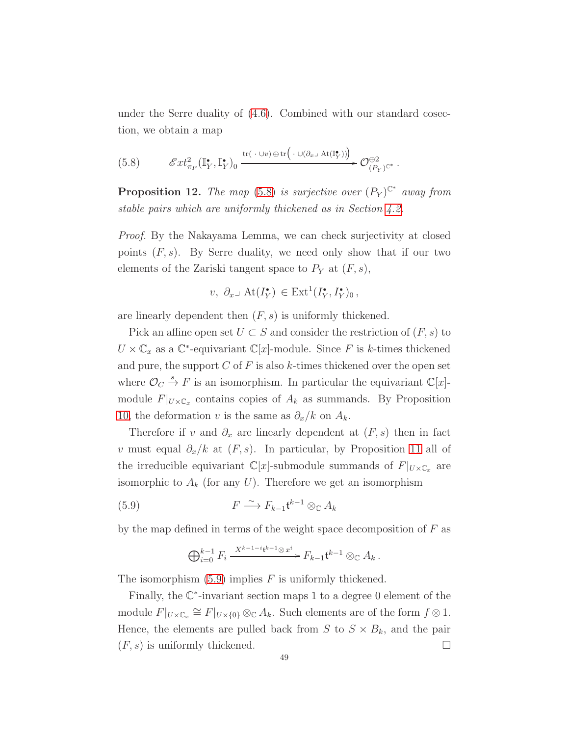under the Serre duality of (4.6). Combined with our standard cosection, we obtain a map

$$\mathscr{E}xt^2_{\pi_P}(\mathbb{I}^\bullet_Y, \mathbb{I}^\bullet_Y)_0 \xrightarrow{\ \operatorname{tr}(\,\cdot\,\cup v)\,\oplus\,\operatorname{tr}\left(\,\cdot\,\cup(\partial_x \lrcorner\, \operatorname{At}(\mathbb{I}^\bullet_Y))\right)\ } \mathcal{O}^{\oplus 2}_{(P_Y)^{\mathbb{C}^*}}\,. \tag{5.8}$$

**Proposition 12.** *The map (5.8) is surjective over $(P_Y)^{\mathbb{C}^*}$ away from stable pairs which are uniformly thickened as in Section 4.2.*

*Proof.* By the Nakayama Lemma, we can check surjectivity at closed points $(F, s)$. By Serre duality, we need only show that if our two elements of the Zariski tangent space to $P_Y$ at $(F, s)$,

$$v,\ \partial_x \lrcorner\, \operatorname{At}(I^\bullet_Y) \in \operatorname{Ext}^1(I^\bullet_Y, I^\bullet_Y)_0\,,$$

are linearly dependent then $(F, s)$ is uniformly thickened.

Pick an affine open set $U \subset S$ and consider the restriction of $(F, s)$ to $U \times \mathbb{C}_x$ as a $\mathbb{C}^*$-equivariant $\mathbb{C}[x]$-module. Since $F$ is $k$-times thickened and pure, the support $C$ of $F$ is also $k$-times thickened over the open set where $\mathcal{O}_C \xrightarrow{s} F$ is an isomorphism. In particular the equivariant $\mathbb{C}[x]$-module $F|_{U\times\mathbb{C}_x}$ contains copies of $A_k$ as summands. By Proposition 10, the deformation $v$ is the same as $\partial_x/k$ on $A_k$.

Therefore if $v$ and $\partial_x$ are linearly dependent at $(F, s)$ then in fact $v$ must equal $\partial_x/k$ at $(F, s)$. In particular, by Proposition 11 all of the irreducible equivariant $\mathbb{C}[x]$-submodule summands of $F|_{U\times\mathbb{C}_x}$ are isomorphic to $A_k$ (for any $U$). Therefore we get an isomorphism

$$F \xrightarrow{\ \sim\ } F_{k-1}\mathfrak{t}^{k-1} \otimes_{\mathbb{C}} A_k \tag{5.9}$$

by the map defined in terms of the weight space decomposition of $F$ as

$$\bigoplus_{i=0}^{k-1} F_i \xrightarrow{\ X^{k-1-i}\mathfrak{t}^{k-1}\otimes x^i\ } F_{k-1}\mathfrak{t}^{k-1} \otimes_{\mathbb{C}} A_k\,.$$

The isomorphism (5.9) implies $F$ is uniformly thickened.

Finally, the $\mathbb{C}^*$-invariant section maps 1 to a degree 0 element of the module $F|_{U\times\mathbb{C}_x} \cong F|_{U\times\{0\}} \otimes_{\mathbb{C}} A_k$. Such elements are of the form $f \otimes 1$. Hence, the elements are pulled back from $S$ to $S \times B_k$, and the pair $(F, s)$ is uniformly thickened. $\square$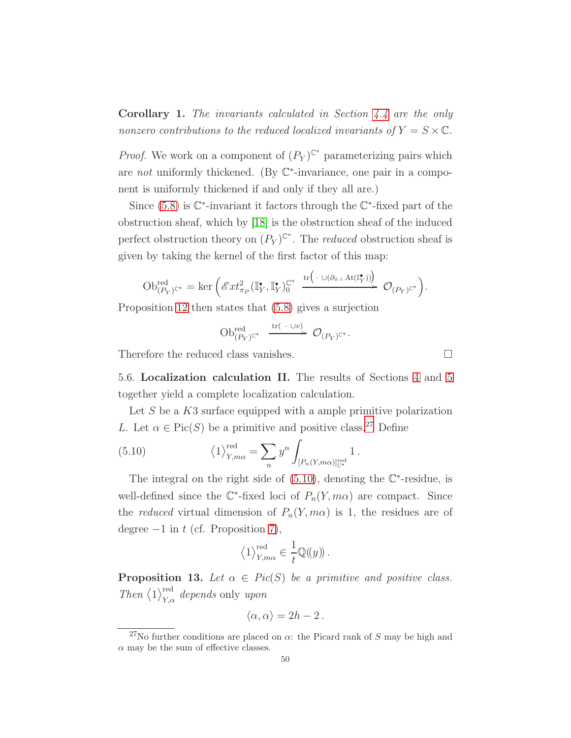**Corollary 1.** *The invariants calculated in Section 4.4 are the only nonzero contributions to the reduced localized invariants of $Y = S \times \mathbb{C}$.*

*Proof.* We work on a component of $(P_Y)^{\mathbb{C}^*}$ parameterizing pairs which are *not* uniformly thickened. (By $\mathbb{C}^*$-invariance, one pair in a component is uniformly thickened if and only if they all are.)

Since (5.8) is $\mathbb{C}^*$-invariant it factors through the $\mathbb{C}^*$-fixed part of the obstruction sheaf, which by [18] is the obstruction sheaf of the induced perfect obstruction theory on $(P_Y)^{\mathbb{C}^*}$. The *reduced* obstruction sheaf is given by taking the kernel of the first factor of this map:

$$\mathrm{Ob}^{\mathrm{red}}_{(P_Y)^{\mathbb{C}^*}} = \ker\left(\mathscr{E}xt^2_{\pi_P}(\mathbb{I}^\bullet_Y, \mathbb{I}^\bullet_Y)_0^{\mathbb{C}^*} \xrightarrow{\ \mathrm{tr}\left(\,\cdot\,\cup(\partial_x \lrcorner \,\mathrm{At}(\mathbb{I}^\bullet_Y))\right)\ } \mathcal{O}_{(P_Y)^{\mathbb{C}^*}}\right).$$

Proposition 12 then states that (5.8) gives a surjection

$$\mathrm{Ob}^{\mathrm{red}}_{(P_Y)^{\mathbb{C}^*}} \xrightarrow{\ \mathrm{tr}(\,\cdot\,\cup v)\ } \mathcal{O}_{(P_Y)^{\mathbb{C}^*}}.$$

Therefore the reduced class vanishes. □

5.6. **Localization calculation II.** The results of Sections 4 and 5 together yield a complete localization calculation.

Let $S$ be a $K3$ surface equipped with a ample primitive polarization $L$. Let $\alpha \in \mathrm{Pic}(S)$ be a primitive and positive class.[27] Define

$$\langle 1 \rangle^{\mathrm{red}}_{Y,m\alpha} = \sum_n y^n \int_{[P_n(Y,m\alpha)]^{\mathrm{red}}_{\mathbb{C}^*}} 1\,. \tag{5.10}$$

The integral on the right side of (5.10), denoting the $\mathbb{C}^*$-residue, is well-defined since the $\mathbb{C}^*$-fixed loci of $P_n(Y, m\alpha)$ are compact. Since the *reduced* virtual dimension of $P_n(Y, m\alpha)$ is 1, the residues are of degree $-1$ in $t$ (cf. Proposition 7),

$$\langle 1 \rangle^{\mathrm{red}}_{Y,m\alpha} \in \frac{1}{t}\mathbb{Q}((y))\,.$$

**Proposition 13.** *Let $\alpha \in Pic(S)$ be a primitive and positive class. Then $\langle 1 \rangle^{\mathrm{red}}_{Y,\alpha}$ depends* only *upon*

$$\langle \alpha, \alpha \rangle = 2h - 2\,.$$

[27] No further conditions are placed on $\alpha$: the Picard rank of $S$ may be high and $\alpha$ may be the sum of effective classes.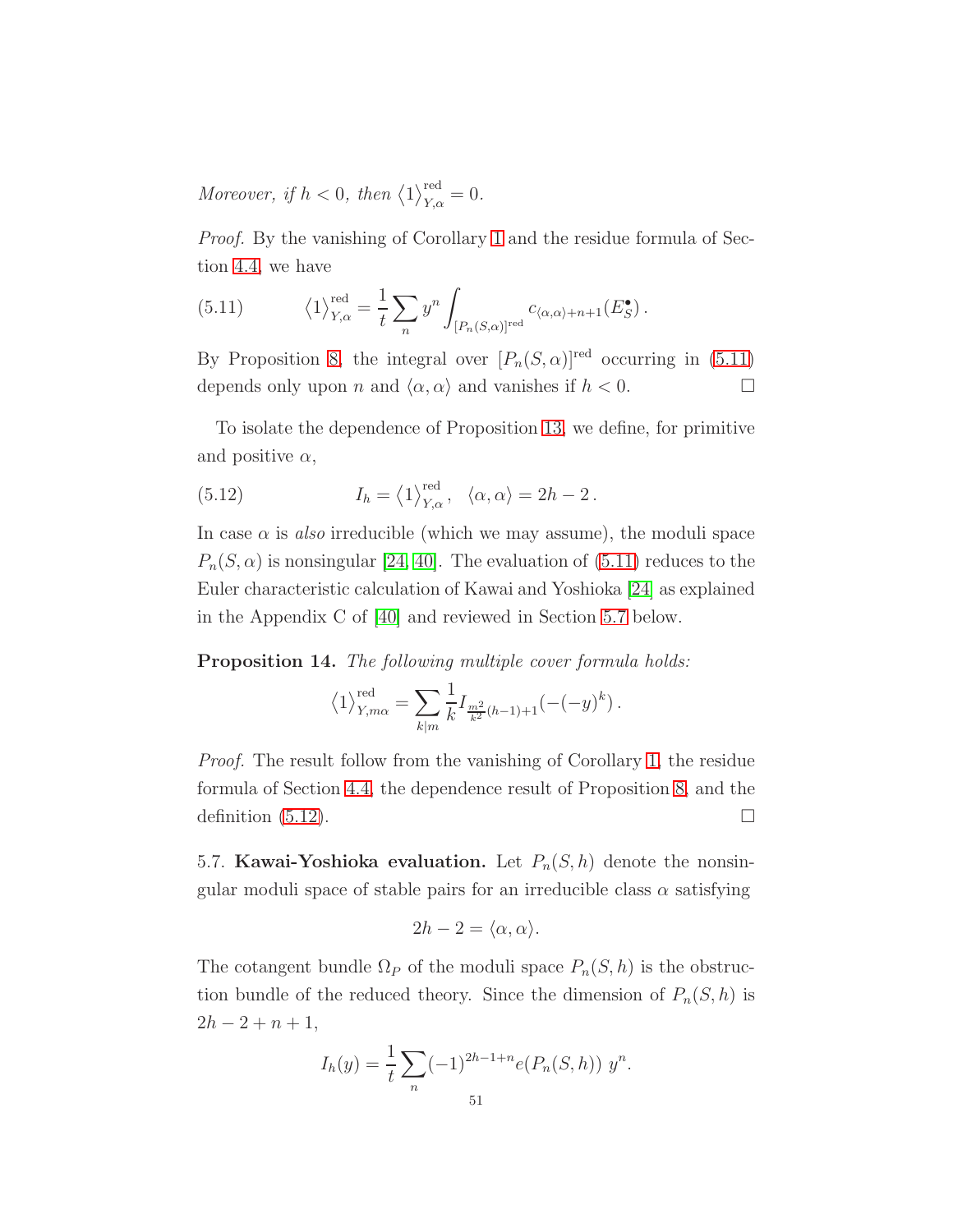*Moreover, if $h < 0$, then $\langle 1 \rangle^{\text{red}}_{Y,\alpha} = 0$.*

*Proof.* By the vanishing of Corollary 1 and the residue formula of Section 4.4, we have

$$\langle 1 \rangle^{\text{red}}_{Y,\alpha} = \frac{1}{t} \sum_n y^n \int_{[P_n(S,\alpha)]^{\text{red}}} c_{\langle \alpha,\alpha \rangle + n+1}(E^\bullet_S)\,. \tag{5.11}$$

By Proposition 8, the integral over $[P_n(S,\alpha)]^{\text{red}}$ occurring in (5.11) depends only upon $n$ and $\langle \alpha,\alpha \rangle$ and vanishes if $h < 0$. □

To isolate the dependence of Proposition 13, we define, for primitive and positive $\alpha$,

$$I_h = \langle 1 \rangle^{\text{red}}_{Y,\alpha}\,, \quad \langle \alpha,\alpha \rangle = 2h-2\,. \tag{5.12}$$

In case $\alpha$ is *also* irreducible (which we may assume), the moduli space $P_n(S,\alpha)$ is nonsingular [24, 40]. The evaluation of (5.11) reduces to the Euler characteristic calculation of Kawai and Yoshioka [24] as explained in the Appendix C of [40] and reviewed in Section 5.7 below.

**Proposition 14.** *The following multiple cover formula holds:*

$$\langle 1 \rangle^{\text{red}}_{Y,m\alpha} = \sum_{k|m} \frac{1}{k} I_{\frac{m^2}{k^2}(h-1)+1}(-(-y)^k)\,.$$

*Proof.* The result follow from the vanishing of Corollary 1, the residue formula of Section 4.4, the dependence result of Proposition 8, and the definition (5.12). □

5.7. **Kawai-Yoshioka evaluation.** Let $P_n(S,h)$ denote the nonsingular moduli space of stable pairs for an irreducible class $\alpha$ satisfying

$$2h-2 = \langle \alpha,\alpha \rangle.$$

The cotangent bundle $\Omega_P$ of the moduli space $P_n(S,h)$ is the obstruction bundle of the reduced theory. Since the dimension of $P_n(S,h)$ is $2h-2+n+1$,

$$I_h(y) = \frac{1}{t} \sum_n (-1)^{2h-1+n} e(P_n(S,h))\; y^n.$$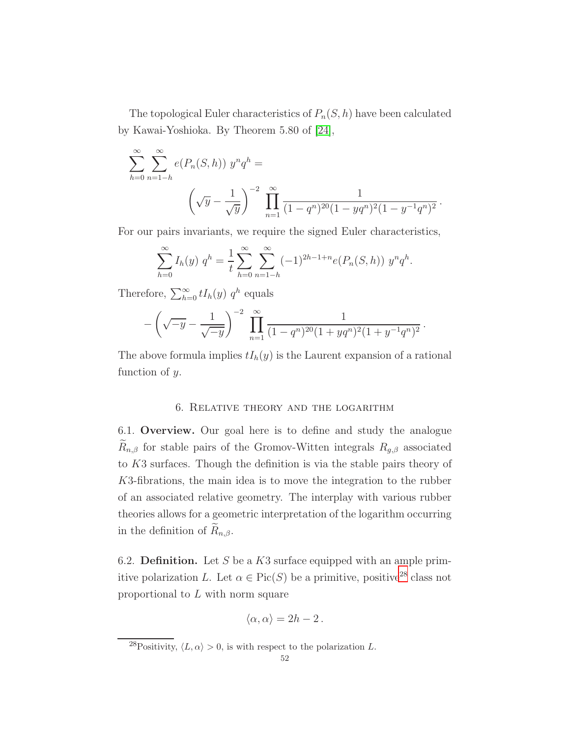The topological Euler characteristics of $P_n(S,h)$ have been calculated by Kawai-Yoshioka. By Theorem 5.80 of [24],

$$\sum_{h=0}^{\infty} \sum_{n=1-h}^{\infty} e(P_n(S,h)) \; y^n q^h = \left( \sqrt{y} - \frac{1}{\sqrt{y}} \right)^{-2} \prod_{n=1}^{\infty} \frac{1}{(1-q^n)^{20}(1-yq^n)^2(1-y^{-1}q^n)^2} \, .$$

For our pairs invariants, we require the signed Euler characteristics,

$$\sum_{h=0}^{\infty} I_h(y) \; q^h = \frac{1}{t} \sum_{h=0}^{\infty} \sum_{n=1-h}^{\infty} (-1)^{2h-1+n} e(P_n(S,h)) \; y^n q^h .$$

Therefore, $\sum_{h=0}^{\infty} t I_h(y) \; q^h$ equals

$$-\left( \sqrt{-y} - \frac{1}{\sqrt{-y}} \right)^{-2} \prod_{n=1}^{\infty} \frac{1}{(1-q^n)^{20}(1+yq^n)^2(1+y^{-1}q^n)^2} \, .$$

The above formula implies $tI_h(y)$ is the Laurent expansion of a rational function of $y$.

## 6. Relative theory and the logarithm

6.1. **Overview.** Our goal here is to define and study the analogue $\widetilde{R}_{n,\beta}$ for stable pairs of the Gromov-Witten integrals $R_{g,\beta}$ associated to $K3$ surfaces. Though the definition is via the stable pairs theory of $K3$-fibrations, the main idea is to move the integration to the rubber of an associated relative geometry. The interplay with various rubber theories allows for a geometric interpretation of the logarithm occurring in the definition of $\widetilde{R}_{n,\beta}$.

6.2. **Definition.** Let $S$ be a $K3$ surface equipped with an ample primitive polarization $L$. Let $\alpha \in \mathrm{Pic}(S)$ be a primitive, positive[28] class not proportional to $L$ with norm square

$$\langle \alpha, \alpha \rangle = 2h - 2 \, .$$

[28] Positivity, $\langle L, \alpha \rangle > 0$, is with respect to the polarization $L$.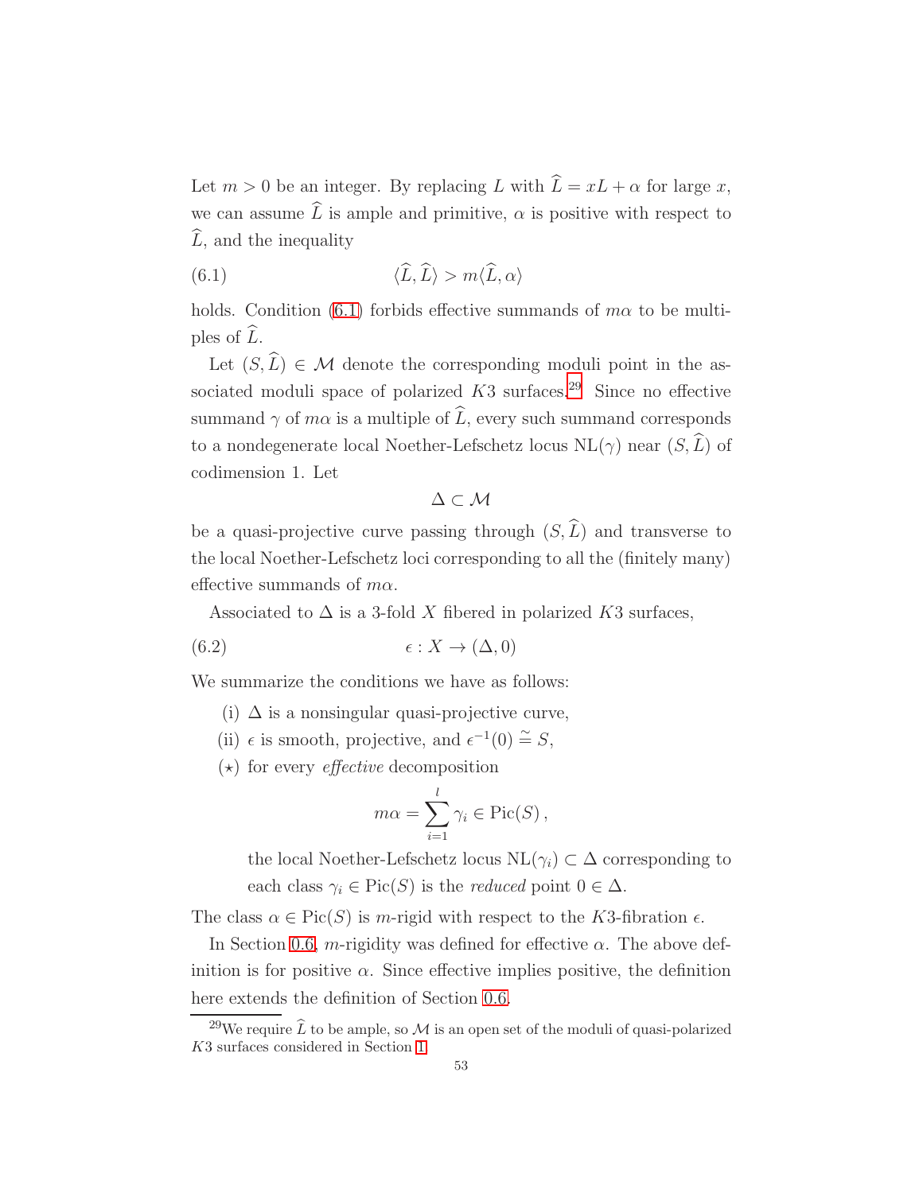Let $m > 0$ be an integer. By replacing $L$ with $\widehat{L} = xL + \alpha$ for large $x$, we can assume $\widehat{L}$ is ample and primitive, $\alpha$ is positive with respect to $\widehat{L}$, and the inequality

$$\langle \widehat{L}, \widehat{L} \rangle > m \langle \widehat{L}, \alpha \rangle \tag{6.1}$$

holds. Condition (6.1) forbids effective summands of $m\alpha$ to be multiples of $\widehat{L}$.

Let $(S, \widehat{L}) \in \mathcal{M}$ denote the corresponding moduli point in the associated moduli space of polarized $K3$ surfaces.[29] Since no effective summand $\gamma$ of $m\alpha$ is a multiple of $\widehat{L}$, every such summand corresponds to a nondegenerate local Noether-Lefschetz locus $\mathrm{NL}(\gamma)$ near $(S, \widehat{L})$ of codimension 1. Let

$$\Delta \subset \mathcal{M}$$

be a quasi-projective curve passing through $(S, \widehat{L})$ and transverse to the local Noether-Lefschetz loci corresponding to all the (finitely many) effective summands of $m\alpha$.

Associated to $\Delta$ is a 3-fold $X$ fibered in polarized $K3$ surfaces,

$$\epsilon : X \to (\Delta, 0) \tag{6.2}$$

We summarize the conditions we have as follows:

- (i) $\Delta$ is a nonsingular quasi-projective curve,
- (ii) $\epsilon$ is smooth, projective, and $\epsilon^{-1}(0) \stackrel{\sim}{=} S$,
- ($\star$) for every *effective* decomposition

$$m\alpha = \sum_{i=1}^{l} \gamma_i \in \mathrm{Pic}(S)\,,$$

  the local Noether-Lefschetz locus $\mathrm{NL}(\gamma_i) \subset \Delta$ corresponding to each class $\gamma_i \in \mathrm{Pic}(S)$ is the *reduced* point $0 \in \Delta$.

The class $\alpha \in \mathrm{Pic}(S)$ is $m$-rigid with respect to the $K3$-fibration $\epsilon$.

In Section 0.6, $m$-rigidity was defined for effective $\alpha$. The above definition is for positive $\alpha$. Since effective implies positive, the definition here extends the definition of Section 0.6.

---

[29] We require $\widehat{L}$ to be ample, so $\mathcal{M}$ is an open set of the moduli of quasi-polarized $K3$ surfaces considered in Section 1.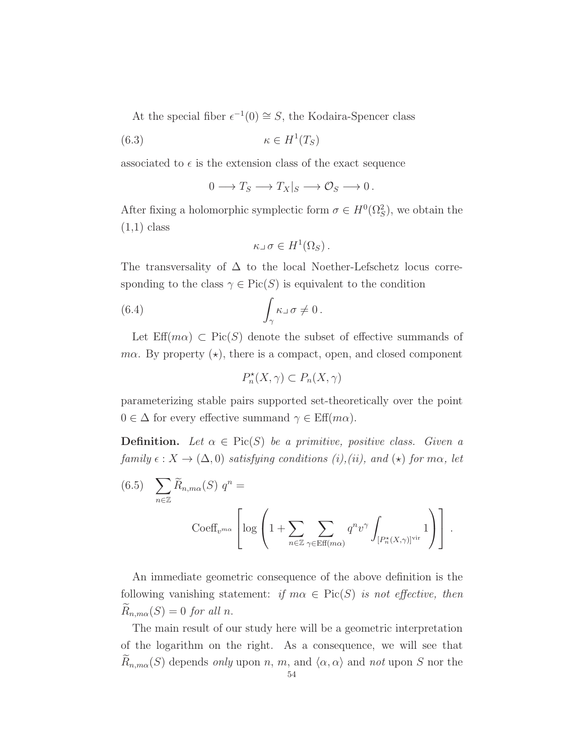At the special fiber $\epsilon^{-1}(0) \cong S$, the Kodaira-Spencer class

$$\kappa \in H^1(T_S) \tag{6.3}$$

associated to $\epsilon$ is the extension class of the exact sequence

$$0 \longrightarrow T_S \longrightarrow T_X|_S \longrightarrow \mathcal{O}_S \longrightarrow 0\,.$$

After fixing a holomorphic symplectic form $\sigma \in H^0(\Omega_S^2)$, we obtain the (1,1) class

$$\kappa \lrcorner\, \sigma \in H^1(\Omega_S)\,.$$

The transversality of $\Delta$ to the local Noether-Lefschetz locus corresponding to the class $\gamma \in \mathrm{Pic}(S)$ is equivalent to the condition

$$\int_\gamma \kappa \lrcorner\, \sigma \neq 0\,. \tag{6.4}$$

Let $\mathrm{Eff}(m\alpha) \subset \mathrm{Pic}(S)$ denote the subset of effective summands of $m\alpha$. By property $(\star)$, there is a compact, open, and closed component

$$P_n^\star(X,\gamma) \subset P_n(X,\gamma)$$

parameterizing stable pairs supported set-theoretically over the point $0 \in \Delta$ for every effective summand $\gamma \in \mathrm{Eff}(m\alpha)$.

**Definition.** *Let $\alpha \in \mathrm{Pic}(S)$ be a primitive, positive class. Given a family $\epsilon : X \to (\Delta, 0)$ satisfying conditions (i),(ii), and $(\star)$ for $m\alpha$, let*

$$\sum_{n\in\mathbb{Z}} \widetilde{R}_{n,m\alpha}(S)\; q^n = \mathrm{Coeff}_{v^{m\alpha}}\left[\log\left(1+\sum_{n\in\mathbb{Z}}\sum_{\gamma\in\mathrm{Eff}(m\alpha)} q^n v^\gamma \int_{[P_n^\star(X,\gamma)]^{\mathrm{vir}}} 1\right)\right]. \tag{6.5}$$

An immediate geometric consequence of the above definition is the following vanishing statement: *if $m\alpha \in \mathrm{Pic}(S)$ is not effective, then $\widetilde{R}_{n,m\alpha}(S) = 0$ for all $n$.*

The main result of our study here will be a geometric interpretation of the logarithm on the right. As a consequence, we will see that $\widetilde{R}_{n,m\alpha}(S)$ depends *only* upon $n$, $m$, and $\langle\alpha,\alpha\rangle$ and *not* upon $S$ nor the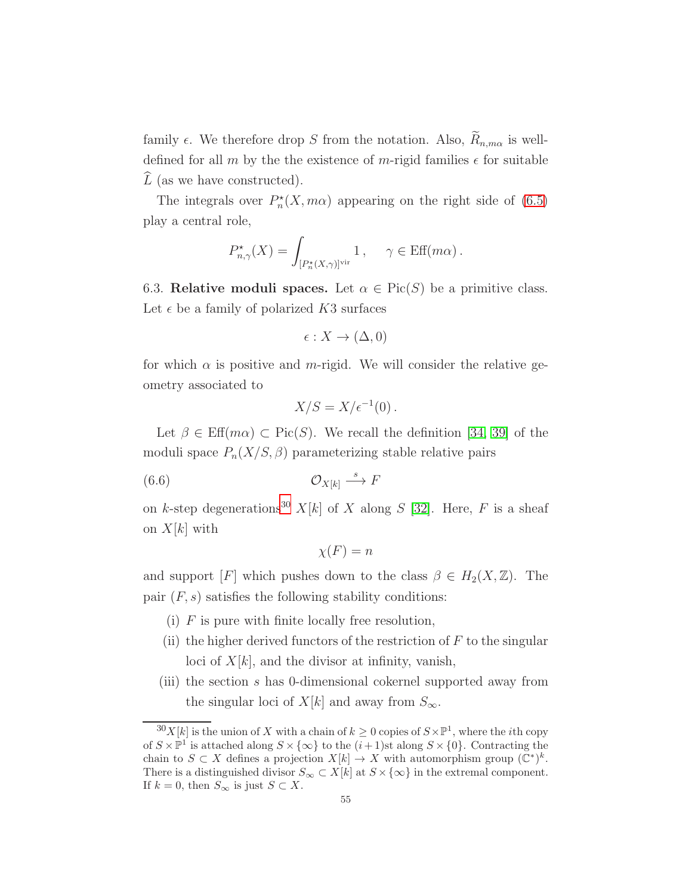family $\epsilon$. We therefore drop $S$ from the notation. Also, $\widetilde{R}_{n,m\alpha}$ is well-defined for all $m$ by the the existence of $m$-rigid families $\epsilon$ for suitable $\widehat{L}$ (as we have constructed).

The integrals over $P_n^\star(X, m\alpha)$ appearing on the right side of (6.5) play a central role,

$$P^\star_{n,\gamma}(X) = \int_{[P_n^\star(X,\gamma)]^{\text{vir}}} 1\,, \qquad \gamma \in \text{Eff}(m\alpha)\,.$$

6.3. **Relative moduli spaces.** Let $\alpha \in \text{Pic}(S)$ be a primitive class. Let $\epsilon$ be a family of polarized $K3$ surfaces

$$\epsilon : X \to (\Delta, 0)$$

for which $\alpha$ is positive and $m$-rigid. We will consider the relative geometry associated to

$$X/S = X/\epsilon^{-1}(0)\,.$$

Let $\beta \in \text{Eff}(m\alpha) \subset \text{Pic}(S)$. We recall the definition [34, 39] of the moduli space $P_n(X/S, \beta)$ parameterizing stable relative pairs

$$\mathcal{O}_{X[k]} \xrightarrow{\ s\ } F \tag{6.6}$$

on $k$-step degenerations[30] $X[k]$ of $X$ along $S$ [32]. Here, $F$ is a sheaf on $X[k]$ with

$$\chi(F) = n$$

and support $[F]$ which pushes down to the class $\beta \in H_2(X, \mathbb{Z})$. The pair $(F, s)$ satisfies the following stability conditions:

(i) $F$ is pure with finite locally free resolution,

(ii) the higher derived functors of the restriction of $F$ to the singular loci of $X[k]$, and the divisor at infinity, vanish,

(iii) the section $s$ has 0-dimensional cokernel supported away from the singular loci of $X[k]$ and away from $S_\infty$.

---

[30] $X[k]$ is the union of $X$ with a chain of $k \geq 0$ copies of $S \times \mathbb{P}^1$, where the $i$th copy of $S \times \mathbb{P}^1$ is attached along $S \times \{\infty\}$ to the $(i+1)$st along $S \times \{0\}$. Contracting the chain to $S \subset X$ defines a projection $X[k] \to X$ with automorphism group $(\mathbb{C}^*)^k$. There is a distinguished divisor $S_\infty \subset X[k]$ at $S \times \{\infty\}$ in the extremal component. If $k = 0$, then $S_\infty$ is just $S \subset X$.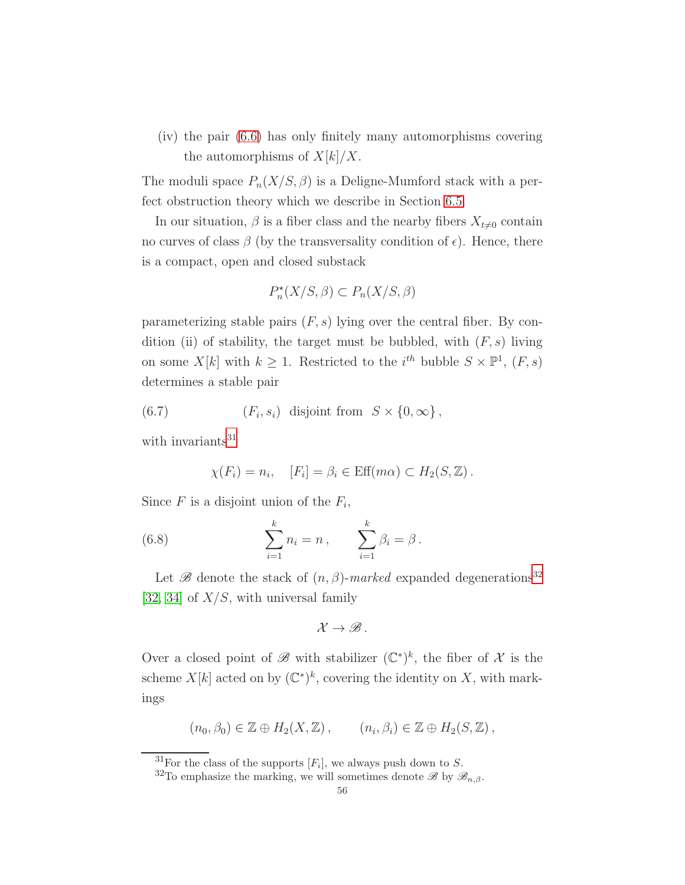(iv) the pair (6.6) has only finitely many automorphisms covering the automorphisms of $X[k]/X$.

The moduli space $P_n(X/S,\beta)$ is a Deligne-Mumford stack with a perfect obstruction theory which we describe in Section 6.5.

In our situation, $\beta$ is a fiber class and the nearby fibers $X_{t\neq 0}$ contain no curves of class $\beta$ (by the transversality condition of $\epsilon$). Hence, there is a compact, open and closed substack

$$P_n^\star(X/S,\beta) \subset P_n(X/S,\beta)$$

parameterizing stable pairs $(F,s)$ lying over the central fiber. By condition (ii) of stability, the target must be bubbled, with $(F,s)$ living on some $X[k]$ with $k \geq 1$. Restricted to the $i^{th}$ bubble $S \times \mathbb{P}^1$, $(F,s)$ determines a stable pair

$$(F_i, s_i) \ \text{ disjoint from } \ S \times \{0,\infty\}\,, \tag{6.7}$$

with invariants[31]

$$\chi(F_i) = n_i, \quad [F_i] = \beta_i \in \mathrm{Eff}(m\alpha) \subset H_2(S,\mathbb{Z})\,.$$

Since $F$ is a disjoint union of the $F_i$,

$$\sum_{i=1}^{k} n_i = n\,, \qquad \sum_{i=1}^{k} \beta_i = \beta\,. \tag{6.8}$$

Let $\mathscr{B}$ denote the stack of $(n,\beta)$-*marked* expanded degenerations[32] [32, 34] of $X/S$, with universal family

$$\mathcal{X} \to \mathscr{B}\,.$$

Over a closed point of $\mathscr{B}$ with stabilizer $(\mathbb{C}^*)^k$, the fiber of $\mathcal{X}$ is the scheme $X[k]$ acted on by $(\mathbb{C}^*)^k$, covering the identity on $X$, with markings

$$(n_0,\beta_0) \in \mathbb{Z} \oplus H_2(X,\mathbb{Z})\,, \qquad (n_i,\beta_i) \in \mathbb{Z} \oplus H_2(S,\mathbb{Z})\,,$$

---

[31] For the class of the supports $[F_i]$, we always push down to $S$.

[32] To emphasize the marking, we will sometimes denote $\mathscr{B}$ by $\mathscr{B}_{n,\beta}$.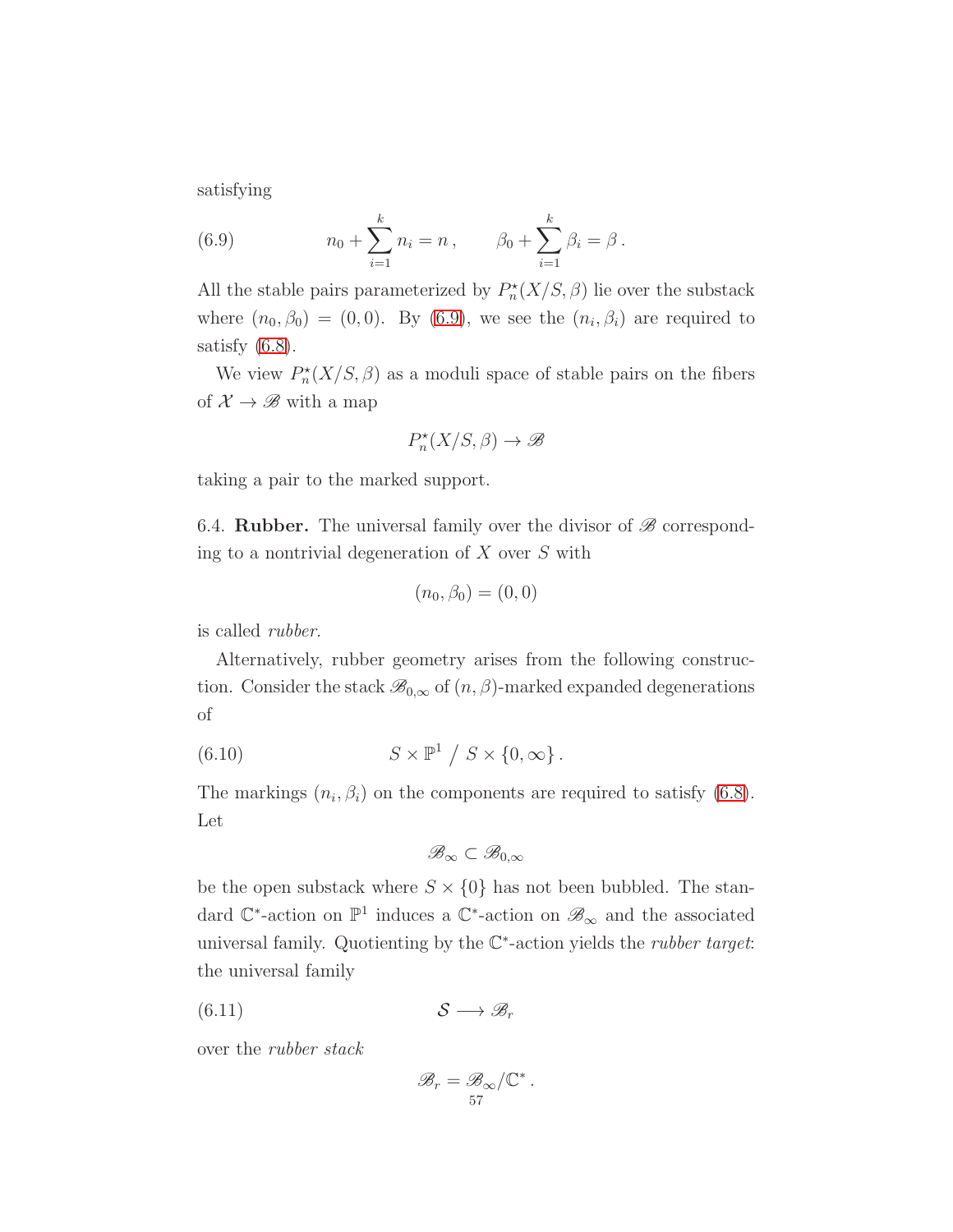satisfying

$$n_0 + \sum_{i=1}^{k} n_i = n\,, \qquad \beta_0 + \sum_{i=1}^{k} \beta_i = \beta\,. \tag{6.9}$$

All the stable pairs parameterized by $P_n^\star(X/S,\beta)$ lie over the substack where $(n_0,\beta_0) = (0,0)$. By (6.9), we see the $(n_i,\beta_i)$ are required to satisfy (6.8).

We view $P_n^\star(X/S,\beta)$ as a moduli space of stable pairs on the fibers of $\mathcal{X} \to \mathscr{B}$ with a map

$$P_n^\star(X/S,\beta) \to \mathscr{B}$$

taking a pair to the marked support.

6.4. **Rubber.** The universal family over the divisor of $\mathscr{B}$ corresponding to a nontrivial degeneration of $X$ over $S$ with

$$(n_0,\beta_0) = (0,0)$$

is called *rubber*.

Alternatively, rubber geometry arises from the following construction. Consider the stack $\mathscr{B}_{0,\infty}$ of $(n,\beta)$-marked expanded degenerations of

$$S \times \mathbb{P}^1 \;/\; S \times \{0,\infty\}\,. \tag{6.10}$$

The markings $(n_i,\beta_i)$ on the components are required to satisfy (6.8). Let

$$\mathscr{B}_\infty \subset \mathscr{B}_{0,\infty}$$

be the open substack where $S \times \{0\}$ has not been bubbled. The standard $\mathbb{C}^*$-action on $\mathbb{P}^1$ induces a $\mathbb{C}^*$-action on $\mathscr{B}_\infty$ and the associated universal family. Quotienting by the $\mathbb{C}^*$-action yields the *rubber target*: the universal family

$$\mathcal{S} \longrightarrow \mathscr{B}_r \tag{6.11}$$

over the *rubber stack*

$$\mathscr{B}_r = \mathscr{B}_\infty / \mathbb{C}^*\,.$$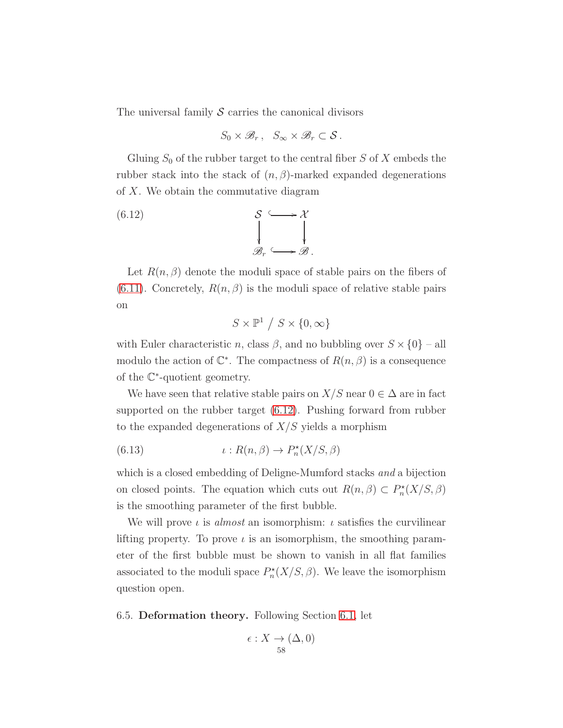The universal family $\mathcal{S}$ carries the canonical divisors

$$S_0 \times \mathscr{B}_r\,, \quad S_\infty \times \mathscr{B}_r \subset \mathcal{S}\,.$$

Gluing $S_0$ of the rubber target to the central fiber $S$ of $X$ embeds the rubber stack into the stack of $(n, \beta)$-marked expanded degenerations of $X$. We obtain the commutative diagram

$$\begin{array}{ccc} \mathcal{S} & \hookrightarrow & \mathcal{X} \\ \downarrow & & \downarrow \\ \mathscr{B}_r & \hookrightarrow & \mathscr{B}\,. \end{array} \tag{6.12}$$

Let $R(n, \beta)$ denote the moduli space of stable pairs on the fibers of (6.11). Concretely, $R(n, \beta)$ is the moduli space of relative stable pairs on

$$S \times \mathbb{P}^1 \;/\; S \times \{0, \infty\}$$

with Euler characteristic $n$, class $\beta$, and no bubbling over $S \times \{0\}$ – all modulo the action of $\mathbb{C}^*$. The compactness of $R(n, \beta)$ is a consequence of the $\mathbb{C}^*$-quotient geometry.

We have seen that relative stable pairs on $X/S$ near $0 \in \Delta$ are in fact supported on the rubber target (6.12). Pushing forward from rubber to the expanded degenerations of $X/S$ yields a morphism

$$\iota : R(n, \beta) \to P_n^\star(X/S, \beta) \tag{6.13}$$

which is a closed embedding of Deligne-Mumford stacks *and* a bijection on closed points. The equation which cuts out $R(n, \beta) \subset P_n^\star(X/S, \beta)$ is the smoothing parameter of the first bubble.

We will prove $\iota$ is *almost* an isomorphism: $\iota$ satisfies the curvilinear lifting property. To prove $\iota$ is an isomorphism, the smoothing parameter of the first bubble must be shown to vanish in all flat families associated to the moduli space $P_n^\star(X/S, \beta)$. We leave the isomorphism question open.

6.5. **Deformation theory.** Following Section 6.1, let

$$\epsilon : X \to (\Delta, 0)$$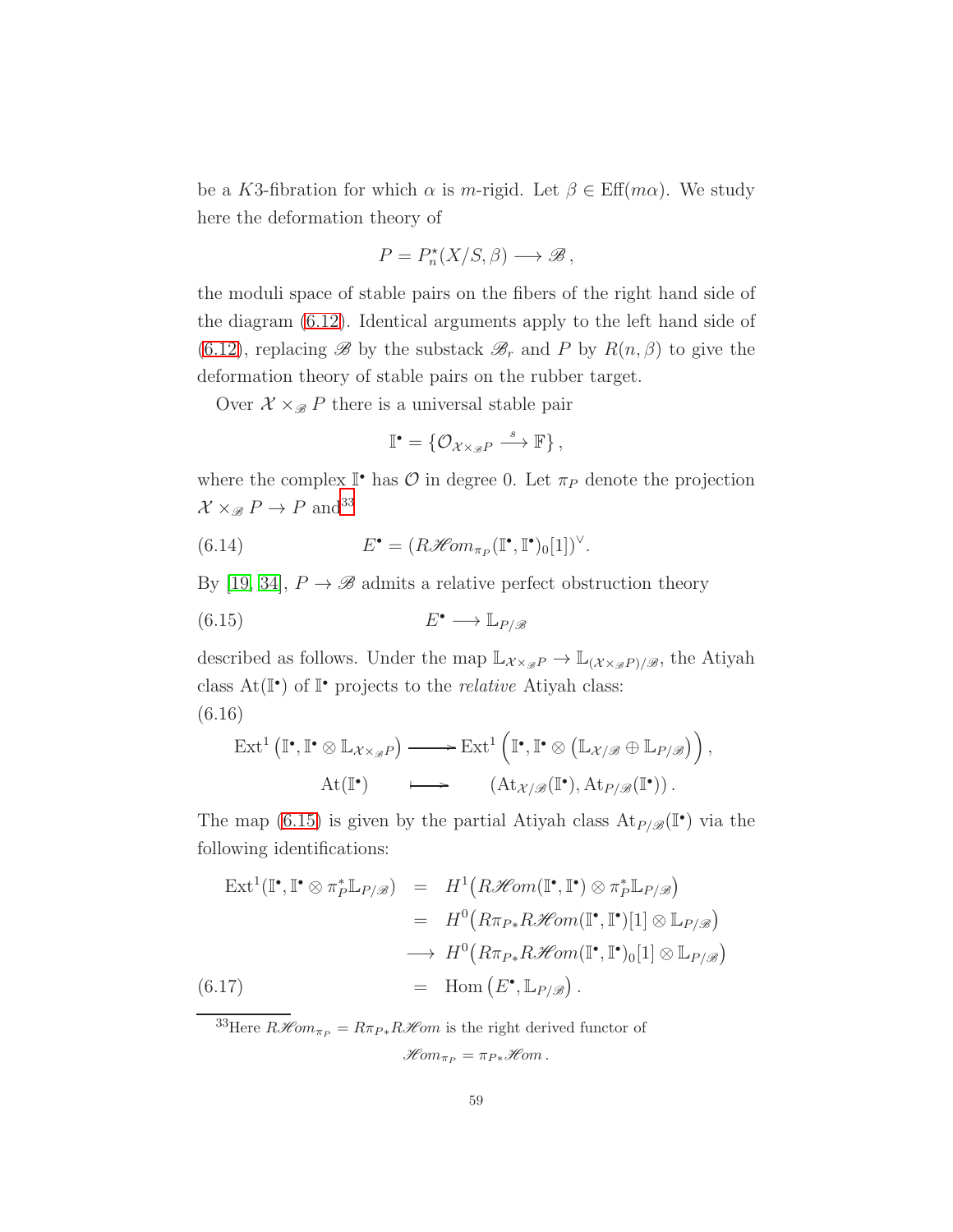be a $K3$-fibration for which $\alpha$ is $m$-rigid. Let $\beta \in \mathrm{Eff}(m\alpha)$. We study here the deformation theory of

$$P = P_n^\star(X/S, \beta) \longrightarrow \mathscr{B}\,,$$

the moduli space of stable pairs on the fibers of the right hand side of the diagram (6.12). Identical arguments apply to the left hand side of (6.12), replacing $\mathscr{B}$ by the substack $\mathscr{B}_r$ and $P$ by $R(n, \beta)$ to give the deformation theory of stable pairs on the rubber target.

Over $\mathcal{X} \times_{\mathscr{B}} P$ there is a universal stable pair

$$\mathbb{I}^\bullet = \{\mathcal{O}_{\mathcal{X}\times_{\mathscr{B}} P} \xrightarrow{\ s\ } \mathbb{F}\}\,,$$

where the complex $\mathbb{I}^\bullet$ has $\mathcal{O}$ in degree 0. Let $\pi_P$ denote the projection $\mathcal{X} \times_{\mathscr{B}} P \to P$ and[33]

$$E^\bullet = (R\mathscr{H}om_{\pi_P}(\mathbb{I}^\bullet, \mathbb{I}^\bullet)_0[1])^\vee. \tag{6.14}$$

By [19, 34], $P \to \mathscr{B}$ admits a relative perfect obstruction theory

$$E^\bullet \longrightarrow \mathbb{L}_{P/\mathscr{B}} \tag{6.15}$$

described as follows. Under the map $\mathbb{L}_{\mathcal{X}\times_{\mathscr{B}} P} \to \mathbb{L}_{(\mathcal{X}\times_{\mathscr{B}} P)/\mathscr{B}}$, the Atiyah class $\mathrm{At}(\mathbb{I}^\bullet)$ of $\mathbb{I}^\bullet$ projects to the *relative* Atiyah class:

(6.16)

$$\begin{array}{ccc} \mathrm{Ext}^1\left(\mathbb{I}^\bullet, \mathbb{I}^\bullet \otimes \mathbb{L}_{\mathcal{X}\times_{\mathscr{B}} P}\right) & \longrightarrow & \mathrm{Ext}^1\left(\mathbb{I}^\bullet, \mathbb{I}^\bullet \otimes \left(\mathbb{L}_{\mathcal{X}/\mathscr{B}} \oplus \mathbb{L}_{P/\mathscr{B}}\right)\right), \\ \mathrm{At}(\mathbb{I}^\bullet) & \longmapsto & \left(\mathrm{At}_{\mathcal{X}/\mathscr{B}}(\mathbb{I}^\bullet), \mathrm{At}_{P/\mathscr{B}}(\mathbb{I}^\bullet)\right). \end{array}$$

The map (6.15) is given by the partial Atiyah class $\mathrm{At}_{P/\mathscr{B}}(\mathbb{I}^\bullet)$ via the following identifications:

$$\begin{aligned} \mathrm{Ext}^1(\mathbb{I}^\bullet, \mathbb{I}^\bullet \otimes \pi_P^*\mathbb{L}_{P/\mathscr{B}}) &= H^1\big(R\mathscr{H}om(\mathbb{I}^\bullet, \mathbb{I}^\bullet) \otimes \pi_P^*\mathbb{L}_{P/\mathscr{B}}\big) \\ &= H^0\big(R\pi_{P*}R\mathscr{H}om(\mathbb{I}^\bullet, \mathbb{I}^\bullet)[1] \otimes \mathbb{L}_{P/\mathscr{B}}\big) \\ &\longrightarrow H^0\big(R\pi_{P*}R\mathscr{H}om(\mathbb{I}^\bullet, \mathbb{I}^\bullet)_0[1] \otimes \mathbb{L}_{P/\mathscr{B}}\big) \\ &= \mathrm{Hom}\left(E^\bullet, \mathbb{L}_{P/\mathscr{B}}\right). \end{aligned} \tag{6.17}$$

---

[33] Here $R\mathscr{H}om_{\pi_P} = R\pi_{P*}R\mathscr{H}om$ is the right derived functor of

$$\mathscr{H}om_{\pi_P} = \pi_{P*}\mathscr{H}om\,.$$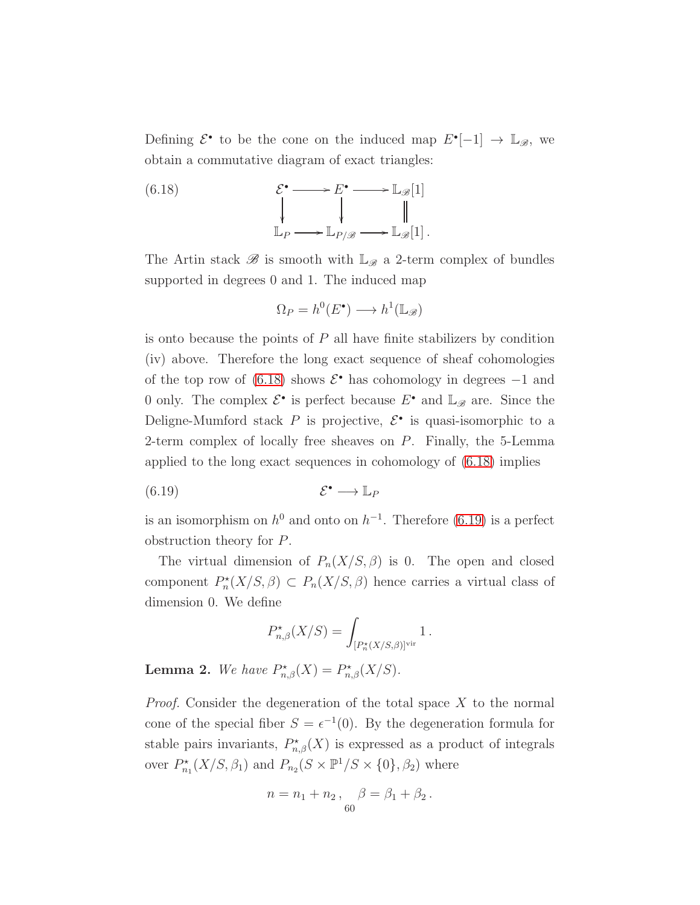Defining $\mathcal{E}^\bullet$ to be the cone on the induced map $E^\bullet[-1] \to \mathbb{L}_{\mathscr{B}}$, we obtain a commutative diagram of exact triangles:

$$
\begin{array}{ccccc}
\mathcal{E}^\bullet & \longrightarrow & E^\bullet & \longrightarrow & \mathbb{L}_{\mathscr{B}}[1] \\
\downarrow & & \downarrow & & \| \\
\mathbb{L}_P & \longrightarrow & \mathbb{L}_{P/\mathscr{B}} & \longrightarrow & \mathbb{L}_{\mathscr{B}}[1]\,.
\end{array}
\tag{6.18}
$$

The Artin stack $\mathscr{B}$ is smooth with $\mathbb{L}_{\mathscr{B}}$ a 2-term complex of bundles supported in degrees 0 and 1. The induced map

$$\Omega_P = h^0(E^\bullet) \longrightarrow h^1(\mathbb{L}_{\mathscr{B}})$$

is onto because the points of $P$ all have finite stabilizers by condition (iv) above. Therefore the long exact sequence of sheaf cohomologies of the top row of (6.18) shows $\mathcal{E}^\bullet$ has cohomology in degrees $-1$ and 0 only. The complex $\mathcal{E}^\bullet$ is perfect because $E^\bullet$ and $\mathbb{L}_{\mathscr{B}}$ are. Since the Deligne-Mumford stack $P$ is projective, $\mathcal{E}^\bullet$ is quasi-isomorphic to a 2-term complex of locally free sheaves on $P$. Finally, the 5-Lemma applied to the long exact sequences in cohomology of (6.18) implies

$$\mathcal{E}^\bullet \longrightarrow \mathbb{L}_P \tag{6.19}$$

is an isomorphism on $h^0$ and onto on $h^{-1}$. Therefore (6.19) is a perfect obstruction theory for $P$.

The virtual dimension of $P_n(X/S,\beta)$ is 0. The open and closed component $P_n^\star(X/S,\beta) \subset P_n(X/S,\beta)$ hence carries a virtual class of dimension 0. We define

$$P^\star_{n,\beta}(X/S) = \int_{[P_n^\star(X/S,\beta)]^{\mathrm{vir}}} 1\,.$$

**Lemma 2.** *We have $P^\star_{n,\beta}(X) = P^\star_{n,\beta}(X/S)$.*

*Proof.* Consider the degeneration of the total space $X$ to the normal cone of the special fiber $S = \epsilon^{-1}(0)$. By the degeneration formula for stable pairs invariants, $P^\star_{n,\beta}(X)$ is expressed as a product of integrals over $P^\star_{n_1}(X/S,\beta_1)$ and $P_{n_2}(S\times\mathbb{P}^1/S\times\{0\},\beta_2)$ where

$$n = n_1 + n_2\,, \quad \beta = \beta_1 + \beta_2\,.$$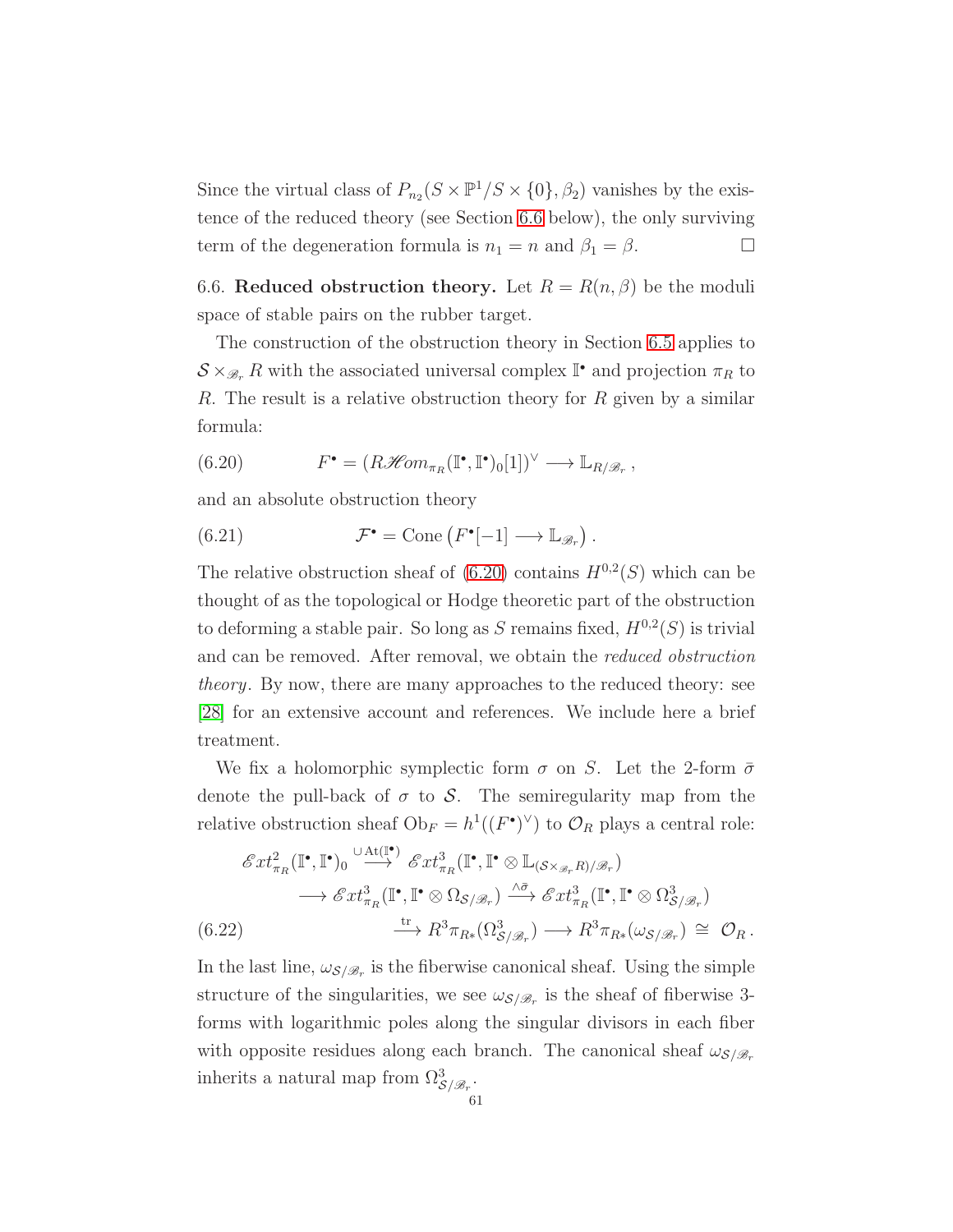Since the virtual class of $P_{n_2}(S \times \mathbb{P}^1 / S \times \{0\}, \beta_2)$ vanishes by the existence of the reduced theory (see Section 6.6 below), the only surviving term of the degeneration formula is $n_1 = n$ and $\beta_1 = \beta$. $\square$

6.6. **Reduced obstruction theory.** Let $R = R(n, \beta)$ be the moduli space of stable pairs on the rubber target.

The construction of the obstruction theory in Section 6.5 applies to $\mathcal{S} \times_{\mathscr{B}_r} R$ with the associated universal complex $\mathbb{I}^\bullet$ and projection $\pi_R$ to $R$. The result is a relative obstruction theory for $R$ given by a similar formula:

$$F^\bullet = (R\mathscr{H}om_{\pi_R}(\mathbb{I}^\bullet, \mathbb{I}^\bullet)_0[1])^\vee \longrightarrow \mathbb{L}_{R/\mathscr{B}_r}\,, \tag{6.20}$$

and an absolute obstruction theory

$$\mathcal{F}^\bullet = \operatorname{Cone}\left(F^\bullet[-1] \longrightarrow \mathbb{L}_{\mathscr{B}_r}\right). \tag{6.21}$$

The relative obstruction sheaf of (6.20) contains $H^{0,2}(S)$ which can be thought of as the topological or Hodge theoretic part of the obstruction to deforming a stable pair. So long as $S$ remains fixed, $H^{0,2}(S)$ is trivial and can be removed. After removal, we obtain the *reduced obstruction theory*. By now, there are many approaches to the reduced theory: see [28] for an extensive account and references. We include here a brief treatment.

We fix a holomorphic symplectic form $\sigma$ on $S$. Let the 2-form $\bar{\sigma}$ denote the pull-back of $\sigma$ to $\mathcal{S}$. The semiregularity map from the relative obstruction sheaf $\mathrm{Ob}_F = h^1((F^\bullet)^\vee)$ to $\mathcal{O}_R$ plays a central role:

$$\begin{aligned}
\mathscr{E}xt^2_{\pi_R}(\mathbb{I}^\bullet, \mathbb{I}^\bullet)_0 &\xrightarrow{\cup \operatorname{At}(\mathbb{I}^\bullet)} \mathscr{E}xt^3_{\pi_R}(\mathbb{I}^\bullet, \mathbb{I}^\bullet \otimes \mathbb{L}_{(\mathcal{S} \times_{\mathscr{B}_r} R)/\mathscr{B}_r}) \\
&\longrightarrow \mathscr{E}xt^3_{\pi_R}(\mathbb{I}^\bullet, \mathbb{I}^\bullet \otimes \Omega_{\mathcal{S}/\mathscr{B}_r}) \xrightarrow{\wedge \bar{\sigma}} \mathscr{E}xt^3_{\pi_R}(\mathbb{I}^\bullet, \mathbb{I}^\bullet \otimes \Omega^3_{\mathcal{S}/\mathscr{B}_r}) \\
&\xrightarrow{\operatorname{tr}} R^3\pi_{R*}(\Omega^3_{\mathcal{S}/\mathscr{B}_r}) \longrightarrow R^3\pi_{R*}(\omega_{\mathcal{S}/\mathscr{B}_r}) \cong \mathcal{O}_R\,.
\end{aligned} \tag{6.22}$$

In the last line, $\omega_{\mathcal{S}/\mathscr{B}_r}$ is the fiberwise canonical sheaf. Using the simple structure of the singularities, we see $\omega_{\mathcal{S}/\mathscr{B}_r}$ is the sheaf of fiberwise 3-forms with logarithmic poles along the singular divisors in each fiber with opposite residues along each branch. The canonical sheaf $\omega_{\mathcal{S}/\mathscr{B}_r}$ inherits a natural map from $\Omega^3_{\mathcal{S}/\mathscr{B}_r}$.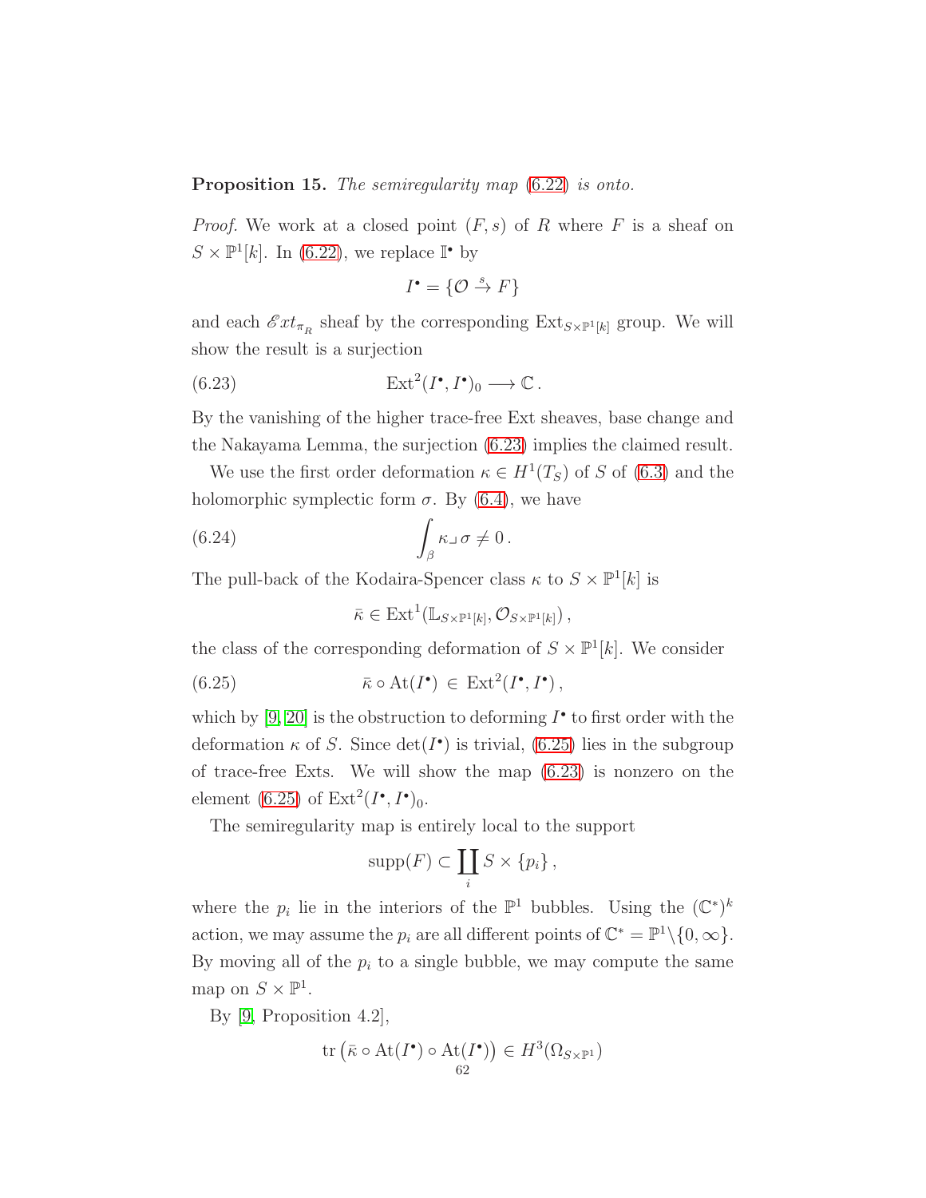**Proposition 15.** *The semiregularity map* (6.22) *is onto.*

*Proof.* We work at a closed point $(F, s)$ of $R$ where $F$ is a sheaf on $S \times \mathbb{P}^1[k]$. In (6.22), we replace $\mathbb{I}^\bullet$ by

$$I^\bullet = \{\mathcal{O} \xrightarrow{s} F\}$$

and each $\mathscr{E}xt_{\pi_R}$ sheaf by the corresponding $\mathrm{Ext}_{S\times\mathbb{P}^1[k]}$ group. We will show the result is a surjection

$$\mathrm{Ext}^2(I^\bullet, I^\bullet)_0 \longrightarrow \mathbb{C}\,. \tag{6.23}$$

By the vanishing of the higher trace-free Ext sheaves, base change and the Nakayama Lemma, the surjection (6.23) implies the claimed result.

We use the first order deformation $\kappa \in H^1(T_S)$ of $S$ of (6.3) and the holomorphic symplectic form $\sigma$. By (6.4), we have

$$\int_\beta \kappa \lrcorner \sigma \neq 0\,. \tag{6.24}$$

The pull-back of the Kodaira-Spencer class $\kappa$ to $S \times \mathbb{P}^1[k]$ is

$$\bar{\kappa} \in \mathrm{Ext}^1(\mathbb{L}_{S\times\mathbb{P}^1[k]}, \mathcal{O}_{S\times\mathbb{P}^1[k]})\,,$$

the class of the corresponding deformation of $S \times \mathbb{P}^1[k]$. We consider

$$\bar{\kappa} \circ \mathrm{At}(I^\bullet) \,\in\, \mathrm{Ext}^2(I^\bullet, I^\bullet)\,, \tag{6.25}$$

which by [9, 20] is the obstruction to deforming $I^\bullet$ to first order with the deformation $\kappa$ of $S$. Since $\det(I^\bullet)$ is trivial, (6.25) lies in the subgroup of trace-free Exts. We will show the map (6.23) is nonzero on the element (6.25) of $\mathrm{Ext}^2(I^\bullet, I^\bullet)_0$.

The semiregularity map is entirely local to the support

$$\mathrm{supp}(F) \subset \coprod_i S \times \{p_i\}\,,$$

where the $p_i$ lie in the interiors of the $\mathbb{P}^1$ bubbles. Using the $(\mathbb{C}^*)^k$ action, we may assume the $p_i$ are all different points of $\mathbb{C}^* = \mathbb{P}^1\backslash\{0, \infty\}$. By moving all of the $p_i$ to a single bubble, we may compute the same map on $S \times \mathbb{P}^1$.

By [9, Proposition 4.2],

$$\mathrm{tr}\left(\bar{\kappa} \circ \mathrm{At}(I^\bullet) \circ \mathrm{At}(I^\bullet)\right) \in H^3(\Omega_{S\times\mathbb{P}^1})$$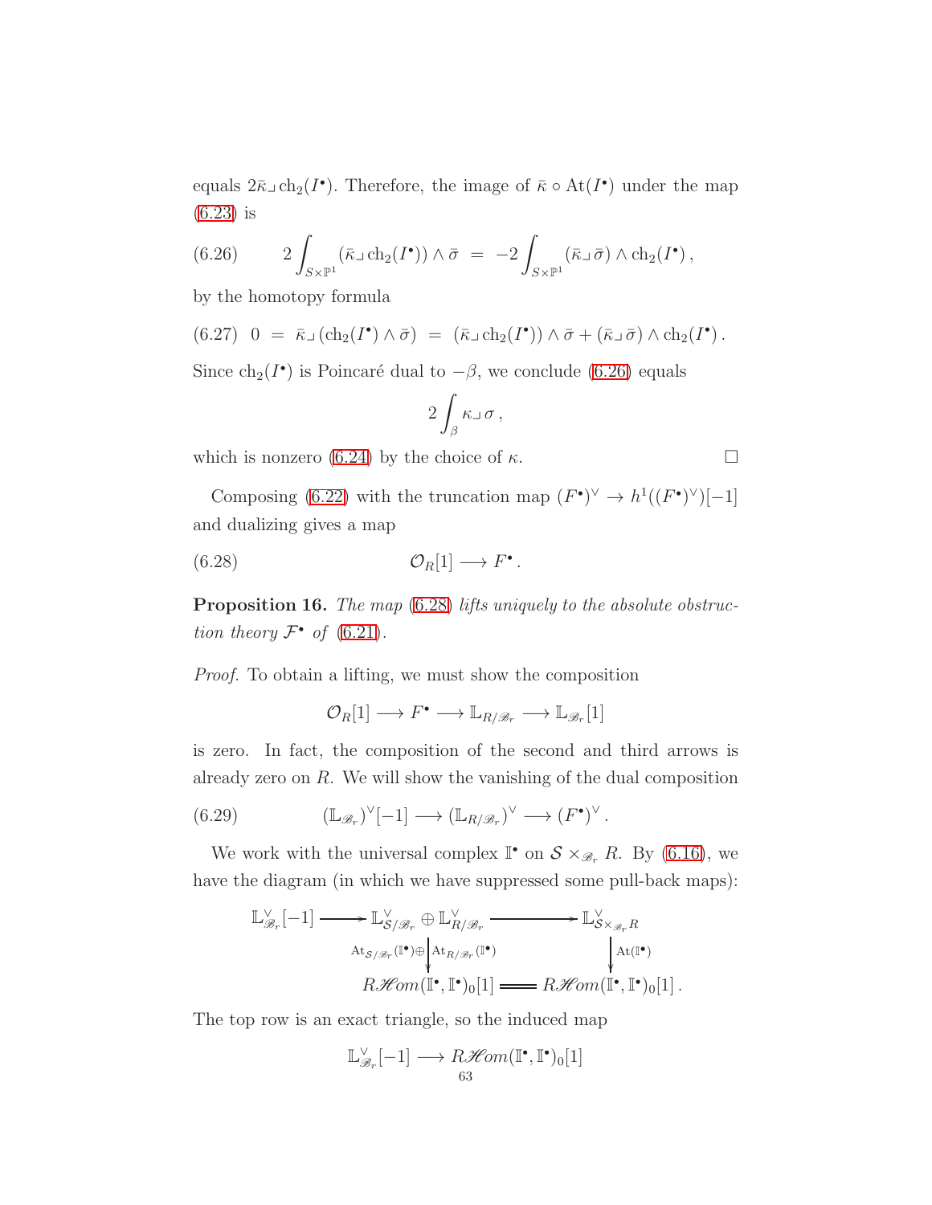equals $2\bar\kappa \lrcorner \operatorname{ch}_2(I^\bullet)$. Therefore, the image of $\bar\kappa \circ \operatorname{At}(I^\bullet)$ under the map (6.23) is

$$(6.26) \qquad 2\int_{S\times\mathbb{P}^1} (\bar\kappa \lrcorner \operatorname{ch}_2(I^\bullet)) \wedge \bar\sigma \;=\; -2\int_{S\times\mathbb{P}^1} (\bar\kappa \lrcorner \bar\sigma) \wedge \operatorname{ch}_2(I^\bullet)\,,$$

by the homotopy formula

$$(6.27) \quad 0 \;=\; \bar\kappa \lrcorner (\operatorname{ch}_2(I^\bullet) \wedge \bar\sigma) \;=\; (\bar\kappa \lrcorner \operatorname{ch}_2(I^\bullet)) \wedge \bar\sigma + (\bar\kappa \lrcorner \bar\sigma) \wedge \operatorname{ch}_2(I^\bullet)\,.$$

Since $\operatorname{ch}_2(I^\bullet)$ is Poincaré dual to $-\beta$, we conclude (6.26) equals

$$2\int_\beta \kappa \lrcorner \sigma\,,$$

which is nonzero (6.24) by the choice of $\kappa$. $\square$

Composing (6.22) with the truncation map $(F^\bullet)^\vee \to h^1((F^\bullet)^\vee)[-1]$ and dualizing gives a map

$$(6.28) \qquad \mathcal{O}_R[1] \longrightarrow F^\bullet\,.$$

**Proposition 16.** *The map (6.28) lifts uniquely to the absolute obstruction theory $\mathcal{F}^\bullet$ of (6.21).*

*Proof.* To obtain a lifting, we must show the composition

$$\mathcal{O}_R[1] \longrightarrow F^\bullet \longrightarrow \mathbb{L}_{R/\mathscr{B}_r} \longrightarrow \mathbb{L}_{\mathscr{B}_r}[1]$$

is zero. In fact, the composition of the second and third arrows is already zero on $R$. We will show the vanishing of the dual composition

$$(6.29) \qquad (\mathbb{L}_{\mathscr{B}_r})^\vee[-1] \longrightarrow (\mathbb{L}_{R/\mathscr{B}_r})^\vee \longrightarrow (F^\bullet)^\vee\,.$$

We work with the universal complex $\mathbb{I}^\bullet$ on $\mathcal{S} \times_{\mathscr{B}_r} R$. By (6.16), we have the diagram (in which we have suppressed some pull-back maps):

$$\begin{array}{ccccc}
\mathbb{L}^\vee_{\mathscr{B}_r}[-1] & \longrightarrow & \mathbb{L}^\vee_{\mathcal{S}/\mathscr{B}_r} \oplus \mathbb{L}^\vee_{R/\mathscr{B}_r} & \longrightarrow & \mathbb{L}^\vee_{\mathcal{S}\times_{\mathscr{B}_r} R} \\
 & & \Big\downarrow {\scriptstyle \operatorname{At}_{\mathcal{S}/\mathscr{B}_r}(\mathbb{I}^\bullet) \oplus \operatorname{At}_{R/\mathscr{B}_r}(\mathbb{I}^\bullet)} & & \Big\downarrow {\scriptstyle \operatorname{At}(\mathbb{I}^\bullet)} \\
 & & R\mathscr{H}om(\mathbb{I}^\bullet, \mathbb{I}^\bullet)_0[1] & = & R\mathscr{H}om(\mathbb{I}^\bullet, \mathbb{I}^\bullet)_0[1]\,.
\end{array}$$

The top row is an exact triangle, so the induced map

$$\mathbb{L}^\vee_{\mathscr{B}_r}[-1] \longrightarrow R\mathscr{H}om(\mathbb{I}^\bullet, \mathbb{I}^\bullet)_0[1]$$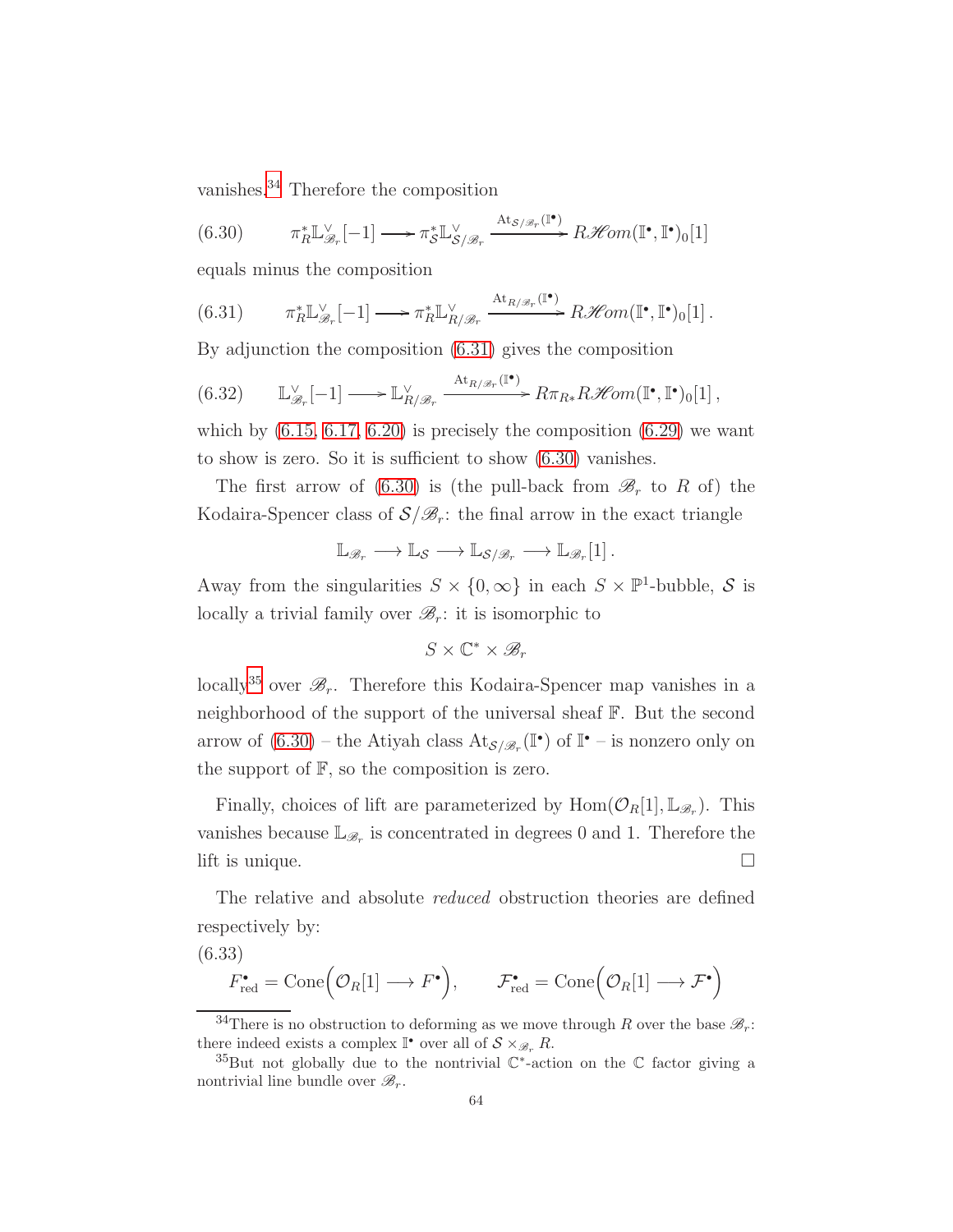vanishes.[34] Therefore the composition

$$\pi_R^* \mathbb{L}_{\mathscr{B}_r}^\vee[-1] \longrightarrow \pi_{\mathcal{S}}^* \mathbb{L}_{\mathcal{S}/\mathscr{B}_r}^\vee \xrightarrow{\mathrm{At}_{\mathcal{S}/\mathscr{B}_r}(\mathbb{I}^\bullet)} R\mathscr{H}om(\mathbb{I}^\bullet, \mathbb{I}^\bullet)_0[1] \tag{6.30}$$

equals minus the composition

$$\pi_R^* \mathbb{L}_{\mathscr{B}_r}^\vee[-1] \longrightarrow \pi_R^* \mathbb{L}_{R/\mathscr{B}_r}^\vee \xrightarrow{\mathrm{At}_{R/\mathscr{B}_r}(\mathbb{I}^\bullet)} R\mathscr{H}om(\mathbb{I}^\bullet, \mathbb{I}^\bullet)_0[1]\,. \tag{6.31}$$

By adjunction the composition (6.31) gives the composition

$$\mathbb{L}_{\mathscr{B}_r}^\vee[-1] \longrightarrow \mathbb{L}_{R/\mathscr{B}_r}^\vee \xrightarrow{\mathrm{At}_{R/\mathscr{B}_r}(\mathbb{I}^\bullet)} R\pi_{R*} R\mathscr{H}om(\mathbb{I}^\bullet, \mathbb{I}^\bullet)_0[1]\,, \tag{6.32}$$

which by (6.15, 6.17, 6.20) is precisely the composition (6.29) we want to show is zero. So it is sufficient to show (6.30) vanishes.

The first arrow of (6.30) is (the pull-back from $\mathscr{B}_r$ to $R$ of) the Kodaira-Spencer class of $\mathcal{S}/\mathscr{B}_r$: the final arrow in the exact triangle

$$\mathbb{L}_{\mathscr{B}_r} \longrightarrow \mathbb{L}_{\mathcal{S}} \longrightarrow \mathbb{L}_{\mathcal{S}/\mathscr{B}_r} \longrightarrow \mathbb{L}_{\mathscr{B}_r}[1]\,.$$

Away from the singularities $S \times \{0, \infty\}$ in each $S \times \mathbb{P}^1$-bubble, $\mathcal{S}$ is locally a trivial family over $\mathscr{B}_r$: it is isomorphic to

$$S \times \mathbb{C}^* \times \mathscr{B}_r$$

locally[35] over $\mathscr{B}_r$. Therefore this Kodaira-Spencer map vanishes in a neighborhood of the support of the universal sheaf $\mathbb{F}$. But the second arrow of (6.30) – the Atiyah class $\mathrm{At}_{\mathcal{S}/\mathscr{B}_r}(\mathbb{I}^\bullet)$ of $\mathbb{I}^\bullet$ – is nonzero only on the support of $\mathbb{F}$, so the composition is zero.

Finally, choices of lift are parameterized by $\mathrm{Hom}(\mathcal{O}_R[1], \mathbb{L}_{\mathscr{B}_r})$. This vanishes because $\mathbb{L}_{\mathscr{B}_r}$ is concentrated in degrees 0 and 1. Therefore the lift is unique. $\square$

The relative and absolute *reduced* obstruction theories are defined respectively by:

$$F^\bullet_{\mathrm{red}} = \mathrm{Cone}\Big(\mathcal{O}_R[1] \longrightarrow F^\bullet\Big), \qquad \mathcal{F}^\bullet_{\mathrm{red}} = \mathrm{Cone}\Big(\mathcal{O}_R[1] \longrightarrow \mathcal{F}^\bullet\Big) \tag{6.33}$$

[34] There is no obstruction to deforming as we move through $R$ over the base $\mathscr{B}_r$: there indeed exists a complex $\mathbb{I}^\bullet$ over all of $\mathcal{S} \times_{\mathscr{B}_r} R$.

[35] But not globally due to the nontrivial $\mathbb{C}^*$-action on the $\mathbb{C}$ factor giving a nontrivial line bundle over $\mathscr{B}_r$.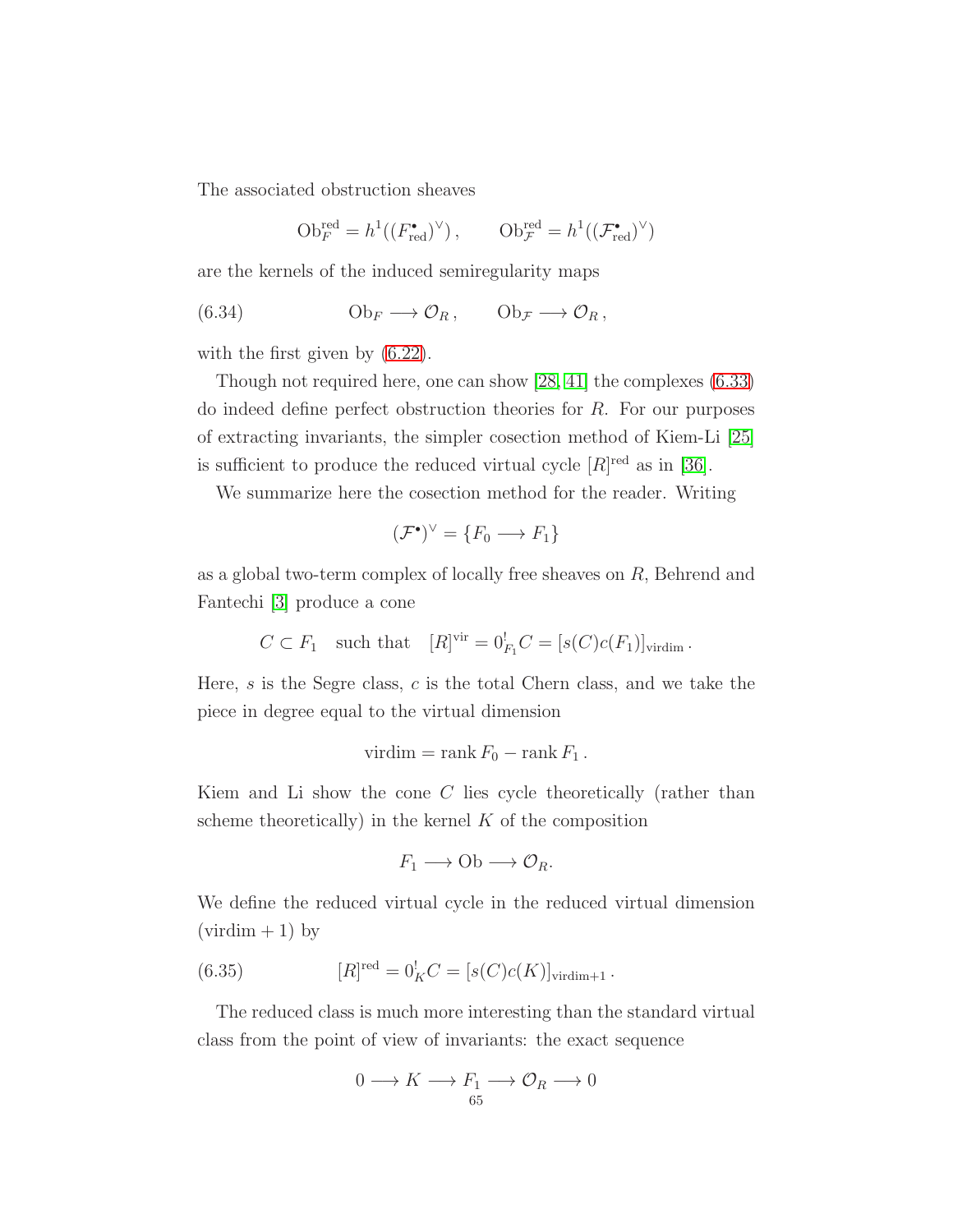The associated obstruction sheaves

$$\mathrm{Ob}_F^{\mathrm{red}} = h^1((F^\bullet_{\mathrm{red}})^\vee)\,, \qquad \mathrm{Ob}_{\mathcal{F}}^{\mathrm{red}} = h^1((\mathcal{F}^\bullet_{\mathrm{red}})^\vee)$$

are the kernels of the induced semiregularity maps

$$\mathrm{Ob}_F \longrightarrow \mathcal{O}_R\,, \qquad \mathrm{Ob}_{\mathcal{F}} \longrightarrow \mathcal{O}_R\,, \tag{6.34}$$

with the first given by (6.22).

Though not required here, one can show [28, 41] the complexes (6.33) do indeed define perfect obstruction theories for $R$. For our purposes of extracting invariants, the simpler cosection method of Kiem-Li [25] is sufficient to produce the reduced virtual cycle $[R]^{\mathrm{red}}$ as in [36].

We summarize here the cosection method for the reader. Writing

$$(\mathcal{F}^\bullet)^\vee = \{F_0 \longrightarrow F_1\}$$

as a global two-term complex of locally free sheaves on $R$, Behrend and Fantechi [3] produce a cone

$$C \subset F_1 \quad \text{such that} \quad [R]^{\mathrm{vir}} = 0^!_{F_1} C = [s(C)c(F_1)]_{\mathrm{virdim}}\,.$$

Here, $s$ is the Segre class, $c$ is the total Chern class, and we take the piece in degree equal to the virtual dimension

$$\mathrm{virdim} = \mathrm{rank}\, F_0 - \mathrm{rank}\, F_1\,.$$

Kiem and Li show the cone $C$ lies cycle theoretically (rather than scheme theoretically) in the kernel $K$ of the composition

$$F_1 \longrightarrow \mathrm{Ob} \longrightarrow \mathcal{O}_R.$$

We define the reduced virtual cycle in the reduced virtual dimension $(\mathrm{virdim}+1)$ by

$$[R]^{\mathrm{red}} = 0^!_K C = [s(C)c(K)]_{\mathrm{virdim}+1}\,. \tag{6.35}$$

The reduced class is much more interesting than the standard virtual class from the point of view of invariants: the exact sequence

$$0 \longrightarrow K \longrightarrow F_1 \longrightarrow \mathcal{O}_R \longrightarrow 0$$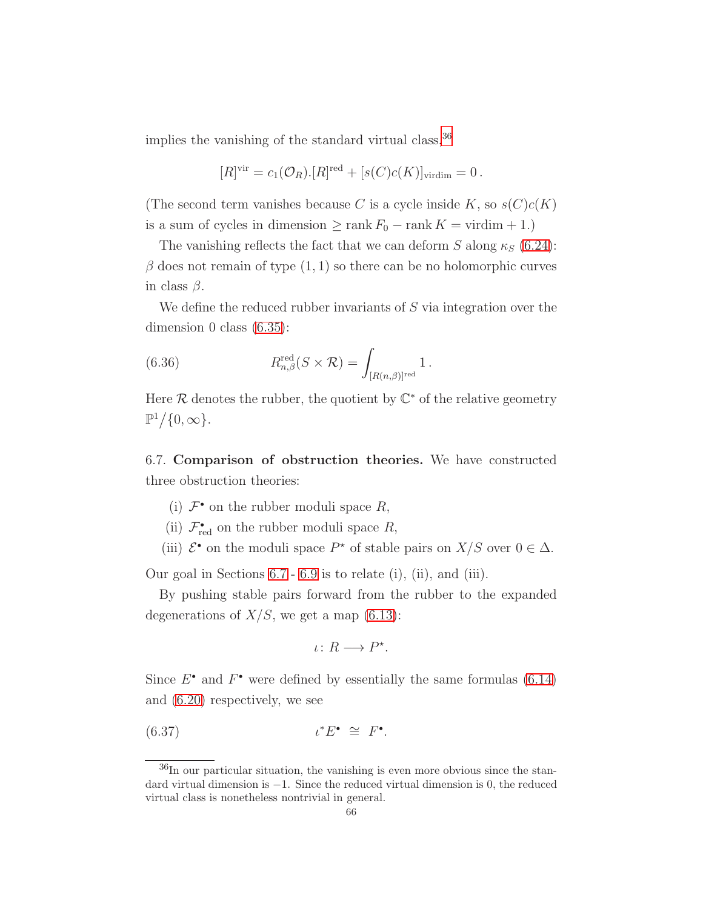implies the vanishing of the standard virtual class,[36]

$$[R]^{\mathrm{vir}} = c_1(\mathcal{O}_R).[R]^{\mathrm{red}} + [s(C)c(K)]_{\mathrm{virdim}} = 0\,.$$

(The second term vanishes because $C$ is a cycle inside $K$, so $s(C)c(K)$ is a sum of cycles in dimension $\geq \operatorname{rank} F_0 - \operatorname{rank} K = \mathrm{virdim} + 1$.)

The vanishing reflects the fact that we can deform $S$ along $\kappa_S$ (6.24): $\beta$ does not remain of type $(1,1)$ so there can be no holomorphic curves in class $\beta$.

We define the reduced rubber invariants of $S$ via integration over the dimension 0 class (6.35):

$$R^{\mathrm{red}}_{n,\beta}(S \times \mathcal{R}) = \int_{[R(n,\beta)]^{\mathrm{red}}} 1\,. \tag{6.36}$$

Here $\mathcal{R}$ denotes the rubber, the quotient by $\mathbb{C}^*$ of the relative geometry $\mathbb{P}^1/\{0,\infty\}$.

6.7. **Comparison of obstruction theories.** We have constructed three obstruction theories:

(i) $\mathcal{F}^\bullet$ on the rubber moduli space $R$,

(ii) $\mathcal{F}^\bullet_{\mathrm{red}}$ on the rubber moduli space $R$,

(iii) $\mathcal{E}^\bullet$ on the moduli space $P^\star$ of stable pairs on $X/S$ over $0 \in \Delta$.

Our goal in Sections 6.7 - 6.9 is to relate (i), (ii), and (iii).

By pushing stable pairs forward from the rubber to the expanded degenerations of $X/S$, we get a map (6.13):

$$\iota \colon R \longrightarrow P^\star.$$

Since $E^\bullet$ and $F^\bullet$ were defined by essentially the same formulas (6.14) and (6.20) respectively, we see

$$\iota^* E^\bullet \;\cong\; F^\bullet. \tag{6.37}$$

[36] In our particular situation, the vanishing is even more obvious since the standard virtual dimension is $-1$. Since the reduced virtual dimension is 0, the reduced virtual class is nonetheless nontrivial in general.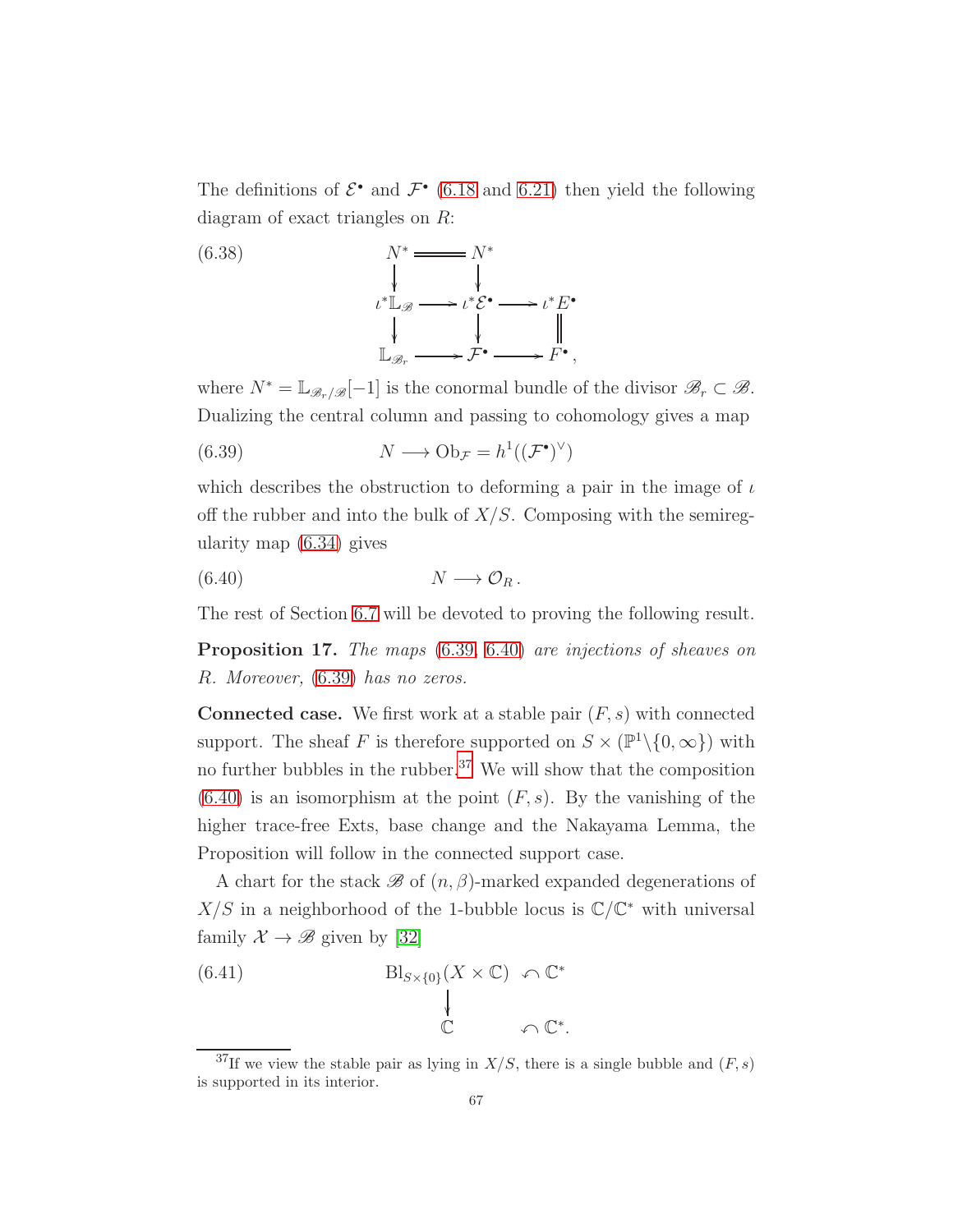The definitions of $\mathcal{E}^\bullet$ and $\mathcal{F}^\bullet$ (6.18 and 6.21) then yield the following diagram of exact triangles on $R$:

$$
\begin{array}{ccccc}
N^* & = & N^* & & \\
\downarrow & & \downarrow & & \\
\iota^*\mathbb{L}_{\mathscr{B}} & \longrightarrow & \iota^*\mathcal{E}^\bullet & \longrightarrow & \iota^* E^\bullet \\
\downarrow & & \downarrow & & \| \\
\mathbb{L}_{\mathscr{B}_r} & \longrightarrow & \mathcal{F}^\bullet & \longrightarrow & F^\bullet,
\end{array}
\tag{6.38}
$$

where $N^* = \mathbb{L}_{\mathscr{B}_r/\mathscr{B}}[-1]$ is the conormal bundle of the divisor $\mathscr{B}_r \subset \mathscr{B}$. Dualizing the central column and passing to cohomology gives a map

$$
N \longrightarrow \mathrm{Ob}_{\mathcal{F}} = h^1((\mathcal{F}^\bullet)^\vee)
\tag{6.39}
$$

which describes the obstruction to deforming a pair in the image of $\iota$ off the rubber and into the bulk of $X/S$. Composing with the semiregularity map (6.34) gives

$$
N \longrightarrow \mathcal{O}_R\,.
\tag{6.40}
$$

The rest of Section 6.7 will be devoted to proving the following result.

**Proposition 17.** *The maps* (6.39, 6.40) *are injections of sheaves on $R$. Moreover,* (6.39) *has no zeros.*

**Connected case.** We first work at a stable pair $(F, s)$ with connected support. The sheaf $F$ is therefore supported on $S \times (\mathbb{P}^1 \backslash \{0, \infty\})$ with no further bubbles in the rubber.[37] We will show that the composition (6.40) is an isomorphism at the point $(F, s)$. By the vanishing of the higher trace-free Exts, base change and the Nakayama Lemma, the Proposition will follow in the connected support case.

A chart for the stack $\mathscr{B}$ of $(n, \beta)$-marked expanded degenerations of $X/S$ in a neighborhood of the 1-bubble locus is $\mathbb{C}/\mathbb{C}^*$ with universal family $\mathcal{X} \to \mathscr{B}$ given by [32]

$$
\begin{array}{cc}
\mathrm{Bl}_{S\times\{0\}}(X \times \mathbb{C}) & \circlearrowleft \mathbb{C}^* \\
\downarrow & \\
\mathbb{C} & \circlearrowleft \mathbb{C}^*.
\end{array}
\tag{6.41}
$$

[37] If we view the stable pair as lying in $X/S$, there is a single bubble and $(F, s)$ is supported in its interior.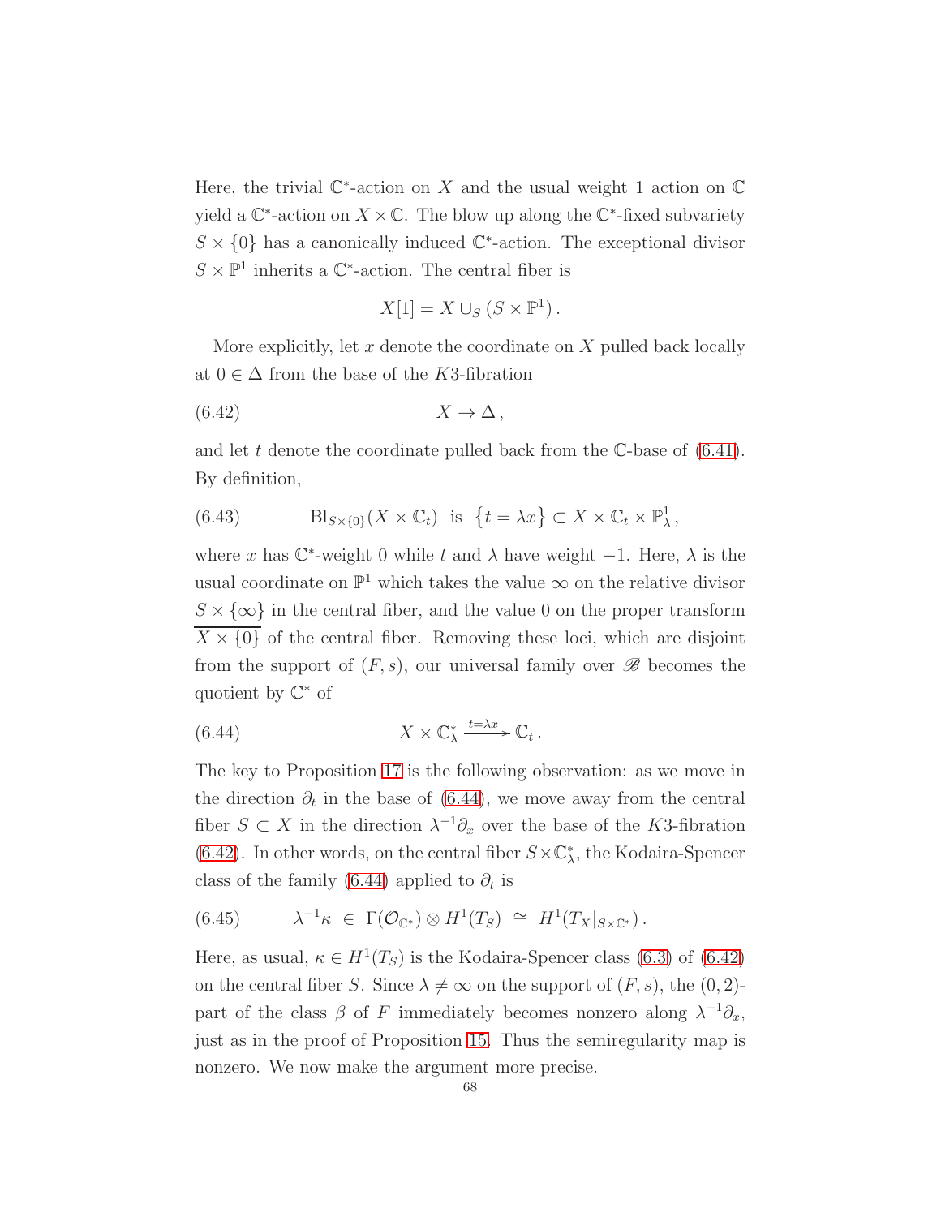Here, the trivial $\mathbb{C}^*$-action on $X$ and the usual weight 1 action on $\mathbb{C}$ yield a $\mathbb{C}^*$-action on $X \times \mathbb{C}$. The blow up along the $\mathbb{C}^*$-fixed subvariety $S \times \{0\}$ has a canonically induced $\mathbb{C}^*$-action. The exceptional divisor $S \times \mathbb{P}^1$ inherits a $\mathbb{C}^*$-action. The central fiber is

$$X[1] = X \cup_S (S \times \mathbb{P}^1)\,.$$

More explicitly, let $x$ denote the coordinate on $X$ pulled back locally at $0 \in \Delta$ from the base of the $K3$-fibration

$$X \to \Delta\,, \tag{6.42}$$

and let $t$ denote the coordinate pulled back from the $\mathbb{C}$-base of (6.41). By definition,

$$\mathrm{Bl}_{S\times\{0\}}(X \times \mathbb{C}_t) \;\text{ is }\; \big\{t = \lambda x\big\} \subset X \times \mathbb{C}_t \times \mathbb{P}^1_\lambda\,, \tag{6.43}$$

where $x$ has $\mathbb{C}^*$-weight 0 while $t$ and $\lambda$ have weight $-1$. Here, $\lambda$ is the usual coordinate on $\mathbb{P}^1$ which takes the value $\infty$ on the relative divisor $S \times \{\infty\}$ in the central fiber, and the value 0 on the proper transform $\overline{X \times \{0\}}$ of the central fiber. Removing these loci, which are disjoint from the support of $(F, s)$, our universal family over $\mathscr{B}$ becomes the quotient by $\mathbb{C}^*$ of

$$X \times \mathbb{C}^*_\lambda \xrightarrow{t=\lambda x} \mathbb{C}_t\,. \tag{6.44}$$

The key to Proposition 17 is the following observation: as we move in the direction $\partial_t$ in the base of (6.44), we move away from the central fiber $S \subset X$ in the direction $\lambda^{-1}\partial_x$ over the base of the $K3$-fibration (6.42). In other words, on the central fiber $S \times \mathbb{C}^*_\lambda$, the Kodaira-Spencer class of the family (6.44) applied to $\partial_t$ is

$$\lambda^{-1}\kappa \;\in\; \Gamma(\mathcal{O}_{\mathbb{C}^*}) \otimes H^1(T_S) \;\cong\; H^1(T_X|_{S\times\mathbb{C}^*})\,. \tag{6.45}$$

Here, as usual, $\kappa \in H^1(T_S)$ is the Kodaira-Spencer class (6.3) of (6.42) on the central fiber $S$. Since $\lambda \neq \infty$ on the support of $(F, s)$, the $(0, 2)$-part of the class $\beta$ of $F$ immediately becomes nonzero along $\lambda^{-1}\partial_x$, just as in the proof of Proposition 15. Thus the semiregularity map is nonzero. We now make the argument more precise.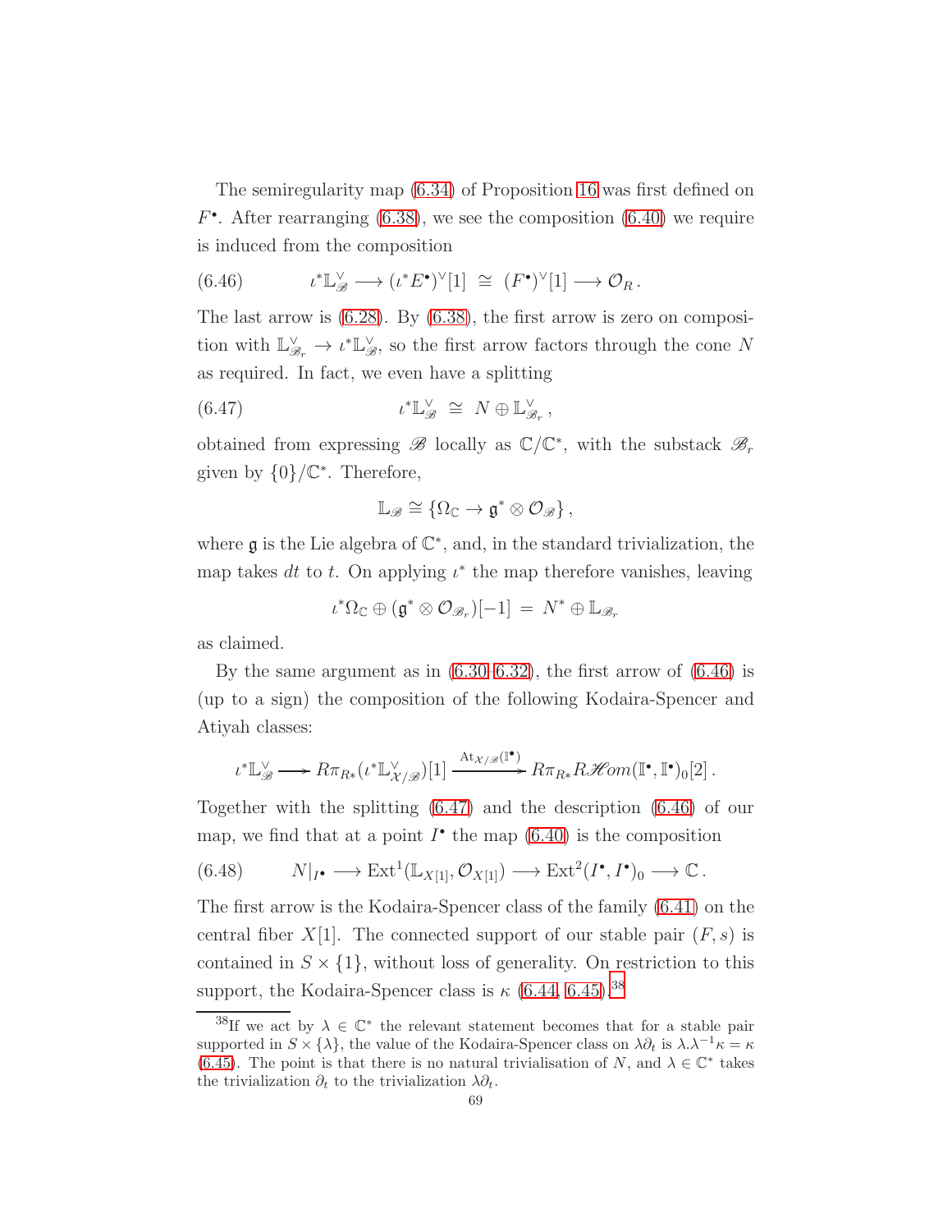The semiregularity map (6.34) of Proposition 16 was first defined on $F^\bullet$. After rearranging (6.38), we see the composition (6.40) we require is induced from the composition

$$\iota^*\mathbb{L}_{\mathscr{B}}^\vee \longrightarrow (\iota^* E^\bullet)^\vee[1] \;\cong\; (F^\bullet)^\vee[1] \longrightarrow \mathcal{O}_R\,. \tag{6.46}$$

The last arrow is (6.28). By (6.38), the first arrow is zero on composition with $\mathbb{L}_{\mathscr{B}_r}^\vee \to \iota^*\mathbb{L}_{\mathscr{B}}^\vee$, so the first arrow factors through the cone $N$ as required. In fact, we even have a splitting

$$\iota^*\mathbb{L}_{\mathscr{B}}^\vee \;\cong\; N \oplus \mathbb{L}_{\mathscr{B}_r}^\vee\,, \tag{6.47}$$

obtained from expressing $\mathscr{B}$ locally as $\mathbb{C}/\mathbb{C}^*$, with the substack $\mathscr{B}_r$ given by $\{0\}/\mathbb{C}^*$. Therefore,

$$\mathbb{L}_{\mathscr{B}} \cong \{\Omega_{\mathbb{C}} \to \mathfrak{g}^* \otimes \mathcal{O}_{\mathscr{B}}\}\,,$$

where $\mathfrak{g}$ is the Lie algebra of $\mathbb{C}^*$, and, in the standard trivialization, the map takes $dt$ to $t$. On applying $\iota^*$ the map therefore vanishes, leaving

$$\iota^*\Omega_{\mathbb{C}} \oplus (\mathfrak{g}^* \otimes \mathcal{O}_{\mathscr{B}_r})[-1] \;=\; N^* \oplus \mathbb{L}_{\mathscr{B}_r}$$

as claimed.

By the same argument as in (6.30–6.32), the first arrow of (6.46) is (up to a sign) the composition of the following Kodaira-Spencer and Atiyah classes:

$$\iota^*\mathbb{L}_{\mathscr{B}}^\vee \longrightarrow R\pi_{R*}(\iota^*\mathbb{L}_{\mathcal{X}/\mathscr{B}}^\vee)[1] \xrightarrow{\mathrm{At}_{\mathcal{X}/\mathscr{B}}(\mathbb{I}^\bullet)} R\pi_{R*}R\mathscr{H}om(\mathbb{I}^\bullet, \mathbb{I}^\bullet)_0[2]\,.$$

Together with the splitting (6.47) and the description (6.46) of our map, we find that at a point $I^\bullet$ the map (6.40) is the composition

$$N|_{I^\bullet} \longrightarrow \mathrm{Ext}^1(\mathbb{L}_{X[1]}, \mathcal{O}_{X[1]}) \longrightarrow \mathrm{Ext}^2(I^\bullet, I^\bullet)_0 \longrightarrow \mathbb{C}\,. \tag{6.48}$$

The first arrow is the Kodaira-Spencer class of the family (6.41) on the central fiber $X[1]$. The connected support of our stable pair $(F, s)$ is contained in $S \times \{1\}$, without loss of generality. On restriction to this support, the Kodaira-Spencer class is $\kappa$ (6.44, 6.45).[38]

[38] If we act by $\lambda \in \mathbb{C}^*$ the relevant statement becomes that for a stable pair supported in $S \times \{\lambda\}$, the value of the Kodaira-Spencer class on $\lambda\partial_t$ is $\lambda.\lambda^{-1}\kappa = \kappa$ (6.45). The point is that there is no natural trivialisation of $N$, and $\lambda \in \mathbb{C}^*$ takes the trivialization $\partial_t$ to the trivialization $\lambda\partial_t$.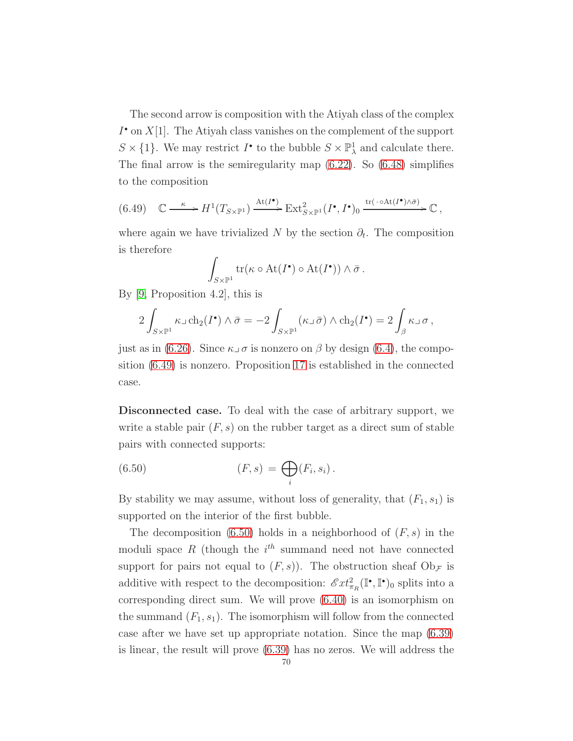The second arrow is composition with the Atiyah class of the complex $I^\bullet$ on $X[1]$. The Atiyah class vanishes on the complement of the support $S \times \{1\}$. We may restrict $I^\bullet$ to the bubble $S \times \mathbb{P}^1_\lambda$ and calculate there. The final arrow is the semiregularity map (6.22). So (6.48) simplifies to the composition

$$
\mathbb{C} \xrightarrow{\ \kappa\ } H^1(T_{S\times\mathbb{P}^1}) \xrightarrow{\mathrm{At}(I^\bullet)} \mathrm{Ext}^2_{S\times\mathbb{P}^1}(I^\bullet, I^\bullet)_0 \xrightarrow{\mathrm{tr}(\,\cdot\,\circ \mathrm{At}(I^\bullet)\wedge\bar\sigma)} \mathbb{C}\,, \tag{6.49}
$$

where again we have trivialized $N$ by the section $\partial_t$. The composition is therefore

$$
\int_{S\times\mathbb{P}^1} \mathrm{tr}(\kappa \circ \mathrm{At}(I^\bullet)\circ \mathrm{At}(I^\bullet)) \wedge \bar\sigma\,.
$$

By [9, Proposition 4.2], this is

$$
2\int_{S\times\mathbb{P}^1} \kappa \lrcorner\, \mathrm{ch}_2(I^\bullet) \wedge \bar\sigma = -2\int_{S\times\mathbb{P}^1} (\kappa\lrcorner\,\bar\sigma)\wedge \mathrm{ch}_2(I^\bullet) = 2\int_\beta \kappa\lrcorner\,\sigma\,,
$$

just as in (6.26). Since $\kappa\lrcorner\,\sigma$ is nonzero on $\beta$ by design (6.4), the composition (6.49) is nonzero. Proposition 17 is established in the connected case.

**Disconnected case.** To deal with the case of arbitrary support, we write a stable pair $(F,s)$ on the rubber target as a direct sum of stable pairs with connected supports:

$$
(F,s) \,=\, \bigoplus_i (F_i, s_i)\,. \tag{6.50}
$$

By stability we may assume, without loss of generality, that $(F_1,s_1)$ is supported on the interior of the first bubble.

The decomposition (6.50) holds in a neighborhood of $(F,s)$ in the moduli space $R$ (though the $i^{th}$ summand need not have connected support for pairs not equal to $(F,s)$). The obstruction sheaf $\mathrm{Ob}_{\mathcal{F}}$ is additive with respect to the decomposition: $\mathscr{E}xt^2_{\pi_R}(\mathbb{I}^\bullet,\mathbb{I}^\bullet)_0$ splits into a corresponding direct sum. We will prove (6.40) is an isomorphism on the summand $(F_1,s_1)$. The isomorphism will follow from the connected case after we have set up appropriate notation. Since the map (6.39) is linear, the result will prove (6.39) has no zeros. We will address the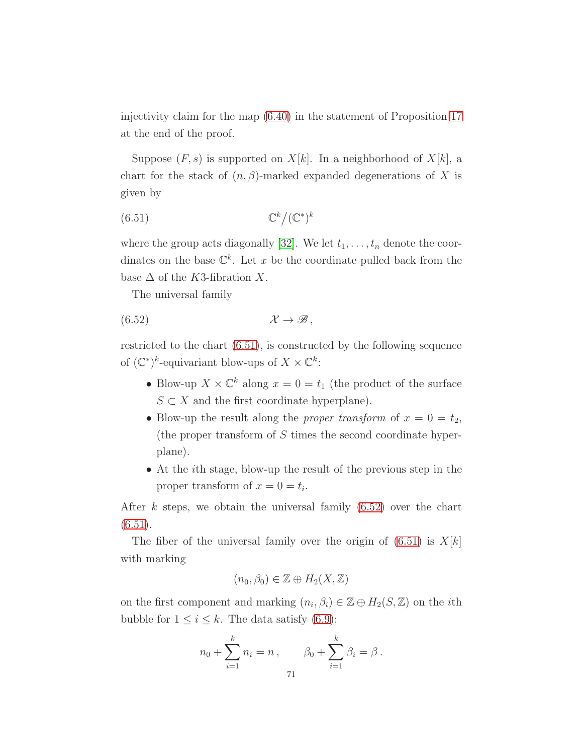injectivity claim for the map (6.40) in the statement of Proposition 17 at the end of the proof.

Suppose $(F, s)$ is supported on $X[k]$. In a neighborhood of $X[k]$, a chart for the stack of $(n, \beta)$-marked expanded degenerations of $X$ is given by

$$\mathbb{C}^k / (\mathbb{C}^*)^k \tag{6.51}$$

where the group acts diagonally [32]. We let $t_1, \ldots, t_n$ denote the coordinates on the base $\mathbb{C}^k$. Let $x$ be the coordinate pulled back from the base $\Delta$ of the $K3$-fibration $X$.

The universal family

$$\mathcal{X} \to \mathscr{B}\,, \tag{6.52}$$

restricted to the chart (6.51), is constructed by the following sequence of $(\mathbb{C}^*)^k$-equivariant blow-ups of $X \times \mathbb{C}^k$:

- Blow-up $X \times \mathbb{C}^k$ along $x = 0 = t_1$ (the product of the surface $S \subset X$ and the first coordinate hyperplane).
- Blow-up the result along the *proper transform* of $x = 0 = t_2$, (the proper transform of $S$ times the second coordinate hyperplane).
- At the $i$th stage, blow-up the result of the previous step in the proper transform of $x = 0 = t_i$.

After $k$ steps, we obtain the universal family (6.52) over the chart (6.51).

The fiber of the universal family over the origin of (6.51) is $X[k]$ with marking

$$(n_0, \beta_0) \in \mathbb{Z} \oplus H_2(X, \mathbb{Z})$$

on the first component and marking $(n_i, \beta_i) \in \mathbb{Z} \oplus H_2(S, \mathbb{Z})$ on the $i$th bubble for $1 \leq i \leq k$. The data satisfy (6.9):

$$n_0 + \sum_{i=1}^{k} n_i = n\,, \qquad \beta_0 + \sum_{i=1}^{k} \beta_i = \beta\,.$$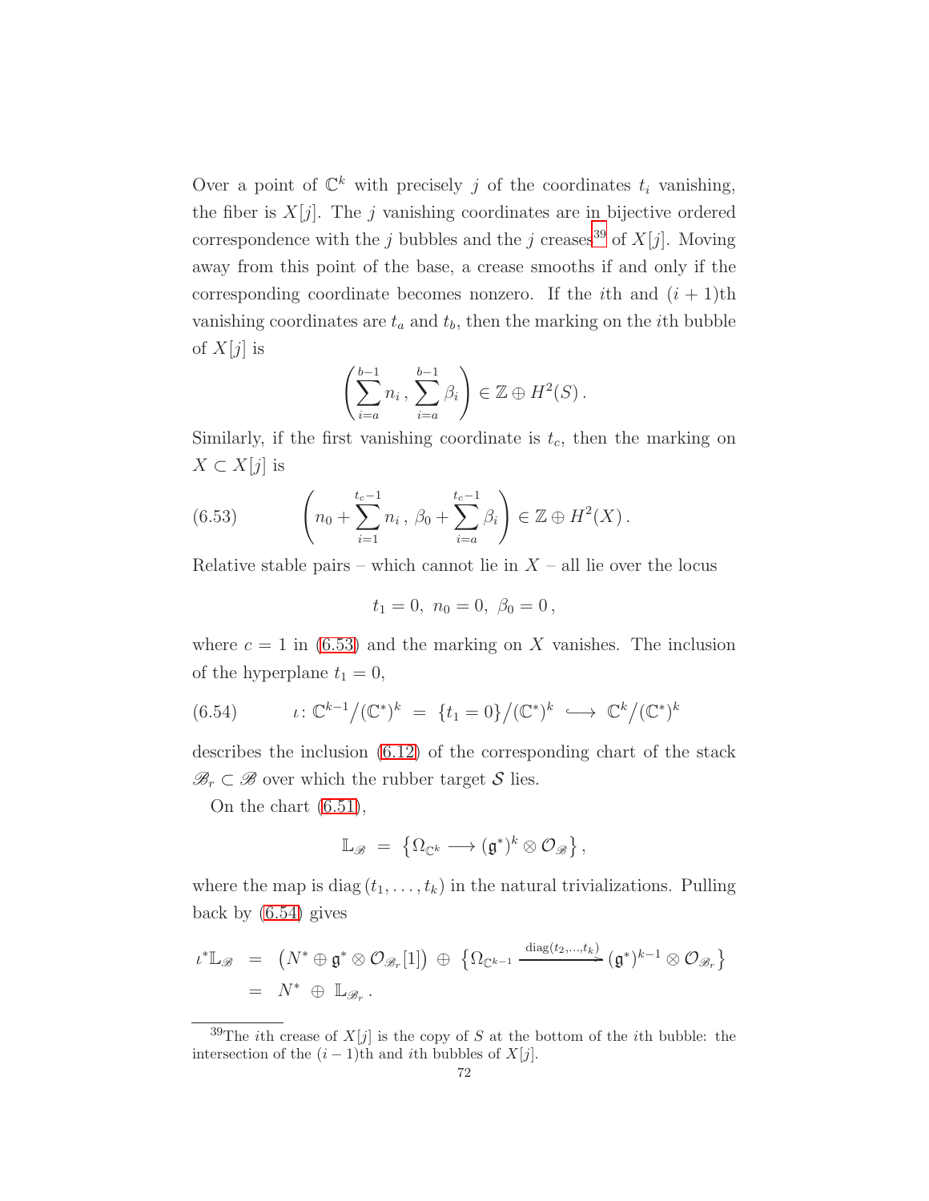Over a point of $\mathbb{C}^k$ with precisely $j$ of the coordinates $t_i$ vanishing, the fiber is $X[j]$. The $j$ vanishing coordinates are in bijective ordered correspondence with the $j$ bubbles and the $j$ creases[39] of $X[j]$. Moving away from this point of the base, a crease smooths if and only if the corresponding coordinate becomes nonzero. If the $i$th and $(i+1)$th vanishing coordinates are $t_a$ and $t_b$, then the marking on the $i$th bubble of $X[j]$ is

$$\left(\sum_{i=a}^{b-1} n_i \,,\, \sum_{i=a}^{b-1} \beta_i\right) \in \mathbb{Z} \oplus H^2(S)\,.$$

Similarly, if the first vanishing coordinate is $t_c$, then the marking on $X \subset X[j]$ is

$$\left(n_0 + \sum_{i=1}^{t_c-1} n_i \,,\, \beta_0 + \sum_{i=a}^{t_c-1} \beta_i\right) \in \mathbb{Z} \oplus H^2(X)\,. \tag{6.53}$$

Relative stable pairs – which cannot lie in $X$ – all lie over the locus

$$t_1 = 0,\ n_0 = 0,\ \beta_0 = 0\,,$$

where $c = 1$ in (6.53) and the marking on $X$ vanishes. The inclusion of the hyperplane $t_1 = 0$,

$$\iota\colon \mathbb{C}^{k-1}/(\mathbb{C}^*)^k \;=\; \{t_1 = 0\}/(\mathbb{C}^*)^k \;\hookrightarrow\; \mathbb{C}^k/(\mathbb{C}^*)^k \tag{6.54}$$

describes the inclusion (6.12) of the corresponding chart of the stack $\mathscr{B}_r \subset \mathscr{B}$ over which the rubber target $\mathcal{S}$ lies.

On the chart (6.51),

$$\mathbb{L}_{\mathscr{B}} \;=\; \left\{\Omega_{\mathbb{C}^k} \longrightarrow (\mathfrak{g}^*)^k \otimes \mathcal{O}_{\mathscr{B}}\right\},$$

where the map is $\operatorname{diag}(t_1, \ldots, t_k)$ in the natural trivializations. Pulling back by (6.54) gives

$$\begin{aligned}
\iota^*\mathbb{L}_{\mathscr{B}} \;&=\; \left(N^* \oplus \mathfrak{g}^* \otimes \mathcal{O}_{\mathscr{B}_r}[1]\right) \;\oplus\; \left\{\Omega_{\mathbb{C}^{k-1}} \xrightarrow{\operatorname{diag}(t_2,\ldots,t_k)} (\mathfrak{g}^*)^{k-1} \otimes \mathcal{O}_{\mathscr{B}_r}\right\} \\
&=\; N^* \;\oplus\; \mathbb{L}_{\mathscr{B}_r}\,.
\end{aligned}$$

---

[39] The $i$th crease of $X[j]$ is the copy of $S$ at the bottom of the $i$th bubble: the intersection of the $(i-1)$th and $i$th bubbles of $X[j]$.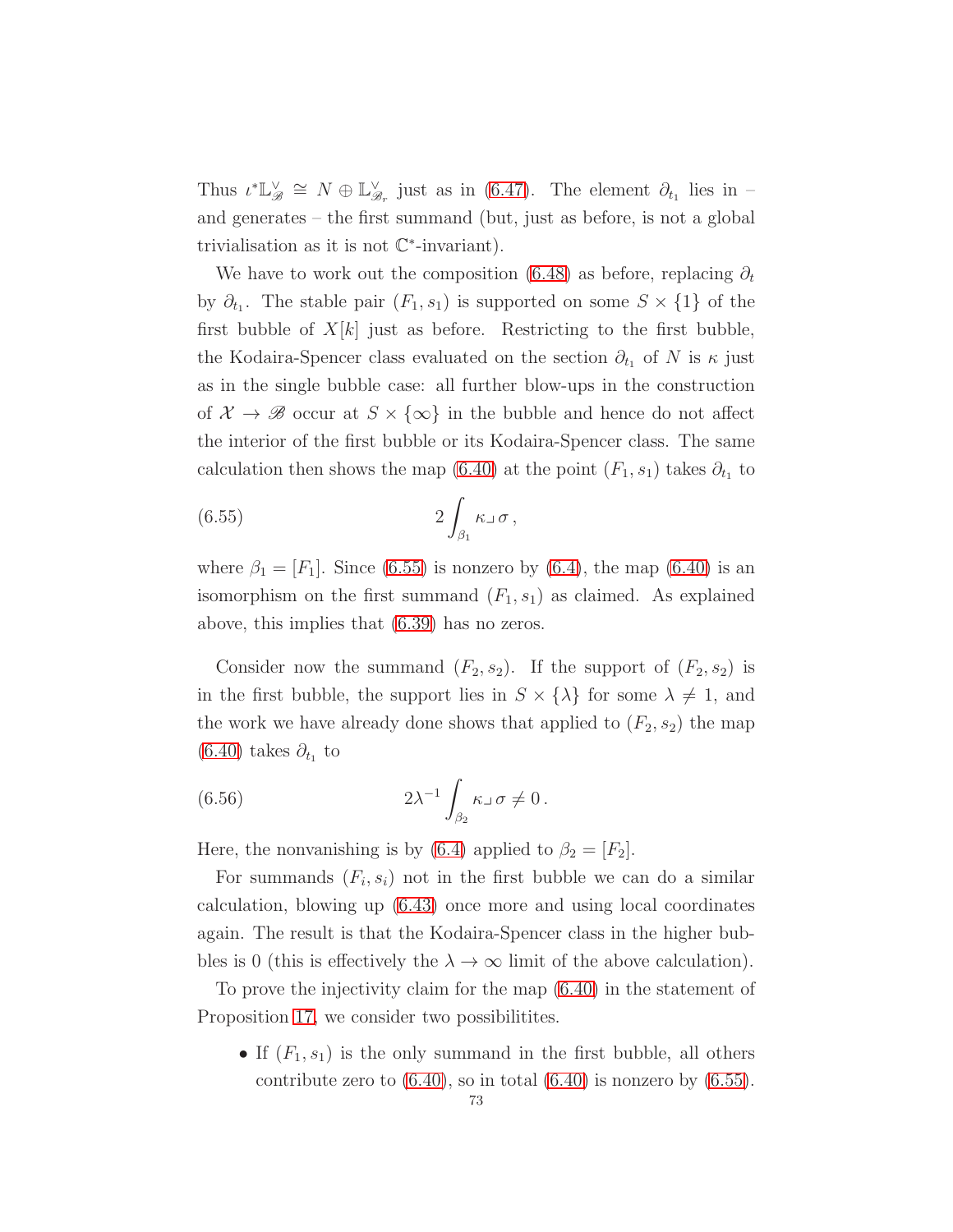Thus $\iota^*\mathbb{L}_{\mathscr{B}}^\vee \cong N \oplus \mathbb{L}_{\mathscr{B}_r}^\vee$ just as in (6.47). The element $\partial_{t_1}$ lies in – and generates – the first summand (but, just as before, is not a global trivialisation as it is not $\mathbb{C}^*$-invariant).

We have to work out the composition (6.48) as before, replacing $\partial_t$ by $\partial_{t_1}$. The stable pair $(F_1, s_1)$ is supported on some $S \times \{1\}$ of the first bubble of $X[k]$ just as before. Restricting to the first bubble, the Kodaira-Spencer class evaluated on the section $\partial_{t_1}$ of $N$ is $\kappa$ just as in the single bubble case: all further blow-ups in the construction of $\mathcal{X} \to \mathscr{B}$ occur at $S \times \{\infty\}$ in the bubble and hence do not affect the interior of the first bubble or its Kodaira-Spencer class. The same calculation then shows the map (6.40) at the point $(F_1, s_1)$ takes $\partial_{t_1}$ to

$$2 \int_{\beta_1} \kappa \lrcorner\, \sigma\,, \tag{6.55}$$

where $\beta_1 = [F_1]$. Since (6.55) is nonzero by (6.4), the map (6.40) is an isomorphism on the first summand $(F_1, s_1)$ as claimed. As explained above, this implies that (6.39) has no zeros.

Consider now the summand $(F_2, s_2)$. If the support of $(F_2, s_2)$ is in the first bubble, the support lies in $S \times \{\lambda\}$ for some $\lambda \neq 1$, and the work we have already done shows that applied to $(F_2, s_2)$ the map (6.40) takes $\partial_{t_1}$ to

$$2\lambda^{-1} \int_{\beta_2} \kappa \lrcorner\, \sigma \neq 0\,. \tag{6.56}$$

Here, the nonvanishing is by (6.4) applied to $\beta_2 = [F_2]$.

For summands $(F_i, s_i)$ not in the first bubble we can do a similar calculation, blowing up (6.43) once more and using local coordinates again. The result is that the Kodaira-Spencer class in the higher bubbles is 0 (this is effectively the $\lambda \to \infty$ limit of the above calculation).

To prove the injectivity claim for the map (6.40) in the statement of Proposition 17, we consider two possibilitites.

- If $(F_1, s_1)$ is the only summand in the first bubble, all others contribute zero to (6.40), so in total (6.40) is nonzero by (6.55).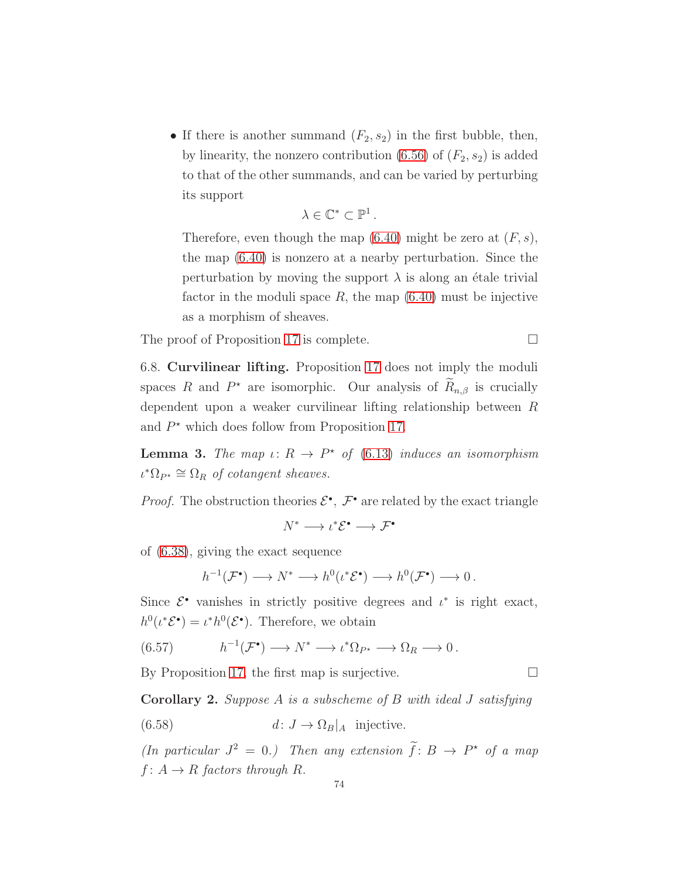- If there is another summand $(F_2, s_2)$ in the first bubble, then, by linearity, the nonzero contribution (6.56) of $(F_2, s_2)$ is added to that of the other summands, and can be varied by perturbing its support

$$\lambda \in \mathbb{C}^* \subset \mathbb{P}^1 .$$

  Therefore, even though the map (6.40) might be zero at $(F, s)$, the map (6.40) is nonzero at a nearby perturbation. Since the perturbation by moving the support $\lambda$ is along an étale trivial factor in the moduli space $R$, the map (6.40) must be injective as a morphism of sheaves.

The proof of Proposition 17 is complete. □

6.8. **Curvilinear lifting.** Proposition 17 does not imply the moduli spaces $R$ and $P^\star$ are isomorphic. Our analysis of $\widetilde{R}_{n,\beta}$ is crucially dependent upon a weaker curvilinear lifting relationship between $R$ and $P^\star$ which does follow from Proposition 17.

**Lemma 3.** *The map $\iota \colon R \to P^\star$ of (6.13) induces an isomorphism $\iota^* \Omega_{P^\star} \cong \Omega_R$ of cotangent sheaves.*

*Proof.* The obstruction theories $\mathcal{E}^\bullet$, $\mathcal{F}^\bullet$ are related by the exact triangle

$$N^* \longrightarrow \iota^* \mathcal{E}^\bullet \longrightarrow \mathcal{F}^\bullet$$

of (6.38), giving the exact sequence

$$h^{-1}(\mathcal{F}^\bullet) \longrightarrow N^* \longrightarrow h^0(\iota^* \mathcal{E}^\bullet) \longrightarrow h^0(\mathcal{F}^\bullet) \longrightarrow 0 .$$

Since $\mathcal{E}^\bullet$ vanishes in strictly positive degrees and $\iota^*$ is right exact, $h^0(\iota^* \mathcal{E}^\bullet) = \iota^* h^0(\mathcal{E}^\bullet)$. Therefore, we obtain

$$h^{-1}(\mathcal{F}^\bullet) \longrightarrow N^* \longrightarrow \iota^* \Omega_{P^\star} \longrightarrow \Omega_R \longrightarrow 0 . \tag{6.57}$$

By Proposition 17, the first map is surjective. □

**Corollary 2.** *Suppose $A$ is a subscheme of $B$ with ideal $J$ satisfying*

$$d \colon J \to \Omega_B|_A \ \ \text{injective.} \tag{6.58}$$

*(In particular $J^2 = 0$.) Then any extension $\widetilde{f} \colon B \to P^\star$ of a map $f \colon A \to R$ factors through $R$.*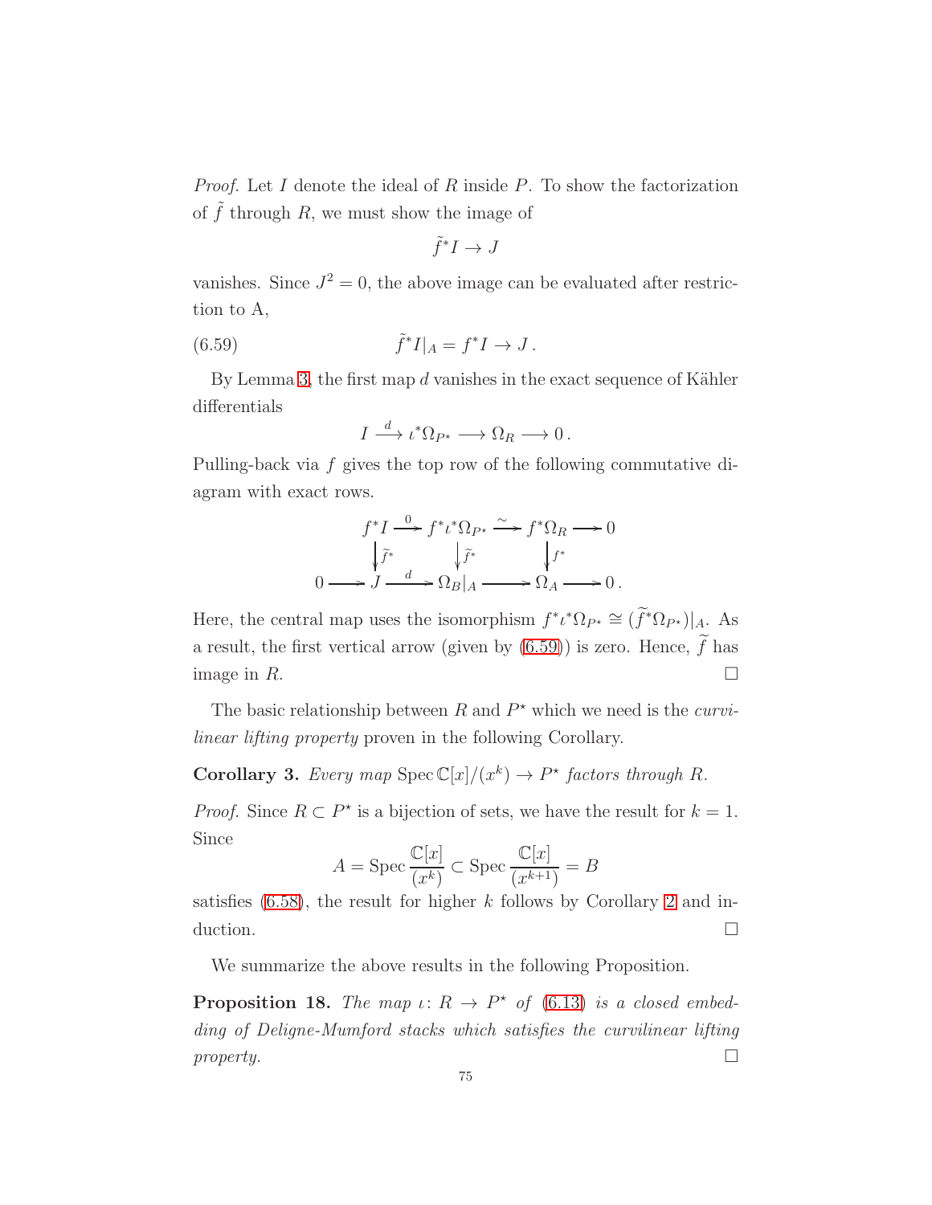*Proof.* Let $I$ denote the ideal of $R$ inside $P$. To show the factorization of $\tilde{f}$ through $R$, we must show the image of

$$\tilde{f}^* I \to J$$

vanishes. Since $J^2 = 0$, the above image can be evaluated after restriction to A,

$$\tilde{f}^* I|_A = f^* I \to J\,. \tag{6.59}$$

By Lemma 3, the first map $d$ vanishes in the exact sequence of Kähler differentials

$$I \xrightarrow{d} \iota^* \Omega_{P^\star} \longrightarrow \Omega_R \longrightarrow 0\,.$$

Pulling-back via $f$ gives the top row of the following commutative diagram with exact rows.

$$\begin{array}{ccccccccc}
 & & f^*I & \xrightarrow{0} & f^*\iota^*\Omega_{P^\star} & \xrightarrow{\sim} & f^*\Omega_R & \longrightarrow & 0 \\
 & & \downarrow{\scriptstyle \tilde{f}^*} & & \downarrow{\scriptstyle \tilde{f}^*} & & \downarrow{\scriptstyle f^*} & & \\
0 & \longrightarrow & J & \xrightarrow{d} & \Omega_B|_A & \longrightarrow & \Omega_A & \longrightarrow & 0\,.
\end{array}$$

Here, the central map uses the isomorphism $f^*\iota^*\Omega_{P^\star} \cong (\widetilde{f}^*\Omega_{P^\star})|_A$. As a result, the first vertical arrow (given by (6.59)) is zero. Hence, $\widetilde{f}$ has image in $R$. $\square$

The basic relationship between $R$ and $P^\star$ which we need is the *curvilinear lifting property* proven in the following Corollary.

**Corollary 3.** *Every map* $\operatorname{Spec} \mathbb{C}[x]/(x^k) \to P^\star$ *factors through* $R$.

*Proof.* Since $R \subset P^\star$ is a bijection of sets, we have the result for $k = 1$. Since

$$A = \operatorname{Spec} \frac{\mathbb{C}[x]}{(x^k)} \subset \operatorname{Spec} \frac{\mathbb{C}[x]}{(x^{k+1})} = B$$

satisfies (6.58), the result for higher $k$ follows by Corollary 2 and induction. $\square$

We summarize the above results in the following Proposition.

**Proposition 18.** *The map* $\iota\colon R \to P^\star$ *of* (6.13) *is a closed embedding of Deligne-Mumford stacks which satisfies the curvilinear lifting property.* $\square$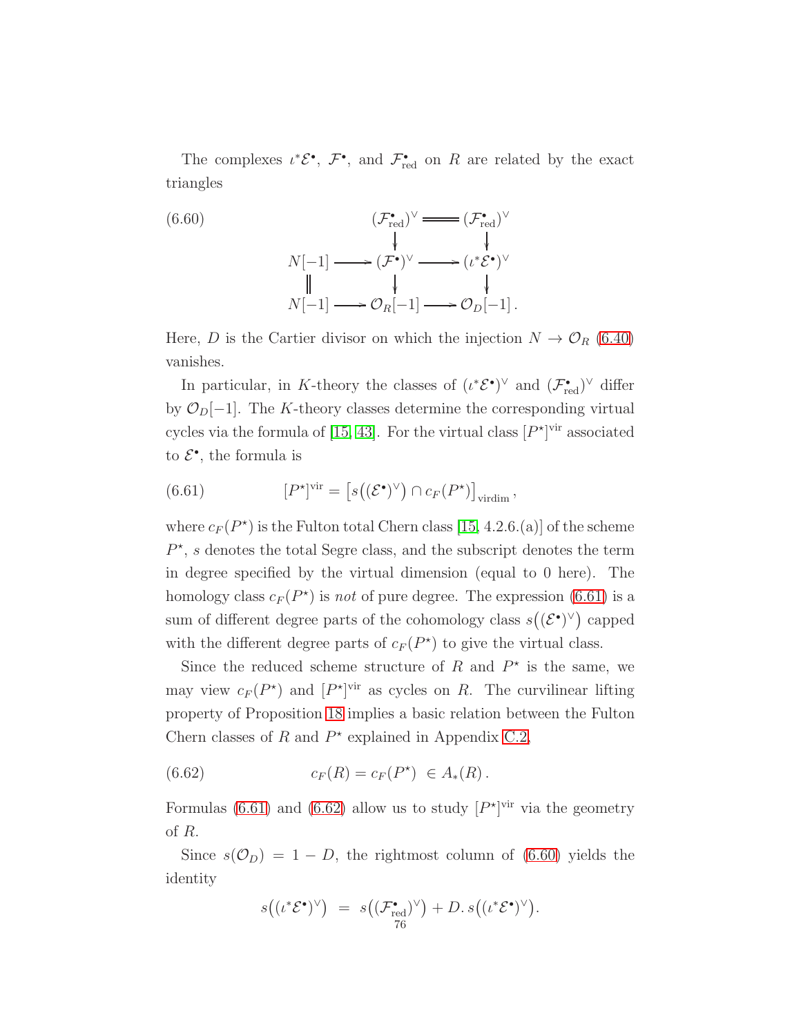The complexes $\iota^*\mathcal{E}^\bullet$, $\mathcal{F}^\bullet$, and $\mathcal{F}^\bullet_{\mathrm{red}}$ on $R$ are related by the exact triangles

$$
\begin{array}{ccccc}
 & & (\mathcal{F}^\bullet_{\mathrm{red}})^\vee & = & (\mathcal{F}^\bullet_{\mathrm{red}})^\vee \\
 & & \downarrow & & \downarrow \\
N[-1] & \longrightarrow & (\mathcal{F}^\bullet)^\vee & \longrightarrow & (\iota^*\mathcal{E}^\bullet)^\vee \\
\| & & \downarrow & & \downarrow \\
N[-1] & \longrightarrow & \mathcal{O}_R[-1] & \longrightarrow & \mathcal{O}_D[-1]\,.
\end{array}
\tag{6.60}
$$

Here, $D$ is the Cartier divisor on which the injection $N \to \mathcal{O}_R$ (6.40) vanishes.

In particular, in $K$-theory the classes of $(\iota^*\mathcal{E}^\bullet)^\vee$ and $(\mathcal{F}^\bullet_{\mathrm{red}})^\vee$ differ by $\mathcal{O}_D[-1]$. The $K$-theory classes determine the corresponding virtual cycles via the formula of [15, 43]. For the virtual class $[P^\star]^{\mathrm{vir}}$ associated to $\mathcal{E}^\bullet$, the formula is

$$
[P^\star]^{\mathrm{vir}} = \left[s\big((\mathcal{E}^\bullet)^\vee\big) \cap c_F(P^\star)\right]_{\mathrm{virdim}}\,, \tag{6.61}
$$

where $c_F(P^\star)$ is the Fulton total Chern class [15, 4.2.6.(a)] of the scheme $P^\star$, $s$ denotes the total Segre class, and the subscript denotes the term in degree specified by the virtual dimension (equal to 0 here). The homology class $c_F(P^\star)$ is *not* of pure degree. The expression (6.61) is a sum of different degree parts of the cohomology class $s\big((\mathcal{E}^\bullet)^\vee\big)$ capped with the different degree parts of $c_F(P^\star)$ to give the virtual class.

Since the reduced scheme structure of $R$ and $P^\star$ is the same, we may view $c_F(P^\star)$ and $[P^\star]^{\mathrm{vir}}$ as cycles on $R$. The curvilinear lifting property of Proposition 18 implies a basic relation between the Fulton Chern classes of $R$ and $P^\star$ explained in Appendix C.2,

$$
c_F(R) = c_F(P^\star) \ \in A_*(R)\,. \tag{6.62}
$$

Formulas (6.61) and (6.62) allow us to study $[P^\star]^{\mathrm{vir}}$ via the geometry of $R$.

Since $s(\mathcal{O}_D) = 1 - D$, the rightmost column of (6.60) yields the identity

$$
s\big((\iota^*\mathcal{E}^\bullet)^\vee\big) \ = \ s\big((\mathcal{F}^\bullet_{\mathrm{red}})^\vee\big) + D.\, s\big((\iota^*\mathcal{E}^\bullet)^\vee\big).
$$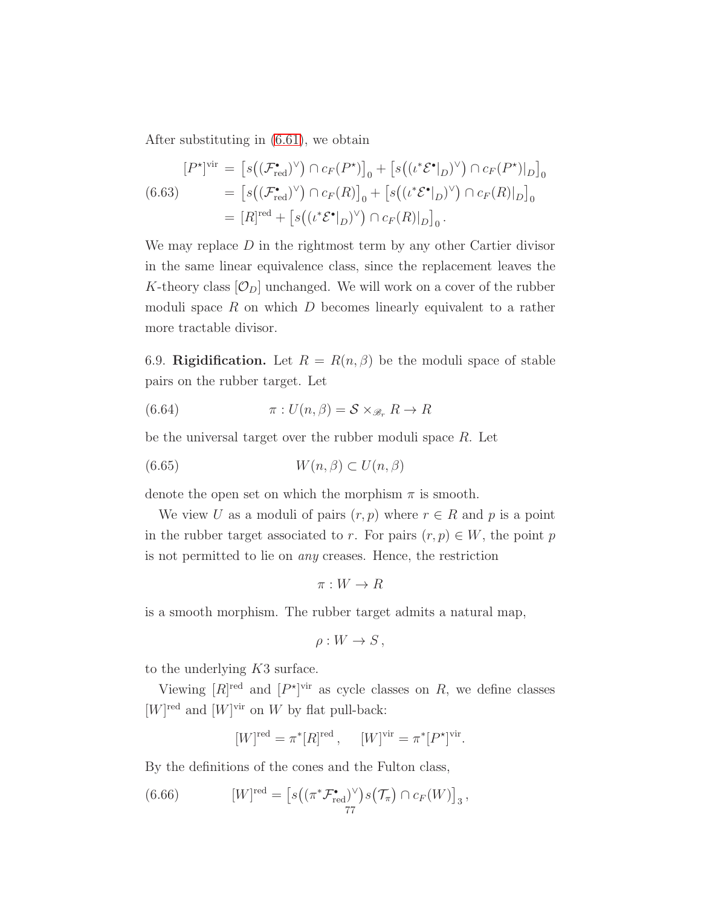After substituting in (6.61), we obtain

$$
\begin{aligned}
[P^\star]^{\mathrm{vir}} &= \big[s\big((\mathcal{F}^\bullet_{\mathrm{red}})^\vee\big) \cap c_F(P^\star)\big]_0 + \big[s\big((\iota^*\mathcal{E}^\bullet|_D)^\vee\big) \cap c_F(P^\star)|_D\big]_0 \\
&= \big[s\big((\mathcal{F}^\bullet_{\mathrm{red}})^\vee\big) \cap c_F(R)\big]_0 + \big[s\big((\iota^*\mathcal{E}^\bullet|_D)^\vee\big) \cap c_F(R)|_D\big]_0 \\
&= [R]^{\mathrm{red}} + \big[s\big((\iota^*\mathcal{E}^\bullet|_D)^\vee\big) \cap c_F(R)|_D\big]_0 .
\end{aligned} \tag{6.63}
$$

We may replace $D$ in the rightmost term by any other Cartier divisor in the same linear equivalence class, since the replacement leaves the $K$-theory class $[\mathcal{O}_D]$ unchanged. We will work on a cover of the rubber moduli space $R$ on which $D$ becomes linearly equivalent to a rather more tractable divisor.

6.9. **Rigidification.** Let $R = R(n,\beta)$ be the moduli space of stable pairs on the rubber target. Let

$$
\pi : U(n,\beta) = \mathcal{S} \times_{\mathscr{B}_r} R \to R \tag{6.64}
$$

be the universal target over the rubber moduli space $R$. Let

$$
W(n,\beta) \subset U(n,\beta) \tag{6.65}
$$

denote the open set on which the morphism $\pi$ is smooth.

We view $U$ as a moduli of pairs $(r,p)$ where $r \in R$ and $p$ is a point in the rubber target associated to $r$. For pairs $(r,p) \in W$, the point $p$ is not permitted to lie on *any* creases. Hence, the restriction

$$
\pi : W \to R
$$

is a smooth morphism. The rubber target admits a natural map,

$$
\rho : W \to S \,,
$$

to the underlying $K3$ surface.

Viewing $[R]^{\mathrm{red}}$ and $[P^\star]^{\mathrm{vir}}$ as cycle classes on $R$, we define classes $[W]^{\mathrm{red}}$ and $[W]^{\mathrm{vir}}$ on $W$ by flat pull-back:

$$
[W]^{\mathrm{red}} = \pi^*[R]^{\mathrm{red}}\,, \qquad [W]^{\mathrm{vir}} = \pi^*[P^\star]^{\mathrm{vir}}.
$$

By the definitions of the cones and the Fulton class,

$$
[W]^{\mathrm{red}} = \big[s\big((\pi^*\mathcal{F}^\bullet_{\mathrm{red}})^\vee\big) s\big(\mathcal{T}_\pi\big) \cap c_F(W)\big]_3\,, \tag{6.66}
$$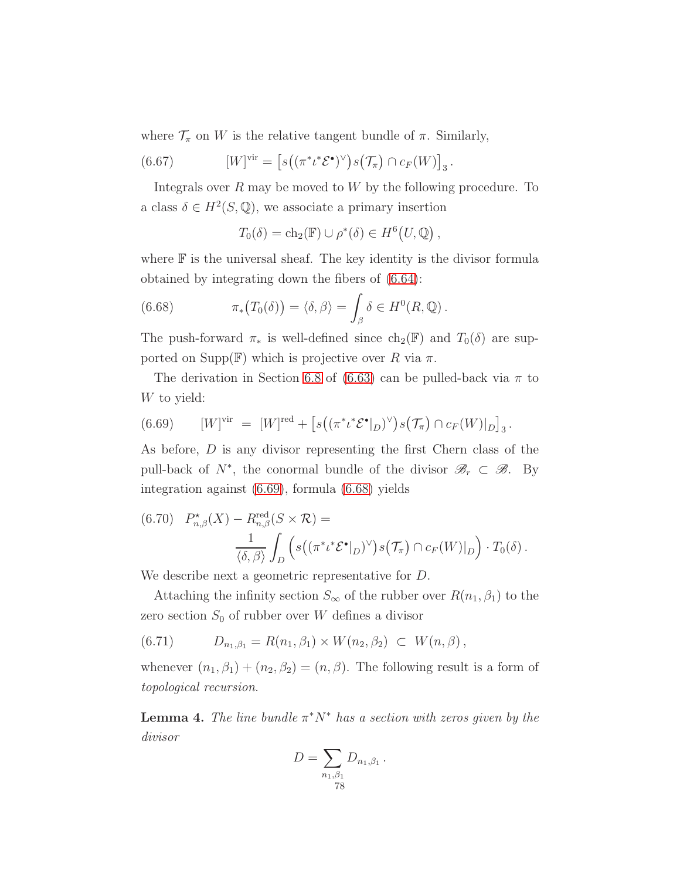where $\mathcal{T}_\pi$ on $W$ is the relative tangent bundle of $\pi$. Similarly,

$$[W]^{\mathrm{vir}} = \left[ s\big((\pi^* \iota^* \mathcal{E}^\bullet)^\vee\big) s\big(\mathcal{T}_\pi\big) \cap c_F(W) \right]_3 . \tag{6.67}$$

Integrals over $R$ may be moved to $W$ by the following procedure. To a class $\delta \in H^2(S, \mathbb{Q})$, we associate a primary insertion

$$T_0(\delta) = \mathrm{ch}_2(\mathbb{F}) \cup \rho^*(\delta) \in H^6\big(U, \mathbb{Q}\big) ,$$

where $\mathbb{F}$ is the universal sheaf. The key identity is the divisor formula obtained by integrating down the fibers of (6.64):

$$\pi_*\big(T_0(\delta)\big) = \langle \delta, \beta \rangle = \int_\beta \delta \in H^0(R, \mathbb{Q}) . \tag{6.68}$$

The push-forward $\pi_*$ is well-defined since $\mathrm{ch}_2(\mathbb{F})$ and $T_0(\delta)$ are supported on $\mathrm{Supp}(\mathbb{F})$ which is projective over $R$ via $\pi$.

The derivation in Section 6.8 of (6.63) can be pulled-back via $\pi$ to $W$ to yield:

$$[W]^{\mathrm{vir}} \ = \ [W]^{\mathrm{red}} + \left[ s\big((\pi^* \iota^* \mathcal{E}^\bullet|_D)^\vee\big) s\big(\mathcal{T}_\pi\big) \cap c_F(W)|_D \right]_3 . \tag{6.69}$$

As before, $D$ is any divisor representing the first Chern class of the pull-back of $N^*$, the conormal bundle of the divisor $\mathscr{B}_r \subset \mathscr{B}$. By integration against (6.69), formula (6.68) yields

$$P^\star_{n,\beta}(X) - R^{\mathrm{red}}_{n,\beta}(S \times \mathcal{R}) = \frac{1}{\langle \delta, \beta \rangle} \int_D \Big( s\big((\pi^* \iota^* \mathcal{E}^\bullet|_D)^\vee\big) s\big(\mathcal{T}_\pi\big) \cap c_F(W)|_D \Big) \cdot T_0(\delta) . \tag{6.70}$$

We describe next a geometric representative for $D$.

Attaching the infinity section $S_\infty$ of the rubber over $R(n_1, \beta_1)$ to the zero section $S_0$ of rubber over $W$ defines a divisor

$$D_{n_1,\beta_1} = R(n_1, \beta_1) \times W(n_2, \beta_2) \ \subset \ W(n, \beta) , \tag{6.71}$$

whenever $(n_1, \beta_1) + (n_2, \beta_2) = (n, \beta)$. The following result is a form of *topological recursion*.

**Lemma 4.** *The line bundle $\pi^* N^*$ has a section with zeros given by the divisor*

$$D = \sum_{n_1, \beta_1} D_{n_1,\beta_1} .$$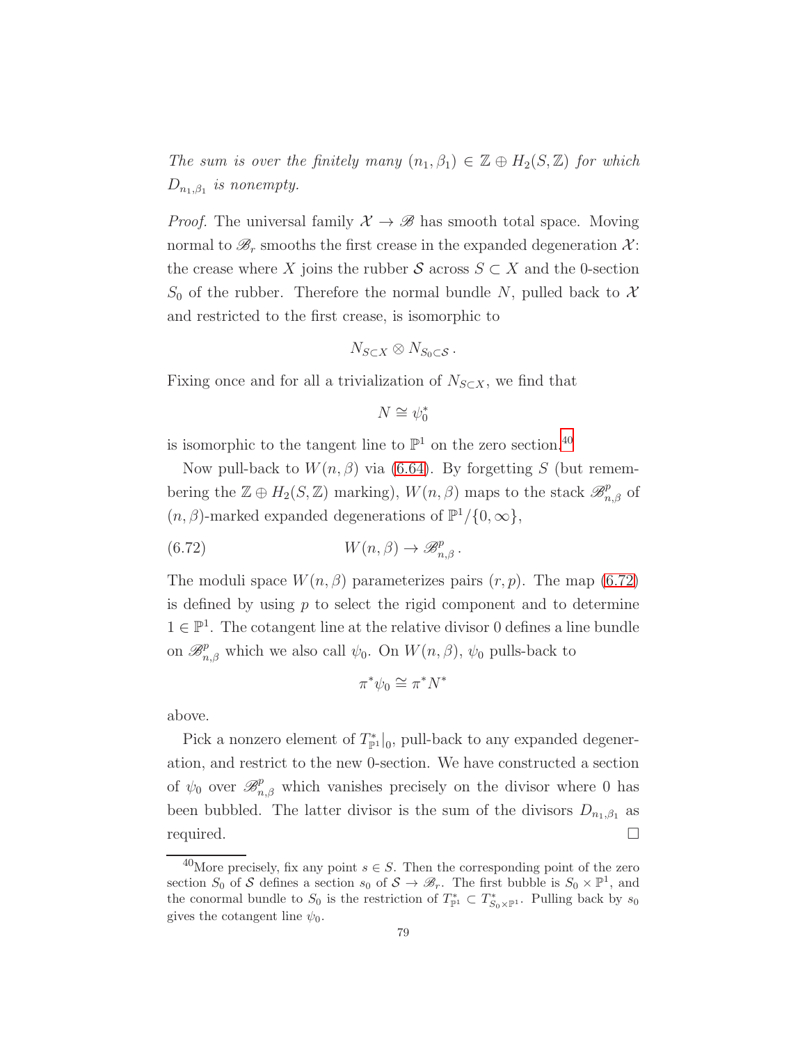*The sum is over the finitely many* $(n_1, \beta_1) \in \mathbb{Z} \oplus H_2(S, \mathbb{Z})$ *for which* $D_{n_1,\beta_1}$ *is nonempty.*

*Proof.* The universal family $\mathcal{X} \to \mathscr{B}$ has smooth total space. Moving normal to $\mathscr{B}_r$ smooths the first crease in the expanded degeneration $\mathcal{X}$: the crease where $X$ joins the rubber $\mathcal{S}$ across $S \subset X$ and the 0-section $S_0$ of the rubber. Therefore the normal bundle $N$, pulled back to $\mathcal{X}$ and restricted to the first crease, is isomorphic to

$$N_{S \subset X} \otimes N_{S_0 \subset \mathcal{S}} \,.$$

Fixing once and for all a trivialization of $N_{S \subset X}$, we find that

$$N \cong \psi_0^*$$

is isomorphic to the tangent line to $\mathbb{P}^1$ on the zero section.[40]

Now pull-back to $W(n, \beta)$ via (6.64). By forgetting $S$ (but remembering the $\mathbb{Z} \oplus H_2(S, \mathbb{Z})$ marking), $W(n, \beta)$ maps to the stack $\mathscr{B}^p_{n,\beta}$ of $(n, \beta)$-marked expanded degenerations of $\mathbb{P}^1/\{0, \infty\}$,

$$W(n, \beta) \to \mathscr{B}^p_{n,\beta} \,. \tag{6.72}$$

The moduli space $W(n, \beta)$ parameterizes pairs $(r, p)$. The map (6.72) is defined by using $p$ to select the rigid component and to determine $1 \in \mathbb{P}^1$. The cotangent line at the relative divisor 0 defines a line bundle on $\mathscr{B}^p_{n,\beta}$ which we also call $\psi_0$. On $W(n, \beta)$, $\psi_0$ pulls-back to

$$\pi^* \psi_0 \cong \pi^* N^*$$

above.

Pick a nonzero element of $T^*_{\mathbb{P}^1}|_0$, pull-back to any expanded degeneration, and restrict to the new 0-section. We have constructed a section of $\psi_0$ over $\mathscr{B}^p_{n,\beta}$ which vanishes precisely on the divisor where 0 has been bubbled. The latter divisor is the sum of the divisors $D_{n_1,\beta_1}$ as required. ∎

---

[40] More precisely, fix any point $s \in S$. Then the corresponding point of the zero section $S_0$ of $\mathcal{S}$ defines a section $s_0$ of $\mathcal{S} \to \mathscr{B}_r$. The first bubble is $S_0 \times \mathbb{P}^1$, and the conormal bundle to $S_0$ is the restriction of $T^*_{\mathbb{P}^1} \subset T^*_{S_0 \times \mathbb{P}^1}$. Pulling back by $s_0$ gives the cotangent line $\psi_0$.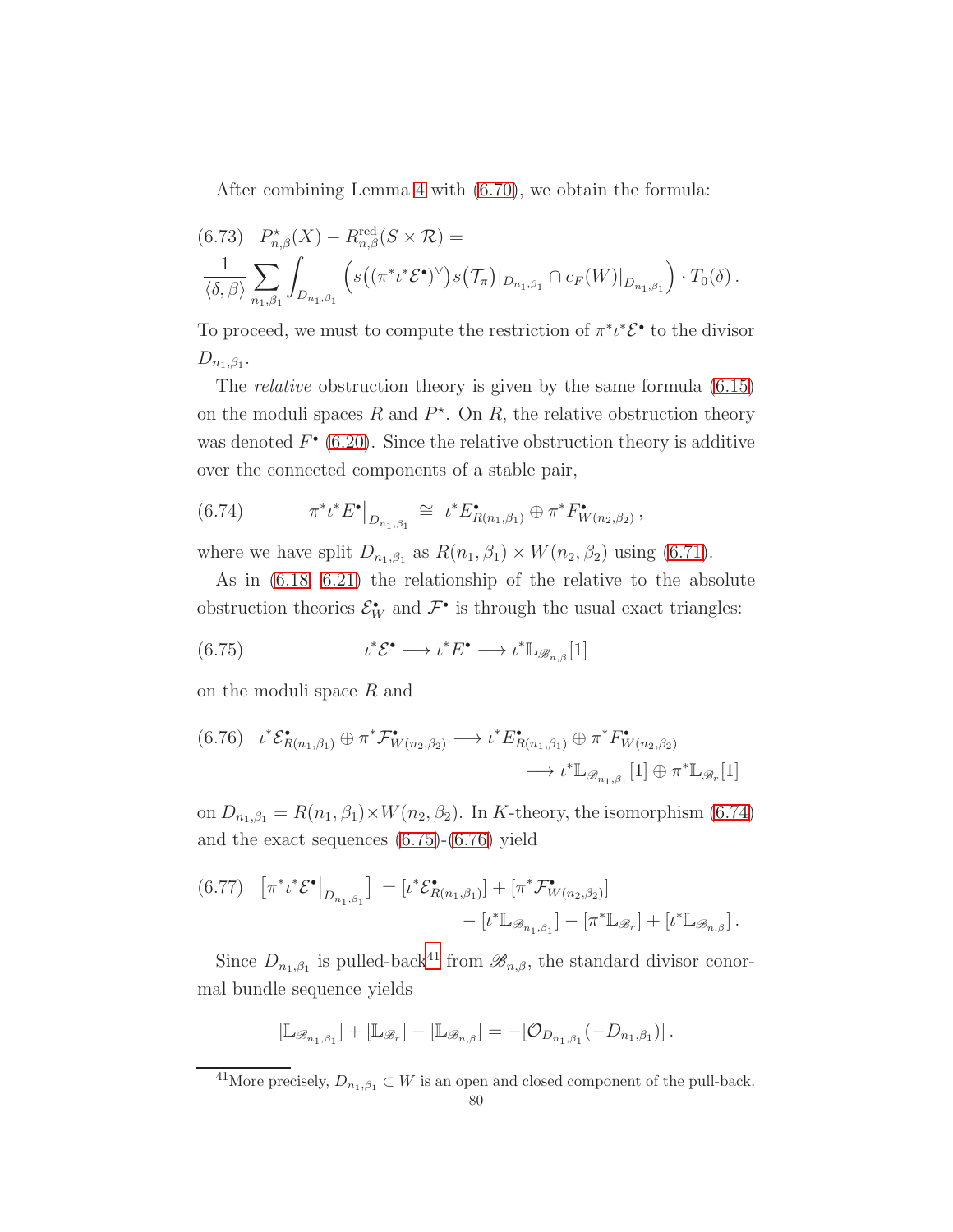After combining Lemma 4 with (6.70), we obtain the formula:

$$
\text{(6.73)} \quad P^{\star}_{n,\beta}(X) - R^{\text{red}}_{n,\beta}(S \times \mathcal{R}) =
\frac{1}{\langle \delta, \beta \rangle} \sum_{n_1,\beta_1} \int_{D_{n_1,\beta_1}} \Big( s\big((\pi^* \iota^* \mathcal{E}^\bullet)^\vee\big) s\big(\mathcal{T}_\pi\big)|_{D_{n_1,\beta_1}} \cap c_F(W)|_{D_{n_1,\beta_1}} \Big) \cdot T_0(\delta)\,.
$$

To proceed, we must to compute the restriction of $\pi^* \iota^* \mathcal{E}^\bullet$ to the divisor $D_{n_1,\beta_1}$.

The *relative* obstruction theory is given by the same formula (6.15) on the moduli spaces $R$ and $P^\star$. On $R$, the relative obstruction theory was denoted $F^\bullet$ (6.20). Since the relative obstruction theory is additive over the connected components of a stable pair,

$$
\text{(6.74)} \qquad \pi^* \iota^* E^\bullet\big|_{D_{n_1,\beta_1}} \;\cong\; \iota^* E^\bullet_{R(n_1,\beta_1)} \oplus \pi^* F^\bullet_{W(n_2,\beta_2)}\,,
$$

where we have split $D_{n_1,\beta_1}$ as $R(n_1,\beta_1) \times W(n_2,\beta_2)$ using (6.71).

As in (6.18, 6.21) the relationship of the relative to the absolute obstruction theories $\mathcal{E}^\bullet_W$ and $\mathcal{F}^\bullet$ is through the usual exact triangles:

$$
\text{(6.75)} \qquad \iota^* \mathcal{E}^\bullet \longrightarrow \iota^* E^\bullet \longrightarrow \iota^* \mathbb{L}_{\mathscr{B}_{n,\beta}}[1]
$$

on the moduli space $R$ and

$$
\text{(6.76)} \quad \iota^* \mathcal{E}^\bullet_{R(n_1,\beta_1)} \oplus \pi^* \mathcal{F}^\bullet_{W(n_2,\beta_2)} \longrightarrow \iota^* E^\bullet_{R(n_1,\beta_1)} \oplus \pi^* F^\bullet_{W(n_2,\beta_2)} \longrightarrow \iota^* \mathbb{L}_{\mathscr{B}_{n_1,\beta_1}}[1] \oplus \pi^* \mathbb{L}_{\mathscr{B}_r}[1]
$$

on $D_{n_1,\beta_1} = R(n_1,\beta_1) \times W(n_2,\beta_2)$. In $K$-theory, the isomorphism (6.74) and the exact sequences (6.75)-(6.76) yield

$$
\text{(6.77)} \quad \big[\pi^* \iota^* \mathcal{E}^\bullet\big|_{D_{n_1,\beta_1}}\big] = [\iota^* \mathcal{E}^\bullet_{R(n_1,\beta_1)}] + [\pi^* \mathcal{F}^\bullet_{W(n_2,\beta_2)}] - [\iota^* \mathbb{L}_{\mathscr{B}_{n_1,\beta_1}}] - [\pi^* \mathbb{L}_{\mathscr{B}_r}] + [\iota^* \mathbb{L}_{\mathscr{B}_{n,\beta}}]\,.
$$

Since $D_{n_1,\beta_1}$ is pulled-back[41] from $\mathscr{B}_{n,\beta}$, the standard divisor conormal bundle sequence yields

$$
[\mathbb{L}_{\mathscr{B}_{n_1,\beta_1}}] + [\mathbb{L}_{\mathscr{B}_r}] - [\mathbb{L}_{\mathscr{B}_{n,\beta}}] = -[\mathcal{O}_{D_{n_1,\beta_1}}(-D_{n_1,\beta_1})]\,.
$$

---

[41] More precisely, $D_{n_1,\beta_1} \subset W$ is an open and closed component of the pull-back.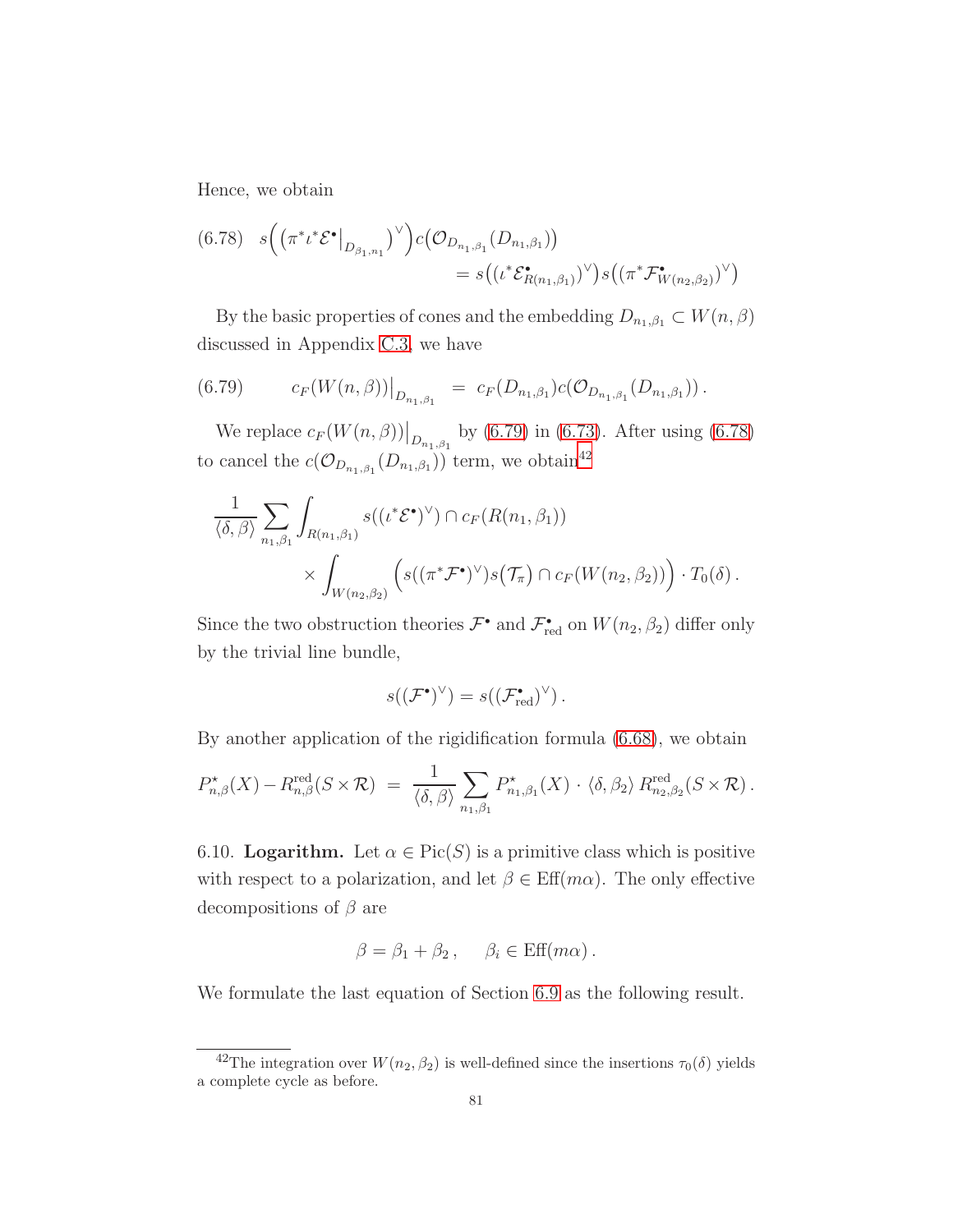Hence, we obtain

$$
(6.78)\quad s\Big(\big(\pi^*\iota^*\mathcal{E}^\bullet\big|_{D_{\beta_1,n_1}}\big)^\vee\Big)c\big(\mathcal{O}_{D_{n_1,\beta_1}}(D_{n_1,\beta_1})\big) = s\big((\iota^*\mathcal{E}^\bullet_{R(n_1,\beta_1)})^\vee\big)s\big((\pi^*\mathcal{F}^\bullet_{W(n_2,\beta_2)})^\vee\big)
$$

By the basic properties of cones and the embedding $D_{n_1,\beta_1}\subset W(n,\beta)$ discussed in Appendix C.3, we have

$$
(6.79)\qquad c_F(W(n,\beta))\big|_{D_{n_1,\beta_1}} \;=\; c_F(D_{n_1,\beta_1})c(\mathcal{O}_{D_{n_1,\beta_1}}(D_{n_1,\beta_1}))\,.
$$

We replace $c_F(W(n,\beta))\big|_{D_{n_1,\beta_1}}$ by (6.79) in (6.73). After using (6.78) to cancel the $c(\mathcal{O}_{D_{n_1,\beta_1}}(D_{n_1,\beta_1}))$ term, we obtain[42]

$$
\frac{1}{\langle\delta,\beta\rangle}\sum_{n_1,\beta_1}\int_{R(n_1,\beta_1)} s((\iota^*\mathcal{E}^\bullet)^\vee)\cap c_F(R(n_1,\beta_1)) \times\int_{W(n_2,\beta_2)}\Big(s((\pi^*\mathcal{F}^\bullet)^\vee)s\big(\mathcal{T}_\pi\big)\cap c_F(W(n_2,\beta_2))\Big)\cdot T_0(\delta)\,.
$$

Since the two obstruction theories $\mathcal{F}^\bullet$ and $\mathcal{F}^\bullet_{\mathrm{red}}$ on $W(n_2,\beta_2)$ differ only by the trivial line bundle,

$$
s((\mathcal{F}^\bullet)^\vee)=s((\mathcal{F}^\bullet_{\mathrm{red}})^\vee)\,.
$$

By another application of the rigidification formula (6.68), we obtain

$$
P^\star_{n,\beta}(X)-R^{\mathrm{red}}_{n,\beta}(S\times\mathcal{R}) \;=\; \frac{1}{\langle\delta,\beta\rangle}\sum_{n_1,\beta_1}P^\star_{n_1,\beta_1}(X)\cdot\langle\delta,\beta_2\rangle\,R^{\mathrm{red}}_{n_2,\beta_2}(S\times\mathcal{R})\,.
$$

6.10. **Logarithm.** Let $\alpha\in\mathrm{Pic}(S)$ is a primitive class which is positive with respect to a polarization, and let $\beta\in\mathrm{Eff}(m\alpha)$. The only effective decompositions of $\beta$ are

$$
\beta=\beta_1+\beta_2\,,\qquad \beta_i\in\mathrm{Eff}(m\alpha)\,.
$$

We formulate the last equation of Section 6.9 as the following result.

[42] The integration over $W(n_2,\beta_2)$ is well-defined since the insertions $\tau_0(\delta)$ yields a complete cycle as before.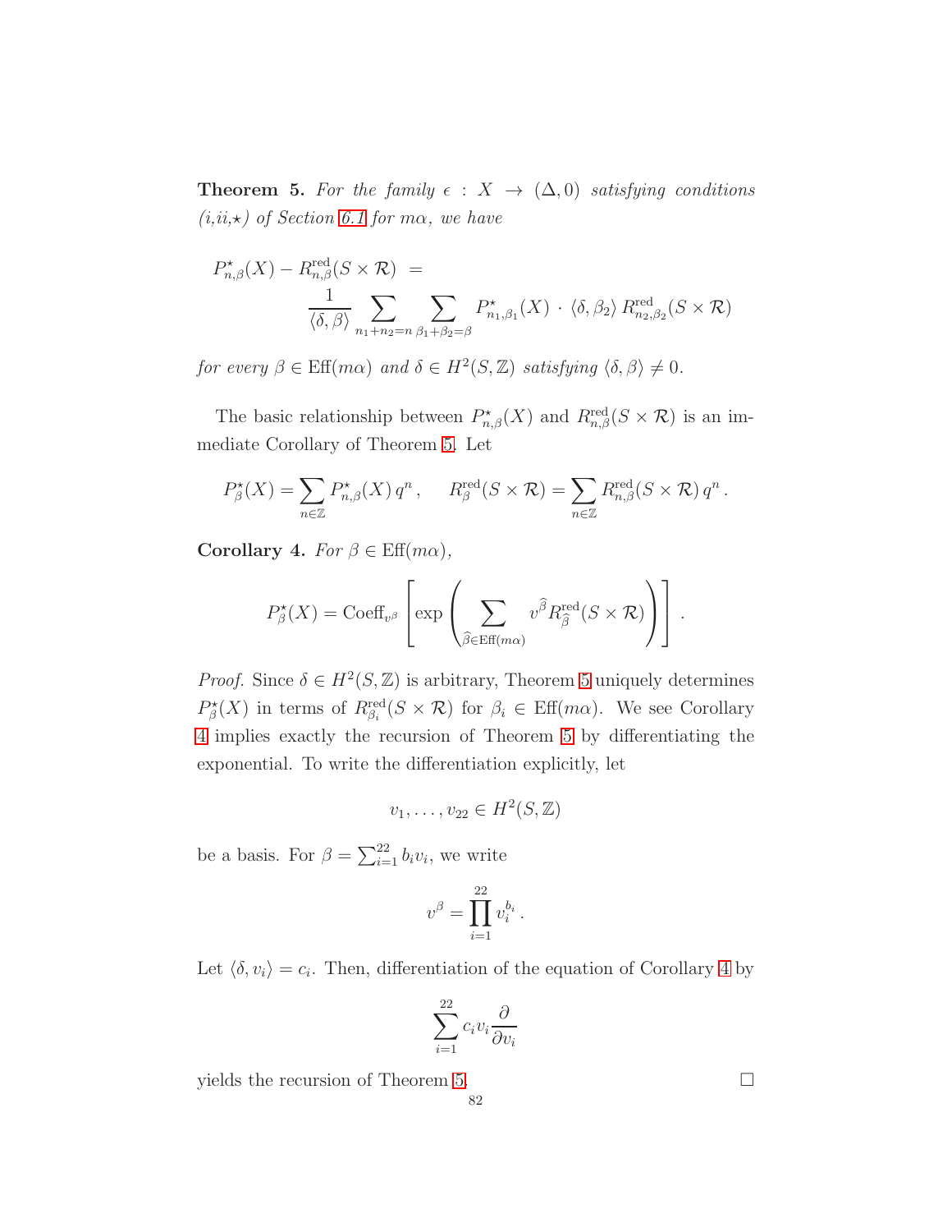**Theorem 5.** *For the family $\epsilon : X \to (\Delta, 0)$ satisfying conditions (i,ii,$\star$) of Section 6.1 for $m\alpha$, we have*

$$P^{\star}_{n,\beta}(X) - R^{\text{red}}_{n,\beta}(S \times \mathcal{R}) \ = \\ \frac{1}{\langle \delta, \beta \rangle} \sum_{n_1+n_2=n} \sum_{\beta_1+\beta_2=\beta} P^{\star}_{n_1,\beta_1}(X) \cdot \langle \delta, \beta_2 \rangle \, R^{\text{red}}_{n_2,\beta_2}(S \times \mathcal{R})$$

*for every $\beta \in \text{Eff}(m\alpha)$ and $\delta \in H^2(S, \mathbb{Z})$ satisfying $\langle \delta, \beta \rangle \neq 0$.*

The basic relationship between $P^{\star}_{n,\beta}(X)$ and $R^{\text{red}}_{n,\beta}(S \times \mathcal{R})$ is an immediate Corollary of Theorem 5. Let

$$P^{\star}_{\beta}(X) = \sum_{n \in \mathbb{Z}} P^{\star}_{n,\beta}(X) \, q^n \, , \qquad R^{\text{red}}_{\beta}(S \times \mathcal{R}) = \sum_{n \in \mathbb{Z}} R^{\text{red}}_{n,\beta}(S \times \mathcal{R}) \, q^n \, .$$

**Corollary 4.** *For $\beta \in \text{Eff}(m\alpha)$,*

$$P^{\star}_{\beta}(X) = \text{Coeff}_{v^{\beta}} \left[ \exp \left( \sum_{\widehat{\beta} \in \text{Eff}(m\alpha)} v^{\widehat{\beta}} R^{\text{red}}_{\widehat{\beta}}(S \times \mathcal{R}) \right) \right] .$$

*Proof.* Since $\delta \in H^2(S, \mathbb{Z})$ is arbitrary, Theorem 5 uniquely determines $P^{\star}_{\beta}(X)$ in terms of $R^{\text{red}}_{\beta_i}(S \times \mathcal{R})$ for $\beta_i \in \text{Eff}(m\alpha)$. We see Corollary 4 implies exactly the recursion of Theorem 5 by differentiating the exponential. To write the differentiation explicitly, let

$$v_1, \ldots, v_{22} \in H^2(S, \mathbb{Z})$$

be a basis. For $\beta = \sum_{i=1}^{22} b_i v_i$, we write

$$v^{\beta} = \prod_{i=1}^{22} v_i^{b_i} \, .$$

Let $\langle \delta, v_i \rangle = c_i$. Then, differentiation of the equation of Corollary 4 by

$$\sum_{i=1}^{22} c_i v_i \frac{\partial}{\partial v_i}$$

yields the recursion of Theorem 5. $\square$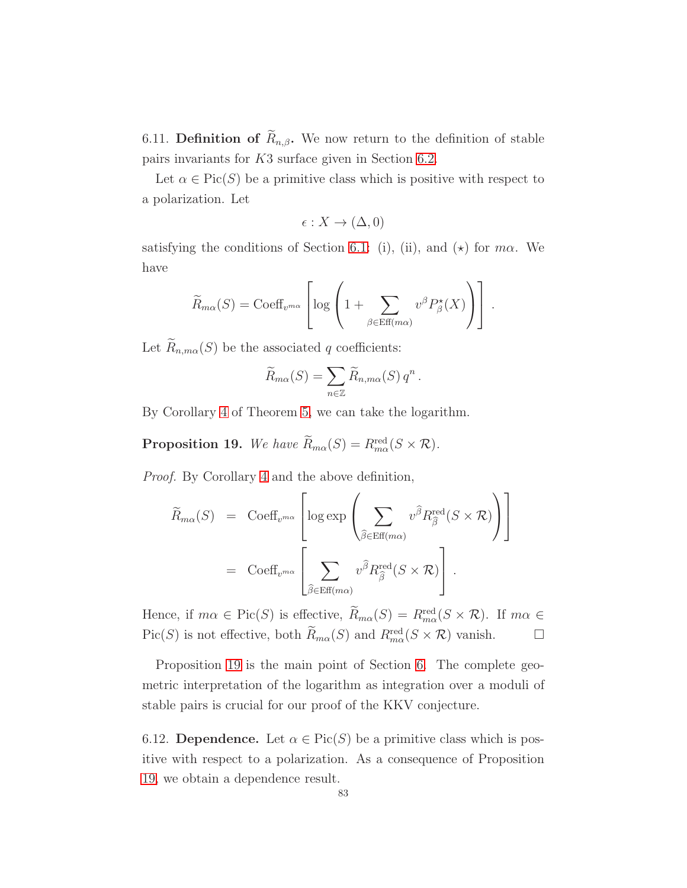6.11. **Definition of $\widetilde{R}_{n,\beta}$.** We now return to the definition of stable pairs invariants for $K3$ surface given in Section 6.2.

Let $\alpha \in \mathrm{Pic}(S)$ be a primitive class which is positive with respect to a polarization. Let

$$\epsilon : X \to (\Delta, 0)$$

satisfying the conditions of Section 6.1: (i), (ii), and $(\star)$ for $m\alpha$. We have

$$\widetilde{R}_{m\alpha}(S) = \mathrm{Coeff}_{v^{m\alpha}} \left[ \log \left( 1 + \sum_{\beta \in \mathrm{Eff}(m\alpha)} v^{\beta} P^{\star}_{\beta}(X) \right) \right] .$$

Let $\widetilde{R}_{n,m\alpha}(S)$ be the associated $q$ coefficients:

$$\widetilde{R}_{m\alpha}(S) = \sum_{n \in \mathbb{Z}} \widetilde{R}_{n,m\alpha}(S)\, q^n .$$

By Corollary 4 of Theorem 5, we can take the logarithm.

**Proposition 19.** *We have $\widetilde{R}_{m\alpha}(S) = R^{\mathrm{red}}_{m\alpha}(S \times \mathcal{R})$.*

*Proof.* By Corollary 4 and the above definition,

$$\begin{aligned}
\widetilde{R}_{m\alpha}(S) &= \mathrm{Coeff}_{v^{m\alpha}} \left[ \log \exp \left( \sum_{\widehat{\beta} \in \mathrm{Eff}(m\alpha)} v^{\widehat{\beta}} R^{\mathrm{red}}_{\widehat{\beta}}(S \times \mathcal{R}) \right) \right] \\
&= \mathrm{Coeff}_{v^{m\alpha}} \left[ \sum_{\widehat{\beta} \in \mathrm{Eff}(m\alpha)} v^{\widehat{\beta}} R^{\mathrm{red}}_{\widehat{\beta}}(S \times \mathcal{R}) \right] .
\end{aligned}$$

Hence, if $m\alpha \in \mathrm{Pic}(S)$ is effective, $\widetilde{R}_{m\alpha}(S) = R^{\mathrm{red}}_{m\alpha}(S \times \mathcal{R})$. If $m\alpha \in \mathrm{Pic}(S)$ is not effective, both $\widetilde{R}_{m\alpha}(S)$ and $R^{\mathrm{red}}_{m\alpha}(S \times \mathcal{R})$ vanish. $\square$

Proposition 19 is the main point of Section 6. The complete geometric interpretation of the logarithm as integration over a moduli of stable pairs is crucial for our proof of the KKV conjecture.

6.12. **Dependence.** Let $\alpha \in \mathrm{Pic}(S)$ be a primitive class which is positive with respect to a polarization. As a consequence of Proposition 19, we obtain a dependence result.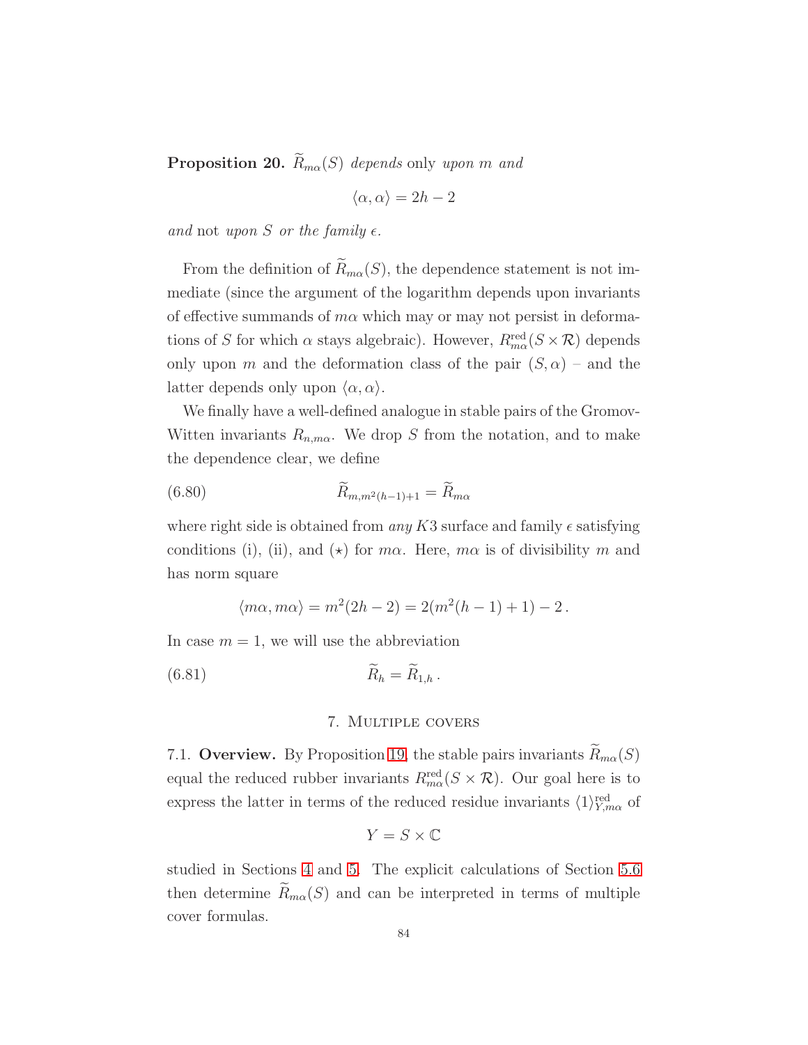**Proposition 20.** *$\widetilde{R}_{m\alpha}(S)$ depends* only *upon $m$ and*

$$\langle \alpha, \alpha \rangle = 2h - 2$$

*and* not *upon $S$ or the family $\epsilon$.*

From the definition of $\widetilde{R}_{m\alpha}(S)$, the dependence statement is not immediate (since the argument of the logarithm depends upon invariants of effective summands of $m\alpha$ which may or may not persist in deformations of $S$ for which $\alpha$ stays algebraic). However, $R^{\text{red}}_{m\alpha}(S \times \mathcal{R})$ depends only upon $m$ and the deformation class of the pair $(S, \alpha)$ – and the latter depends only upon $\langle \alpha, \alpha \rangle$.

We finally have a well-defined analogue in stable pairs of the Gromov-Witten invariants $R_{n,m\alpha}$. We drop $S$ from the notation, and to make the dependence clear, we define

$$\widetilde{R}_{m, m^2(h-1)+1} = \widetilde{R}_{m\alpha} \tag{6.80}$$

where right side is obtained from *any* $K3$ surface and family $\epsilon$ satisfying conditions (i), (ii), and ($\star$) for $m\alpha$. Here, $m\alpha$ is of divisibility $m$ and has norm square

$$\langle m\alpha, m\alpha \rangle = m^2(2h-2) = 2(m^2(h-1)+1) - 2\,.$$

In case $m = 1$, we will use the abbreviation

$$\widetilde{R}_h = \widetilde{R}_{1,h}\,. \tag{6.81}$$

## 7. Multiple covers

7.1. **Overview.** By Proposition 19, the stable pairs invariants $\widetilde{R}_{m\alpha}(S)$ equal the reduced rubber invariants $R^{\text{red}}_{m\alpha}(S \times \mathcal{R})$. Our goal here is to express the latter in terms of the reduced residue invariants $\langle 1 \rangle^{\text{red}}_{Y, m\alpha}$ of

$$Y = S \times \mathbb{C}$$

studied in Sections 4 and 5. The explicit calculations of Section 5.6 then determine $\widetilde{R}_{m\alpha}(S)$ and can be interpreted in terms of multiple cover formulas.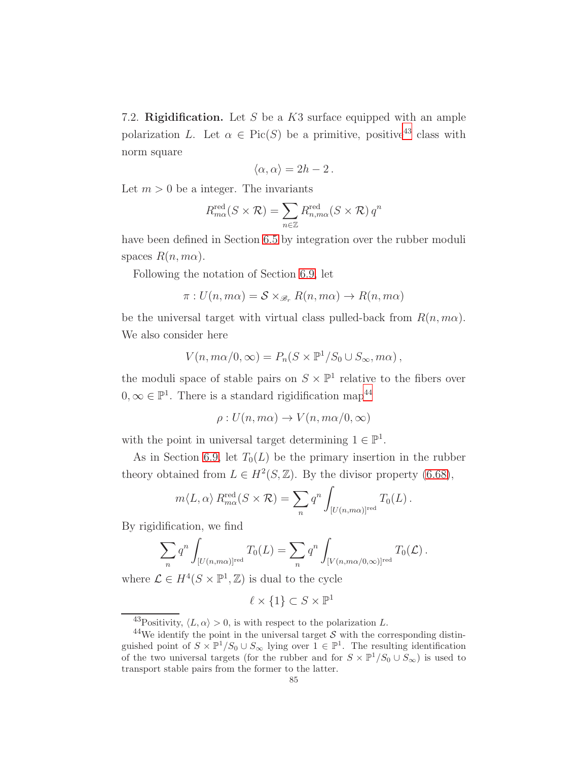7.2. **Rigidification.** Let $S$ be a $K3$ surface equipped with an ample polarization $L$. Let $\alpha \in \mathrm{Pic}(S)$ be a primitive, positive[43] class with norm square

$$\langle \alpha, \alpha \rangle = 2h - 2\,.$$

Let $m > 0$ be a integer. The invariants

$$R^{\mathrm{red}}_{m\alpha}(S \times \mathcal{R}) = \sum_{n \in \mathbb{Z}} R^{\mathrm{red}}_{n,m\alpha}(S \times \mathcal{R})\, q^n$$

have been defined in Section 6.5 by integration over the rubber moduli spaces $R(n, m\alpha)$.

Following the notation of Section 6.9, let

$$\pi : U(n, m\alpha) = \mathcal{S} \times_{\mathscr{B}_r} R(n, m\alpha) \to R(n, m\alpha)$$

be the universal target with virtual class pulled-back from $R(n, m\alpha)$. We also consider here

$$V(n, m\alpha/0, \infty) = P_n(S \times \mathbb{P}^1/S_0 \cup S_\infty, m\alpha)\,,$$

the moduli space of stable pairs on $S \times \mathbb{P}^1$ relative to the fibers over $0, \infty \in \mathbb{P}^1$. There is a standard rigidification map[44]

$$\rho : U(n, m\alpha) \to V(n, m\alpha/0, \infty)$$

with the point in universal target determining $1 \in \mathbb{P}^1$.

As in Section 6.9, let $T_0(L)$ be the primary insertion in the rubber theory obtained from $L \in H^2(S, \mathbb{Z})$. By the divisor property (6.68),

$$m\langle L, \alpha \rangle\, R^{\mathrm{red}}_{m\alpha}(S \times \mathcal{R}) = \sum_n q^n \int_{[U(n,m\alpha)]^{\mathrm{red}}} T_0(L)\,.$$

By rigidification, we find

$$\sum_n q^n \int_{[U(n,m\alpha)]^{\mathrm{red}}} T_0(L) = \sum_n q^n \int_{[V(n,m\alpha/0,\infty)]^{\mathrm{red}}} T_0(\mathcal{L})\,.$$

where $\mathcal{L} \in H^4(S \times \mathbb{P}^1, \mathbb{Z})$ is dual to the cycle

$$\ell \times \{1\} \subset S \times \mathbb{P}^1$$

---

[43] Positivity, $\langle L, \alpha \rangle > 0$, is with respect to the polarization $L$.

[44] We identify the point in the universal target $\mathcal{S}$ with the corresponding distinguished point of $S \times \mathbb{P}^1/S_0 \cup S_\infty$ lying over $1 \in \mathbb{P}^1$. The resulting identification of the two universal targets (for the rubber and for $S \times \mathbb{P}^1/S_0 \cup S_\infty$) is used to transport stable pairs from the former to the latter.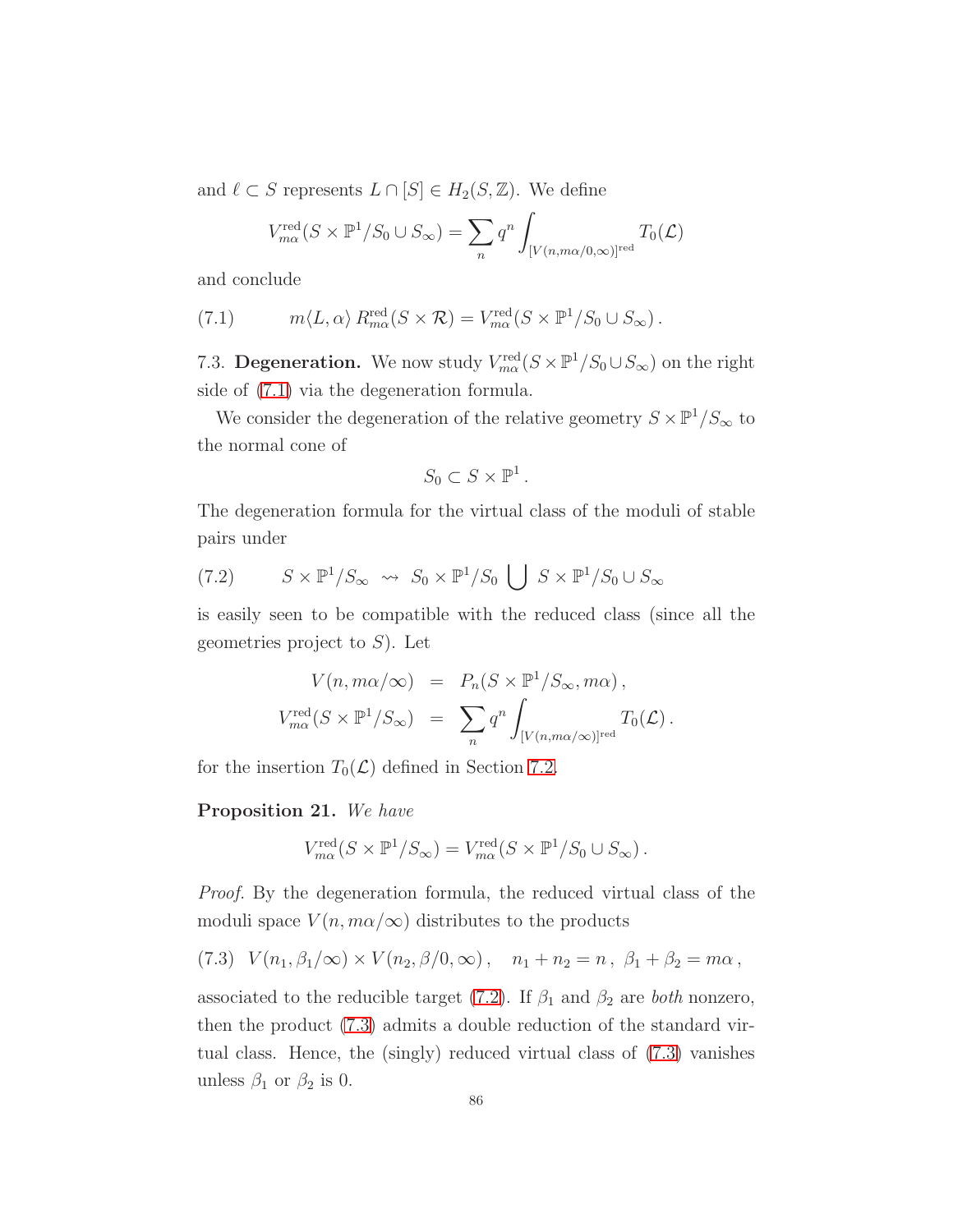and $\ell \subset S$ represents $L \cap [S] \in H_2(S, \mathbb{Z})$. We define

$$V^{\mathrm{red}}_{m\alpha}(S \times \mathbb{P}^1 / S_0 \cup S_\infty) = \sum_n q^n \int_{[V(n, m\alpha/0,\infty)]^{\mathrm{red}}} T_0(\mathcal{L})$$

and conclude

$$m\langle L, \alpha \rangle \, R^{\mathrm{red}}_{m\alpha}(S \times \mathcal{R}) = V^{\mathrm{red}}_{m\alpha}(S \times \mathbb{P}^1 / S_0 \cup S_\infty) \,. \tag{7.1}$$

7.3. **Degeneration.** We now study $V^{\mathrm{red}}_{m\alpha}(S \times \mathbb{P}^1 / S_0 \cup S_\infty)$ on the right side of (7.1) via the degeneration formula.

We consider the degeneration of the relative geometry $S \times \mathbb{P}^1 / S_\infty$ to the normal cone of

$$S_0 \subset S \times \mathbb{P}^1 \,.$$

The degeneration formula for the virtual class of the moduli of stable pairs under

$$S \times \mathbb{P}^1 / S_\infty \;\rightsquigarrow\; S_0 \times \mathbb{P}^1 / S_0 \bigcup S \times \mathbb{P}^1 / S_0 \cup S_\infty \tag{7.2}$$

is easily seen to be compatible with the reduced class (since all the geometries project to $S$). Let

$$\begin{aligned} V(n, m\alpha/\infty) &= P_n(S \times \mathbb{P}^1 / S_\infty, m\alpha) \,, \\ V^{\mathrm{red}}_{m\alpha}(S \times \mathbb{P}^1 / S_\infty) &= \sum_n q^n \int_{[V(n, m\alpha/\infty)]^{\mathrm{red}}} T_0(\mathcal{L}) \,. \end{aligned}$$

for the insertion $T_0(\mathcal{L})$ defined in Section 7.2.

**Proposition 21.** *We have*

$$V^{\mathrm{red}}_{m\alpha}(S \times \mathbb{P}^1 / S_\infty) = V^{\mathrm{red}}_{m\alpha}(S \times \mathbb{P}^1 / S_0 \cup S_\infty) \,.$$

*Proof.* By the degeneration formula, the reduced virtual class of the moduli space $V(n, m\alpha/\infty)$ distributes to the products

$$V(n_1, \beta_1/\infty) \times V(n_2, \beta/0, \infty) \,, \quad n_1 + n_2 = n \,, \; \beta_1 + \beta_2 = m\alpha \,, \tag{7.3}$$

associated to the reducible target (7.2). If $\beta_1$ and $\beta_2$ are *both* nonzero, then the product (7.3) admits a double reduction of the standard virtual class. Hence, the (singly) reduced virtual class of (7.3) vanishes unless $\beta_1$ or $\beta_2$ is 0.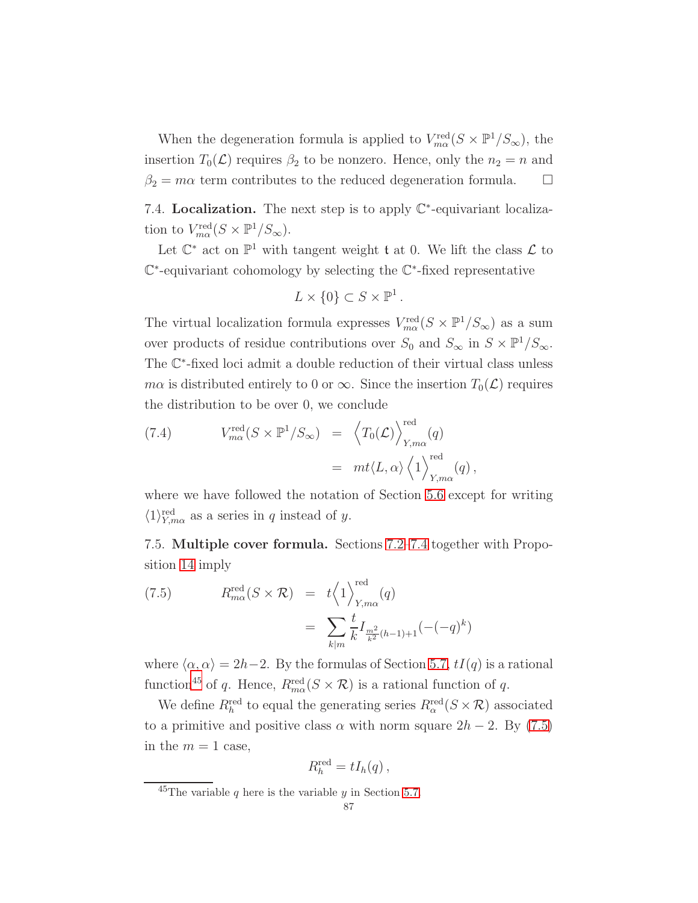When the degeneration formula is applied to $V^{\text{red}}_{m\alpha}(S \times \mathbb{P}^1/S_\infty)$, the insertion $T_0(\mathcal{L})$ requires $\beta_2$ to be nonzero. Hence, only the $n_2 = n$ and $\beta_2 = m\alpha$ term contributes to the reduced degeneration formula. $\square$

7.4. **Localization.** The next step is to apply $\mathbb{C}^*$-equivariant localization to $V^{\text{red}}_{m\alpha}(S \times \mathbb{P}^1/S_\infty)$.

Let $\mathbb{C}^*$ act on $\mathbb{P}^1$ with tangent weight $\mathfrak{t}$ at 0. We lift the class $\mathcal{L}$ to $\mathbb{C}^*$-equivariant cohomology by selecting the $\mathbb{C}^*$-fixed representative

$$L \times \{0\} \subset S \times \mathbb{P}^1 .$$

The virtual localization formula expresses $V^{\text{red}}_{m\alpha}(S \times \mathbb{P}^1/S_\infty)$ as a sum over products of residue contributions over $S_0$ and $S_\infty$ in $S \times \mathbb{P}^1/S_\infty$. The $\mathbb{C}^*$-fixed loci admit a double reduction of their virtual class unless $m\alpha$ is distributed entirely to 0 or $\infty$. Since the insertion $T_0(\mathcal{L})$ requires the distribution to be over 0, we conclude

$$
\begin{aligned}
(7.4) \qquad V^{\text{red}}_{m\alpha}(S \times \mathbb{P}^1/S_\infty) &= \Big\langle T_0(\mathcal{L}) \Big\rangle^{\text{red}}_{Y, m\alpha}(q) \\
&= mt\langle L, \alpha\rangle \Big\langle 1 \Big\rangle^{\text{red}}_{Y, m\alpha}(q) \, ,
\end{aligned}
$$

where we have followed the notation of Section 5.6 except for writing $\langle 1 \rangle^{\text{red}}_{Y,m\alpha}$ as a series in $q$ instead of $y$.

7.5. **Multiple cover formula.** Sections 7.2-7.4 together with Proposition 14 imply

$$
\begin{aligned}
(7.5) \qquad R^{\text{red}}_{m\alpha}(S \times \mathcal{R}) &= t\Big\langle 1 \Big\rangle^{\text{red}}_{Y, m\alpha}(q) \\
&= \sum_{k|m} \frac{t}{k} I_{\frac{m^2}{k^2}(h-1)+1}(-(-q)^k)
\end{aligned}
$$

where $\langle \alpha, \alpha \rangle = 2h-2$. By the formulas of Section 5.7, $tI(q)$ is a rational function[45] of $q$. Hence, $R^{\text{red}}_{m\alpha}(S \times \mathcal{R})$ is a rational function of $q$.

We define $R^{\text{red}}_h$ to equal the generating series $R^{\text{red}}_\alpha(S \times \mathcal{R})$ associated to a primitive and positive class $\alpha$ with norm square $2h-2$. By (7.5) in the $m = 1$ case,

$$R^{\text{red}}_h = tI_h(q) \, ,$$

[45] The variable $q$ here is the variable $y$ in Section 5.7.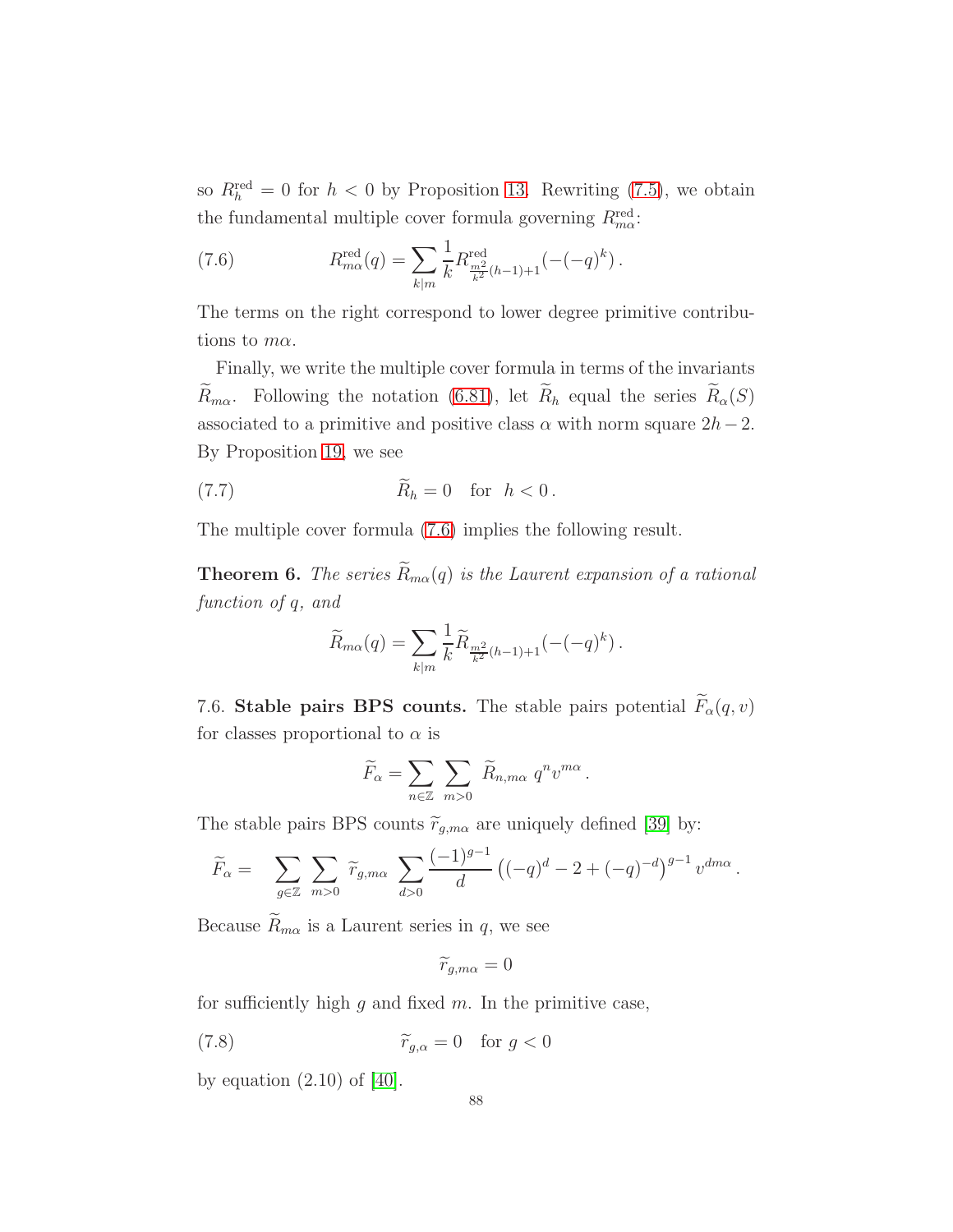so $R^{\text{red}}_h = 0$ for $h < 0$ by Proposition 13. Rewriting (7.5), we obtain the fundamental multiple cover formula governing $R^{\text{red}}_{m\alpha}$:

$$R^{\text{red}}_{m\alpha}(q) = \sum_{k|m} \frac{1}{k} R^{\text{red}}_{\frac{m^2}{k^2}(h-1)+1}(-(-q)^k)\,. \tag{7.6}$$

The terms on the right correspond to lower degree primitive contributions to $m\alpha$.

Finally, we write the multiple cover formula in terms of the invariants $\widetilde{R}_{m\alpha}$. Following the notation (6.81), let $\widetilde{R}_h$ equal the series $\widetilde{R}_\alpha(S)$ associated to a primitive and positive class $\alpha$ with norm square $2h-2$. By Proposition 19, we see

$$\widetilde{R}_h = 0 \quad \text{for} \quad h < 0\,. \tag{7.7}$$

The multiple cover formula (7.6) implies the following result.

**Theorem 6.** *The series $\widetilde{R}_{m\alpha}(q)$ is the Laurent expansion of a rational function of $q$, and*

$$\widetilde{R}_{m\alpha}(q) = \sum_{k|m} \frac{1}{k} \widetilde{R}_{\frac{m^2}{k^2}(h-1)+1}(-(-q)^k)\,.$$

7.6. **Stable pairs BPS counts.** The stable pairs potential $\widetilde{F}_\alpha(q,v)$ for classes proportional to $\alpha$ is

$$\widetilde{F}_\alpha = \sum_{n\in\mathbb{Z}} \sum_{m>0} \widetilde{R}_{n,m\alpha}\, q^n v^{m\alpha}\,.$$

The stable pairs BPS counts $\widetilde{r}_{g,m\alpha}$ are uniquely defined [39] by:

$$\widetilde{F}_\alpha = \sum_{g\in\mathbb{Z}} \sum_{m>0} \widetilde{r}_{g,m\alpha} \sum_{d>0} \frac{(-1)^{g-1}}{d} \left((-q)^d - 2 + (-q)^{-d}\right)^{g-1} v^{dm\alpha}\,.$$

Because $\widetilde{R}_{m\alpha}$ is a Laurent series in $q$, we see

$$\widetilde{r}_{g,m\alpha} = 0$$

for sufficiently high $g$ and fixed $m$. In the primitive case,

$$\widetilde{r}_{g,\alpha} = 0 \quad \text{for } g < 0 \tag{7.8}$$

by equation (2.10) of [40].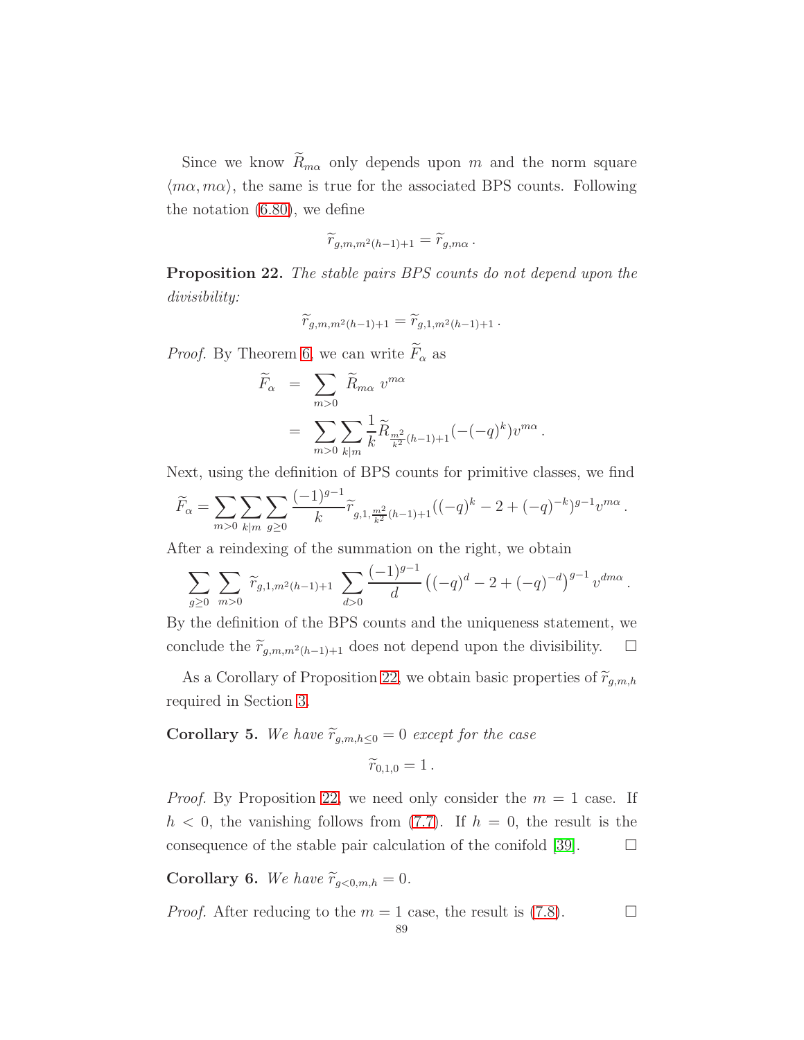Since we know $\widetilde{R}_{m\alpha}$ only depends upon $m$ and the norm square $\langle m\alpha, m\alpha\rangle$, the same is true for the associated BPS counts. Following the notation (6.80), we define

$$\widetilde{r}_{g,m,m^2(h-1)+1} = \widetilde{r}_{g,m\alpha}\,.$$

**Proposition 22.** *The stable pairs BPS counts do not depend upon the divisibility:*

$$\widetilde{r}_{g,m,m^2(h-1)+1} = \widetilde{r}_{g,1,m^2(h-1)+1}\,.$$

*Proof.* By Theorem 6, we can write $\widetilde{F}_\alpha$ as

$$\begin{aligned}
\widetilde{F}_\alpha &= \sum_{m>0} \widetilde{R}_{m\alpha}\; v^{m\alpha} \\
&= \sum_{m>0} \sum_{k|m} \frac{1}{k} \widetilde{R}_{\frac{m^2}{k^2}(h-1)+1}(-(-q)^k) v^{m\alpha}\,.
\end{aligned}$$

Next, using the definition of BPS counts for primitive classes, we find

$$\widetilde{F}_\alpha = \sum_{m>0}\sum_{k|m}\sum_{g\geq 0} \frac{(-1)^{g-1}}{k} \widetilde{r}_{g,1,\frac{m^2}{k^2}(h-1)+1}((-q)^k - 2 + (-q)^{-k})^{g-1} v^{m\alpha}\,.$$

After a reindexing of the summation on the right, we obtain

$$\sum_{g\geq 0}\sum_{m>0} \widetilde{r}_{g,1,m^2(h-1)+1} \sum_{d>0} \frac{(-1)^{g-1}}{d} \left((-q)^d - 2 + (-q)^{-d}\right)^{g-1} v^{dm\alpha}\,.$$

By the definition of the BPS counts and the uniqueness statement, we conclude the $\widetilde{r}_{g,m,m^2(h-1)+1}$ does not depend upon the divisibility. □

As a Corollary of Proposition 22, we obtain basic properties of $\widetilde{r}_{g,m,h}$ required in Section 3.

**Corollary 5.** *We have $\widetilde{r}_{g,m,h\leq 0} = 0$ except for the case*

$$\widetilde{r}_{0,1,0} = 1\,.$$

*Proof.* By Proposition 22, we need only consider the $m = 1$ case. If $h < 0$, the vanishing follows from (7.7). If $h = 0$, the result is the consequence of the stable pair calculation of the conifold [39]. □

**Corollary 6.** *We have $\widetilde{r}_{g<0,m,h} = 0$.*

*Proof.* After reducing to the $m = 1$ case, the result is (7.8). □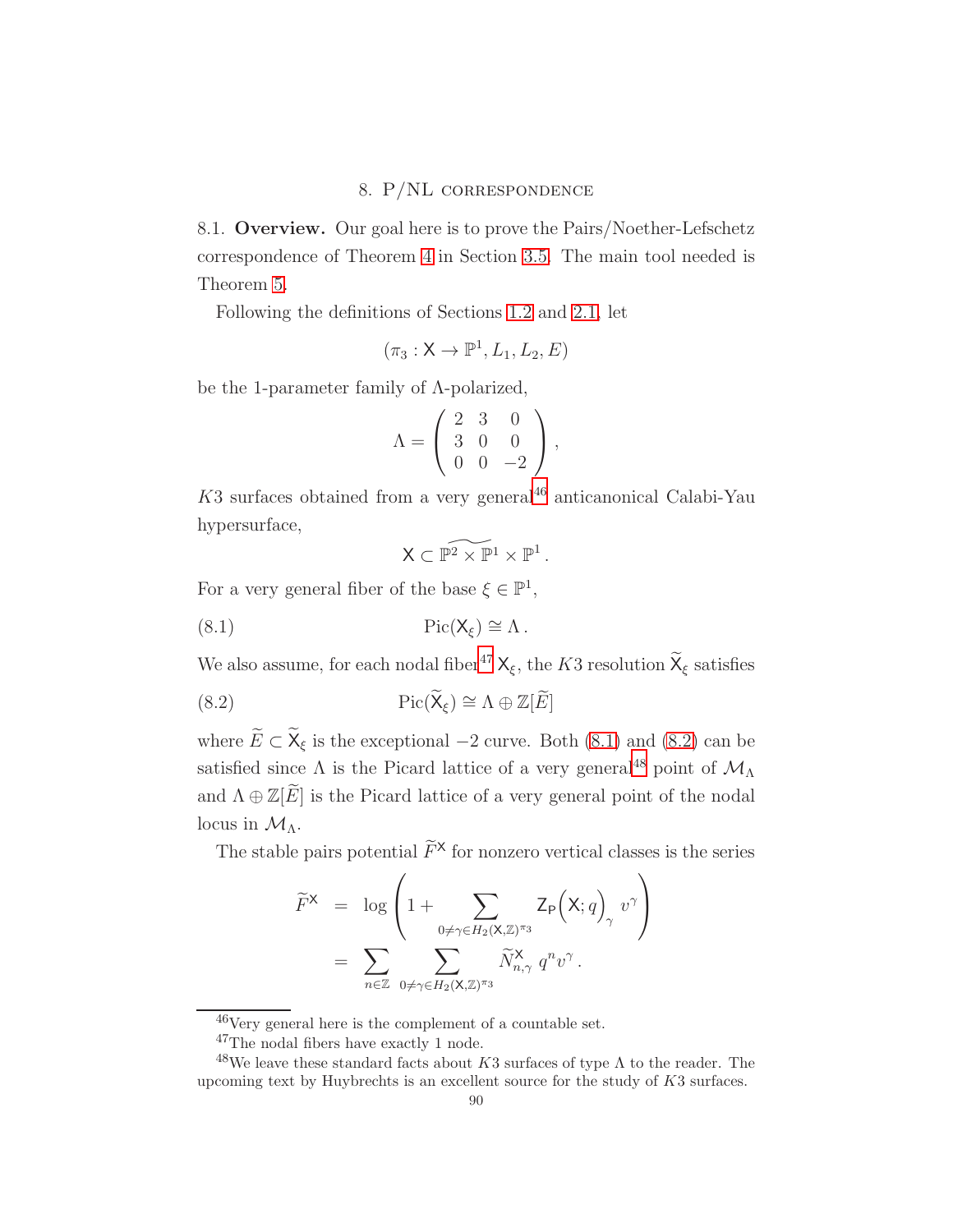## 8. P/NL correspondence

8.1. **Overview.** Our goal here is to prove the Pairs/Noether-Lefschetz correspondence of Theorem 4 in Section 3.5. The main tool needed is Theorem 5.

Following the definitions of Sections 1.2 and 2.1, let

$$(\pi_3 : \mathsf{X} \to \mathbb{P}^1, L_1, L_2, E)$$

be the 1-parameter family of $\Lambda$-polarized,

$$\Lambda = \begin{pmatrix} 2 & 3 & 0 \\ 3 & 0 & 0 \\ 0 & 0 & -2 \end{pmatrix},$$

$K3$ surfaces obtained from a very general[46] anticanonical Calabi-Yau hypersurface,

$$\mathsf{X} \subset \widetilde{\mathbb{P}^2 \times \mathbb{P}^1} \times \mathbb{P}^1 .$$

For a very general fiber of the base $\xi \in \mathbb{P}^1$,

$$\text{Pic}(\mathsf{X}_\xi) \cong \Lambda . \tag{8.1}$$

We also assume, for each nodal fiber[47] $\mathsf{X}_\xi$, the $K3$ resolution $\widetilde{\mathsf{X}}_\xi$ satisfies

$$\text{Pic}(\widetilde{\mathsf{X}}_\xi) \cong \Lambda \oplus \mathbb{Z}[\widetilde{E}] \tag{8.2}$$

where $\widetilde{E} \subset \widetilde{\mathsf{X}}_\xi$ is the exceptional $-2$ curve. Both (8.1) and (8.2) can be satisfied since $\Lambda$ is the Picard lattice of a very general[48] point of $\mathcal{M}_\Lambda$ and $\Lambda \oplus \mathbb{Z}[\widetilde{E}]$ is the Picard lattice of a very general point of the nodal locus in $\mathcal{M}_\Lambda$.

The stable pairs potential $\widetilde{F}^{\mathsf{X}}$ for nonzero vertical classes is the series

$$\begin{aligned} \widetilde{F}^{\mathsf{X}} &= \log \left( 1 + \sum_{0 \neq \gamma \in H_2(\mathsf{X},\mathbb{Z})^{\pi_3}} \mathsf{Z}_{\mathsf{P}}\Big(\mathsf{X}; q\Big)_\gamma \, v^\gamma \right) \\ &= \sum_{n \in \mathbb{Z}} \sum_{0 \neq \gamma \in H_2(\mathsf{X},\mathbb{Z})^{\pi_3}} \widetilde{N}^{\mathsf{X}}_{n,\gamma} \, q^n v^\gamma . \end{aligned}$$

---

[46] Very general here is the complement of a countable set.

[47] The nodal fibers have exactly 1 node.

[48] We leave these standard facts about $K3$ surfaces of type $\Lambda$ to the reader. The upcoming text by Huybrechts is an excellent source for the study of $K3$ surfaces.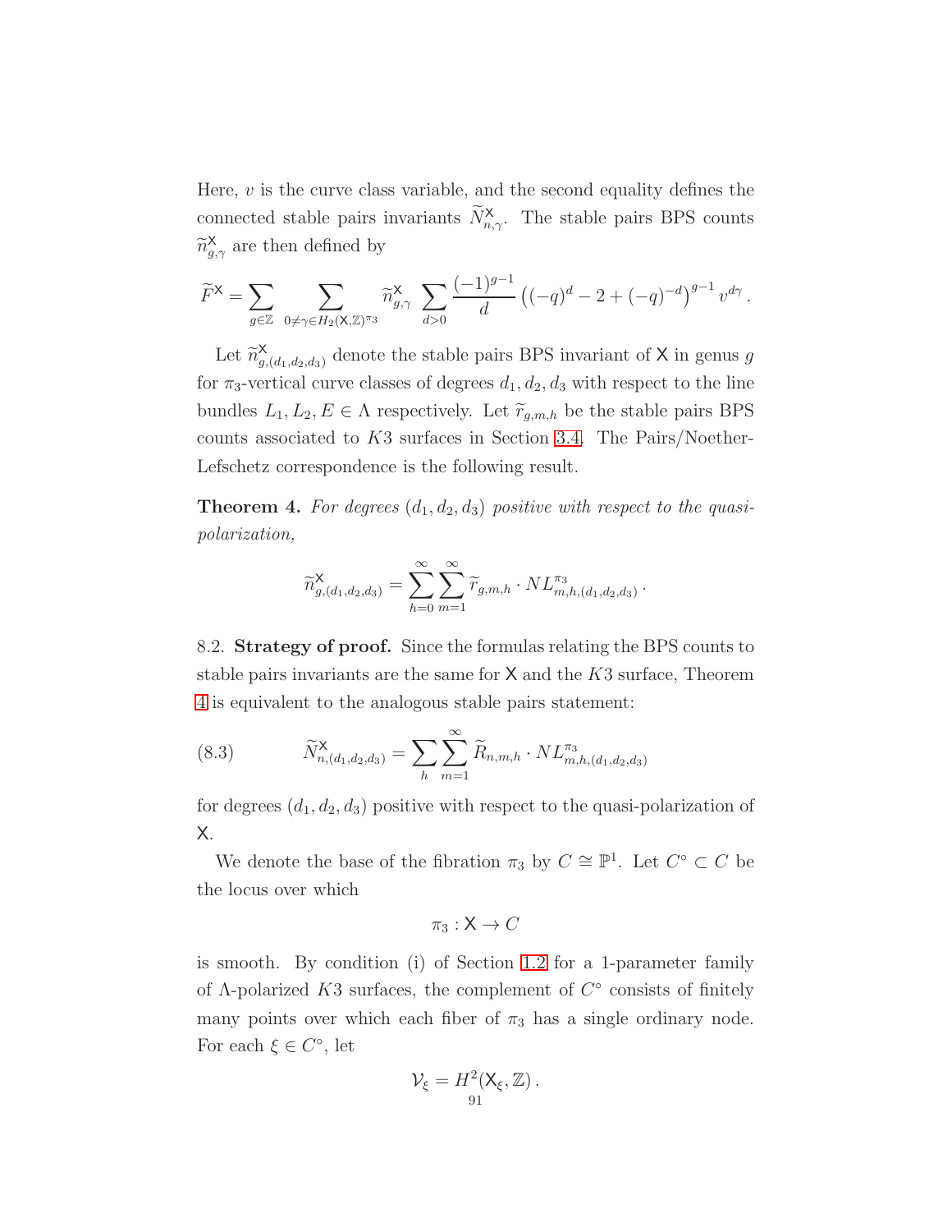Here, $v$ is the curve class variable, and the second equality defines the connected stable pairs invariants $\widetilde{N}^{\mathsf{X}}_{n,\gamma}$. The stable pairs BPS counts $\widetilde{n}^{\mathsf{X}}_{g,\gamma}$ are then defined by

$$\widetilde{F}^{\mathsf{X}} = \sum_{g \in \mathbb{Z}} \sum_{0 \neq \gamma \in H_2(\mathsf{X},\mathbb{Z})^{\pi_3}} \widetilde{n}^{\mathsf{X}}_{g,\gamma} \sum_{d>0} \frac{(-1)^{g-1}}{d} \left((-q)^d - 2 + (-q)^{-d}\right)^{g-1} v^{d\gamma} .$$

Let $\widetilde{n}^{\mathsf{X}}_{g,(d_1,d_2,d_3)}$ denote the stable pairs BPS invariant of $\mathsf{X}$ in genus $g$ for $\pi_3$-vertical curve classes of degrees $d_1, d_2, d_3$ with respect to the line bundles $L_1, L_2, E \in \Lambda$ respectively. Let $\widetilde{r}_{g,m,h}$ be the stable pairs BPS counts associated to $K3$ surfaces in Section 3.4. The Pairs/Noether-Lefschetz correspondence is the following result.

**Theorem 4.** *For degrees $(d_1, d_2, d_3)$ positive with respect to the quasi-polarization,*

$$\widetilde{n}^{\mathsf{X}}_{g,(d_1,d_2,d_3)} = \sum_{h=0}^{\infty} \sum_{m=1}^{\infty} \widetilde{r}_{g,m,h} \cdot NL^{\pi_3}_{m,h,(d_1,d_2,d_3)} .$$

8.2. **Strategy of proof.** Since the formulas relating the BPS counts to stable pairs invariants are the same for $\mathsf{X}$ and the $K3$ surface, Theorem 4 is equivalent to the analogous stable pairs statement:

$$\widetilde{N}^{\mathsf{X}}_{n,(d_1,d_2,d_3)} = \sum_{h} \sum_{m=1}^{\infty} \widetilde{R}_{n,m,h} \cdot NL^{\pi_3}_{m,h,(d_1,d_2,d_3)} \tag{8.3}$$

for degrees $(d_1, d_2, d_3)$ positive with respect to the quasi-polarization of $\mathsf{X}$.

We denote the base of the fibration $\pi_3$ by $C \cong \mathbb{P}^1$. Let $C^\circ \subset C$ be the locus over which

$$\pi_3 : \mathsf{X} \to C$$

is smooth. By condition (i) of Section 1.2 for a 1-parameter family of $\Lambda$-polarized $K3$ surfaces, the complement of $C^\circ$ consists of finitely many points over which each fiber of $\pi_3$ has a single ordinary node. For each $\xi \in C^\circ$, let

$$\mathcal{V}_\xi = H^2(\mathsf{X}_\xi, \mathbb{Z}) .$$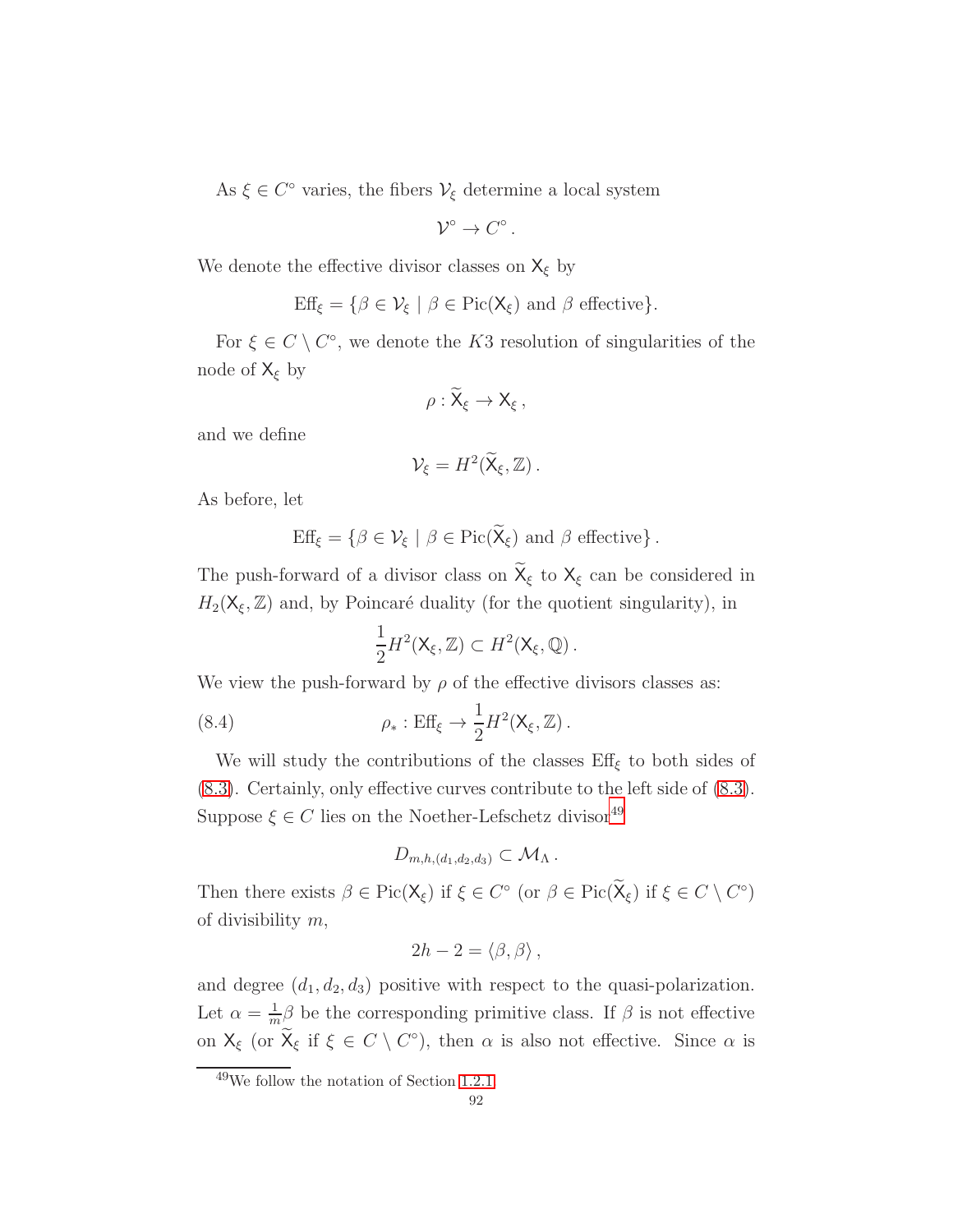As $\xi \in C^\circ$ varies, the fibers $\mathcal{V}_\xi$ determine a local system

$$\mathcal{V}^\circ \to C^\circ .$$

We denote the effective divisor classes on $\mathsf{X}_\xi$ by

$$\mathrm{Eff}_\xi = \{\beta \in \mathcal{V}_\xi \mid \beta \in \mathrm{Pic}(\mathsf{X}_\xi) \text{ and } \beta \text{ effective}\}.$$

For $\xi \in C \setminus C^\circ$, we denote the $K3$ resolution of singularities of the node of $\mathsf{X}_\xi$ by

$$\rho : \widetilde{\mathsf{X}}_\xi \to \mathsf{X}_\xi \, ,$$

and we define

$$\mathcal{V}_\xi = H^2(\widetilde{\mathsf{X}}_\xi, \mathbb{Z}) \, .$$

As before, let

$$\mathrm{Eff}_\xi = \{\beta \in \mathcal{V}_\xi \mid \beta \in \mathrm{Pic}(\widetilde{\mathsf{X}}_\xi) \text{ and } \beta \text{ effective}\} \, .$$

The push-forward of a divisor class on $\widetilde{\mathsf{X}}_\xi$ to $\mathsf{X}_\xi$ can be considered in $H_2(\mathsf{X}_\xi, \mathbb{Z})$ and, by Poincaré duality (for the quotient singularity), in

$$\frac{1}{2} H^2(\mathsf{X}_\xi, \mathbb{Z}) \subset H^2(\mathsf{X}_\xi, \mathbb{Q}) \, .$$

We view the push-forward by $\rho$ of the effective divisors classes as:

$$\rho_* : \mathrm{Eff}_\xi \to \frac{1}{2} H^2(\mathsf{X}_\xi, \mathbb{Z}) \, . \tag{8.4}$$

We will study the contributions of the classes $\mathrm{Eff}_\xi$ to both sides of (8.3). Certainly, only effective curves contribute to the left side of (8.3). Suppose $\xi \in C$ lies on the Noether-Lefschetz divisor[49]

$$D_{m,h,(d_1,d_2,d_3)} \subset \mathcal{M}_\Lambda \, .$$

Then there exists $\beta \in \mathrm{Pic}(\mathsf{X}_\xi)$ if $\xi \in C^\circ$ (or $\beta \in \mathrm{Pic}(\widetilde{\mathsf{X}}_\xi)$ if $\xi \in C \setminus C^\circ$) of divisibility $m$,

$$2h - 2 = \langle \beta, \beta \rangle \, ,$$

and degree $(d_1, d_2, d_3)$ positive with respect to the quasi-polarization. Let $\alpha = \frac{1}{m}\beta$ be the corresponding primitive class. If $\beta$ is not effective on $\mathsf{X}_\xi$ (or $\widetilde{\mathsf{X}}_\xi$ if $\xi \in C \setminus C^\circ$), then $\alpha$ is also not effective. Since $\alpha$ is

[49]We follow the notation of Section 1.2.1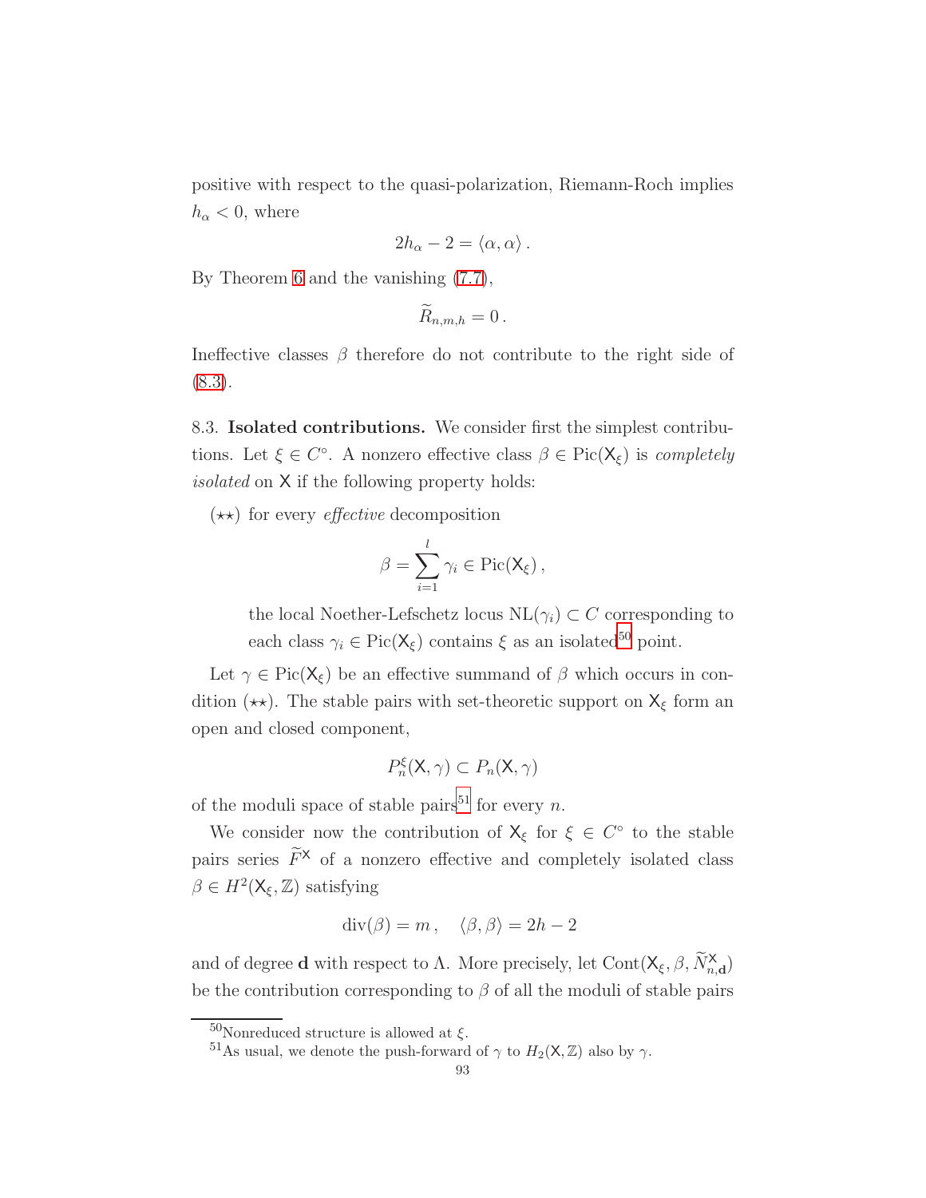positive with respect to the quasi-polarization, Riemann-Roch implies $h_\alpha < 0$, where

$$2h_\alpha - 2 = \langle \alpha, \alpha \rangle \,.$$

By Theorem 6 and the vanishing (7.7),

$$\widetilde{R}_{n,m,h} = 0 \,.$$

Ineffective classes $\beta$ therefore do not contribute to the right side of (8.3).

8.3. **Isolated contributions.** We consider first the simplest contributions. Let $\xi \in C^\circ$. A nonzero effective class $\beta \in \mathrm{Pic}(\mathsf{X}_\xi)$ is *completely isolated* on $\mathsf{X}$ if the following property holds:

($\star\star$) for every *effective* decomposition

$$\beta = \sum_{i=1}^{l} \gamma_i \in \mathrm{Pic}(\mathsf{X}_\xi) \,,$$

the local Noether-Lefschetz locus $\mathrm{NL}(\gamma_i) \subset C$ corresponding to each class $\gamma_i \in \mathrm{Pic}(\mathsf{X}_\xi)$ contains $\xi$ as an isolated[50] point.

Let $\gamma \in \mathrm{Pic}(\mathsf{X}_\xi)$ be an effective summand of $\beta$ which occurs in condition ($\star\star$). The stable pairs with set-theoretic support on $\mathsf{X}_\xi$ form an open and closed component,

$$P_n^\xi(\mathsf{X}, \gamma) \subset P_n(\mathsf{X}, \gamma)$$

of the moduli space of stable pairs[51] for every $n$.

We consider now the contribution of $\mathsf{X}_\xi$ for $\xi \in C^\circ$ to the stable pairs series $\widetilde{F}^{\mathsf{X}}$ of a nonzero effective and completely isolated class $\beta \in H^2(\mathsf{X}_\xi, \mathbb{Z})$ satisfying

$$\mathrm{div}(\beta) = m \,, \quad \langle \beta, \beta \rangle = 2h - 2$$

and of degree $\mathbf{d}$ with respect to $\Lambda$. More precisely, let $\mathrm{Cont}(\mathsf{X}_\xi, \beta, \widetilde{N}^{\mathsf{X}}_{n,\mathbf{d}})$ be the contribution corresponding to $\beta$ of all the moduli of stable pairs

---

[50] Nonreduced structure is allowed at $\xi$.

[51] As usual, we denote the push-forward of $\gamma$ to $H_2(\mathsf{X}, \mathbb{Z})$ also by $\gamma$.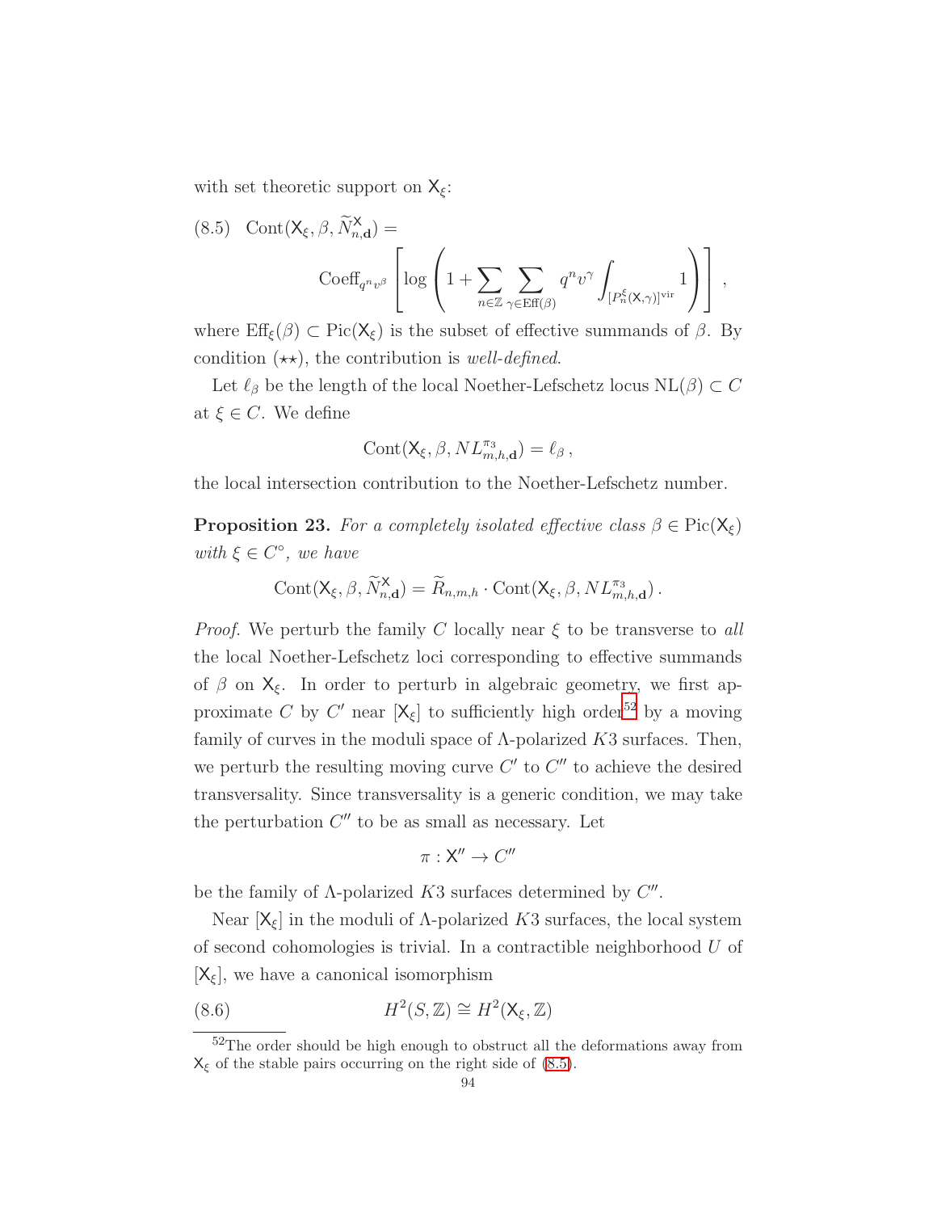with set theoretic support on $\mathsf{X}_\xi$:

$$
\text{(8.5)}\quad \mathrm{Cont}(\mathsf{X}_\xi, \beta, \widetilde{N}^{\mathsf{X}}_{n,\mathbf{d}}) = \mathrm{Coeff}_{q^n v^\beta}\left[\log\left(1 + \sum_{n\in\mathbb{Z}}\sum_{\gamma\in \mathrm{Eff}(\beta)} q^n v^\gamma \int_{[P^\xi_n(\mathsf{X},\gamma)]^{\mathrm{vir}}} 1\right)\right],
$$

where $\mathrm{Eff}_\xi(\beta) \subset \mathrm{Pic}(\mathsf{X}_\xi)$ is the subset of effective summands of $\beta$. By condition $(\star\star)$, the contribution is *well-defined*.

Let $\ell_\beta$ be the length of the local Noether-Lefschetz locus $\mathrm{NL}(\beta) \subset C$ at $\xi \in C$. We define

$$
\mathrm{Cont}(\mathsf{X}_\xi, \beta, NL^{\pi_3}_{m,h,\mathbf{d}}) = \ell_\beta\,,
$$

the local intersection contribution to the Noether-Lefschetz number.

**Proposition 23.** *For a completely isolated effective class $\beta \in \mathrm{Pic}(\mathsf{X}_\xi)$ with $\xi \in C^\circ$, we have*

$$
\mathrm{Cont}(\mathsf{X}_\xi, \beta, \widetilde{N}^{\mathsf{X}}_{n,\mathbf{d}}) = \widetilde{R}_{n,m,h} \cdot \mathrm{Cont}(\mathsf{X}_\xi, \beta, NL^{\pi_3}_{m,h,\mathbf{d}})\,.
$$

*Proof.* We perturb the family $C$ locally near $\xi$ to be transverse to *all* the local Noether-Lefschetz loci corresponding to effective summands of $\beta$ on $\mathsf{X}_\xi$. In order to perturb in algebraic geometry, we first approximate $C$ by $C'$ near $[\mathsf{X}_\xi]$ to sufficiently high order[52] by a moving family of curves in the moduli space of $\Lambda$-polarized $K3$ surfaces. Then, we perturb the resulting moving curve $C'$ to $C''$ to achieve the desired transversality. Since transversality is a generic condition, we may take the perturbation $C''$ to be as small as necessary. Let

$$
\pi : \mathsf{X}'' \to C''
$$

be the family of $\Lambda$-polarized $K3$ surfaces determined by $C''$.

Near $[\mathsf{X}_\xi]$ in the moduli of $\Lambda$-polarized $K3$ surfaces, the local system of second cohomologies is trivial. In a contractible neighborhood $U$ of $[\mathsf{X}_\xi]$, we have a canonical isomorphism

$$
\text{(8.6)}\qquad H^2(S,\mathbb{Z}) \cong H^2(\mathsf{X}_\xi, \mathbb{Z})
$$

[52] The order should be high enough to obstruct all the deformations away from $\mathsf{X}_\xi$ of the stable pairs occurring on the right side of (8.5).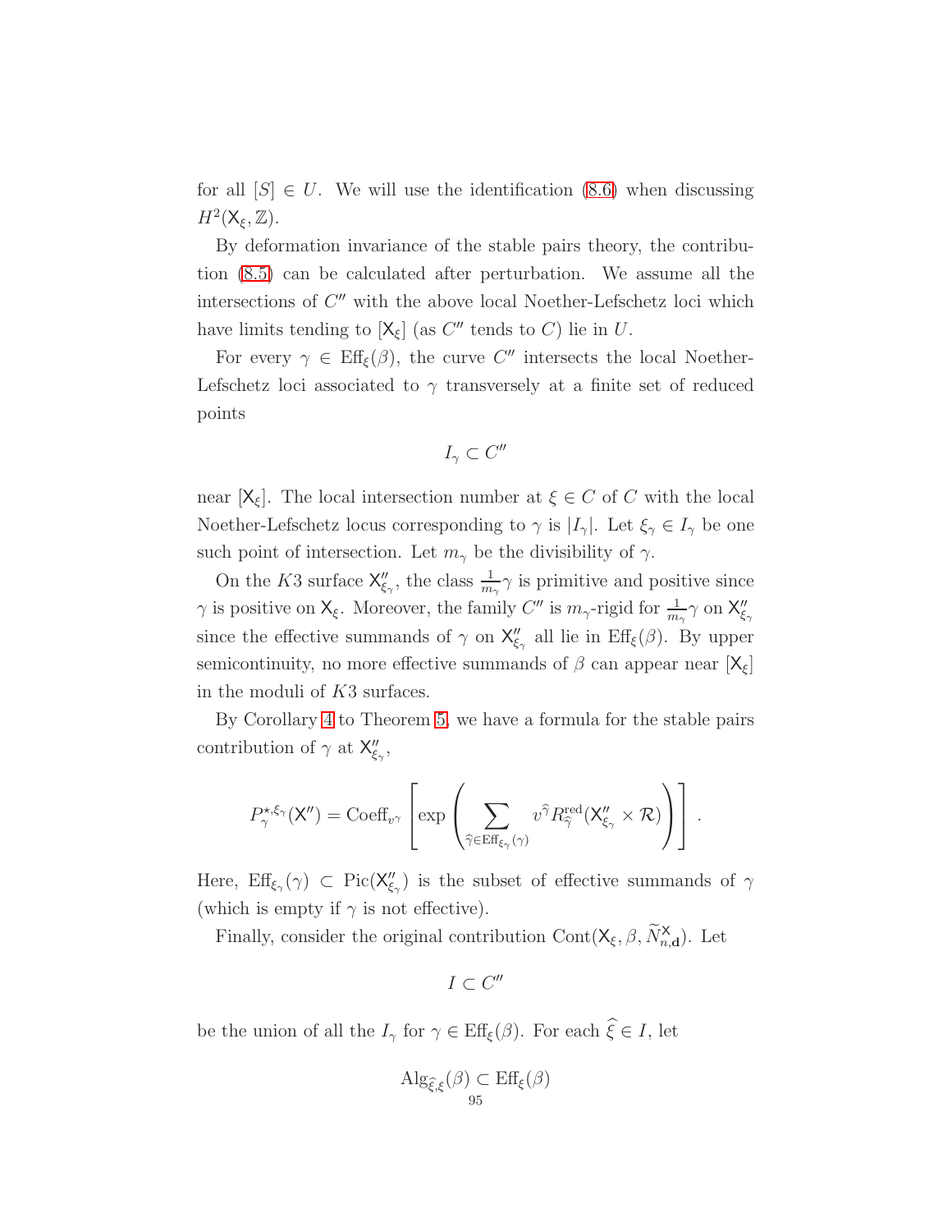for all $[S] \in U$. We will use the identification (8.6) when discussing $H^2(\mathsf{X}_\xi, \mathbb{Z})$.

By deformation invariance of the stable pairs theory, the contribution (8.5) can be calculated after perturbation. We assume all the intersections of $C''$ with the above local Noether-Lefschetz loci which have limits tending to $[\mathsf{X}_\xi]$ (as $C''$ tends to $C$) lie in $U$.

For every $\gamma \in \mathrm{Eff}_\xi(\beta)$, the curve $C''$ intersects the local Noether-Lefschetz loci associated to $\gamma$ transversely at a finite set of reduced points

$$I_\gamma \subset C''$$

near $[\mathsf{X}_\xi]$. The local intersection number at $\xi \in C$ of $C$ with the local Noether-Lefschetz locus corresponding to $\gamma$ is $|I_\gamma|$. Let $\xi_\gamma \in I_\gamma$ be one such point of intersection. Let $m_\gamma$ be the divisibility of $\gamma$.

On the $K3$ surface $\mathsf{X}''_{\xi_\gamma}$, the class $\frac{1}{m_\gamma}\gamma$ is primitive and positive since $\gamma$ is positive on $\mathsf{X}_\xi$. Moreover, the family $C''$ is $m_\gamma$-rigid for $\frac{1}{m_\gamma}\gamma$ on $\mathsf{X}''_{\xi_\gamma}$ since the effective summands of $\gamma$ on $\mathsf{X}''_{\xi_\gamma}$ all lie in $\mathrm{Eff}_\xi(\beta)$. By upper semicontinuity, no more effective summands of $\beta$ can appear near $[\mathsf{X}_\xi]$ in the moduli of $K3$ surfaces.

By Corollary 4 to Theorem 5, we have a formula for the stable pairs contribution of $\gamma$ at $\mathsf{X}''_{\xi_\gamma}$,

$$P^{\star,\xi_\gamma}_{\gamma}(\mathsf{X}'') = \mathrm{Coeff}_{v^\gamma}\left[\exp\left(\sum_{\widehat{\gamma}\in \mathrm{Eff}_{\xi_\gamma}(\gamma)} v^{\widehat{\gamma}} R^{\mathrm{red}}_{\widehat{\gamma}}(\mathsf{X}''_{\xi_\gamma}\times \mathcal{R})\right)\right].$$

Here, $\mathrm{Eff}_{\xi_\gamma}(\gamma) \subset \mathrm{Pic}(\mathsf{X}''_{\xi_\gamma})$ is the subset of effective summands of $\gamma$ (which is empty if $\gamma$ is not effective).

Finally, consider the original contribution $\mathrm{Cont}(\mathsf{X}_\xi, \beta, \widetilde{N}^{\mathsf{X}}_{n,\mathbf{d}})$. Let

$$I \subset C''$$

be the union of all the $I_\gamma$ for $\gamma \in \mathrm{Eff}_\xi(\beta)$. For each $\widehat{\xi} \in I$, let

$$\mathrm{Alg}_{\widehat{\xi},\xi}(\beta) \subset \mathrm{Eff}_\xi(\beta)$$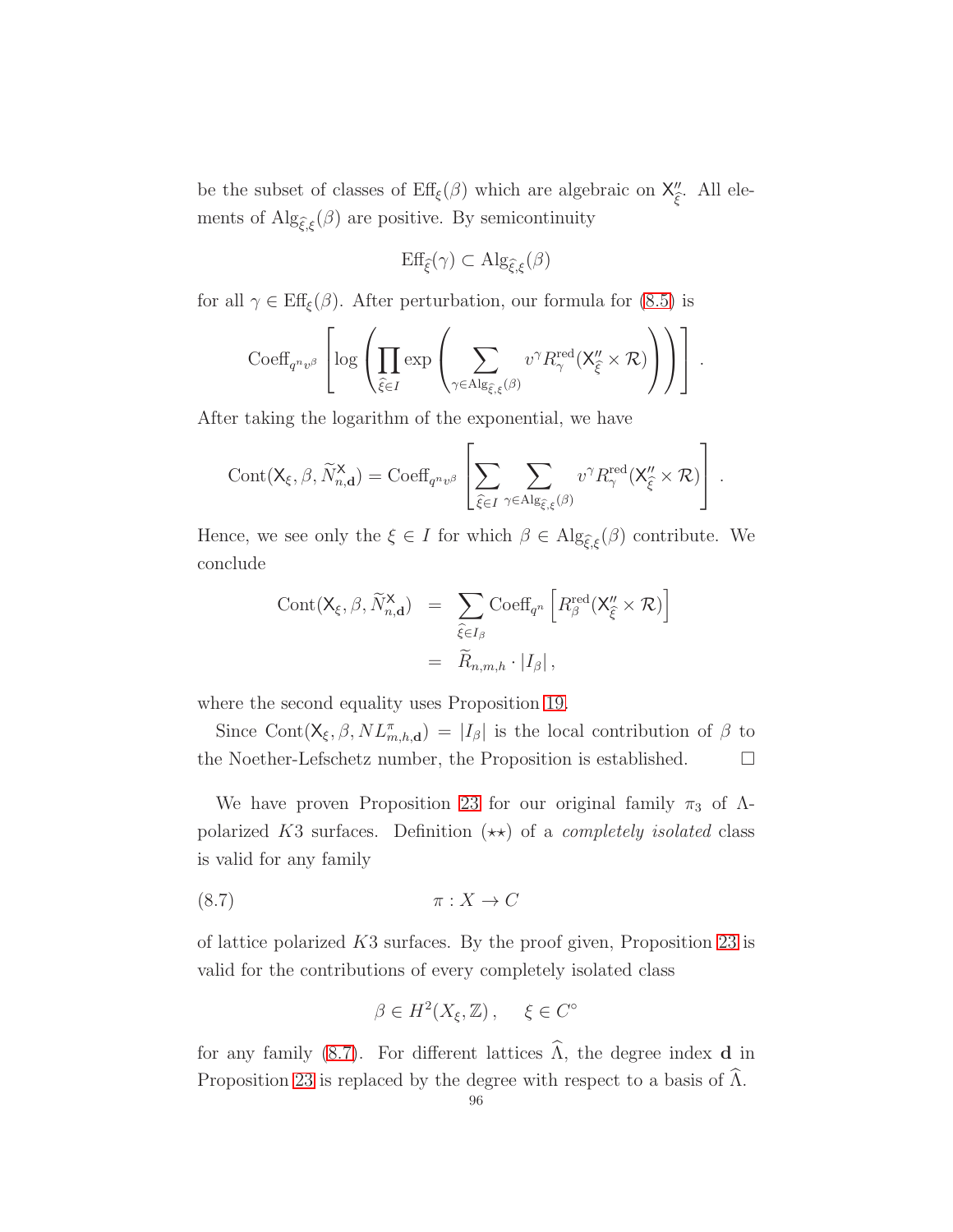be the subset of classes of $\mathrm{Eff}_\xi(\beta)$ which are algebraic on $\mathsf{X}''_{\widehat{\xi}}$. All elements of $\mathrm{Alg}_{\widehat{\xi},\xi}(\beta)$ are positive. By semicontinuity

$$\mathrm{Eff}_{\widehat{\xi}}(\gamma) \subset \mathrm{Alg}_{\widehat{\xi},\xi}(\beta)$$

for all $\gamma \in \mathrm{Eff}_\xi(\beta)$. After perturbation, our formula for (8.5) is

$$\mathrm{Coeff}_{q^n v^\beta}\left[\log\left(\prod_{\widehat{\xi}\in I}\exp\left(\sum_{\gamma\in \mathrm{Alg}_{\widehat{\xi},\xi}(\beta)} v^\gamma R^{\mathrm{red}}_\gamma(\mathsf{X}''_{\widehat{\xi}}\times \mathcal{R})\right)\right)\right].$$

After taking the logarithm of the exponential, we have

$$\mathrm{Cont}(\mathsf{X}_\xi,\beta,\widetilde{N}^{\mathsf{X}}_{n,\mathbf{d}}) = \mathrm{Coeff}_{q^n v^\beta}\left[\sum_{\widehat{\xi}\in I}\sum_{\gamma\in \mathrm{Alg}_{\widehat{\xi},\xi}(\beta)} v^\gamma R^{\mathrm{red}}_\gamma(\mathsf{X}''_{\widehat{\xi}}\times \mathcal{R})\right].$$

Hence, we see only the $\xi\in I$ for which $\beta\in \mathrm{Alg}_{\widehat{\xi},\xi}(\beta)$ contribute. We conclude

$$\begin{aligned}
\mathrm{Cont}(\mathsf{X}_\xi,\beta,\widetilde{N}^{\mathsf{X}}_{n,\mathbf{d}}) &= \sum_{\widehat{\xi}\in I_\beta}\mathrm{Coeff}_{q^n}\left[R^{\mathrm{red}}_\beta(\mathsf{X}''_{\widehat{\xi}}\times\mathcal{R})\right]\\
&= \widetilde{R}_{n,m,h}\cdot |I_\beta|\,,
\end{aligned}$$

where the second equality uses Proposition 19.

Since $\mathrm{Cont}(\mathsf{X}_\xi,\beta,NL^\pi_{m,h,\mathbf{d}}) = |I_\beta|$ is the local contribution of $\beta$ to the Noether-Lefschetz number, the Proposition is established. □

We have proven Proposition 23 for our original family $\pi_3$ of $\Lambda$-polarized $K3$ surfaces. Definition $(\star\star)$ of a *completely isolated* class is valid for any family

$$\pi : X \to C \tag{8.7}$$

of lattice polarized $K3$ surfaces. By the proof given, Proposition 23 is valid for the contributions of every completely isolated class

$$\beta\in H^2(X_\xi,\mathbb{Z}), \quad \xi\in C^\circ$$

for any family (8.7). For different lattices $\widehat{\Lambda}$, the degree index $\mathbf{d}$ in Proposition 23 is replaced by the degree with respect to a basis of $\widehat{\Lambda}$.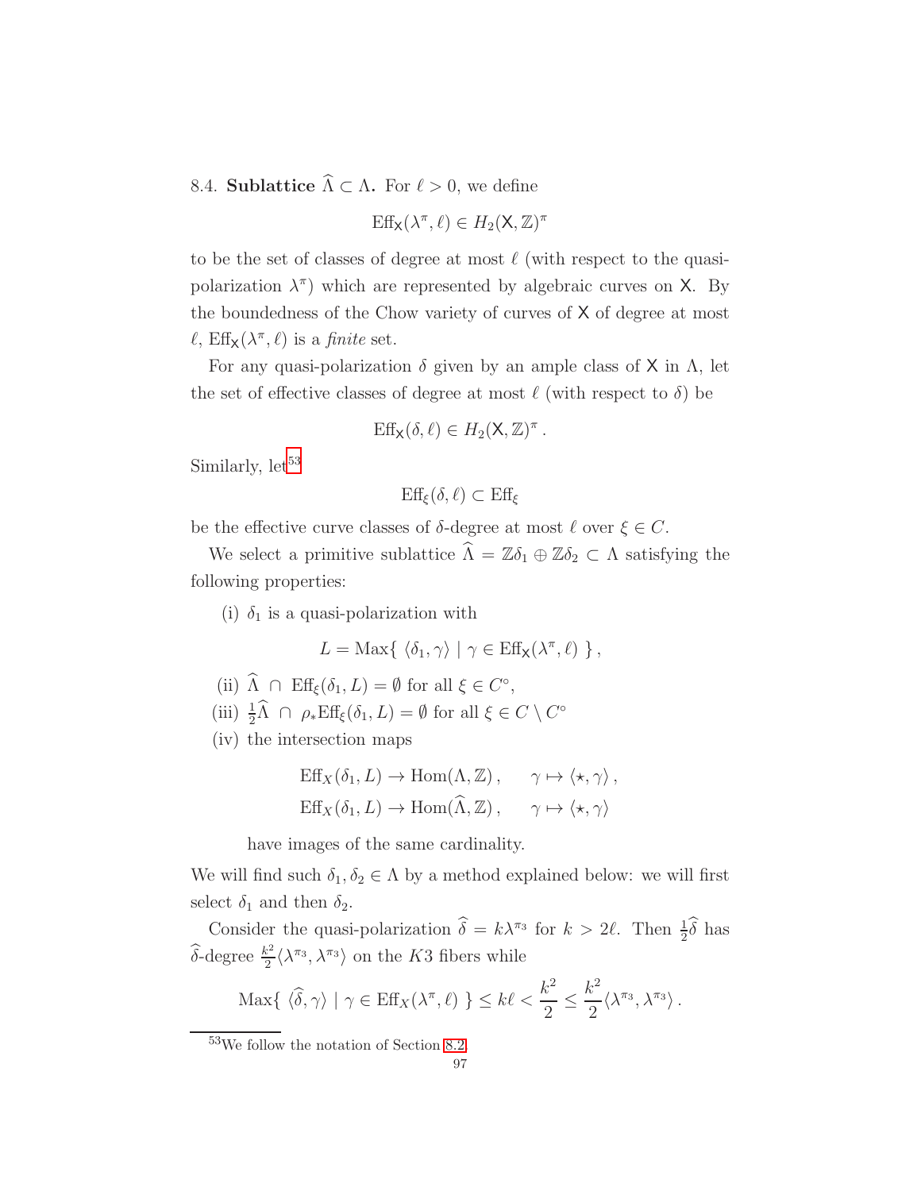8.4. **Sublattice $\widehat{\Lambda} \subset \Lambda$.** For $\ell > 0$, we define

$$\mathrm{Eff}_{\mathsf{X}}(\lambda^\pi, \ell) \in H_2(\mathsf{X}, \mathbb{Z})^\pi$$

to be the set of classes of degree at most $\ell$ (with respect to the quasi-polarization $\lambda^\pi$) which are represented by algebraic curves on $\mathsf{X}$. By the boundedness of the Chow variety of curves of $\mathsf{X}$ of degree at most $\ell$, $\mathrm{Eff}_{\mathsf{X}}(\lambda^\pi, \ell)$ is a *finite* set.

For any quasi-polarization $\delta$ given by an ample class of $\mathsf{X}$ in $\Lambda$, let the set of effective classes of degree at most $\ell$ (with respect to $\delta$) be

$$\mathrm{Eff}_{\mathsf{X}}(\delta, \ell) \in H_2(\mathsf{X}, \mathbb{Z})^\pi \,.$$

Similarly, let[53]

$$\mathrm{Eff}_\xi(\delta, \ell) \subset \mathrm{Eff}_\xi$$

be the effective curve classes of $\delta$-degree at most $\ell$ over $\xi \in C$.

We select a primitive sublattice $\widehat{\Lambda} = \mathbb{Z}\delta_1 \oplus \mathbb{Z}\delta_2 \subset \Lambda$ satisfying the following properties:

(i) $\delta_1$ is a quasi-polarization with

$$L = \mathrm{Max}\{\ \langle \delta_1, \gamma \rangle \mid \gamma \in \mathrm{Eff}_{\mathsf{X}}(\lambda^\pi, \ell)\ \}\,,$$

(ii) $\widehat{\Lambda}\ \cap\ \mathrm{Eff}_\xi(\delta_1, L) = \emptyset$ for all $\xi \in C^\circ$,

(iii) $\frac{1}{2}\widehat{\Lambda}\ \cap\ \rho_*\mathrm{Eff}_\xi(\delta_1, L) = \emptyset$ for all $\xi \in C \setminus C^\circ$

(iv) the intersection maps

$$\mathrm{Eff}_X(\delta_1, L) \to \mathrm{Hom}(\Lambda, \mathbb{Z})\,, \qquad \gamma \mapsto \langle \star, \gamma \rangle\,,$$
$$\mathrm{Eff}_X(\delta_1, L) \to \mathrm{Hom}(\widehat{\Lambda}, \mathbb{Z})\,, \qquad \gamma \mapsto \langle \star, \gamma \rangle$$

have images of the same cardinality.

We will find such $\delta_1, \delta_2 \in \Lambda$ by a method explained below: we will first select $\delta_1$ and then $\delta_2$.

Consider the quasi-polarization $\widehat{\delta} = k\lambda^{\pi_3}$ for $k > 2\ell$. Then $\frac{1}{2}\widehat{\delta}$ has $\widehat{\delta}$-degree $\frac{k^2}{2}\langle \lambda^{\pi_3}, \lambda^{\pi_3} \rangle$ on the $K3$ fibers while

$$\mathrm{Max}\{\ \langle \widehat{\delta}, \gamma \rangle \mid \gamma \in \mathrm{Eff}_X(\lambda^\pi, \ell)\ \} \leq k\ell < \frac{k^2}{2} \leq \frac{k^2}{2}\langle \lambda^{\pi_3}, \lambda^{\pi_3} \rangle\,.$$

[53] We follow the notation of Section 8.2.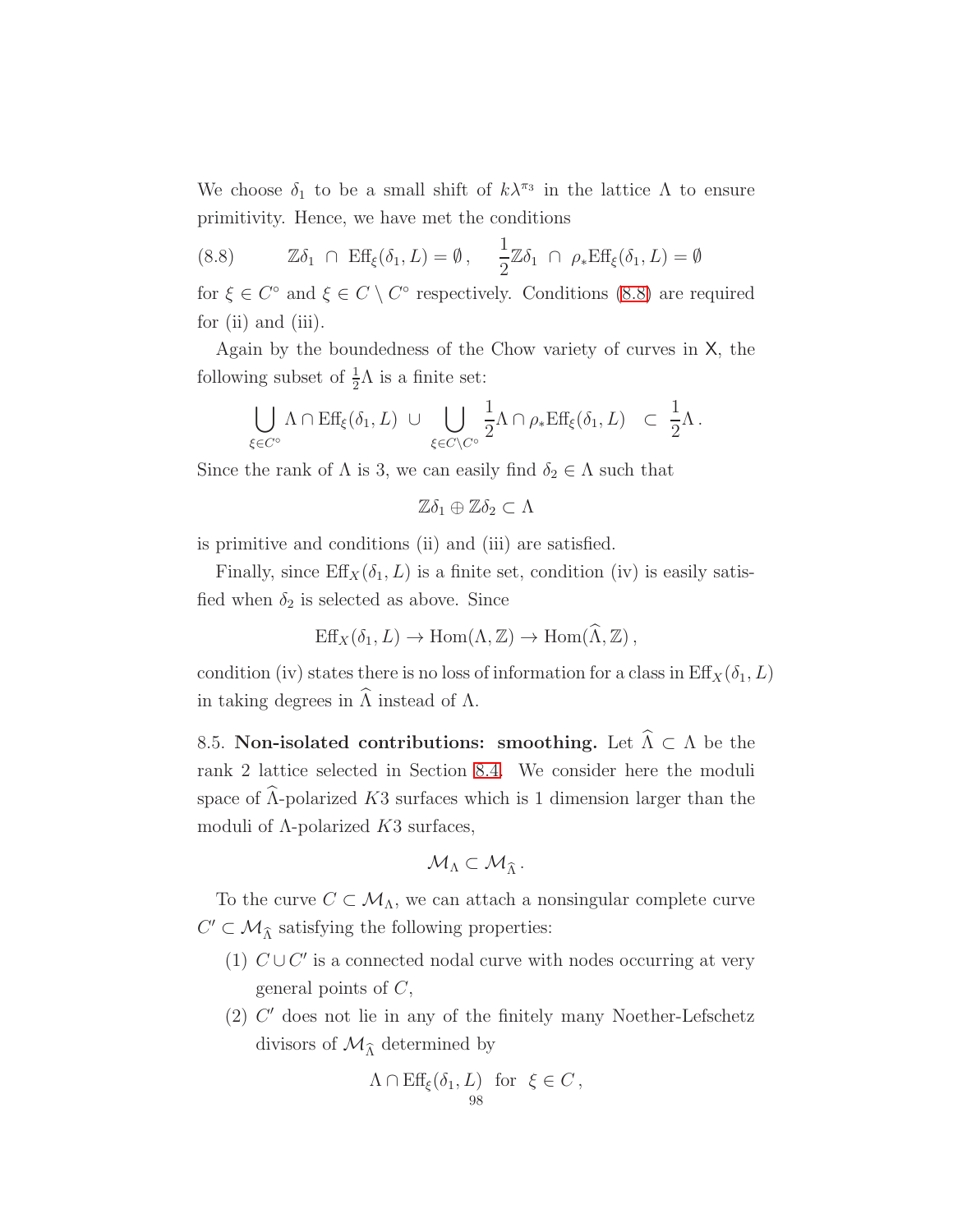We choose $\delta_1$ to be a small shift of $k\lambda^{\pi_3}$ in the lattice $\Lambda$ to ensure primitivity. Hence, we have met the conditions

$$\mathbb{Z}\delta_1 \ \cap \ \mathrm{Eff}_\xi(\delta_1, L) = \emptyset\,, \qquad \frac{1}{2}\mathbb{Z}\delta_1 \ \cap \ \rho_*\mathrm{Eff}_\xi(\delta_1, L) = \emptyset \tag{8.8}$$

for $\xi \in C^\circ$ and $\xi \in C \setminus C^\circ$ respectively. Conditions (8.8) are required for (ii) and (iii).

Again by the boundedness of the Chow variety of curves in $\mathsf{X}$, the following subset of $\frac{1}{2}\Lambda$ is a finite set:

$$\bigcup_{\xi \in C^\circ} \Lambda \cap \mathrm{Eff}_\xi(\delta_1, L) \ \cup \bigcup_{\xi \in C \setminus C^\circ} \frac{1}{2}\Lambda \cap \rho_*\mathrm{Eff}_\xi(\delta_1, L) \quad \subset \ \frac{1}{2}\Lambda\,.$$

Since the rank of $\Lambda$ is 3, we can easily find $\delta_2 \in \Lambda$ such that

$$\mathbb{Z}\delta_1 \oplus \mathbb{Z}\delta_2 \subset \Lambda$$

is primitive and conditions (ii) and (iii) are satisfied.

Finally, since $\mathrm{Eff}_X(\delta_1, L)$ is a finite set, condition (iv) is easily satisfied when $\delta_2$ is selected as above. Since

$$\mathrm{Eff}_X(\delta_1, L) \to \mathrm{Hom}(\Lambda, \mathbb{Z}) \to \mathrm{Hom}(\widehat{\Lambda}, \mathbb{Z})\,,$$

condition (iv) states there is no loss of information for a class in $\mathrm{Eff}_X(\delta_1, L)$ in taking degrees in $\widehat{\Lambda}$ instead of $\Lambda$.

8.5. **Non-isolated contributions: smoothing.** Let $\widehat{\Lambda} \subset \Lambda$ be the rank 2 lattice selected in Section 8.4. We consider here the moduli space of $\widehat{\Lambda}$-polarized $K3$ surfaces which is 1 dimension larger than the moduli of $\Lambda$-polarized $K3$ surfaces,

$$\mathcal{M}_\Lambda \subset \mathcal{M}_{\widehat{\Lambda}}\,.$$

To the curve $C \subset \mathcal{M}_\Lambda$, we can attach a nonsingular complete curve $C' \subset \mathcal{M}_{\widehat{\Lambda}}$ satisfying the following properties:

1. $C \cup C'$ is a connected nodal curve with nodes occurring at very general points of $C$,
2. $C'$ does not lie in any of the finitely many Noether-Lefschetz divisors of $\mathcal{M}_{\widehat{\Lambda}}$ determined by

$$\Lambda \cap \mathrm{Eff}_\xi(\delta_1, L) \ \text{ for } \ \xi \in C\,,$$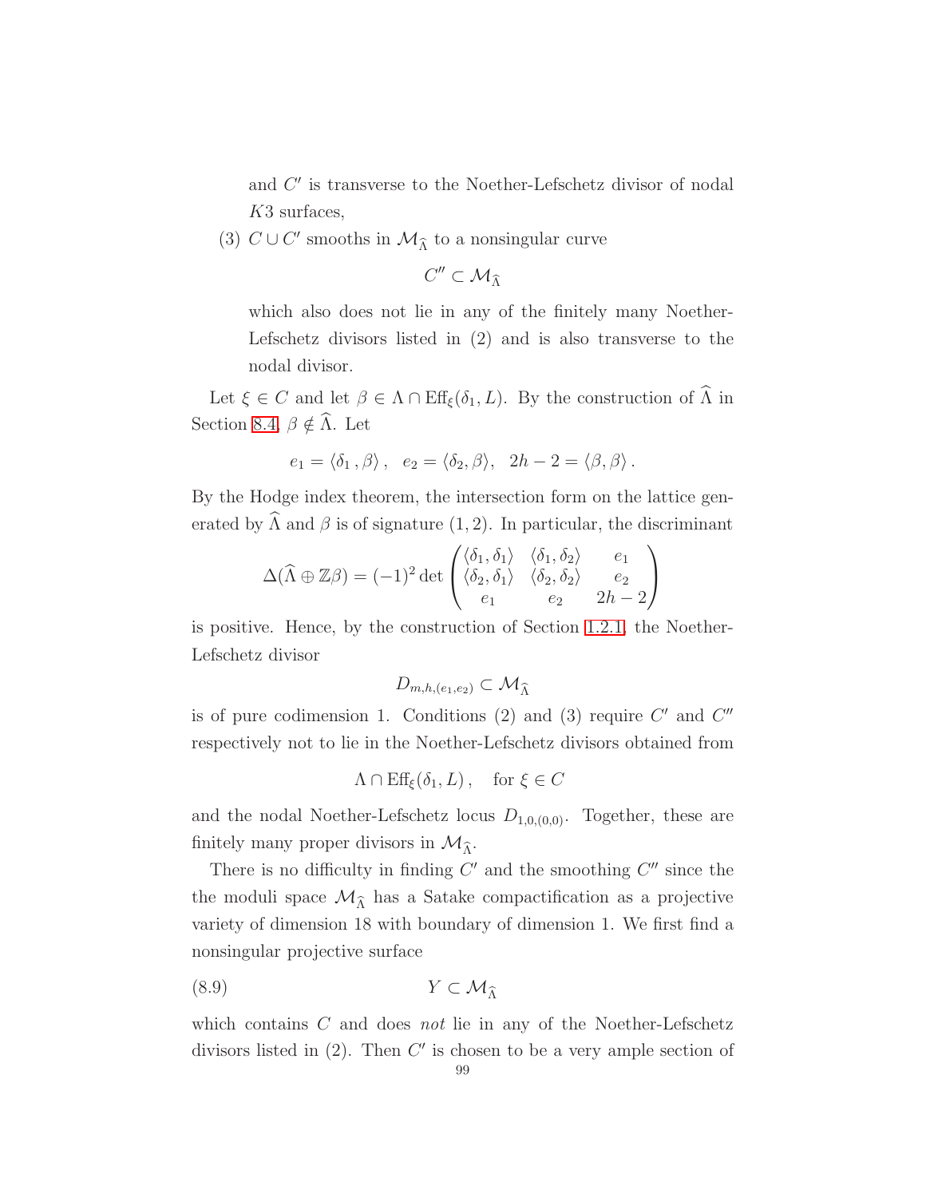and $C'$ is transverse to the Noether-Lefschetz divisor of nodal $K3$ surfaces,

(3) $C \cup C'$ smooths in $\mathcal{M}_{\widehat{\Lambda}}$ to a nonsingular curve

$$C'' \subset \mathcal{M}_{\widehat{\Lambda}}$$

which also does not lie in any of the finitely many Noether-Lefschetz divisors listed in (2) and is also transverse to the nodal divisor.

Let $\xi \in C$ and let $\beta \in \Lambda \cap \mathrm{Eff}_\xi(\delta_1, L)$. By the construction of $\widehat{\Lambda}$ in Section 8.4, $\beta \notin \widehat{\Lambda}$. Let

$$e_1 = \langle \delta_1 , \beta \rangle\,, \quad e_2 = \langle \delta_2, \beta \rangle, \quad 2h - 2 = \langle \beta, \beta \rangle\,.$$

By the Hodge index theorem, the intersection form on the lattice generated by $\widehat{\Lambda}$ and $\beta$ is of signature $(1,2)$. In particular, the discriminant

$$\Delta(\widehat{\Lambda} \oplus \mathbb{Z}\beta) = (-1)^2 \det \begin{pmatrix} \langle \delta_1, \delta_1 \rangle & \langle \delta_1, \delta_2 \rangle & e_1 \\ \langle \delta_2, \delta_1 \rangle & \langle \delta_2, \delta_2 \rangle & e_2 \\ e_1 & e_2 & 2h-2 \end{pmatrix}$$

is positive. Hence, by the construction of Section 1.2.1, the Noether-Lefschetz divisor

$$D_{m,h,(e_1,e_2)} \subset \mathcal{M}_{\widehat{\Lambda}}$$

is of pure codimension 1. Conditions (2) and (3) require $C'$ and $C''$ respectively not to lie in the Noether-Lefschetz divisors obtained from

$$\Lambda \cap \mathrm{Eff}_\xi(\delta_1, L)\,, \quad \text{for } \xi \in C$$

and the nodal Noether-Lefschetz locus $D_{1,0,(0,0)}$. Together, these are finitely many proper divisors in $\mathcal{M}_{\widehat{\Lambda}}$.

There is no difficulty in finding $C'$ and the smoothing $C''$ since the the moduli space $\mathcal{M}_{\widehat{\Lambda}}$ has a Satake compactification as a projective variety of dimension 18 with boundary of dimension 1. We first find a nonsingular projective surface

$$Y \subset \mathcal{M}_{\widehat{\Lambda}} \tag{8.9}$$

which contains $C$ and does *not* lie in any of the Noether-Lefschetz divisors listed in (2). Then $C'$ is chosen to be a very ample section of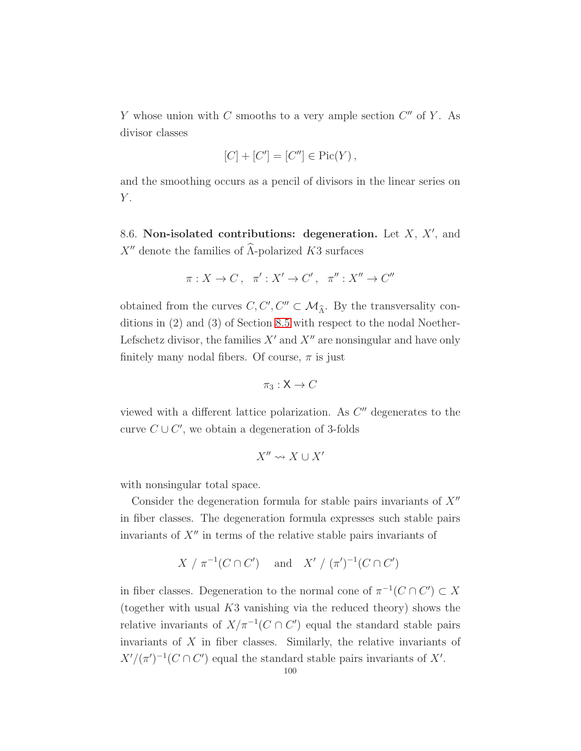$Y$ whose union with $C$ smooths to a very ample section $C''$ of $Y$. As divisor classes

$$[C] + [C'] = [C''] \in \mathrm{Pic}(Y)\,,$$

and the smoothing occurs as a pencil of divisors in the linear series on $Y$.

8.6. **Non-isolated contributions: degeneration.** Let $X$, $X'$, and $X''$ denote the families of $\widehat{\Lambda}$-polarized $K3$ surfaces

$$\pi : X \to C\,, \quad \pi' : X' \to C'\,, \quad \pi'' : X'' \to C''$$

obtained from the curves $C, C', C'' \subset \mathcal{M}_{\widehat{\Lambda}}$. By the transversality conditions in (2) and (3) of Section 8.5 with respect to the nodal Noether-Lefschetz divisor, the families $X'$ and $X''$ are nonsingular and have only finitely many nodal fibers. Of course, $\pi$ is just

$$\pi_3 : \mathsf{X} \to C$$

viewed with a different lattice polarization. As $C''$ degenerates to the curve $C \cup C'$, we obtain a degeneration of 3-folds

$$X'' \rightsquigarrow X \cup X'$$

with nonsingular total space.

Consider the degeneration formula for stable pairs invariants of $X''$ in fiber classes. The degeneration formula expresses such stable pairs invariants of $X''$ in terms of the relative stable pairs invariants of

$$X \;/\; \pi^{-1}(C \cap C') \quad \text{ and } \quad X' \;/\; (\pi')^{-1}(C \cap C')$$

in fiber classes. Degeneration to the normal cone of $\pi^{-1}(C \cap C') \subset X$ (together with usual $K3$ vanishing via the reduced theory) shows the relative invariants of $X/\pi^{-1}(C \cap C')$ equal the standard stable pairs invariants of $X$ in fiber classes. Similarly, the relative invariants of $X'/(\pi')^{-1}(C \cap C')$ equal the standard stable pairs invariants of $X'$.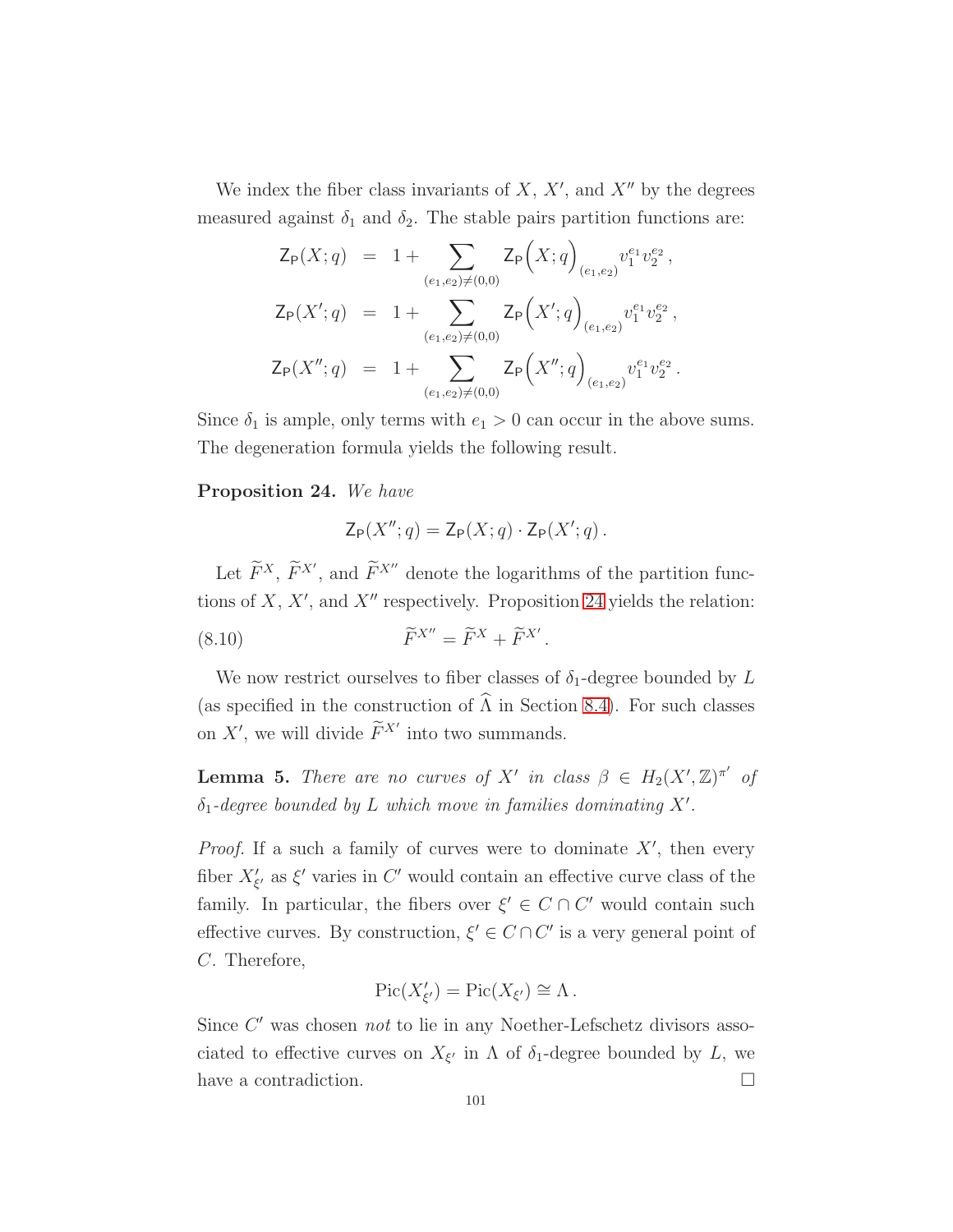We index the fiber class invariants of $X$, $X'$, and $X''$ by the degrees measured against $\delta_1$ and $\delta_2$. The stable pairs partition functions are:

$$
\begin{aligned}
\mathsf{Z}_{\mathsf{P}}(X;q) &= 1 + \sum_{(e_1,e_2)\neq(0,0)} \mathsf{Z}_{\mathsf{P}}\Big(X;q\Big)_{(e_1,e_2)} v_1^{e_1} v_2^{e_2}\,, \\
\mathsf{Z}_{\mathsf{P}}(X';q) &= 1 + \sum_{(e_1,e_2)\neq(0,0)} \mathsf{Z}_{\mathsf{P}}\Big(X';q\Big)_{(e_1,e_2)} v_1^{e_1} v_2^{e_2}\,, \\
\mathsf{Z}_{\mathsf{P}}(X'';q) &= 1 + \sum_{(e_1,e_2)\neq(0,0)} \mathsf{Z}_{\mathsf{P}}\Big(X'';q\Big)_{(e_1,e_2)} v_1^{e_1} v_2^{e_2}\,.
\end{aligned}
$$

Since $\delta_1$ is ample, only terms with $e_1 > 0$ can occur in the above sums. The degeneration formula yields the following result.

**Proposition 24.** *We have*

$$\mathsf{Z}_{\mathsf{P}}(X'';q) = \mathsf{Z}_{\mathsf{P}}(X;q) \cdot \mathsf{Z}_{\mathsf{P}}(X';q)\,.$$

Let $\widetilde{F}^X$, $\widetilde{F}^{X'}$, and $\widetilde{F}^{X''}$ denote the logarithms of the partition functions of $X$, $X'$, and $X''$ respectively. Proposition 24 yields the relation:

$$\widetilde{F}^{X''} = \widetilde{F}^X + \widetilde{F}^{X'}\,. \tag{8.10}$$

We now restrict ourselves to fiber classes of $\delta_1$-degree bounded by $L$ (as specified in the construction of $\widehat{\Lambda}$ in Section 8.4). For such classes on $X'$, we will divide $\widetilde{F}^{X'}$ into two summands.

**Lemma 5.** *There are no curves of $X'$ in class $\beta \in H_2(X',\mathbb{Z})^{\pi'}$ of $\delta_1$-degree bounded by $L$ which move in families dominating $X'$.*

*Proof.* If a such a family of curves were to dominate $X'$, then every fiber $X'_{\xi'}$ as $\xi'$ varies in $C'$ would contain an effective curve class of the family. In particular, the fibers over $\xi' \in C \cap C'$ would contain such effective curves. By construction, $\xi' \in C \cap C'$ is a very general point of $C$. Therefore,

$$\mathrm{Pic}(X'_{\xi'}) = \mathrm{Pic}(X_{\xi'}) \cong \Lambda\,.$$

Since $C'$ was chosen *not* to lie in any Noether-Lefschetz divisors associated to effective curves on $X_{\xi'}$ in $\Lambda$ of $\delta_1$-degree bounded by $L$, we have a contradiction. $\square$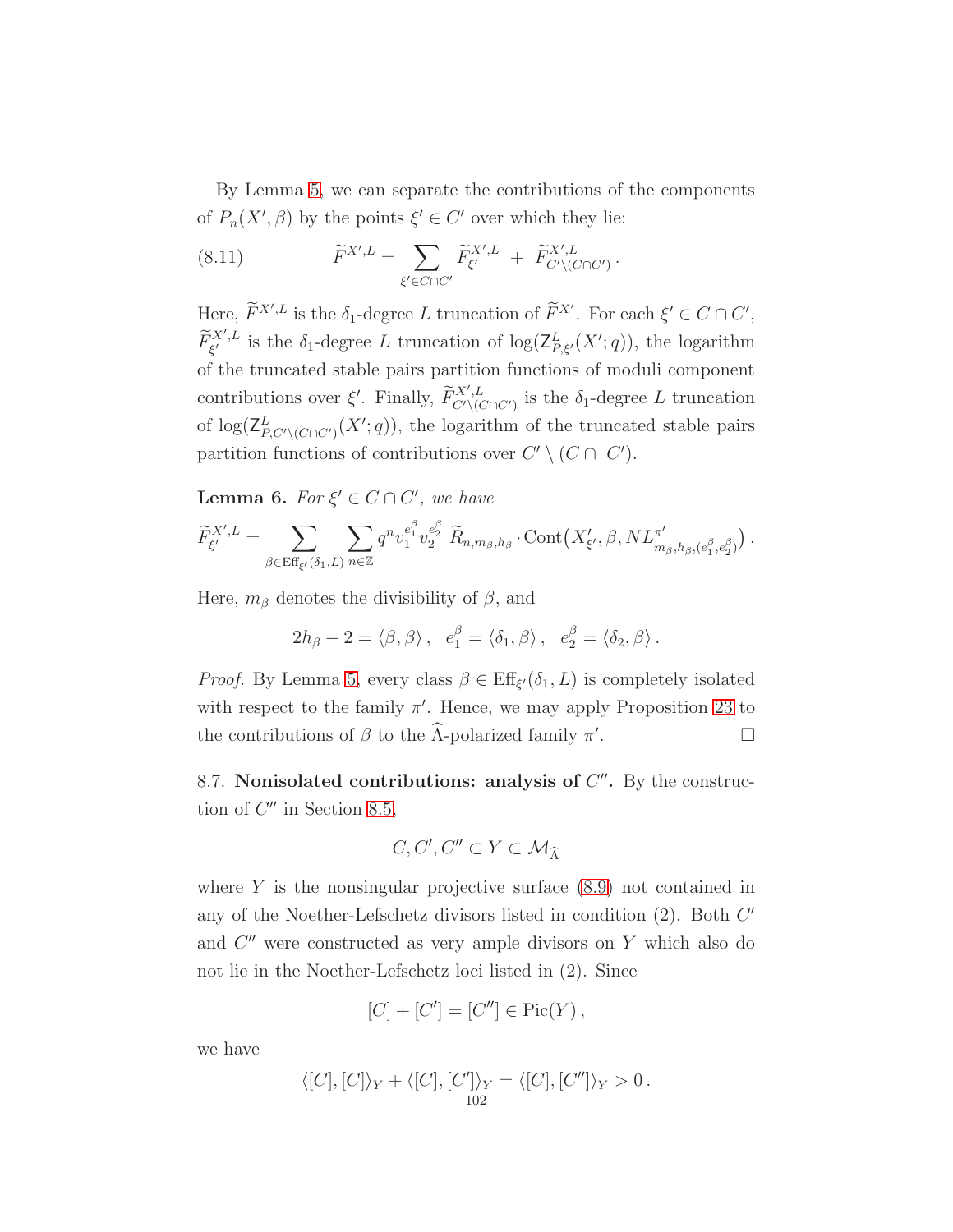By Lemma 5, we can separate the contributions of the components of $P_n(X', \beta)$ by the points $\xi' \in C'$ over which they lie:

$$\widetilde{F}^{X',L} = \sum_{\xi' \in C \cap C'} \widetilde{F}^{X',L}_{\xi'} \; + \; \widetilde{F}^{X',L}_{C' \setminus (C \cap C')} . \tag{8.11}$$

Here, $\widetilde{F}^{X',L}$ is the $\delta_1$-degree $L$ truncation of $\widetilde{F}^{X'}$. For each $\xi' \in C \cap C'$, $\widetilde{F}^{X',L}_{\xi'}$ is the $\delta_1$-degree $L$ truncation of $\log(\mathsf{Z}^L_{P,\xi'}(X';q))$, the logarithm of the truncated stable pairs partition functions of moduli component contributions over $\xi'$. Finally, $\widetilde{F}^{X',L}_{C' \setminus (C \cap C')}$ is the $\delta_1$-degree $L$ truncation of $\log(\mathsf{Z}^L_{P,C' \setminus (C \cap C')}(X';q))$, the logarithm of the truncated stable pairs partition functions of contributions over $C' \setminus (C \cap \, C')$.

**Lemma 6.** *For $\xi' \in C \cap C'$, we have*

$$\widetilde{F}^{X',L}_{\xi'} = \sum_{\beta \in \mathrm{Eff}_{\xi'}(\delta_1, L)} \sum_{n \in \mathbb{Z}} q^n v_1^{e_1^\beta} v_2^{e_2^\beta} \; \widetilde{R}_{n,m_\beta,h_\beta} \cdot \mathrm{Cont}\big(X'_{\xi'}, \beta, NL^{\pi'}_{m_\beta, h_\beta, (e_1^\beta, e_2^\beta)}\big) \, .$$

Here, $m_\beta$ denotes the divisibility of $\beta$, and

$$2h_\beta - 2 = \langle \beta, \beta \rangle \, , \quad e_1^\beta = \langle \delta_1, \beta \rangle \, , \quad e_2^\beta = \langle \delta_2, \beta \rangle \, .$$

*Proof.* By Lemma 5, every class $\beta \in \mathrm{Eff}_{\xi'}(\delta_1, L)$ is completely isolated with respect to the family $\pi'$. Hence, we may apply Proposition 23 to the contributions of $\beta$ to the $\widehat{\Lambda}$-polarized family $\pi'$. $\square$

## 8.7. Nonisolated contributions: analysis of $C''$.

By the construction of $C''$ in Section 8.5,

$$C, C', C'' \subset Y \subset \mathcal{M}_{\widehat{\Lambda}}$$

where $Y$ is the nonsingular projective surface (8.9) not contained in any of the Noether-Lefschetz divisors listed in condition (2). Both $C'$ and $C''$ were constructed as very ample divisors on $Y$ which also do not lie in the Noether-Lefschetz loci listed in (2). Since

$$[C] + [C'] = [C''] \in \mathrm{Pic}(Y) \, ,$$

we have

$$\langle [C], [C] \rangle_Y + \langle [C], [C'] \rangle_Y = \langle [C], [C''] \rangle_Y > 0 \, .$$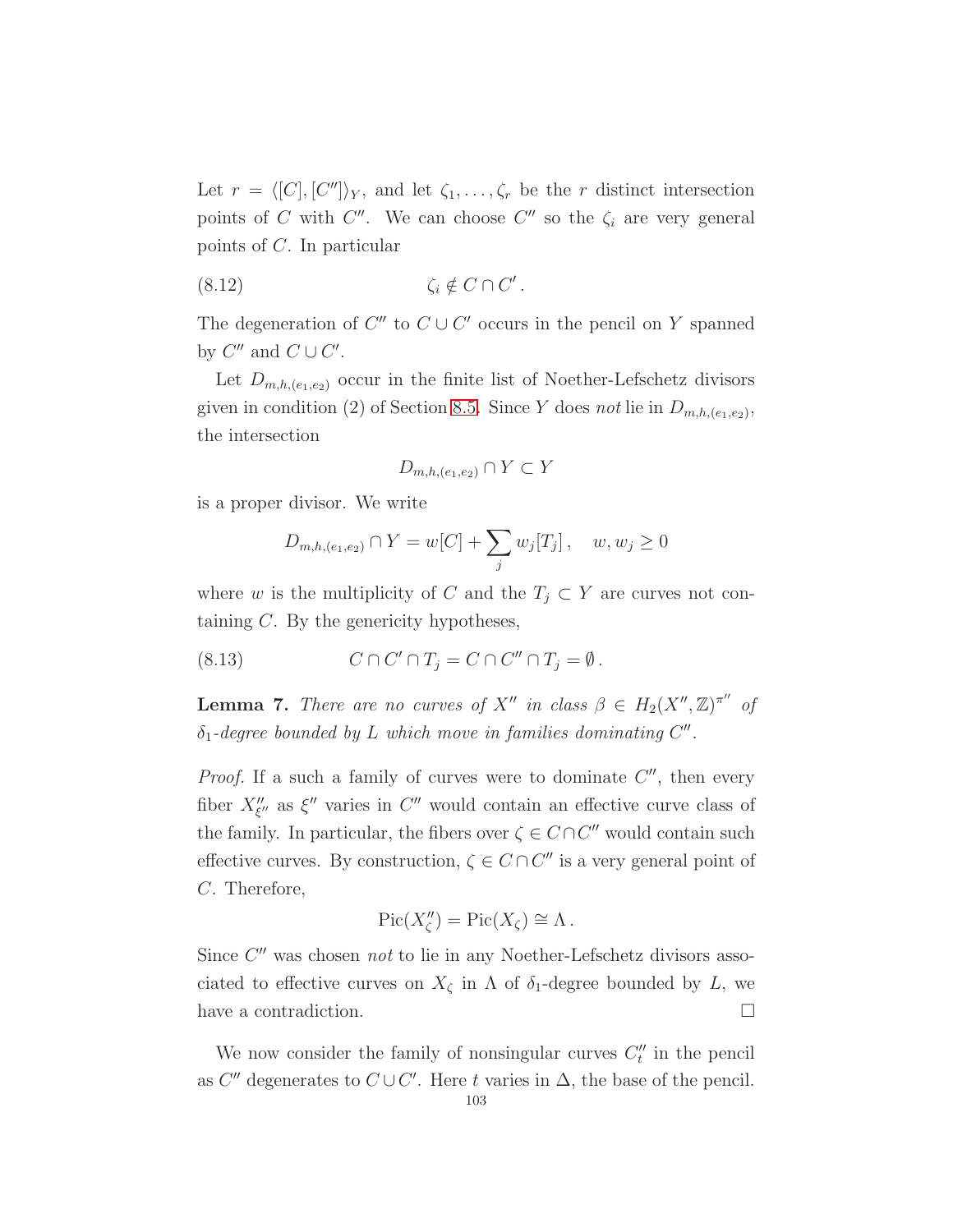Let $r = \langle [C], [C''] \rangle_Y$, and let $\zeta_1, \ldots, \zeta_r$ be the $r$ distinct intersection points of $C$ with $C''$. We can choose $C''$ so the $\zeta_i$ are very general points of $C$. In particular

$$\zeta_i \notin C \cap C' \,. \tag{8.12}$$

The degeneration of $C''$ to $C \cup C'$ occurs in the pencil on $Y$ spanned by $C''$ and $C \cup C'$.

Let $D_{m,h,(e_1,e_2)}$ occur in the finite list of Noether-Lefschetz divisors given in condition (2) of Section 8.5. Since $Y$ does *not* lie in $D_{m,h,(e_1,e_2)}$, the intersection

$$D_{m,h,(e_1,e_2)} \cap Y \subset Y$$

is a proper divisor. We write

$$D_{m,h,(e_1,e_2)} \cap Y = w[C] + \sum_j w_j [T_j] \,, \quad w, w_j \geq 0$$

where $w$ is the multiplicity of $C$ and the $T_j \subset Y$ are curves not containing $C$. By the genericity hypotheses,

$$C \cap C' \cap T_j = C \cap C'' \cap T_j = \emptyset \,. \tag{8.13}$$

**Lemma 7.** *There are no curves of $X''$ in class $\beta \in H_2(X'', \mathbb{Z})^{\pi''}$ of $\delta_1$-degree bounded by $L$ which move in families dominating $C''$.*

*Proof.* If a such a family of curves were to dominate $C''$, then every fiber $X''_{\xi''}$ as $\xi''$ varies in $C''$ would contain an effective curve class of the family. In particular, the fibers over $\zeta \in C \cap C''$ would contain such effective curves. By construction, $\zeta \in C \cap C''$ is a very general point of $C$. Therefore,

$$\mathrm{Pic}(X''_\zeta) = \mathrm{Pic}(X_\zeta) \cong \Lambda \,.$$

Since $C''$ was chosen *not* to lie in any Noether-Lefschetz divisors associated to effective curves on $X_\zeta$ in $\Lambda$ of $\delta_1$-degree bounded by $L$, we have a contradiction. $\square$

We now consider the family of nonsingular curves $C''_t$ in the pencil as $C''$ degenerates to $C \cup C'$. Here $t$ varies in $\Delta$, the base of the pencil.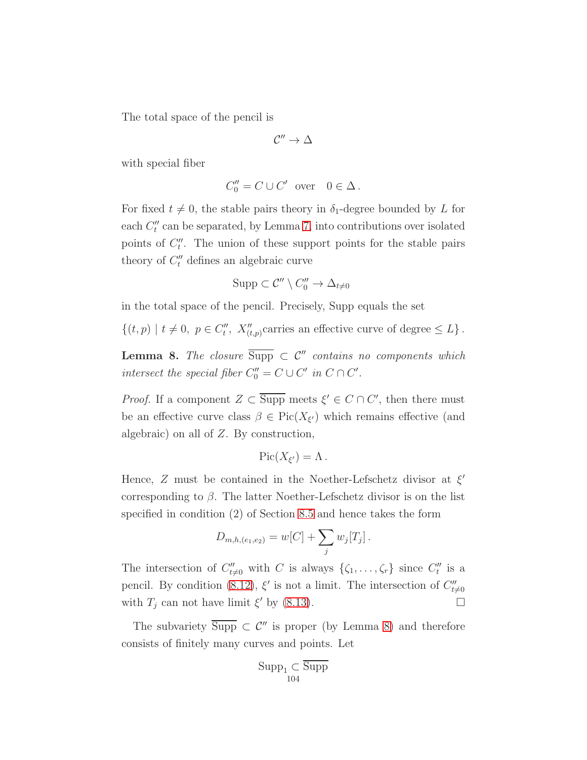The total space of the pencil is

$$\mathcal{C}'' \to \Delta$$

with special fiber

$$C''_0 = C \cup C' \ \text{ over } \quad 0 \in \Delta\,.$$

For fixed $t \neq 0$, the stable pairs theory in $\delta_1$-degree bounded by $L$ for each $C''_t$ can be separated, by Lemma 7, into contributions over isolated points of $C''_t$. The union of these support points for the stable pairs theory of $C''_t$ defines an algebraic curve

$$\text{Supp} \subset \mathcal{C}'' \setminus C''_0 \to \Delta_{t\neq 0}$$

in the total space of the pencil. Precisely, Supp equals the set

$$\{(t,p) \mid t \neq 0,\ p \in C''_t,\ X''_{(t,p)} \text{carries an effective curve of degree} \leq L\}\,.$$

**Lemma 8.** *The closure $\overline{\text{Supp}} \subset \mathcal{C}''$ contains no components which intersect the special fiber $C''_0 = C \cup C'$ in $C \cap C'$.*

*Proof.* If a component $Z \subset \overline{\text{Supp}}$ meets $\xi' \in C \cap C'$, then there must be an effective curve class $\beta \in \text{Pic}(X_{\xi'})$ which remains effective (and algebraic) on all of $Z$. By construction,

$$\text{Pic}(X_{\xi'}) = \Lambda\,.$$

Hence, $Z$ must be contained in the Noether-Lefschetz divisor at $\xi'$ corresponding to $\beta$. The latter Noether-Lefschetz divisor is on the list specified in condition (2) of Section 8.5 and hence takes the form

$$D_{m,h,(e_1,e_2)} = w[C] + \sum_j w_j[T_j]\,.$$

The intersection of $C''_{t\neq 0}$ with $C$ is always $\{\zeta_1, \ldots, \zeta_r\}$ since $C''_t$ is a pencil. By condition (8.12), $\xi'$ is not a limit. The intersection of $C''_{t\neq 0}$ with $T_j$ can not have limit $\xi'$ by (8.13). $\square$

The subvariety $\overline{\text{Supp}} \subset \mathcal{C}''$ is proper (by Lemma 8) and therefore consists of finitely many curves and points. Let

$$\text{Supp}_1 \subset \overline{\text{Supp}}$$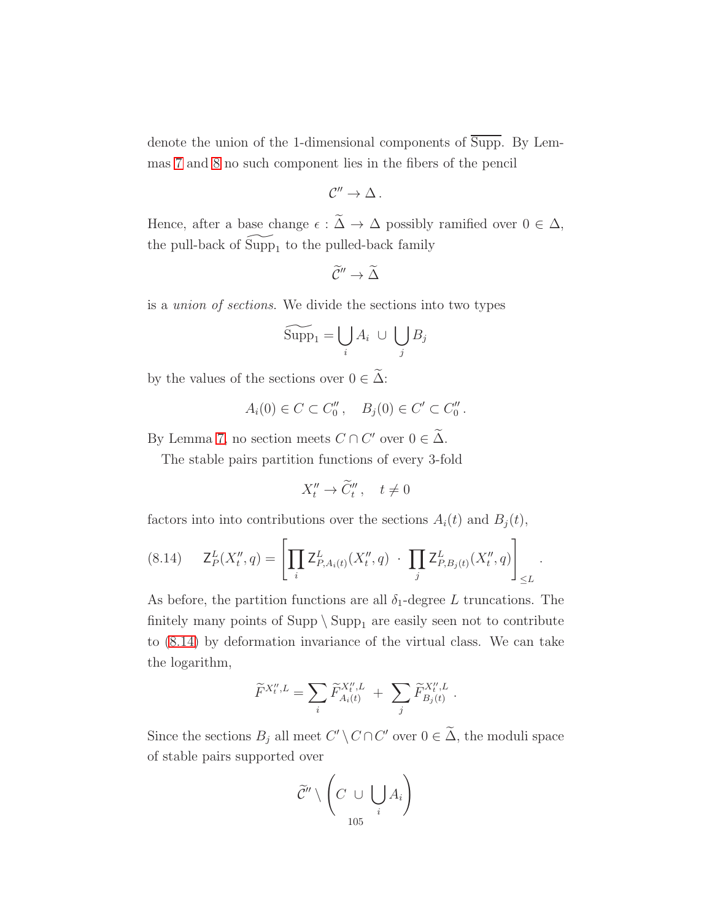denote the union of the 1-dimensional components of $\overline{\text{Supp}}$. By Lemmas 7 and 8 no such component lies in the fibers of the pencil

$$\mathcal{C}'' \to \Delta\,.$$

Hence, after a base change $\epsilon : \widetilde{\Delta} \to \Delta$ possibly ramified over $0 \in \Delta$, the pull-back of $\widetilde{\text{Supp}_1}$ to the pulled-back family

$$\widetilde{\mathcal{C}}'' \to \widetilde{\Delta}$$

is a *union of sections*. We divide the sections into two types

$$\widetilde{\text{Supp}_1} = \bigcup_i A_i \ \cup \ \bigcup_j B_j$$

by the values of the sections over $0 \in \widetilde{\Delta}$:

$$A_i(0) \in C \subset C''_0\,, \quad B_j(0) \in C' \subset C''_0\,.$$

By Lemma 7, no section meets $C \cap C'$ over $0 \in \widetilde{\Delta}$.

The stable pairs partition functions of every 3-fold

$$X''_t \to \widetilde{C}''_t\,, \quad t \neq 0$$

factors into into contributions over the sections $A_i(t)$ and $B_j(t)$,

$$\mathsf{Z}_P^L(X''_t, q) = \left[\prod_i \mathsf{Z}^L_{P,A_i(t)}(X''_t, q) \ \cdot \ \prod_j \mathsf{Z}^L_{P,B_j(t)}(X''_t, q)\right]_{\leq L}\,. \tag{8.14}$$

As before, the partition functions are all $\delta_1$-degree $L$ truncations. The finitely many points of $\text{Supp} \setminus \text{Supp}_1$ are easily seen not to contribute to (8.14) by deformation invariance of the virtual class. We can take the logarithm,

$$\widetilde{F}^{X''_t,L} = \sum_i \widetilde{F}^{X''_t,L}_{A_i(t)} \ + \ \sum_j \widetilde{F}^{X''_t,L}_{B_j(t)}\,.$$

Since the sections $B_j$ all meet $C' \setminus C \cap C'$ over $0 \in \widetilde{\Delta}$, the moduli space of stable pairs supported over

$$\widetilde{\mathcal{C}}'' \setminus \left( C \ \cup \ \bigcup_i A_i \right)$$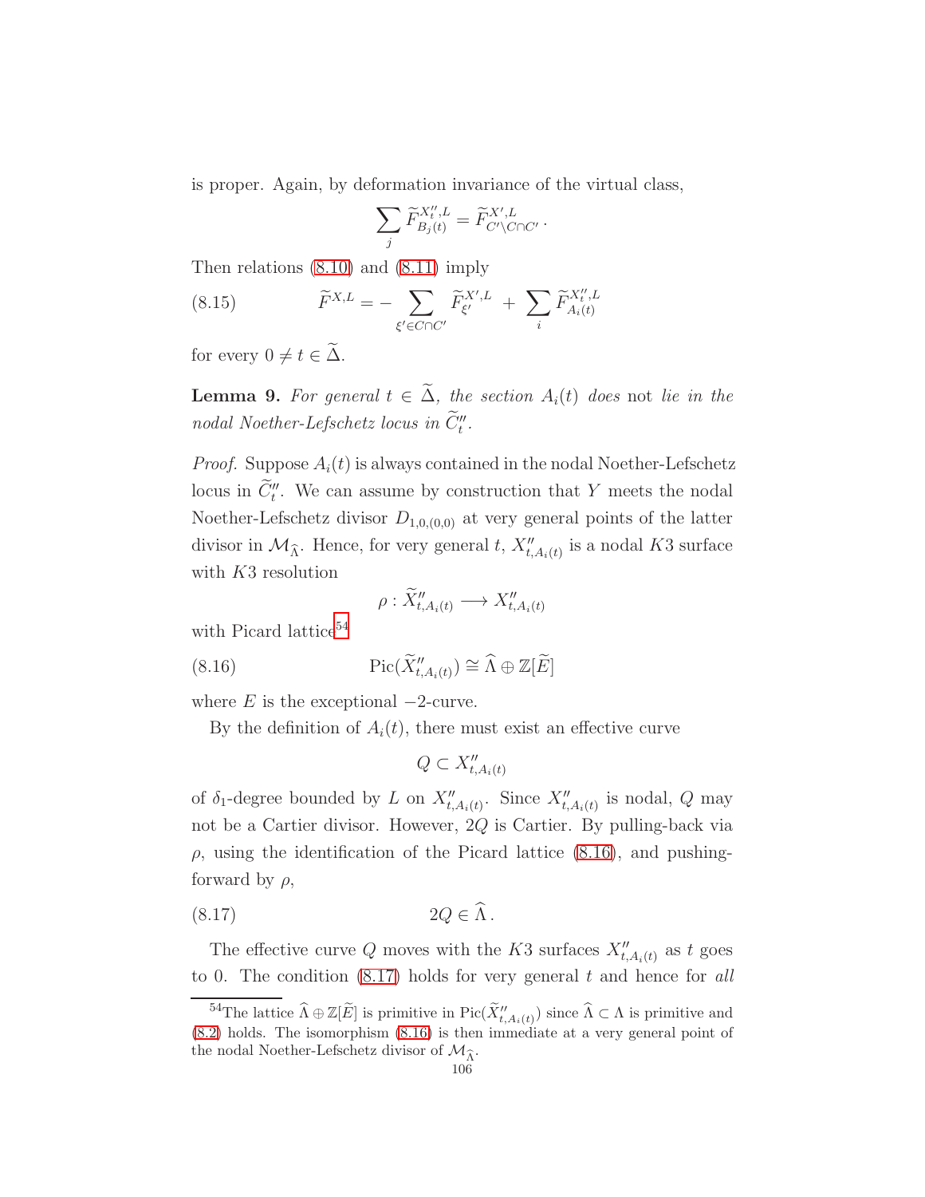is proper. Again, by deformation invariance of the virtual class,

$$\sum_j \widetilde{F}^{X''_t,L}_{B_j(t)} = \widetilde{F}^{X',L}_{C'\setminus C\cap C'}\,.$$

Then relations (8.10) and (8.11) imply

$$\widetilde{F}^{X,L} = -\sum_{\xi'\in C\cap C'} \widetilde{F}^{X',L}_{\xi'} \;+\; \sum_i \widetilde{F}^{X''_t,L}_{A_i(t)} \tag{8.15}$$

for every $0 \neq t \in \widetilde{\Delta}$.

**Lemma 9.** *For general $t \in \widetilde{\Delta}$, the section $A_i(t)$ does* not *lie in the nodal Noether-Lefschetz locus in $\widetilde{C}''_t$.*

*Proof.* Suppose $A_i(t)$ is always contained in the nodal Noether-Lefschetz locus in $\widetilde{C}''_t$. We can assume by construction that $Y$ meets the nodal Noether-Lefschetz divisor $D_{1,0,(0,0)}$ at very general points of the latter divisor in $\mathcal{M}_{\widehat{\Lambda}}$. Hence, for very general $t$, $X''_{t,A_i(t)}$ is a nodal $K3$ surface with $K3$ resolution

$$\rho : \widetilde{X}''_{t,A_i(t)} \longrightarrow X''_{t,A_i(t)}$$

with Picard lattice[54]

$$\mathrm{Pic}(\widetilde{X}''_{t,A_i(t)}) \cong \widehat{\Lambda} \oplus \mathbb{Z}[\widetilde{E}] \tag{8.16}$$

where $E$ is the exceptional $-2$-curve.

By the definition of $A_i(t)$, there must exist an effective curve

$$Q \subset X''_{t,A_i(t)}$$

of $\delta_1$-degree bounded by $L$ on $X''_{t,A_i(t)}$. Since $X''_{t,A_i(t)}$ is nodal, $Q$ may not be a Cartier divisor. However, $2Q$ is Cartier. By pulling-back via $\rho$, using the identification of the Picard lattice (8.16), and pushing-forward by $\rho$,

$$2Q \in \widehat{\Lambda}\,. \tag{8.17}$$

The effective curve $Q$ moves with the $K3$ surfaces $X''_{t,A_i(t)}$ as $t$ goes to 0. The condition (8.17) holds for very general $t$ and hence for *all*

[54] The lattice $\widehat{\Lambda} \oplus \mathbb{Z}[\widetilde{E}]$ is primitive in $\mathrm{Pic}(\widetilde{X}''_{t,A_i(t)})$ since $\widehat{\Lambda} \subset \Lambda$ is primitive and (8.2) holds. The isomorphism (8.16) is then immediate at a very general point of the nodal Noether-Lefschetz divisor of $\mathcal{M}_{\widehat{\Lambda}}$.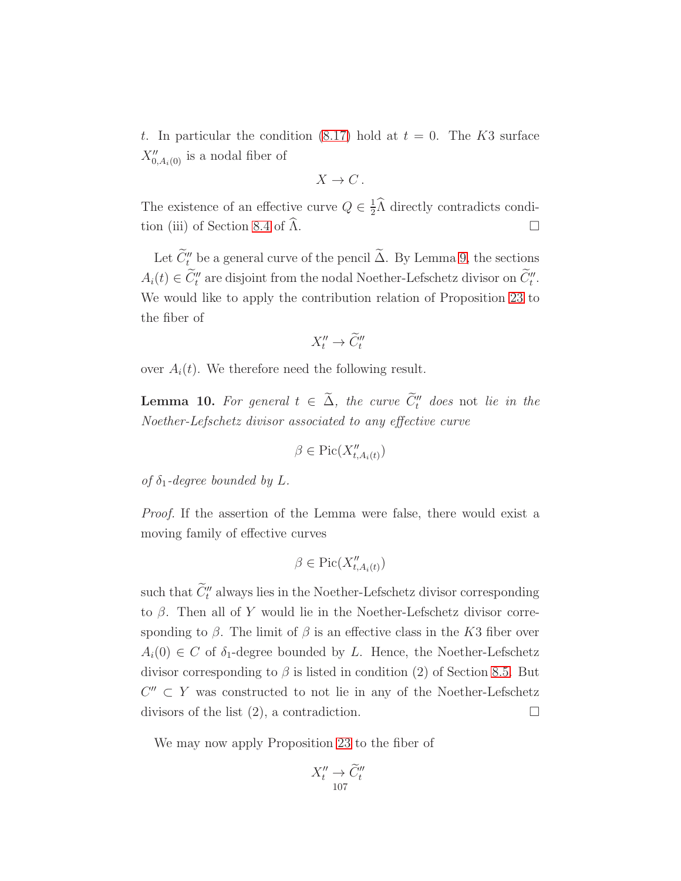$t$. In particular the condition (8.17) hold at $t = 0$. The $K3$ surface $X''_{0,A_i(0)}$ is a nodal fiber of

$$X \to C\,.$$

The existence of an effective curve $Q \in \frac{1}{2}\widehat{\Lambda}$ directly contradicts condition (iii) of Section 8.4 of $\widehat{\Lambda}$. $\square$

Let $\widetilde{C}''_t$ be a general curve of the pencil $\widetilde{\Delta}$. By Lemma 9, the sections $A_i(t) \in \widetilde{C}''_t$ are disjoint from the nodal Noether-Lefschetz divisor on $\widetilde{C}''_t$. We would like to apply the contribution relation of Proposition 23 to the fiber of

$$X''_t \to \widetilde{C}''_t$$

over $A_i(t)$. We therefore need the following result.

**Lemma 10.** *For general $t \in \widetilde{\Delta}$, the curve $\widetilde{C}''_t$ does* not *lie in the Noether-Lefschetz divisor associated to any effective curve*

$$\beta \in \mathrm{Pic}(X''_{t,A_i(t)})$$

*of $\delta_1$-degree bounded by $L$.*

*Proof.* If the assertion of the Lemma were false, there would exist a moving family of effective curves

$$\beta \in \mathrm{Pic}(X''_{t,A_i(t)})$$

such that $\widetilde{C}''_t$ always lies in the Noether-Lefschetz divisor corresponding to $\beta$. Then all of $Y$ would lie in the Noether-Lefschetz divisor corresponding to $\beta$. The limit of $\beta$ is an effective class in the $K3$ fiber over $A_i(0) \in C$ of $\delta_1$-degree bounded by $L$. Hence, the Noether-Lefschetz divisor corresponding to $\beta$ is listed in condition (2) of Section 8.5. But $C'' \subset Y$ was constructed to not lie in any of the Noether-Lefschetz divisors of the list (2), a contradiction. $\square$

We may now apply Proposition 23 to the fiber of

$$X''_t \to \widetilde{C}''_t$$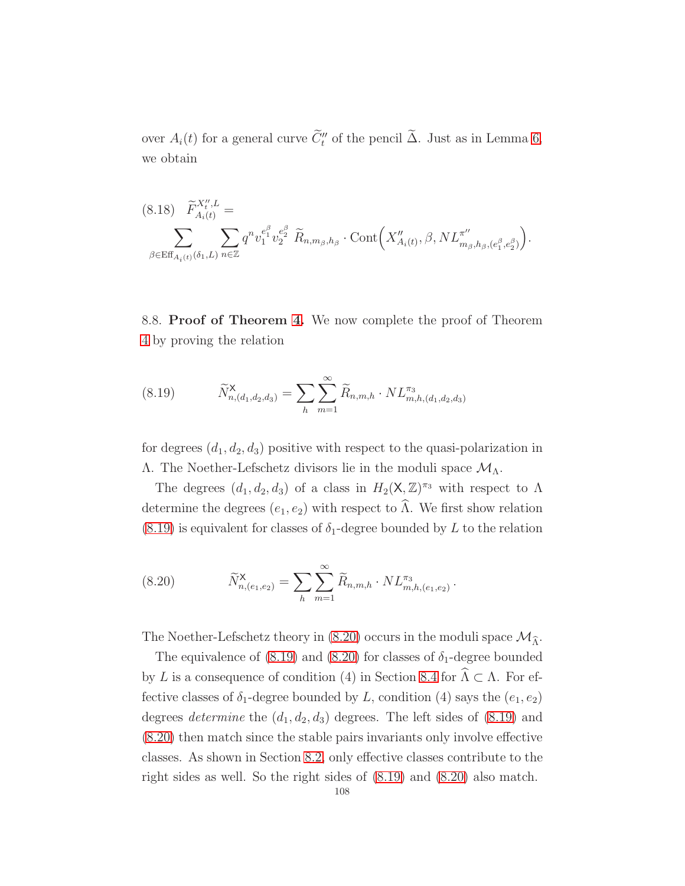over $A_i(t)$ for a general curve $\widetilde{C}''_t$ of the pencil $\widetilde{\Delta}$. Just as in Lemma 6, we obtain

$$
(8.18)\quad \widetilde{F}^{X''_t,L}_{A_i(t)} = \sum_{\beta \in \mathrm{Eff}_{A_i(t)}(\delta_1,L)} \sum_{n\in\mathbb{Z}} q^n v_1^{e_1^\beta} v_2^{e_2^\beta}\ \widetilde{R}_{n,m_\beta,h_\beta} \cdot \mathrm{Cont}\Big(X''_{A_i(t)}, \beta, NL^{\pi''}_{m_\beta,h_\beta,(e_1^\beta,e_2^\beta)}\Big).
$$

8.8. **Proof of Theorem 4.** We now complete the proof of Theorem 4 by proving the relation

$$
(8.19)\qquad \widetilde{N}^{\mathsf{X}}_{n,(d_1,d_2,d_3)} = \sum_h \sum_{m=1}^{\infty} \widetilde{R}_{n,m,h} \cdot NL^{\pi_3}_{m,h,(d_1,d_2,d_3)}
$$

for degrees $(d_1, d_2, d_3)$ positive with respect to the quasi-polarization in $\Lambda$. The Noether-Lefschetz divisors lie in the moduli space $\mathcal{M}_\Lambda$.

The degrees $(d_1, d_2, d_3)$ of a class in $H_2(\mathsf{X}, \mathbb{Z})^{\pi_3}$ with respect to $\Lambda$ determine the degrees $(e_1, e_2)$ with respect to $\widehat{\Lambda}$. We first show relation (8.19) is equivalent for classes of $\delta_1$-degree bounded by $L$ to the relation

$$
(8.20)\qquad \widetilde{N}^{\mathsf{X}}_{n,(e_1,e_2)} = \sum_h \sum_{m=1}^{\infty} \widetilde{R}_{n,m,h} \cdot NL^{\pi_3}_{m,h,(e_1,e_2)}\,.
$$

The Noether-Lefschetz theory in (8.20) occurs in the moduli space $\mathcal{M}_{\widehat{\Lambda}}$.

The equivalence of (8.19) and (8.20) for classes of $\delta_1$-degree bounded by $L$ is a consequence of condition (4) in Section 8.4 for $\widehat{\Lambda} \subset \Lambda$. For effective classes of $\delta_1$-degree bounded by $L$, condition (4) says the $(e_1, e_2)$ degrees *determine* the $(d_1, d_2, d_3)$ degrees. The left sides of (8.19) and (8.20) then match since the stable pairs invariants only involve effective classes. As shown in Section 8.2, only effective classes contribute to the right sides as well. So the right sides of (8.19) and (8.20) also match.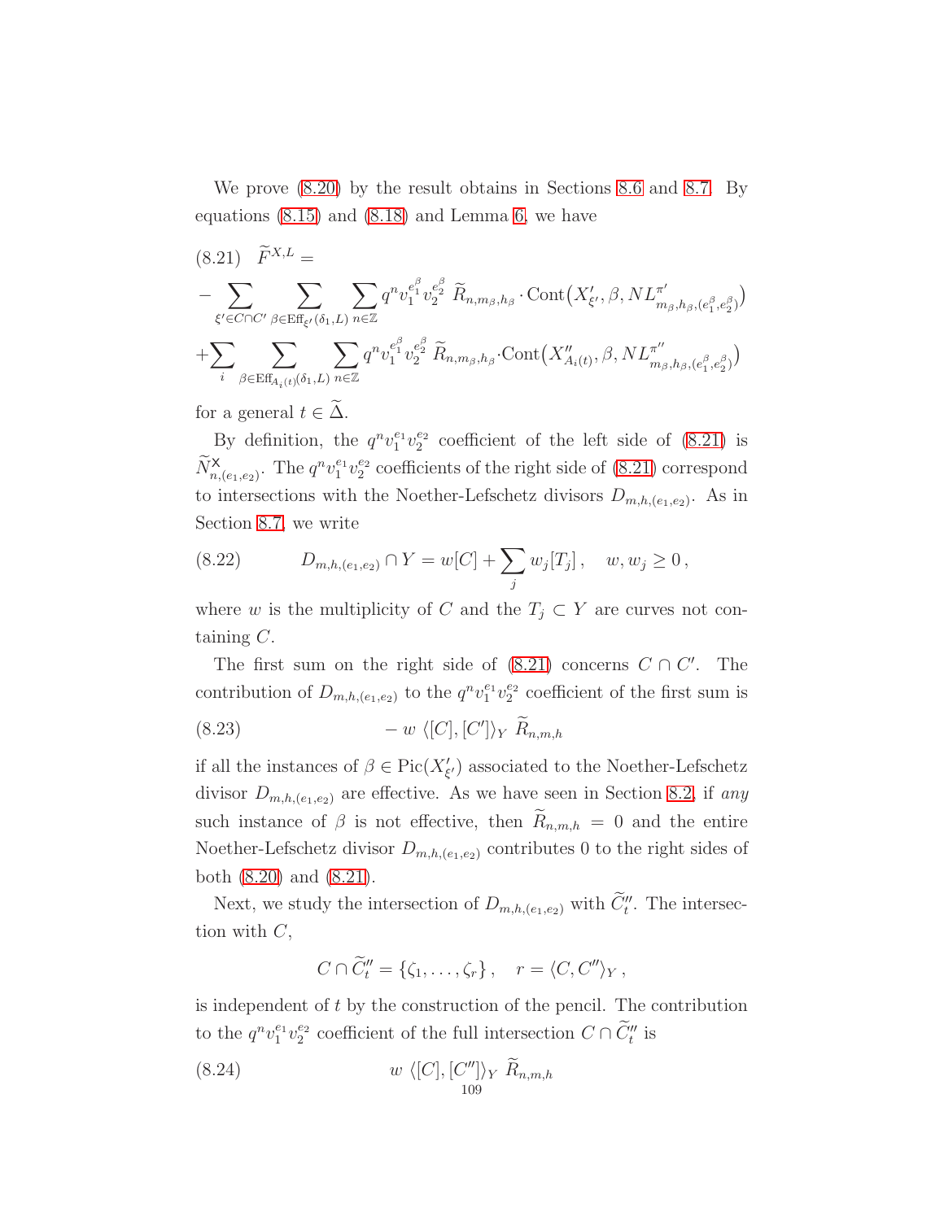We prove (8.20) by the result obtains in Sections 8.6 and 8.7. By equations (8.15) and (8.18) and Lemma 6, we have

$$
(8.21)\quad \widetilde{F}^{X,L} = \\
-\sum_{\xi' \in C\cap C'} \sum_{\beta \in \mathrm{Eff}_{\xi'}(\delta_1, L)} \sum_{n\in\mathbb{Z}} q^n v_1^{e_1^\beta} v_2^{e_2^\beta}\ \widetilde{R}_{n,m_\beta,h_\beta} \cdot \mathrm{Cont}\big(X'_{\xi'}, \beta, NL^{\pi'}_{m_\beta,h_\beta,(e_1^\beta,e_2^\beta)}\big) \\
+\sum_i \sum_{\beta \in \mathrm{Eff}_{A_i(t)}(\delta_1, L)} \sum_{n\in\mathbb{Z}} q^n v_1^{e_1^\beta} v_2^{e_2^\beta}\ \widetilde{R}_{n,m_\beta,h_\beta} \cdot \mathrm{Cont}\big(X''_{A_i(t)}, \beta, NL^{\pi''}_{m_\beta,h_\beta,(e_1^\beta,e_2^\beta)}\big)
$$

for a general $t \in \widetilde{\Delta}$.

By definition, the $q^n v_1^{e_1} v_2^{e_2}$ coefficient of the left side of (8.21) is $\widetilde{N}^{\mathsf{X}}_{n,(e_1,e_2)}$. The $q^n v_1^{e_1} v_2^{e_2}$ coefficients of the right side of (8.21) correspond to intersections with the Noether-Lefschetz divisors $D_{m,h,(e_1,e_2)}$. As in Section 8.7, we write

$$
(8.22)\qquad D_{m,h,(e_1,e_2)} \cap Y = w[C] + \sum_j w_j [T_j]\,, \quad w, w_j \geq 0\,,
$$

where $w$ is the multiplicity of $C$ and the $T_j \subset Y$ are curves not containing $C$.

The first sum on the right side of (8.21) concerns $C \cap C'$. The contribution of $D_{m,h,(e_1,e_2)}$ to the $q^n v_1^{e_1} v_2^{e_2}$ coefficient of the first sum is

$$
(8.23)\qquad -\, w\ \langle [C], [C'] \rangle_Y\ \widetilde{R}_{n,m,h}
$$

if all the instances of $\beta \in \mathrm{Pic}(X'_{\xi'})$ associated to the Noether-Lefschetz divisor $D_{m,h,(e_1,e_2)}$ are effective. As we have seen in Section 8.2, if *any* such instance of $\beta$ is not effective, then $\widetilde{R}_{n,m,h} = 0$ and the entire Noether-Lefschetz divisor $D_{m,h,(e_1,e_2)}$ contributes 0 to the right sides of both (8.20) and (8.21).

Next, we study the intersection of $D_{m,h,(e_1,e_2)}$ with $\widetilde{C}''_t$. The intersection with $C$,

$$
C \cap \widetilde{C}''_t = \{\zeta_1, \ldots, \zeta_r\}\,, \quad r = \langle C, C'' \rangle_Y\,,
$$

is independent of $t$ by the construction of the pencil. The contribution to the $q^n v_1^{e_1} v_2^{e_2}$ coefficient of the full intersection $C \cap \widetilde{C}''_t$ is

$$
(8.24)\qquad w\ \langle [C], [C''] \rangle_Y\ \widetilde{R}_{n,m,h}
$$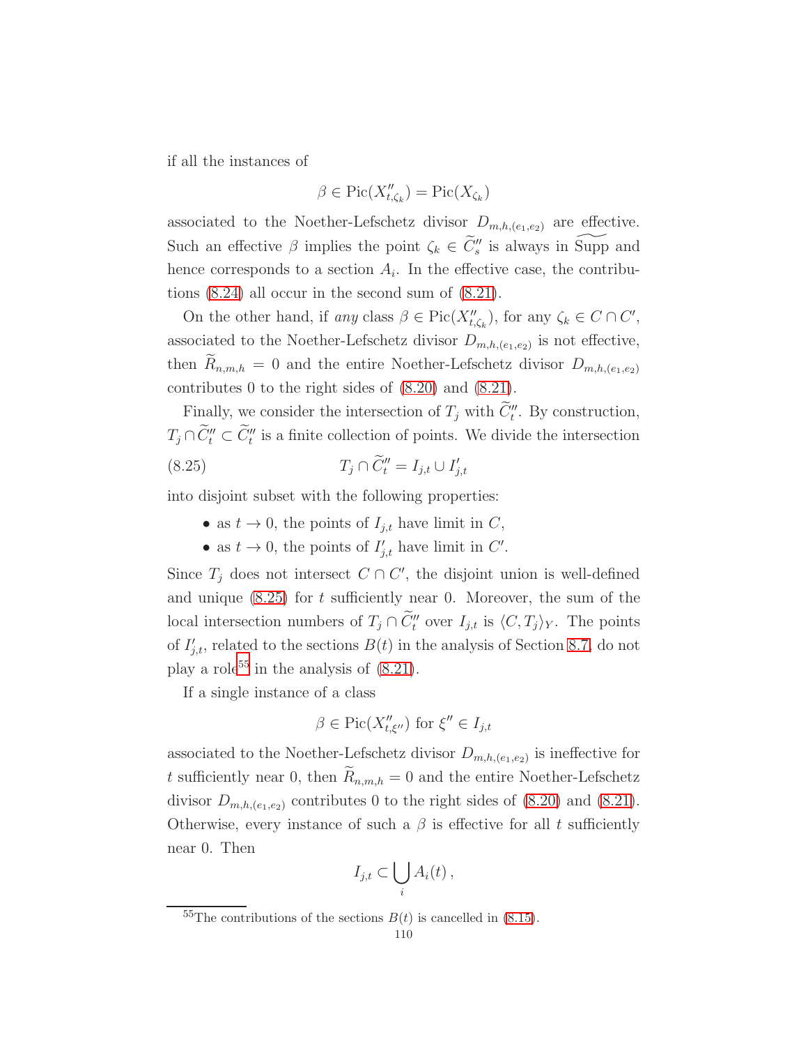if all the instances of

$$\beta \in \mathrm{Pic}(X''_{t,\zeta_k}) = \mathrm{Pic}(X_{\zeta_k})$$

associated to the Noether-Lefschetz divisor $D_{m,h,(e_1,e_2)}$ are effective. Such an effective $\beta$ implies the point $\zeta_k \in \widetilde{C}''_s$ is always in $\widetilde{\mathrm{Supp}}$ and hence corresponds to a section $A_i$. In the effective case, the contributions (8.24) all occur in the second sum of (8.21).

On the other hand, if *any* class $\beta \in \mathrm{Pic}(X''_{t,\zeta_k})$, for any $\zeta_k \in C \cap C'$, associated to the Noether-Lefschetz divisor $D_{m,h,(e_1,e_2)}$ is not effective, then $\widetilde{R}_{n,m,h} = 0$ and the entire Noether-Lefschetz divisor $D_{m,h,(e_1,e_2)}$ contributes 0 to the right sides of (8.20) and (8.21).

Finally, we consider the intersection of $T_j$ with $\widetilde{C}''_t$. By construction, $T_j \cap \widetilde{C}''_t \subset \widetilde{C}''_t$ is a finite collection of points. We divide the intersection

$$T_j \cap \widetilde{C}''_t = I_{j,t} \cup I'_{j,t} \tag{8.25}$$

into disjoint subset with the following properties:

- as $t \to 0$, the points of $I_{j,t}$ have limit in $C$,
- as $t \to 0$, the points of $I'_{j,t}$ have limit in $C'$.

Since $T_j$ does not intersect $C \cap C'$, the disjoint union is well-defined and unique (8.25) for $t$ sufficiently near 0. Moreover, the sum of the local intersection numbers of $T_j \cap \widetilde{C}''_t$ over $I_{j,t}$ is $\langle C, T_j \rangle_Y$. The points of $I'_{j,t}$, related to the sections $B(t)$ in the analysis of Section 8.7, do not play a role[55] in the analysis of (8.21).

If a single instance of a class

$$\beta \in \mathrm{Pic}(X''_{t,\xi''}) \text{ for } \xi'' \in I_{j,t}$$

associated to the Noether-Lefschetz divisor $D_{m,h,(e_1,e_2)}$ is ineffective for $t$ sufficiently near 0, then $\widetilde{R}_{n,m,h} = 0$ and the entire Noether-Lefschetz divisor $D_{m,h,(e_1,e_2)}$ contributes 0 to the right sides of (8.20) and (8.21). Otherwise, every instance of such a $\beta$ is effective for all $t$ sufficiently near 0. Then

$$I_{j,t} \subset \bigcup_i A_i(t)\,,$$

[55]The contributions of the sections $B(t)$ is cancelled in (8.15).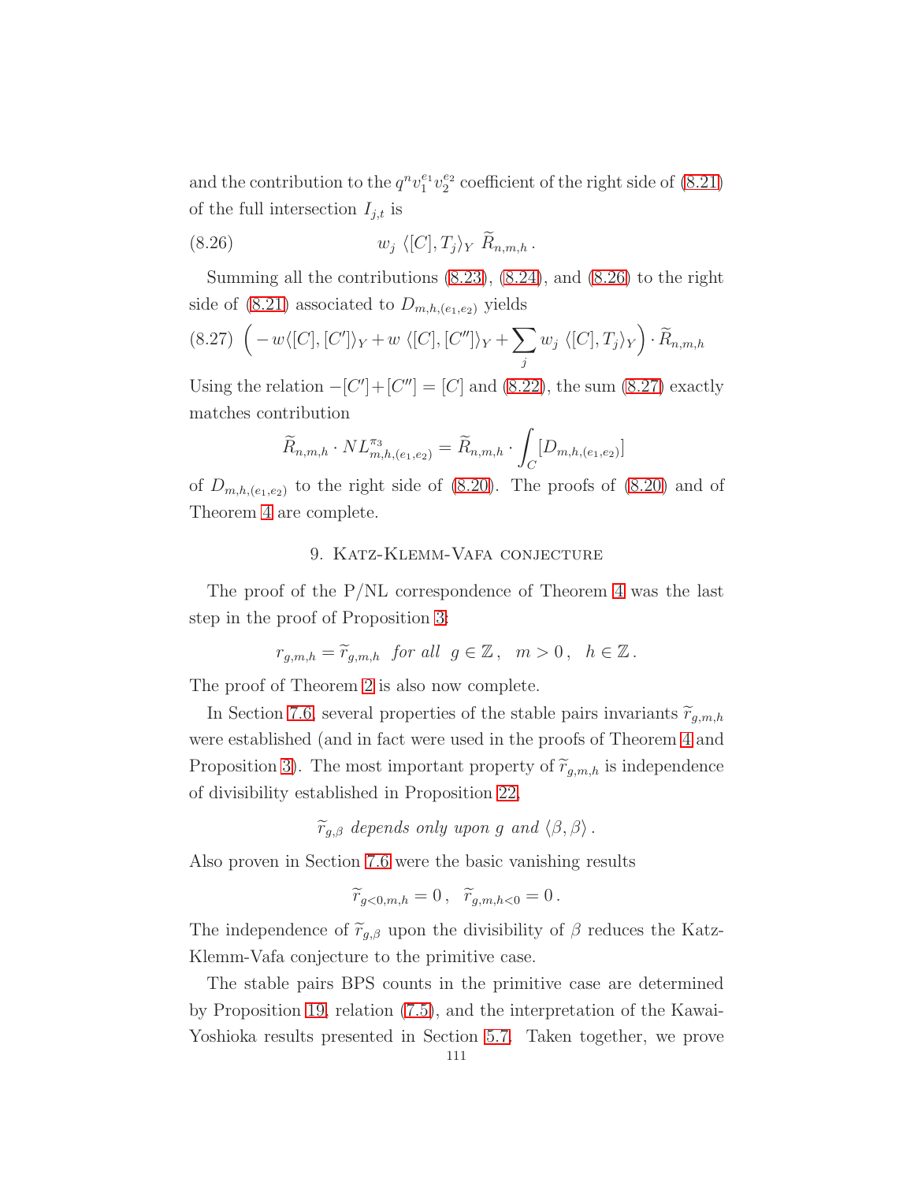and the contribution to the $q^n v_1^{e_1} v_2^{e_2}$ coefficient of the right side of (8.21) of the full intersection $I_{j,t}$ is

$$w_j \ \langle [C], T_j \rangle_Y \ \widetilde{R}_{n,m,h} \, . \tag{8.26}$$

Summing all the contributions (8.23), (8.24), and (8.26) to the right side of (8.21) associated to $D_{m,h,(e_1,e_2)}$ yields

$$\Big( -w \langle [C], [C'] \rangle_Y + w \ \langle [C], [C''] \rangle_Y + \sum_j w_j \ \langle [C], T_j \rangle_Y \Big) \cdot \widetilde{R}_{n,m,h} \tag{8.27}$$

Using the relation $-[C'] + [C''] = [C]$ and (8.22), the sum (8.27) exactly matches contribution

$$\widetilde{R}_{n,m,h} \cdot NL^{\pi_3}_{m,h,(e_1,e_2)} = \widetilde{R}_{n,m,h} \cdot \int_C [D_{m,h,(e_1,e_2)}]$$

of $D_{m,h,(e_1,e_2)}$ to the right side of (8.20). The proofs of (8.20) and of Theorem 4 are complete.

## 9. Katz-Klemm-Vafa conjecture

The proof of the P/NL correspondence of Theorem 4 was the last step in the proof of Proposition 3:

$$r_{g,m,h} = \widetilde{r}_{g,m,h} \ \ \textit{for all} \ \ g \in \mathbb{Z} \, , \quad m > 0 \, , \quad h \in \mathbb{Z} \, .$$

The proof of Theorem 2 is also now complete.

In Section 7.6, several properties of the stable pairs invariants $\widetilde{r}_{g,m,h}$ were established (and in fact were used in the proofs of Theorem 4 and Proposition 3). The most important property of $\widetilde{r}_{g,m,h}$ is independence of divisibility established in Proposition 22,

$$\widetilde{r}_{g,\beta} \ \textit{depends only upon } g \textit{ and } \langle \beta, \beta \rangle \, .$$

Also proven in Section 7.6 were the basic vanishing results

$$\widetilde{r}_{g<0,m,h} = 0 \, , \ \ \widetilde{r}_{g,m,h<0} = 0 \, .$$

The independence of $\widetilde{r}_{g,\beta}$ upon the divisibility of $\beta$ reduces the Katz-Klemm-Vafa conjecture to the primitive case.

The stable pairs BPS counts in the primitive case are determined by Proposition 19, relation (7.5), and the interpretation of the Kawai-Yoshioka results presented in Section 5.7. Taken together, we prove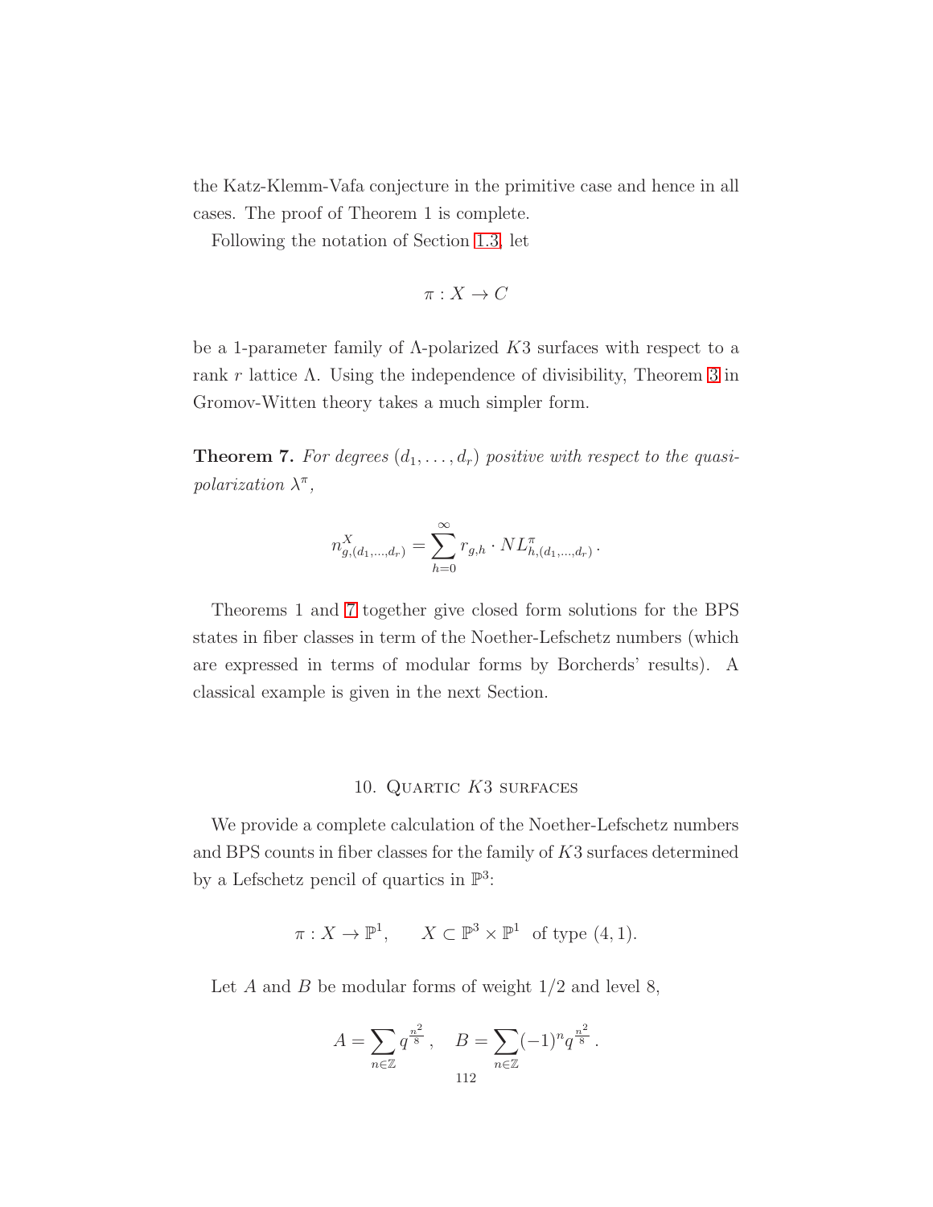the Katz-Klemm-Vafa conjecture in the primitive case and hence in all cases. The proof of Theorem 1 is complete.

Following the notation of Section 1.3, let

$$\pi : X \to C$$

be a 1-parameter family of $\Lambda$-polarized $K3$ surfaces with respect to a rank $r$ lattice $\Lambda$. Using the independence of divisibility, Theorem 3 in Gromov-Witten theory takes a much simpler form.

**Theorem 7.** *For degrees $(d_1, \ldots, d_r)$ positive with respect to the quasi-polarization $\lambda^\pi$,*

$$n^X_{g,(d_1,\ldots,d_r)} = \sum_{h=0}^{\infty} r_{g,h} \cdot NL^\pi_{h,(d_1,\ldots,d_r)} \, .$$

Theorems 1 and 7 together give closed form solutions for the BPS states in fiber classes in term of the Noether-Lefschetz numbers (which are expressed in terms of modular forms by Borcherds' results). A classical example is given in the next Section.

## 10. Quartic $K3$ surfaces

We provide a complete calculation of the Noether-Lefschetz numbers and BPS counts in fiber classes for the family of $K3$ surfaces determined by a Lefschetz pencil of quartics in $\mathbb{P}^3$:

$$\pi : X \to \mathbb{P}^1, \qquad X \subset \mathbb{P}^3 \times \mathbb{P}^1 \ \text{ of type } (4,1).$$

Let $A$ and $B$ be modular forms of weight $1/2$ and level 8,

$$A = \sum_{n \in \mathbb{Z}} q^{\frac{n^2}{8}} \, , \quad B = \sum_{n \in \mathbb{Z}} (-1)^n q^{\frac{n^2}{8}} \, .$$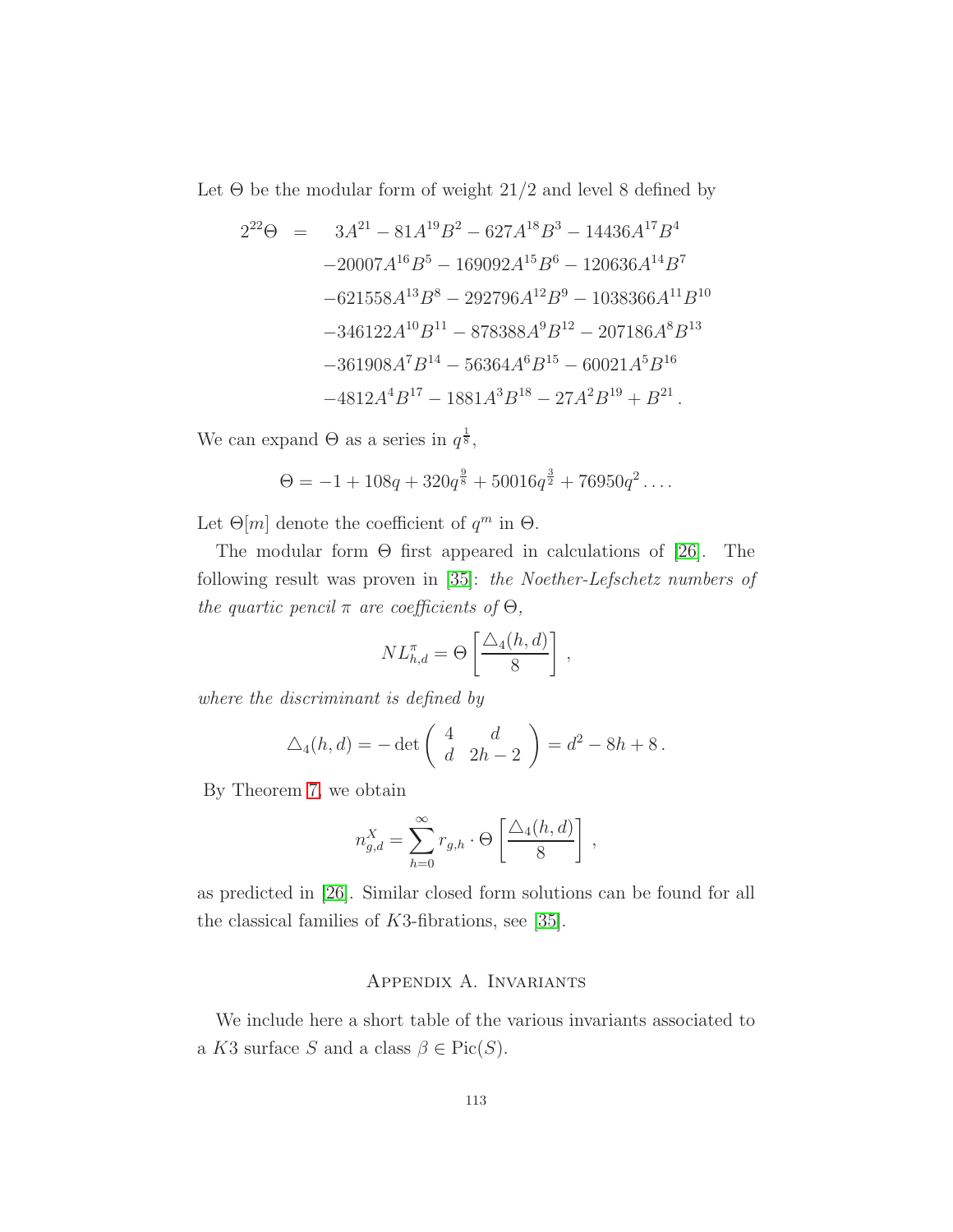Let $\Theta$ be the modular form of weight $21/2$ and level 8 defined by

$$
\begin{aligned}
2^{22}\Theta \;=\;\; & 3A^{21} - 81A^{19}B^2 - 627A^{18}B^3 - 14436A^{17}B^4 \\
& -20007A^{16}B^5 - 169092A^{15}B^6 - 120636A^{14}B^7 \\
& -621558A^{13}B^8 - 292796A^{12}B^9 - 1038366A^{11}B^{10} \\
& -346122A^{10}B^{11} - 878388A^9B^{12} - 207186A^8B^{13} \\
& -361908A^7B^{14} - 56364A^6B^{15} - 60021A^5B^{16} \\
& -4812A^4B^{17} - 1881A^3B^{18} - 27A^2B^{19} + B^{21}\,.
\end{aligned}
$$

We can expand $\Theta$ as a series in $q^{\frac{1}{8}}$,

$$
\Theta = -1 + 108q + 320q^{\frac{9}{8}} + 50016q^{\frac{3}{2}} + 76950q^2 \ldots .
$$

Let $\Theta[m]$ denote the coefficient of $q^m$ in $\Theta$.

The modular form $\Theta$ first appeared in calculations of [26]. The following result was proven in [35]: *the Noether-Lefschetz numbers of the quartic pencil $\pi$ are coefficients of $\Theta$,*

$$
NL^{\pi}_{h,d} = \Theta\left[\frac{\triangle_4(h,d)}{8}\right]\,,
$$

*where the discriminant is defined by*

$$
\triangle_4(h,d) = -\det\begin{pmatrix} 4 & d \\ d & 2h-2 \end{pmatrix} = d^2 - 8h + 8\,.
$$

By Theorem 7, we obtain

$$
n^X_{g,d} = \sum_{h=0}^{\infty} r_{g,h}\cdot \Theta\left[\frac{\triangle_4(h,d)}{8}\right]\,,
$$

as predicted in [26]. Similar closed form solutions can be found for all the classical families of $K3$-fibrations, see [35].

## Appendix A. Invariants

We include here a short table of the various invariants associated to a $K3$ surface $S$ and a class $\beta \in \mathrm{Pic}(S)$.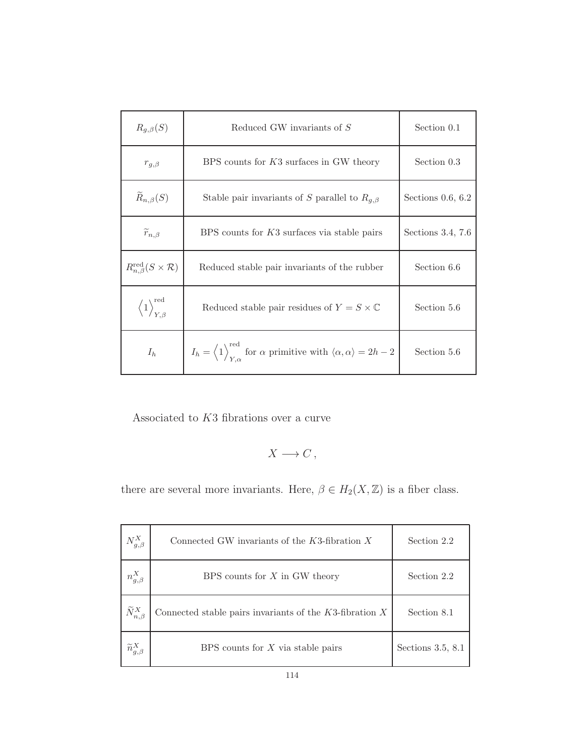| | | |
|---|---|---|
| $R_{g,\beta}(S)$ | Reduced GW invariants of $S$ | Section 0.1 |
| $r_{g,\beta}$ | BPS counts for $K3$ surfaces in GW theory | Section 0.3 |
| $\widetilde{R}_{n,\beta}(S)$ | Stable pair invariants of $S$ parallel to $R_{g,\beta}$ | Sections 0.6, 6.2 |
| $\widetilde{r}_{n,\beta}$ | BPS counts for $K3$ surfaces via stable pairs | Sections 3.4, 7.6 |
| $R^{\text{red}}_{n,\beta}(S \times \mathcal{R})$ | Reduced stable pair invariants of the rubber | Section 6.6 |
| $\Big\langle 1 \Big\rangle^{\text{red}}_{Y,\beta}$ | Reduced stable pair residues of $Y = S \times \mathbb{C}$ | Section 5.6 |
| $I_h$ | $I_h = \Big\langle 1 \Big\rangle^{\text{red}}_{Y,\alpha}$ for $\alpha$ primitive with $\langle \alpha, \alpha \rangle = 2h - 2$ | Section 5.6 |

Associated to $K3$ fibrations over a curve

$$X \longrightarrow C\,,$$

there are several more invariants. Here, $\beta \in H_2(X, \mathbb{Z})$ is a fiber class.

| | | |
|---|---|---|
| $N^X_{g,\beta}$ | Connected GW invariants of the $K3$-fibration $X$ | Section 2.2 |
| $n^X_{g,\beta}$ | BPS counts for $X$ in GW theory | Section 2.2 |
| $\widetilde{N}^X_{n,\beta}$ | Connected stable pairs invariants of the $K3$-fibration $X$ | Section 8.1 |
| $\widetilde{n}^X_{g,\beta}$ | BPS counts for $X$ via stable pairs | Sections 3.5, 8.1 |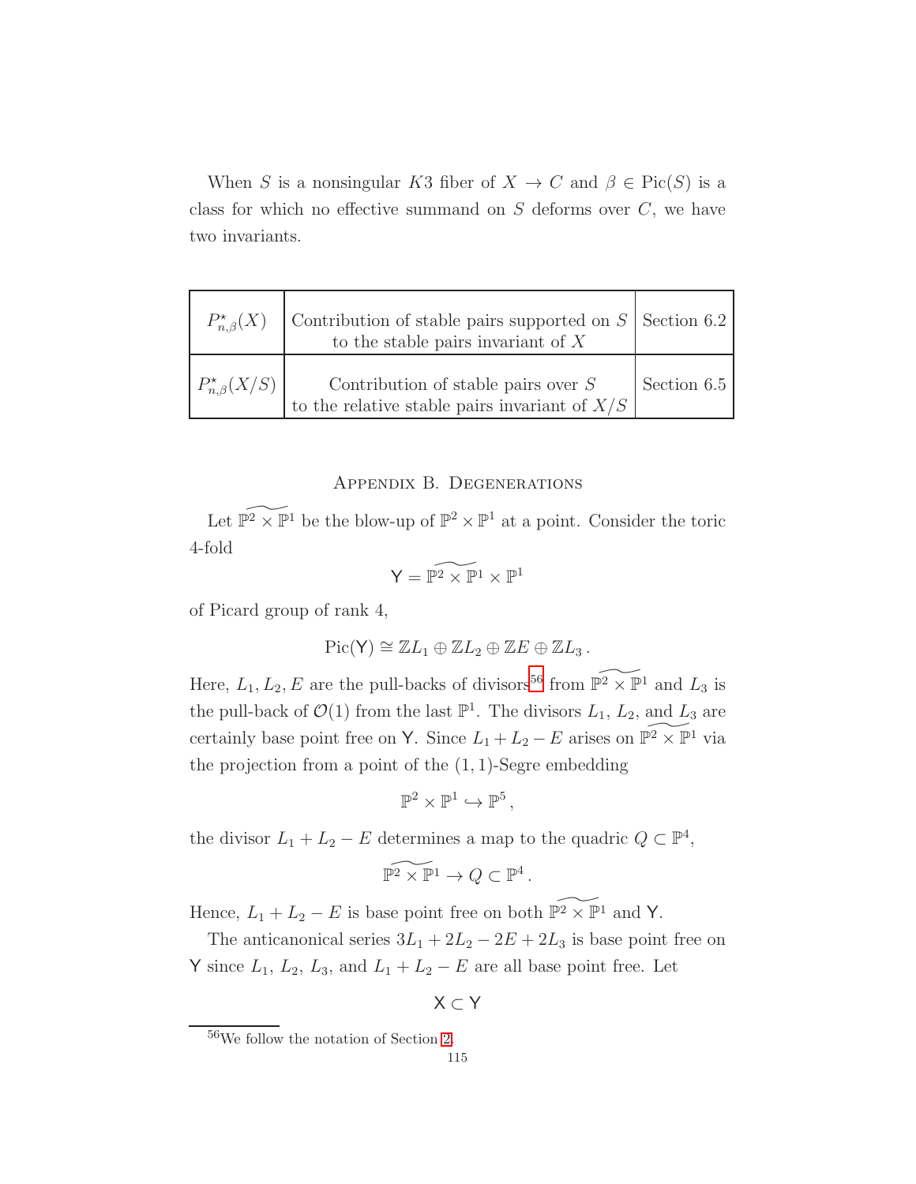When $S$ is a nonsingular $K3$ fiber of $X \to C$ and $\beta \in \mathrm{Pic}(S)$ is a class for which no effective summand on $S$ deforms over $C$, we have two invariants.

| | | |
|---|---|---|
| $P^\star_{n,\beta}(X)$ | Contribution of stable pairs supported on $S$ to the stable pairs invariant of $X$ | Section 6.2 |
| $P^\star_{n,\beta}(X/S)$ | Contribution of stable pairs over $S$ to the relative stable pairs invariant of $X/S$ | Section 6.5 |

## Appendix B. Degenerations

Let $\widetilde{\mathbb{P}^2 \times \mathbb{P}^1}$ be the blow-up of $\mathbb{P}^2 \times \mathbb{P}^1$ at a point. Consider the toric 4-fold

$$\mathsf{Y} = \widetilde{\mathbb{P}^2 \times \mathbb{P}^1} \times \mathbb{P}^1$$

of Picard group of rank 4,

$$\mathrm{Pic}(\mathsf{Y}) \cong \mathbb{Z}L_1 \oplus \mathbb{Z}L_2 \oplus \mathbb{Z}E \oplus \mathbb{Z}L_3 \,.$$

Here, $L_1, L_2, E$ are the pull-backs of divisors[56] from $\widetilde{\mathbb{P}^2 \times \mathbb{P}^1}$ and $L_3$ is the pull-back of $\mathcal{O}(1)$ from the last $\mathbb{P}^1$. The divisors $L_1$, $L_2$, and $L_3$ are certainly base point free on $\mathsf{Y}$. Since $L_1 + L_2 - E$ arises on $\widetilde{\mathbb{P}^2 \times \mathbb{P}^1}$ via the projection from a point of the $(1,1)$-Segre embedding

$$\mathbb{P}^2 \times \mathbb{P}^1 \hookrightarrow \mathbb{P}^5 \,,$$

the divisor $L_1 + L_2 - E$ determines a map to the quadric $Q \subset \mathbb{P}^4$,

$$\widetilde{\mathbb{P}^2 \times \mathbb{P}^1} \to Q \subset \mathbb{P}^4 \,.$$

Hence, $L_1 + L_2 - E$ is base point free on both $\widetilde{\mathbb{P}^2 \times \mathbb{P}^1}$ and $\mathsf{Y}$.

The anticanonical series $3L_1 + 2L_2 - 2E + 2L_3$ is base point free on $\mathsf{Y}$ since $L_1$, $L_2$, $L_3$, and $L_1 + L_2 - E$ are all base point free. Let

$$\mathsf{X} \subset \mathsf{Y}$$

[56] We follow the notation of Section 2.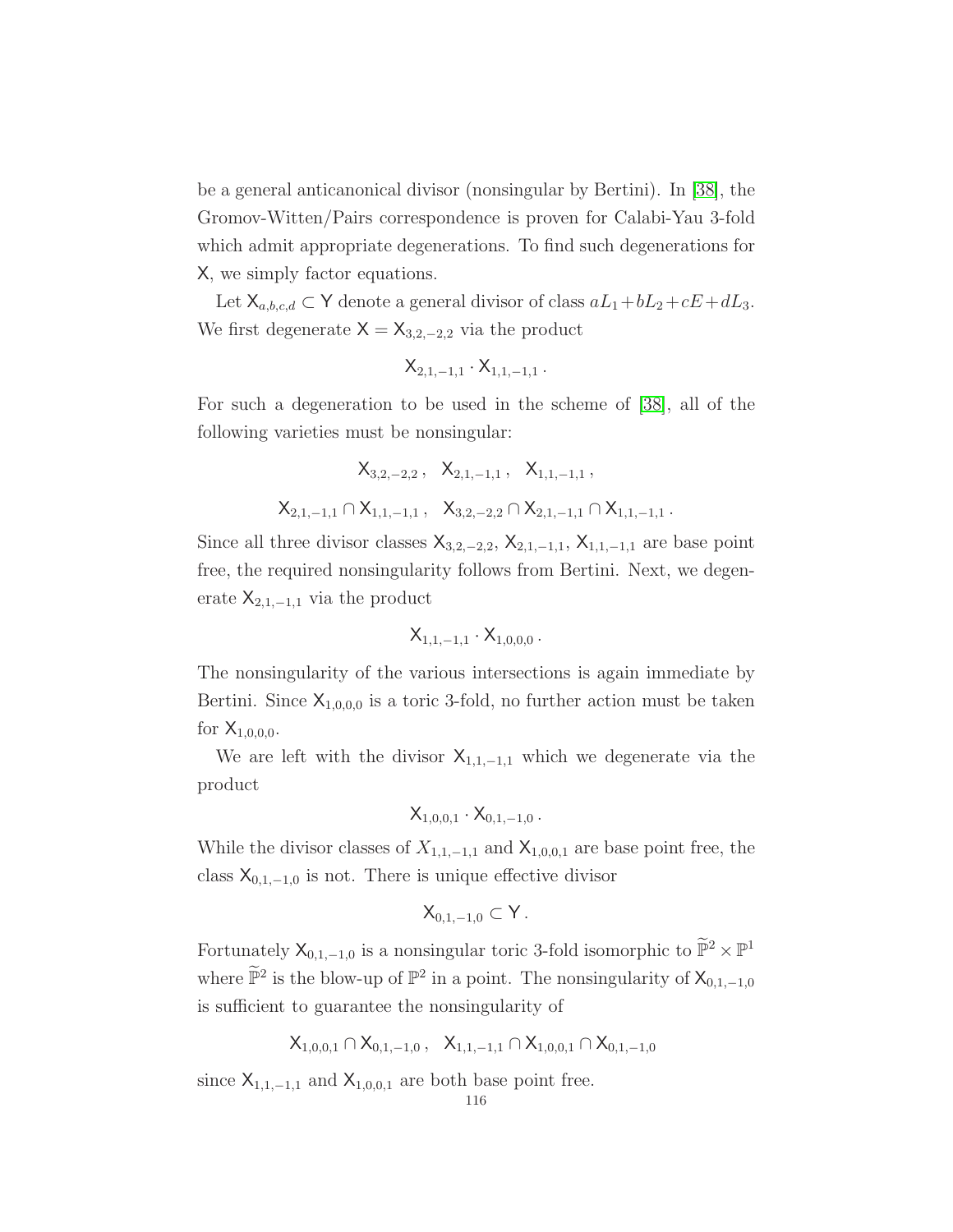be a general anticanonical divisor (nonsingular by Bertini). In [38], the Gromov-Witten/Pairs correspondence is proven for Calabi-Yau 3-fold which admit appropriate degenerations. To find such degenerations for $\mathsf{X}$, we simply factor equations.

Let $\mathsf{X}_{a,b,c,d} \subset \mathsf{Y}$ denote a general divisor of class $aL_1 + bL_2 + cE + dL_3$. We first degenerate $\mathsf{X} = \mathsf{X}_{3,2,-2,2}$ via the product

$$\mathsf{X}_{2,1,-1,1} \cdot \mathsf{X}_{1,1,-1,1}\,.$$

For such a degeneration to be used in the scheme of [38], all of the following varieties must be nonsingular:

$$\mathsf{X}_{3,2,-2,2}\,, \quad \mathsf{X}_{2,1,-1,1}\,, \quad \mathsf{X}_{1,1,-1,1}\,,$$

$$\mathsf{X}_{2,1,-1,1} \cap \mathsf{X}_{1,1,-1,1}\,, \quad \mathsf{X}_{3,2,-2,2} \cap \mathsf{X}_{2,1,-1,1} \cap \mathsf{X}_{1,1,-1,1}\,.$$

Since all three divisor classes $\mathsf{X}_{3,2,-2,2}$, $\mathsf{X}_{2,1,-1,1}$, $\mathsf{X}_{1,1,-1,1}$ are base point free, the required nonsingularity follows from Bertini. Next, we degenerate $\mathsf{X}_{2,1,-1,1}$ via the product

$$\mathsf{X}_{1,1,-1,1} \cdot \mathsf{X}_{1,0,0,0}\,.$$

The nonsingularity of the various intersections is again immediate by Bertini. Since $\mathsf{X}_{1,0,0,0}$ is a toric 3-fold, no further action must be taken for $\mathsf{X}_{1,0,0,0}$.

We are left with the divisor $\mathsf{X}_{1,1,-1,1}$ which we degenerate via the product

$$\mathsf{X}_{1,0,0,1} \cdot \mathsf{X}_{0,1,-1,0}\,.$$

While the divisor classes of $X_{1,1,-1,1}$ and $\mathsf{X}_{1,0,0,1}$ are base point free, the class $\mathsf{X}_{0,1,-1,0}$ is not. There is unique effective divisor

$$\mathsf{X}_{0,1,-1,0} \subset \mathsf{Y}\,.$$

Fortunately $\mathsf{X}_{0,1,-1,0}$ is a nonsingular toric 3-fold isomorphic to $\widetilde{\mathbb{P}}^2 \times \mathbb{P}^1$ where $\widetilde{\mathbb{P}}^2$ is the blow-up of $\mathbb{P}^2$ in a point. The nonsingularity of $\mathsf{X}_{0,1,-1,0}$ is sufficient to guarantee the nonsingularity of

$$\mathsf{X}_{1,0,0,1} \cap \mathsf{X}_{0,1,-1,0}\,, \quad \mathsf{X}_{1,1,-1,1} \cap \mathsf{X}_{1,0,0,1} \cap \mathsf{X}_{0,1,-1,0}$$

since $\mathsf{X}_{1,1,-1,1}$ and $\mathsf{X}_{1,0,0,1}$ are both base point free.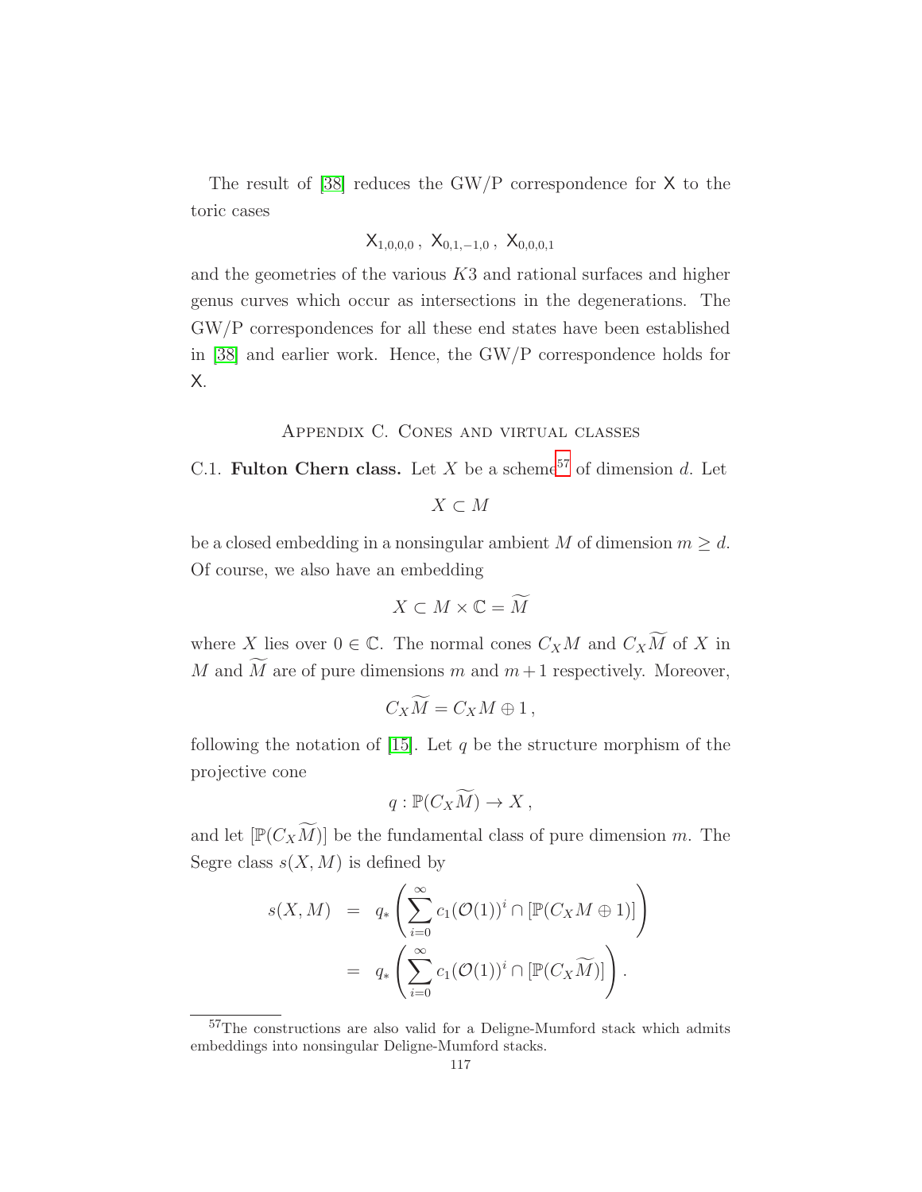The result of [38] reduces the GW/P correspondence for $\mathsf{X}$ to the toric cases

$$\mathsf{X}_{1,0,0,0}\,,\ \mathsf{X}_{0,1,-1,0}\,,\ \mathsf{X}_{0,0,0,1}$$

and the geometries of the various $K3$ and rational surfaces and higher genus curves which occur as intersections in the degenerations. The GW/P correspondences for all these end states have been established in [38] and earlier work. Hence, the GW/P correspondence holds for $\mathsf{X}$.

## Appendix C. Cones and virtual classes

C.1. **Fulton Chern class.** Let $X$ be a scheme[57] of dimension $d$. Let

$$X \subset M$$

be a closed embedding in a nonsingular ambient $M$ of dimension $m \geq d$. Of course, we also have an embedding

$$X \subset M \times \mathbb{C} = \widetilde{M}$$

where $X$ lies over $0 \in \mathbb{C}$. The normal cones $C_X M$ and $C_X \widetilde{M}$ of $X$ in $M$ and $\widetilde{M}$ are of pure dimensions $m$ and $m+1$ respectively. Moreover,

$$C_X \widetilde{M} = C_X M \oplus 1\,,$$

following the notation of [15]. Let $q$ be the structure morphism of the projective cone

$$q : \mathbb{P}(C_X \widetilde{M}) \to X\,,$$

and let $[\mathbb{P}(C_X \widetilde{M})]$ be the fundamental class of pure dimension $m$. The Segre class $s(X, M)$ is defined by

$$\begin{aligned} s(X,M) &= q_* \left( \sum_{i=0}^{\infty} c_1(\mathcal{O}(1))^i \cap [\mathbb{P}(C_X M \oplus 1)] \right) \\ &= q_* \left( \sum_{i=0}^{\infty} c_1(\mathcal{O}(1))^i \cap [\mathbb{P}(C_X \widetilde{M})] \right). \end{aligned}$$

[57] The constructions are also valid for a Deligne-Mumford stack which admits embeddings into nonsingular Deligne-Mumford stacks.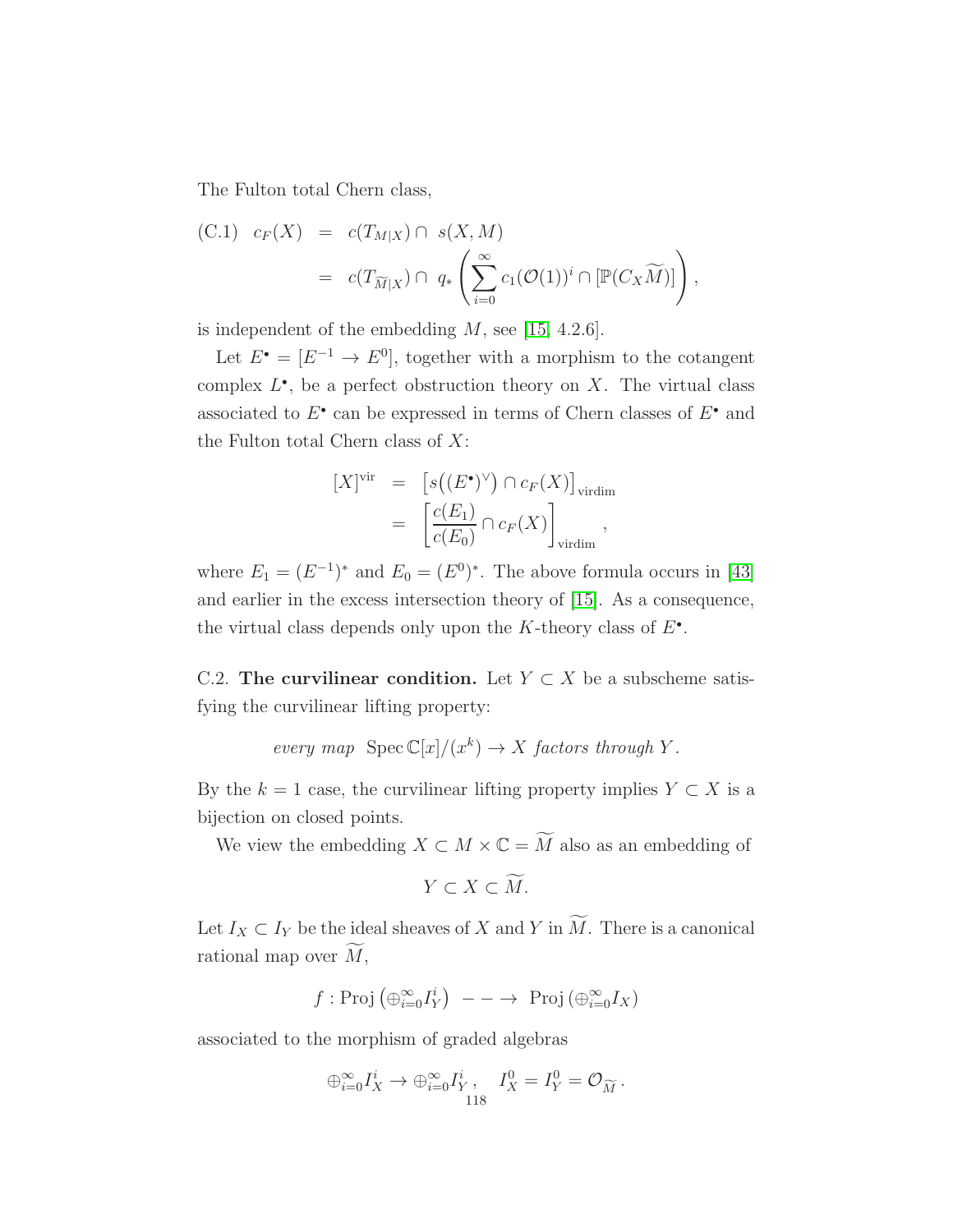The Fulton total Chern class,

$$
\text{(C.1)} \quad c_F(X) = c(T_{M|X}) \cap s(X, M) = c(T_{\widetilde{M}|X}) \cap q_* \left( \sum_{i=0}^{\infty} c_1(\mathcal{O}(1))^i \cap [\mathbb{P}(C_X \widetilde{M})] \right),
$$

is independent of the embedding $M$, see [15, 4.2.6].

Let $E^\bullet = [E^{-1} \to E^0]$, together with a morphism to the cotangent complex $L^\bullet$, be a perfect obstruction theory on $X$. The virtual class associated to $E^\bullet$ can be expressed in terms of Chern classes of $E^\bullet$ and the Fulton total Chern class of $X$:

$$
[X]^{\text{vir}} = \left[ s\big((E^\bullet)^\vee\big) \cap c_F(X) \right]_{\text{virdim}} = \left[ \frac{c(E_1)}{c(E_0)} \cap c_F(X) \right]_{\text{virdim}},
$$

where $E_1 = (E^{-1})^*$ and $E_0 = (E^0)^*$. The above formula occurs in [43] and earlier in the excess intersection theory of [15]. As a consequence, the virtual class depends only upon the $K$-theory class of $E^\bullet$.

C.2. **The curvilinear condition.** Let $Y \subset X$ be a subscheme satisfying the curvilinear lifting property:

*every map* $\operatorname{Spec} \mathbb{C}[x]/(x^k) \to X$ *factors through* $Y$.

By the $k = 1$ case, the curvilinear lifting property implies $Y \subset X$ is a bijection on closed points.

We view the embedding $X \subset M \times \mathbb{C} = \widetilde{M}$ also as an embedding of

$$
Y \subset X \subset \widetilde{M}.
$$

Let $I_X \subset I_Y$ be the ideal sheaves of $X$ and $Y$ in $\widetilde{M}$. There is a canonical rational map over $\widetilde{M}$,

$$
f : \operatorname{Proj}\left(\oplus_{i=0}^{\infty} I_Y^i\right) \dashrightarrow \operatorname{Proj}\left(\oplus_{i=0}^{\infty} I_X\right)
$$

associated to the morphism of graded algebras

$$
\oplus_{i=0}^{\infty} I_X^i \to \oplus_{i=0}^{\infty} I_Y^i, \quad I_X^0 = I_Y^0 = \mathcal{O}_{\widetilde{M}}.
$$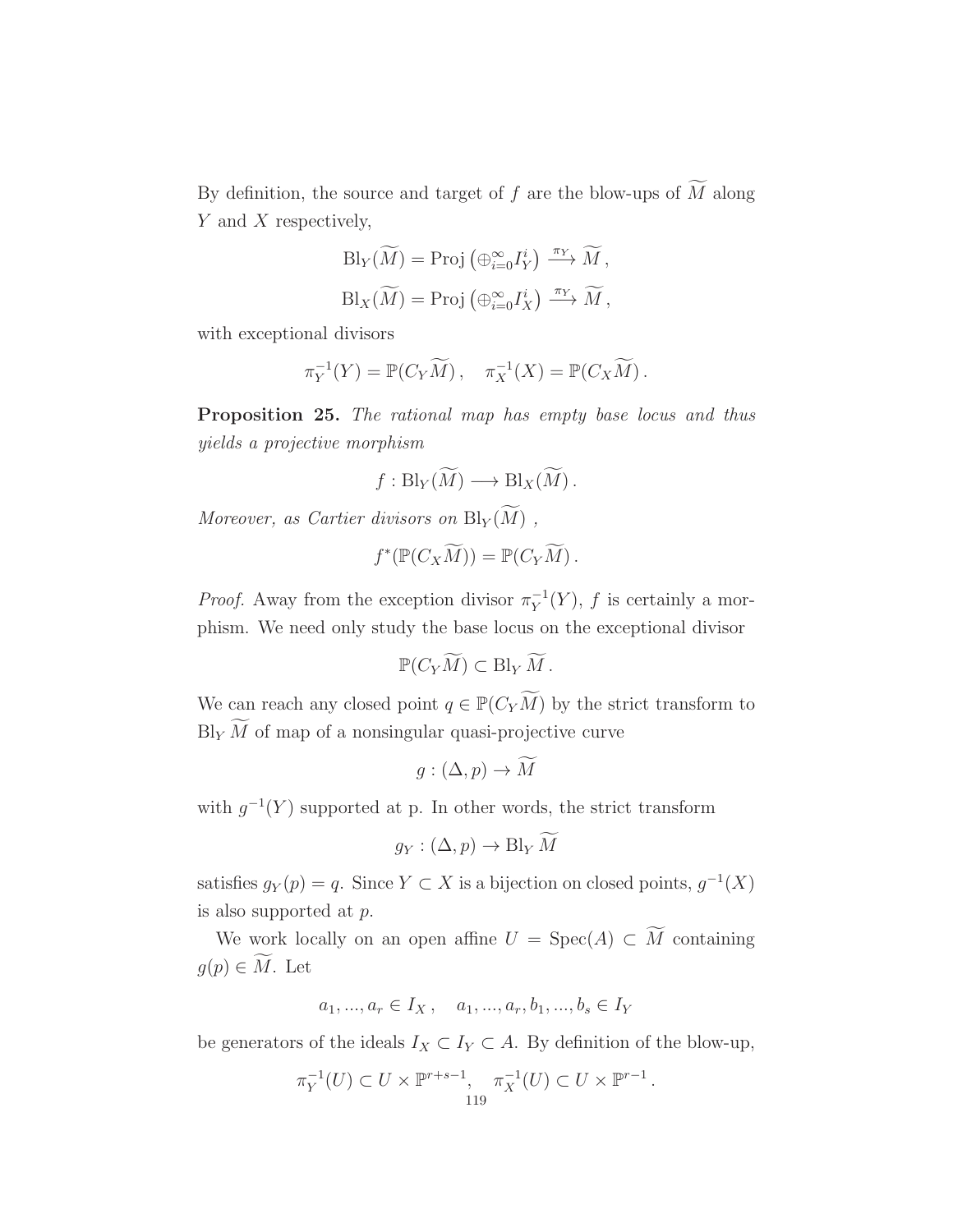By definition, the source and target of $f$ are the blow-ups of $\widetilde{M}$ along $Y$ and $X$ respectively,

$$\mathrm{Bl}_Y(\widetilde{M}) = \mathrm{Proj}\left(\oplus_{i=0}^{\infty} I_Y^i\right) \xrightarrow{\pi_Y} \widetilde{M}\,,$$

$$\mathrm{Bl}_X(\widetilde{M}) = \mathrm{Proj}\left(\oplus_{i=0}^{\infty} I_X^i\right) \xrightarrow{\pi_Y} \widetilde{M}\,,$$

with exceptional divisors

$$\pi_Y^{-1}(Y) = \mathbb{P}(C_Y\widetilde{M})\,, \quad \pi_X^{-1}(X) = \mathbb{P}(C_X\widetilde{M})\,.$$

**Proposition 25.** *The rational map has empty base locus and thus yields a projective morphism*

$$f : \mathrm{Bl}_Y(\widetilde{M}) \longrightarrow \mathrm{Bl}_X(\widetilde{M})\,.$$

*Moreover, as Cartier divisors on* $\mathrm{Bl}_Y(\widetilde{M})$ *,*

$$f^*(\mathbb{P}(C_X\widetilde{M})) = \mathbb{P}(C_Y\widetilde{M})\,.$$

*Proof.* Away from the exception divisor $\pi_Y^{-1}(Y)$, $f$ is certainly a morphism. We need only study the base locus on the exceptional divisor

$$\mathbb{P}(C_Y\widetilde{M}) \subset \mathrm{Bl}_Y \widetilde{M}\,.$$

We can reach any closed point $q \in \mathbb{P}(C_Y\widetilde{M})$ by the strict transform to $\mathrm{Bl}_Y \widetilde{M}$ of map of a nonsingular quasi-projective curve

$$g : (\Delta, p) \to \widetilde{M}$$

with $g^{-1}(Y)$ supported at p. In other words, the strict transform

$$g_Y : (\Delta, p) \to \mathrm{Bl}_Y \widetilde{M}$$

satisfies $g_Y(p) = q$. Since $Y \subset X$ is a bijection on closed points, $g^{-1}(X)$ is also supported at $p$.

We work locally on an open affine $U = \mathrm{Spec}(A) \subset \widetilde{M}$ containing $g(p) \in \widetilde{M}$. Let

$$a_1, ..., a_r \in I_X\,, \quad a_1, ..., a_r, b_1, ..., b_s \in I_Y$$

be generators of the ideals $I_X \subset I_Y \subset A$. By definition of the blow-up,

$$\pi_Y^{-1}(U) \subset U \times \mathbb{P}^{r+s-1}, \quad \pi_X^{-1}(U) \subset U \times \mathbb{P}^{r-1}\,.$$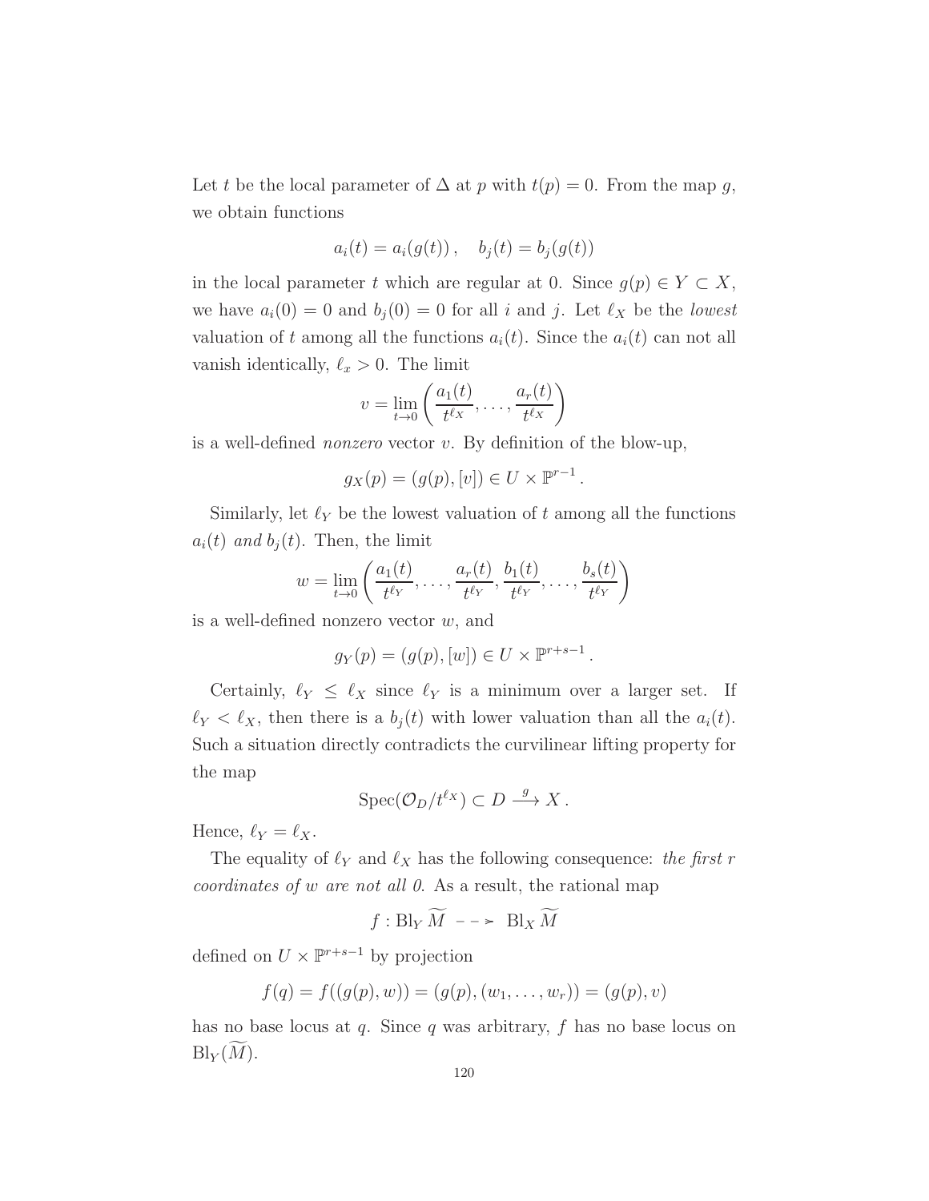Let $t$ be the local parameter of $\Delta$ at $p$ with $t(p) = 0$. From the map $g$, we obtain functions

$$a_i(t) = a_i(g(t)) \,, \quad b_j(t) = b_j(g(t))$$

in the local parameter $t$ which are regular at 0. Since $g(p) \in Y \subset X$, we have $a_i(0) = 0$ and $b_j(0) = 0$ for all $i$ and $j$. Let $\ell_X$ be the *lowest* valuation of $t$ among all the functions $a_i(t)$. Since the $a_i(t)$ can not all vanish identically, $\ell_x > 0$. The limit

$$v = \lim_{t \to 0} \left( \frac{a_1(t)}{t^{\ell_X}}, \ldots, \frac{a_r(t)}{t^{\ell_X}} \right)$$

is a well-defined *nonzero* vector $v$. By definition of the blow-up,

$$g_X(p) = (g(p), [v]) \in U \times \mathbb{P}^{r-1} \,.$$

Similarly, let $\ell_Y$ be the lowest valuation of $t$ among all the functions $a_i(t)$ *and* $b_j(t)$. Then, the limit

$$w = \lim_{t \to 0} \left( \frac{a_1(t)}{t^{\ell_Y}}, \ldots, \frac{a_r(t)}{t^{\ell_Y}}, \frac{b_1(t)}{t^{\ell_Y}}, \ldots, \frac{b_s(t)}{t^{\ell_Y}} \right)$$

is a well-defined nonzero vector $w$, and

$$g_Y(p) = (g(p), [w]) \in U \times \mathbb{P}^{r+s-1} \,.$$

Certainly, $\ell_Y \leq \ell_X$ since $\ell_Y$ is a minimum over a larger set. If $\ell_Y < \ell_X$, then there is a $b_j(t)$ with lower valuation than all the $a_i(t)$. Such a situation directly contradicts the curvilinear lifting property for the map

$$\mathrm{Spec}(\mathcal{O}_D / t^{\ell_X}) \subset D \stackrel{g}{\longrightarrow} X \,.$$

Hence, $\ell_Y = \ell_X$.

The equality of $\ell_Y$ and $\ell_X$ has the following consequence: *the first $r$ coordinates of $w$ are not all 0*. As a result, the rational map

$$f : \mathrm{Bl}_Y \widetilde{M} \dashrightarrow \mathrm{Bl}_X \widetilde{M}$$

defined on $U \times \mathbb{P}^{r+s-1}$ by projection

$$f(q) = f((g(p), w)) = (g(p), (w_1, \ldots, w_r)) = (g(p), v)$$

has no base locus at $q$. Since $q$ was arbitrary, $f$ has no base locus on $\mathrm{Bl}_Y(\widetilde{M})$.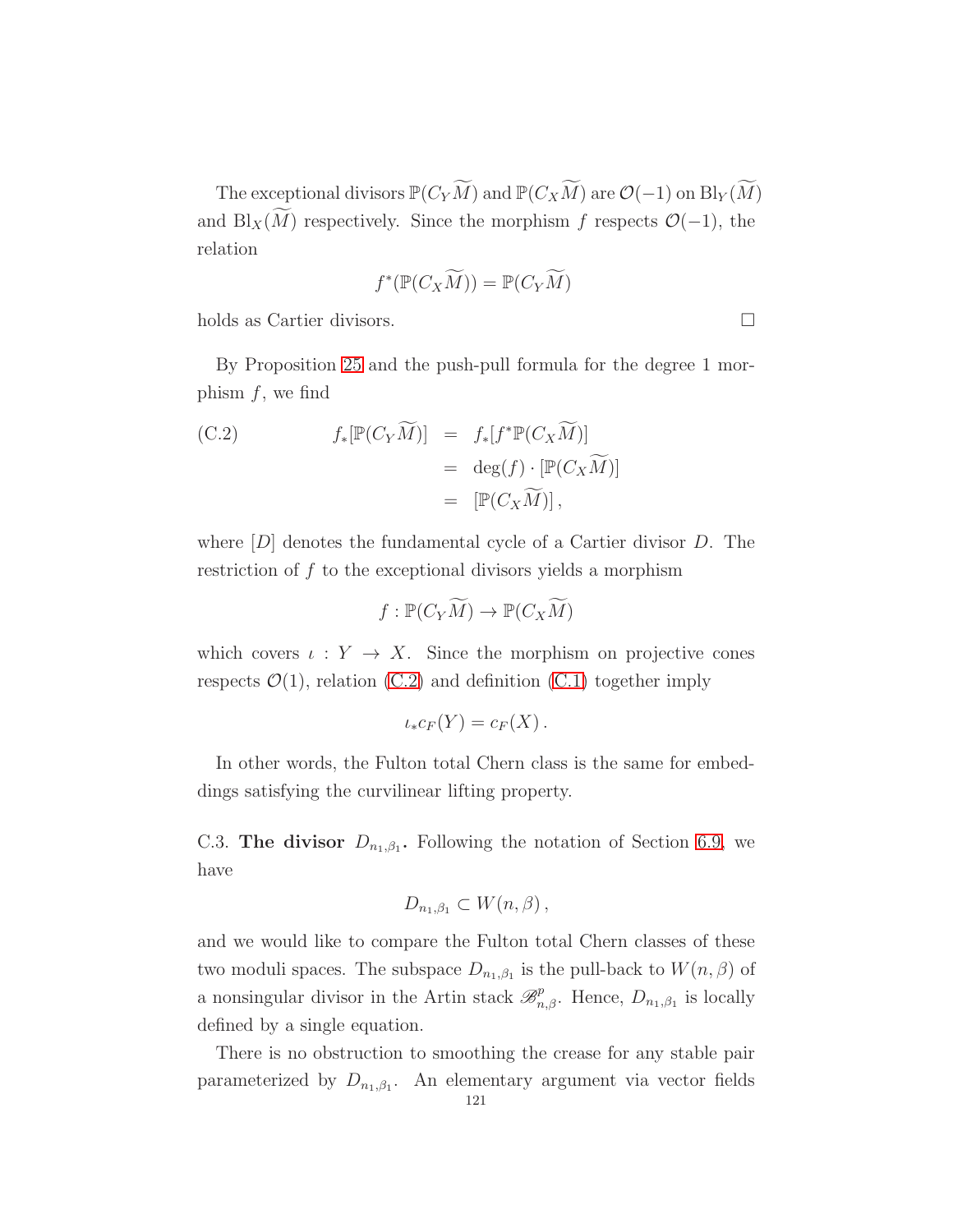The exceptional divisors $\mathbb{P}(C_Y\widetilde{M})$ and $\mathbb{P}(C_X\widetilde{M})$ are $\mathcal{O}(-1)$ on $\mathrm{Bl}_Y(\widetilde{M})$ and $\mathrm{Bl}_X(\widetilde{M})$ respectively. Since the morphism $f$ respects $\mathcal{O}(-1)$, the relation

$$f^*(\mathbb{P}(C_X\widetilde{M})) = \mathbb{P}(C_Y\widetilde{M})$$

holds as Cartier divisors. □

By Proposition 25 and the push-pull formula for the degree 1 morphism $f$, we find

$$\begin{aligned} f_*[\mathbb{P}(C_Y\widetilde{M})] &= f_*[f^*\mathbb{P}(C_X\widetilde{M})] \\ &= \deg(f)\cdot[\mathbb{P}(C_X\widetilde{M})] \\ &= [\mathbb{P}(C_X\widetilde{M})]\,, \end{aligned} \tag{C.2}$$

where $[D]$ denotes the fundamental cycle of a Cartier divisor $D$. The restriction of $f$ to the exceptional divisors yields a morphism

$$f : \mathbb{P}(C_Y\widetilde{M}) \to \mathbb{P}(C_X\widetilde{M})$$

which covers $\iota : Y \to X$. Since the morphism on projective cones respects $\mathcal{O}(1)$, relation (C.2) and definition (C.1) together imply

$$\iota_* c_F(Y) = c_F(X)\,.$$

In other words, the Fulton total Chern class is the same for embeddings satisfying the curvilinear lifting property.

C.3. **The divisor $D_{n_1,\beta_1}$.** Following the notation of Section 6.9, we have

$$D_{n_1,\beta_1} \subset W(n,\beta)\,,$$

and we would like to compare the Fulton total Chern classes of these two moduli spaces. The subspace $D_{n_1,\beta_1}$ is the pull-back to $W(n,\beta)$ of a nonsingular divisor in the Artin stack $\mathscr{B}^p_{n,\beta}$. Hence, $D_{n_1,\beta_1}$ is locally defined by a single equation.

There is no obstruction to smoothing the crease for any stable pair parameterized by $D_{n_1,\beta_1}$. An elementary argument via vector fields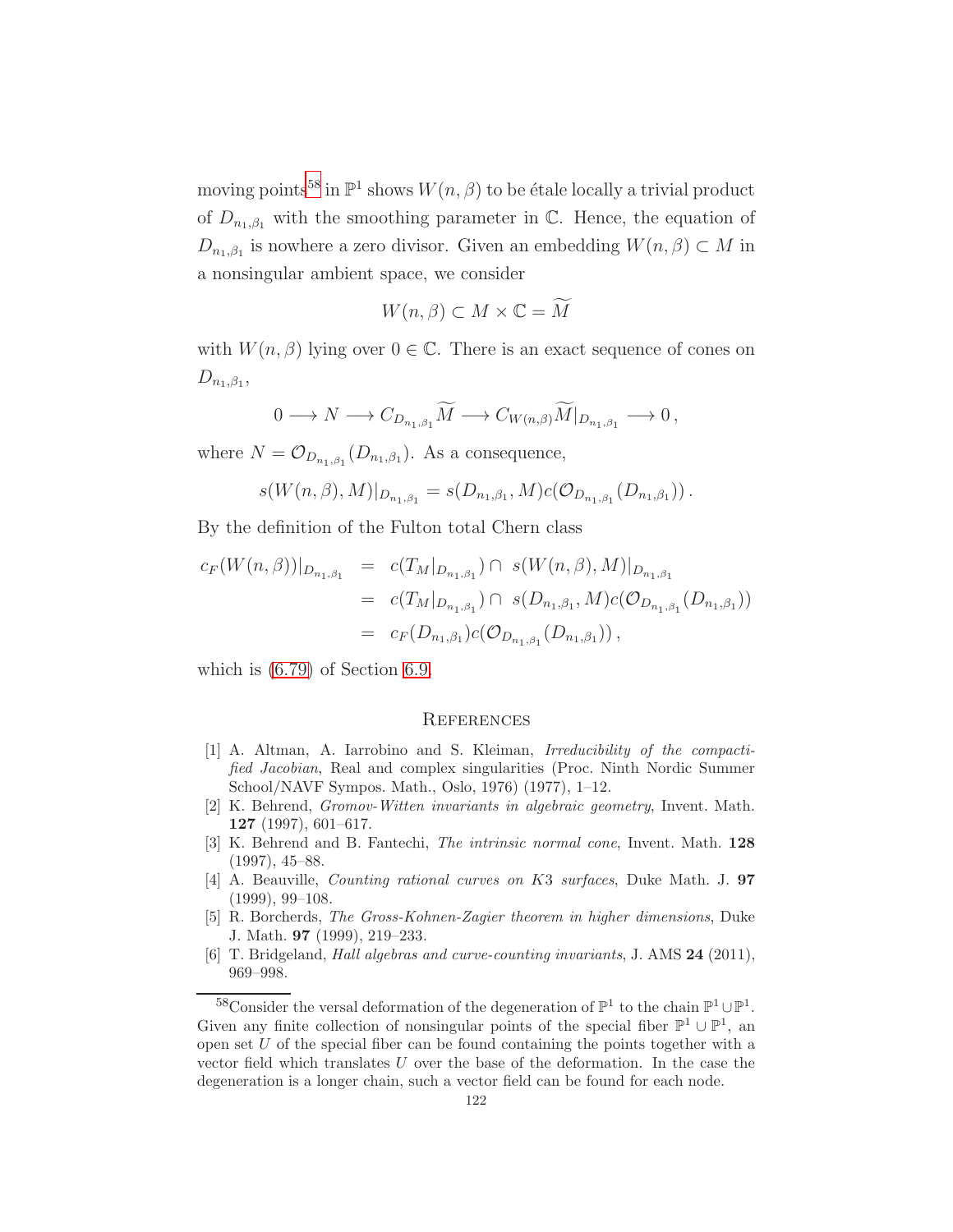moving points[58] in $\mathbb{P}^1$ shows $W(n,\beta)$ to be étale locally a trivial product of $D_{n_1,\beta_1}$ with the smoothing parameter in $\mathbb{C}$. Hence, the equation of $D_{n_1,\beta_1}$ is nowhere a zero divisor. Given an embedding $W(n,\beta) \subset M$ in a nonsingular ambient space, we consider

$$W(n,\beta) \subset M \times \mathbb{C} = \widetilde{M}$$

with $W(n,\beta)$ lying over $0 \in \mathbb{C}$. There is an exact sequence of cones on $D_{n_1,\beta_1}$,

$$0 \longrightarrow N \longrightarrow C_{D_{n_1,\beta_1}}\widetilde{M} \longrightarrow C_{W(n,\beta)}\widetilde{M}|_{D_{n_1,\beta_1}} \longrightarrow 0\,,$$

where $N = \mathcal{O}_{D_{n_1,\beta_1}}(D_{n_1,\beta_1})$. As a consequence,

$$s(W(n,\beta), M)|_{D_{n_1,\beta_1}} = s(D_{n_1,\beta_1}, M)c(\mathcal{O}_{D_{n_1,\beta_1}}(D_{n_1,\beta_1}))\,.$$

By the definition of the Fulton total Chern class

$$\begin{aligned}
c_F(W(n,\beta))|_{D_{n_1,\beta_1}} &= c(T_M|_{D_{n_1,\beta_1}}) \cap\ s(W(n,\beta), M)|_{D_{n_1,\beta_1}} \\
&= c(T_M|_{D_{n_1,\beta_1}}) \cap\ s(D_{n_1,\beta_1}, M)c(\mathcal{O}_{D_{n_1,\beta_1}}(D_{n_1,\beta_1})) \\
&= c_F(D_{n_1,\beta_1})c(\mathcal{O}_{D_{n_1,\beta_1}}(D_{n_1,\beta_1}))\,,
\end{aligned}$$

which is (6.79) of Section 6.9.

## References

[1] A. Altman, A. Iarrobino and S. Kleiman, *Irreducibility of the compactified Jacobian*, Real and complex singularities (Proc. Ninth Nordic Summer School/NAVF Sympos. Math., Oslo, 1976) (1977), 1–12.

[2] K. Behrend, *Gromov-Witten invariants in algebraic geometry*, Invent. Math. **127** (1997), 601–617.

[3] K. Behrend and B. Fantechi, *The intrinsic normal cone*, Invent. Math. **128** (1997), 45–88.

[4] A. Beauville, *Counting rational curves on K3 surfaces*, Duke Math. J. **97** (1999), 99–108.

[5] R. Borcherds, *The Gross-Kohnen-Zagier theorem in higher dimensions*, Duke J. Math. **97** (1999), 219–233.

[6] T. Bridgeland, *Hall algebras and curve-counting invariants*, J. AMS **24** (2011), 969–998.

[58] Consider the versal deformation of the degeneration of $\mathbb{P}^1$ to the chain $\mathbb{P}^1 \cup \mathbb{P}^1$. Given any finite collection of nonsingular points of the special fiber $\mathbb{P}^1 \cup \mathbb{P}^1$, an open set $U$ of the special fiber can be found containing the points together with a vector field which translates $U$ over the base of the deformation. In the case the degeneration is a longer chain, such a vector field can be found for each node.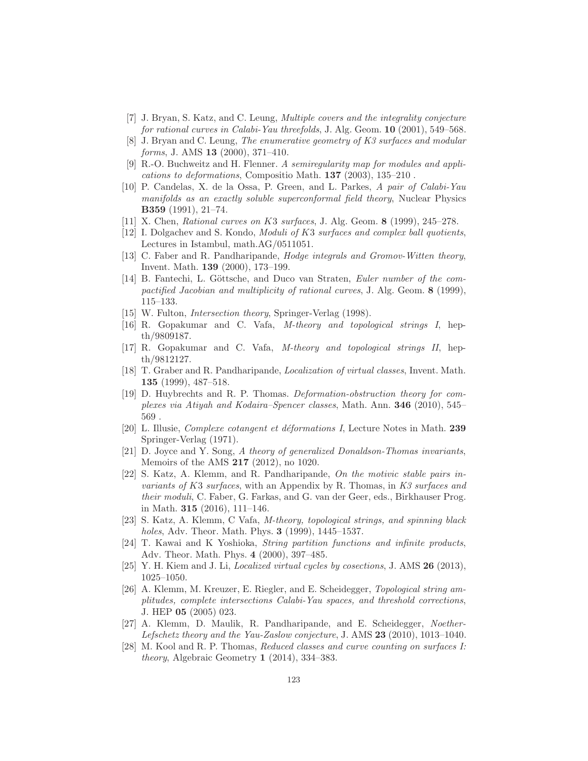[7] J. Bryan, S. Katz, and C. Leung, *Multiple covers and the integrality conjecture for rational curves in Calabi-Yau threefolds*, J. Alg. Geom. **10** (2001), 549–568.

[8] J. Bryan and C. Leung, *The enumerative geometry of K3 surfaces and modular forms*, J. AMS **13** (2000), 371–410.

[9] R.-O. Buchweitz and H. Flenner. *A semiregularity map for modules and applications to deformations*, Compositio Math. **137** (2003), 135–210 .

[10] P. Candelas, X. de la Ossa, P. Green, and L. Parkes, *A pair of Calabi-Yau manifolds as an exactly soluble superconformal field theory*, Nuclear Physics **B359** (1991), 21–74.

[11] X. Chen, *Rational curves on $K3$ surfaces*, J. Alg. Geom. **8** (1999), 245–278.

[12] I. Dolgachev and S. Kondo, *Moduli of $K3$ surfaces and complex ball quotients*, Lectures in Istambul, math.AG/0511051.

[13] C. Faber and R. Pandharipande, *Hodge integrals and Gromov-Witten theory*, Invent. Math. **139** (2000), 173–199.

[14] B. Fantechi, L. Göttsche, and Duco van Straten, *Euler number of the compactified Jacobian and multiplicity of rational curves*, J. Alg. Geom. **8** (1999), 115–133.

[15] W. Fulton, *Intersection theory*, Springer-Verlag (1998).

[16] R. Gopakumar and C. Vafa, *M-theory and topological strings I*, hep-th/9809187.

[17] R. Gopakumar and C. Vafa, *M-theory and topological strings II*, hep-th/9812127.

[18] T. Graber and R. Pandharipande, *Localization of virtual classes*, Invent. Math. **135** (1999), 487–518.

[19] D. Huybrechts and R. P. Thomas. *Deformation-obstruction theory for complexes via Atiyah and Kodaira–Spencer classes*, Math. Ann. **346** (2010), 545–569 .

[20] L. Illusie, *Complexe cotangent et déformations I*, Lecture Notes in Math. **239** Springer-Verlag (1971).

[21] D. Joyce and Y. Song, *A theory of generalized Donaldson-Thomas invariants*, Memoirs of the AMS **217** (2012), no 1020.

[22] S. Katz, A. Klemm, and R. Pandharipande, *On the motivic stable pairs invariants of $K3$ surfaces*, with an Appendix by R. Thomas, in *K3 surfaces and their moduli*, C. Faber, G. Farkas, and G. van der Geer, eds., Birkhauser Prog. in Math. **315** (2016), 111–146.

[23] S. Katz, A. Klemm, C Vafa, *M-theory, topological strings, and spinning black holes*, Adv. Theor. Math. Phys. **3** (1999), 1445–1537.

[24] T. Kawai and K Yoshioka, *String partition functions and infinite products*, Adv. Theor. Math. Phys. **4** (2000), 397–485.

[25] Y. H. Kiem and J. Li, *Localized virtual cycles by cosections*, J. AMS **26** (2013), 1025–1050.

[26] A. Klemm, M. Kreuzer, E. Riegler, and E. Scheidegger, *Topological string amplitudes, complete intersections Calabi-Yau spaces, and threshold corrections*, J. HEP **05** (2005) 023.

[27] A. Klemm, D. Maulik, R. Pandharipande, and E. Scheidegger, *Noether-Lefschetz theory and the Yau-Zaslow conjecture*, J. AMS **23** (2010), 1013–1040.

[28] M. Kool and R. P. Thomas, *Reduced classes and curve counting on surfaces I: theory*, Algebraic Geometry **1** (2014), 334–383.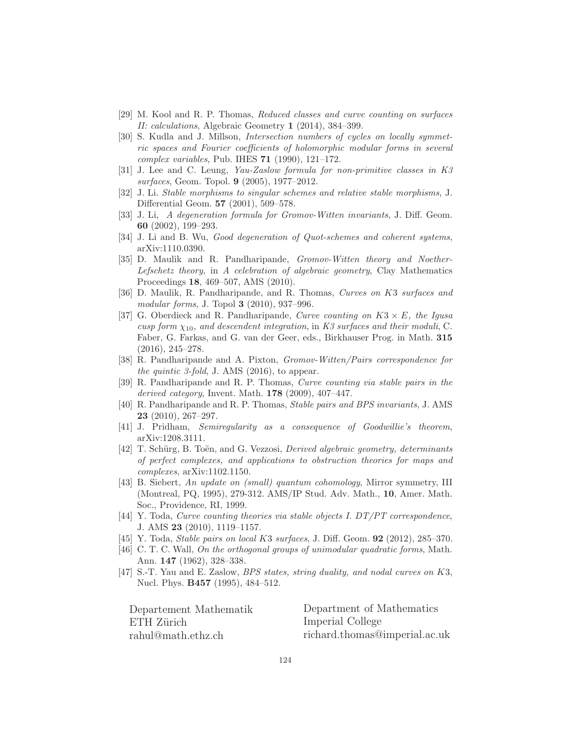[29] M. Kool and R. P. Thomas, *Reduced classes and curve counting on surfaces II: calculations*, Algebraic Geometry **1** (2014), 384–399.

[30] S. Kudla and J. Millson, *Intersection numbers of cycles on locally symmetric spaces and Fourier coefficients of holomorphic modular forms in several complex variables*, Pub. IHES **71** (1990), 121–172.

[31] J. Lee and C. Leung, *Yau-Zaslow formula for non-primitive classes in K3 surfaces*, Geom. Topol. **9** (2005), 1977–2012.

[32] J. Li. *Stable morphisms to singular schemes and relative stable morphisms*, J. Differential Geom. **57** (2001), 509–578.

[33] J. Li, *A degeneration formula for Gromov-Witten invariants*, J. Diff. Geom. **60** (2002), 199–293.

[34] J. Li and B. Wu, *Good degeneration of Quot-schemes and coherent systems*, arXiv:1110.0390.

[35] D. Maulik and R. Pandharipande, *Gromov-Witten theory and Noether-Lefschetz theory*, in *A celebration of algebraic geometry*, Clay Mathematics Proceedings **18**, 469–507, AMS (2010).

[36] D. Maulik, R. Pandharipande, and R. Thomas, *Curves on K*3 *surfaces and modular forms*, J. Topol **3** (2010), 937–996.

[37] G. Oberdieck and R. Pandharipande, *Curve counting on* $K3 \times E$, *the Igusa cusp form* $\chi_{10}$, *and descendent integration*, in *K3 surfaces and their moduli*, C. Faber, G. Farkas, and G. van der Geer, eds., Birkhauser Prog. in Math. **315** (2016), 245–278.

[38] R. Pandharipande and A. Pixton, *Gromov-Witten/Pairs correspondence for the quintic 3-fold*, J. AMS (2016), to appear.

[39] R. Pandharipande and R. P. Thomas, *Curve counting via stable pairs in the derived category*, Invent. Math. **178** (2009), 407–447.

[40] R. Pandharipande and R. P. Thomas, *Stable pairs and BPS invariants*, J. AMS **23** (2010), 267–297.

[41] J. Pridham, *Semiregularity as a consequence of Goodwillie's theorem*, arXiv:1208.3111.

[42] T. Schürg, B. Toën, and G. Vezzosi, *Derived algebraic geometry, determinants of perfect complexes, and applications to obstruction theories for maps and complexes*, arXiv:1102.1150.

[43] B. Siebert, *An update on (small) quantum cohomology*, Mirror symmetry, III (Montreal, PQ, 1995), 279-312. AMS/IP Stud. Adv. Math., **10**, Amer. Math. Soc., Providence, RI, 1999.

[44] Y. Toda, *Curve counting theories via stable objects I. DT/PT correspondence*, J. AMS **23** (2010), 1119–1157.

[45] Y. Toda, *Stable pairs on local K*3 *surfaces*, J. Diff. Geom. **92** (2012), 285–370.

[46] C. T. C. Wall, *On the orthogonal groups of unimodular quadratic forms*, Math. Ann. **147** (1962), 328–338.

[47] S.-T. Yau and E. Zaslow, *BPS states, string duality, and nodal curves on K*3, Nucl. Phys. **B457** (1995), 484–512.

Departement Mathematik
ETH Zürich
rahul@math.ethz.ch

Department of Mathematics
Imperial College
richard.thomas@imperial.ac.uk